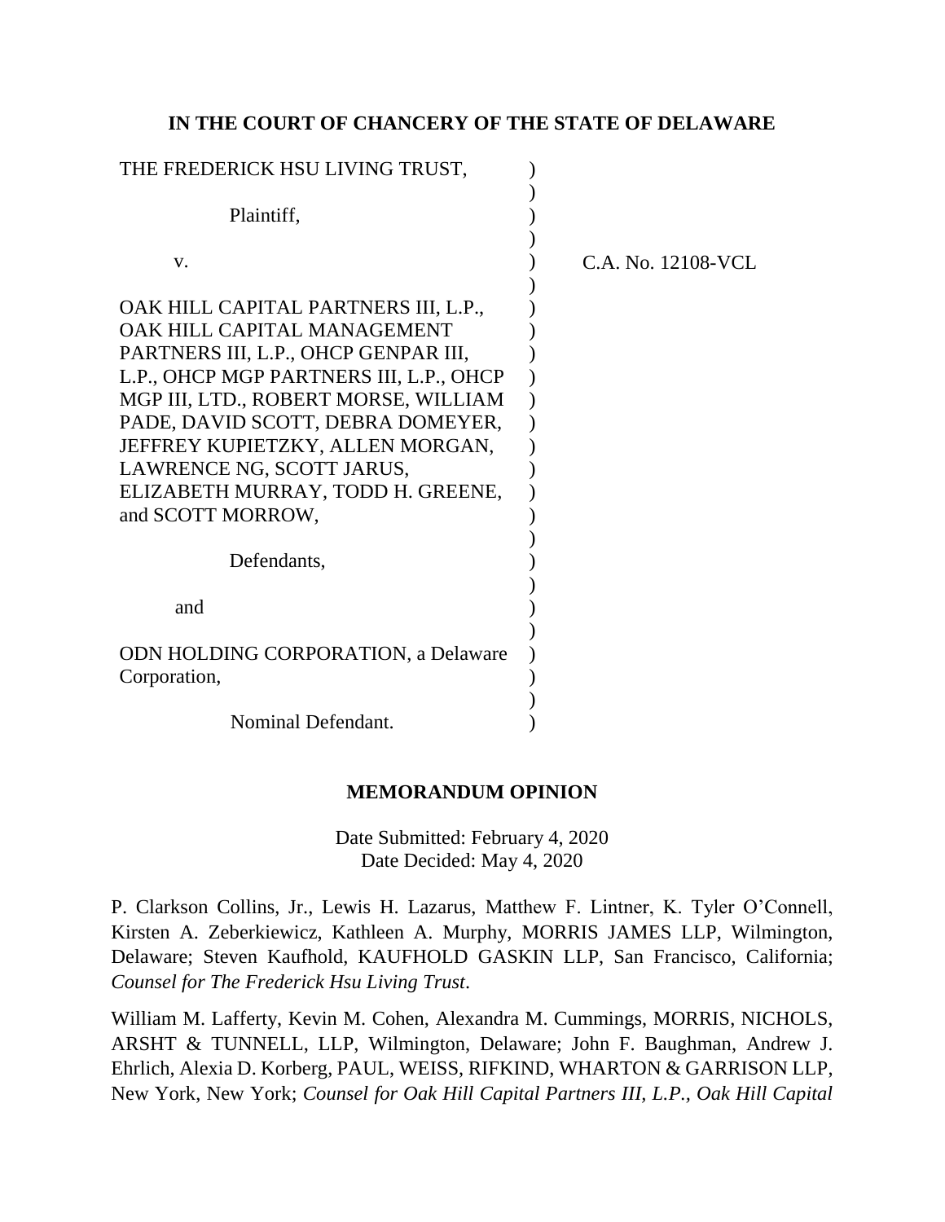**IN THE COURT OF CHANCERY OF THE STATE OF DELAWARE**

THE FREDERICK HSU LIVING TRUST,

Plaintiff,

v.

OAK HILL CAPITAL PARTNERS III, L.P., OAK HILL CAPITAL MANAGEMENT PARTNERS III, L.P., OHCP GENPAR III, L.P., OHCP MGP PARTNERS III, L.P., OHCP MGP III, LTD., ROBERT MORSE, WILLIAM PADE, DAVID SCOTT, DEBRA DOMEYER, JEFFREY KUPIETZKY, ALLEN MORGAN, LAWRENCE NG, SCOTT JARUS, ELIZABETH MURRAY, TODD H. GREENE, and SCOTT MORROW,

Defendants,

and

ODN HOLDING CORPORATION, a Delaware Corporation,

Nominal Defendant.

C.A. No. 12108-VCL

**MEMORANDUM OPINION**

Date Submitted: February 4, 2020
Date Decided: May 4, 2020

P. Clarkson Collins, Jr., Lewis H. Lazarus, Matthew F. Lintner, K. Tyler O'Connell, Kirsten A. Zeberkiewicz, Kathleen A. Murphy, MORRIS JAMES LLP, Wilmington, Delaware; Steven Kaufhold, KAUFHOLD GASKIN LLP, San Francisco, California; *Counsel for The Frederick Hsu Living Trust*.

William M. Lafferty, Kevin M. Cohen, Alexandra M. Cummings, MORRIS, NICHOLS, ARSHT & TUNNELL, LLP, Wilmington, Delaware; John F. Baughman, Andrew J. Ehrlich, Alexia D. Korberg, PAUL, WEISS, RIFKIND, WHARTON & GARRISON LLP, New York, New York; *Counsel for Oak Hill Capital Partners III, L.P., Oak Hill Capital*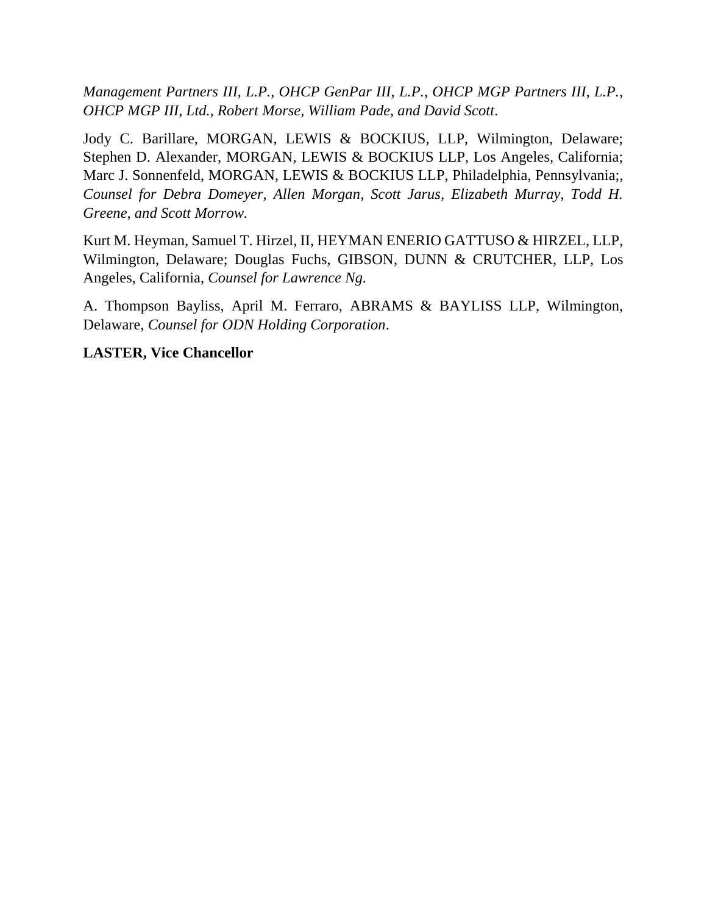*Management Partners III, L.P., OHCP GenPar III, L.P., OHCP MGP Partners III, L.P., OHCP MGP III, Ltd., Robert Morse, William Pade, and David Scott*.

Jody C. Barillare, MORGAN, LEWIS & BOCKIUS, LLP, Wilmington, Delaware; Stephen D. Alexander, MORGAN, LEWIS & BOCKIUS LLP, Los Angeles, California; Marc J. Sonnenfeld, MORGAN, LEWIS & BOCKIUS LLP, Philadelphia, Pennsylvania;, *Counsel for Debra Domeyer, Allen Morgan, Scott Jarus, Elizabeth Murray, Todd H. Greene, and Scott Morrow.*

Kurt M. Heyman, Samuel T. Hirzel, II, HEYMAN ENERIO GATTUSO & HIRZEL, LLP, Wilmington, Delaware; Douglas Fuchs, GIBSON, DUNN & CRUTCHER, LLP, Los Angeles, California, *Counsel for Lawrence Ng.*

A. Thompson Bayliss, April M. Ferraro, ABRAMS & BAYLISS LLP, Wilmington, Delaware, *Counsel for ODN Holding Corporation*.

**LASTER, Vice Chancellor**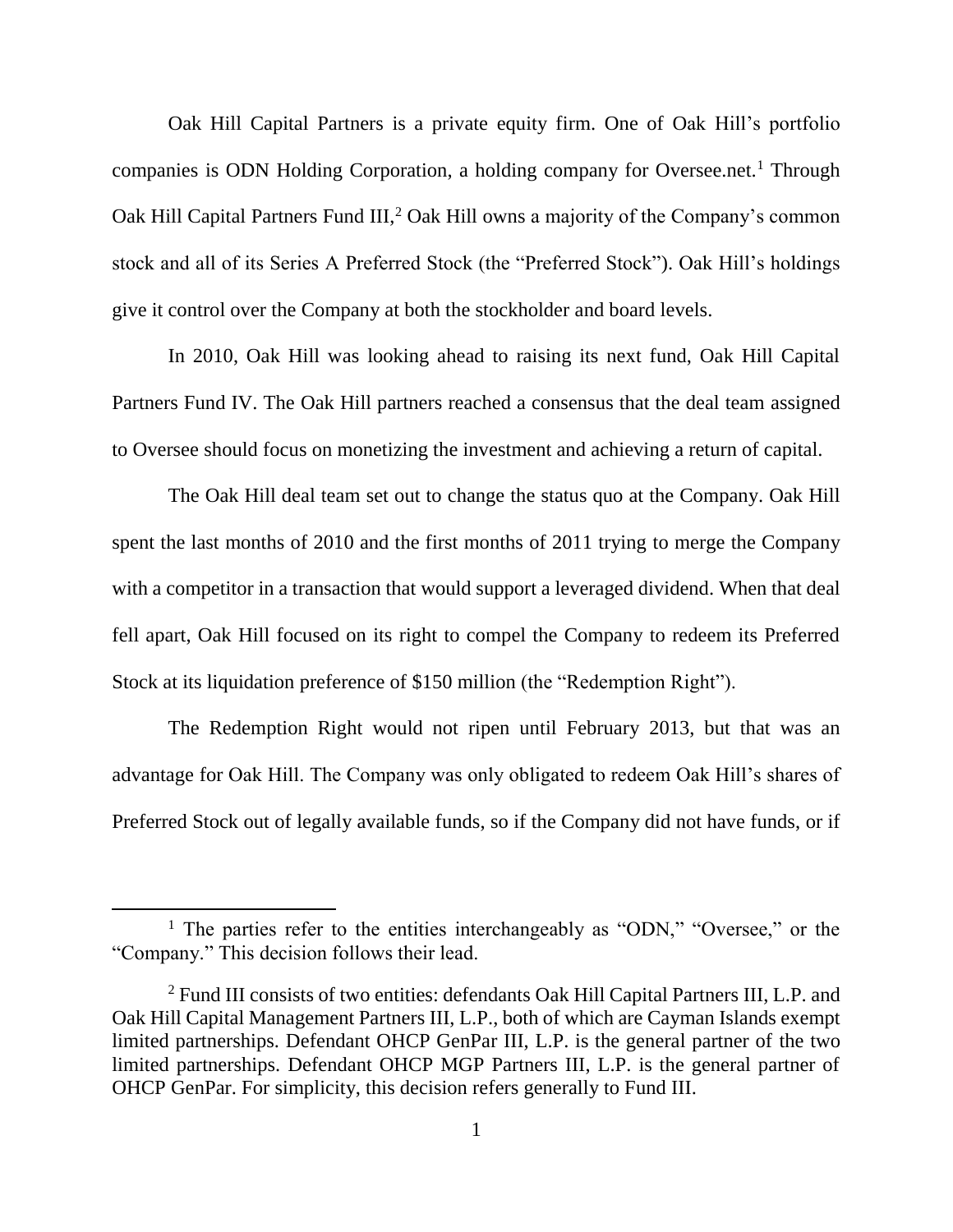Oak Hill Capital Partners is a private equity firm. One of Oak Hill's portfolio companies is ODN Holding Corporation, a holding company for Oversee.net.[1] Through Oak Hill Capital Partners Fund III,[2] Oak Hill owns a majority of the Company's common stock and all of its Series A Preferred Stock (the "Preferred Stock"). Oak Hill's holdings give it control over the Company at both the stockholder and board levels.

In 2010, Oak Hill was looking ahead to raising its next fund, Oak Hill Capital Partners Fund IV. The Oak Hill partners reached a consensus that the deal team assigned to Oversee should focus on monetizing the investment and achieving a return of capital.

The Oak Hill deal team set out to change the status quo at the Company. Oak Hill spent the last months of 2010 and the first months of 2011 trying to merge the Company with a competitor in a transaction that would support a leveraged dividend. When that deal fell apart, Oak Hill focused on its right to compel the Company to redeem its Preferred Stock at its liquidation preference of $150 million (the "Redemption Right").

The Redemption Right would not ripen until February 2013, but that was an advantage for Oak Hill. The Company was only obligated to redeem Oak Hill's shares of Preferred Stock out of legally available funds, so if the Company did not have funds, or if

---

[1] The parties refer to the entities interchangeably as "ODN," "Oversee," or the "Company." This decision follows their lead.

[2] Fund III consists of two entities: defendants Oak Hill Capital Partners III, L.P. and Oak Hill Capital Management Partners III, L.P., both of which are Cayman Islands exempt limited partnerships. Defendant OHCP GenPar III, L.P. is the general partner of the two limited partnerships. Defendant OHCP MGP Partners III, L.P. is the general partner of OHCP GenPar. For simplicity, this decision refers generally to Fund III.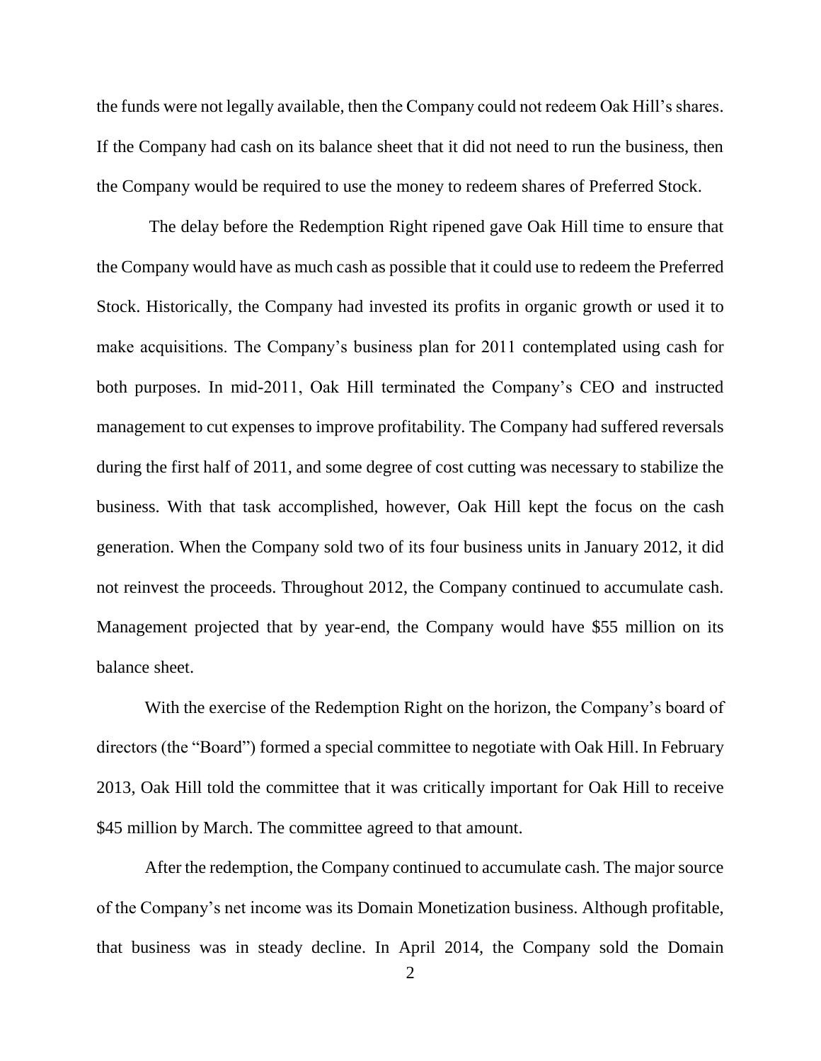the funds were not legally available, then the Company could not redeem Oak Hill's shares. If the Company had cash on its balance sheet that it did not need to run the business, then the Company would be required to use the money to redeem shares of Preferred Stock.

The delay before the Redemption Right ripened gave Oak Hill time to ensure that the Company would have as much cash as possible that it could use to redeem the Preferred Stock. Historically, the Company had invested its profits in organic growth or used it to make acquisitions. The Company's business plan for 2011 contemplated using cash for both purposes. In mid-2011, Oak Hill terminated the Company's CEO and instructed management to cut expenses to improve profitability. The Company had suffered reversals during the first half of 2011, and some degree of cost cutting was necessary to stabilize the business. With that task accomplished, however, Oak Hill kept the focus on the cash generation. When the Company sold two of its four business units in January 2012, it did not reinvest the proceeds. Throughout 2012, the Company continued to accumulate cash. Management projected that by year-end, the Company would have $55 million on its balance sheet.

With the exercise of the Redemption Right on the horizon, the Company's board of directors (the "Board") formed a special committee to negotiate with Oak Hill. In February 2013, Oak Hill told the committee that it was critically important for Oak Hill to receive $45 million by March. The committee agreed to that amount.

After the redemption, the Company continued to accumulate cash. The major source of the Company's net income was its Domain Monetization business. Although profitable, that business was in steady decline. In April 2014, the Company sold the Domain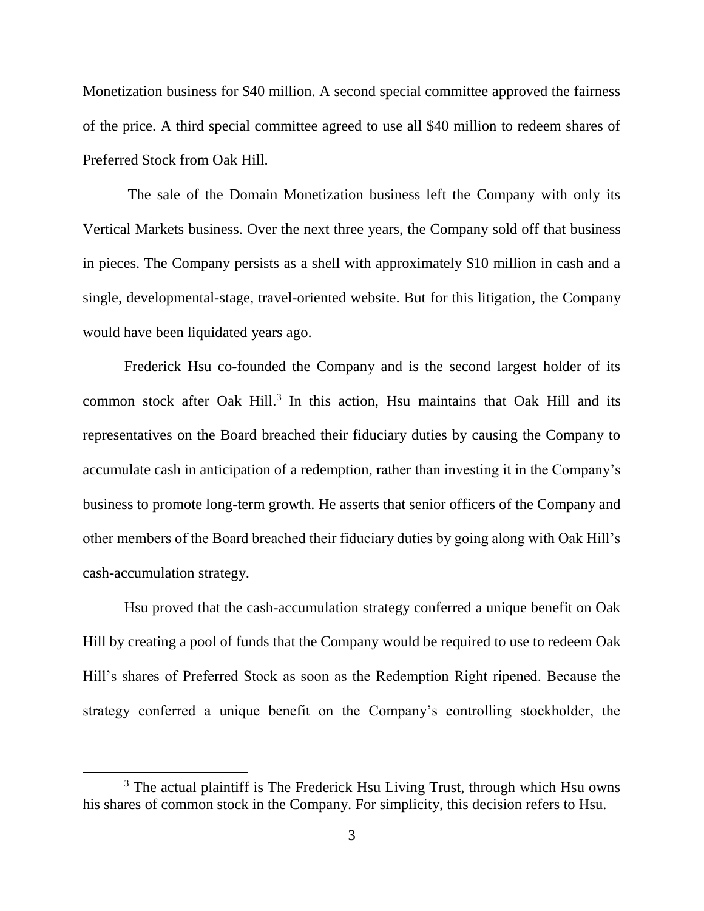Monetization business for $40 million. A second special committee approved the fairness of the price. A third special committee agreed to use all $40 million to redeem shares of Preferred Stock from Oak Hill.

The sale of the Domain Monetization business left the Company with only its Vertical Markets business. Over the next three years, the Company sold off that business in pieces. The Company persists as a shell with approximately $10 million in cash and a single, developmental-stage, travel-oriented website. But for this litigation, the Company would have been liquidated years ago.

Frederick Hsu co-founded the Company and is the second largest holder of its common stock after Oak Hill.[3] In this action, Hsu maintains that Oak Hill and its representatives on the Board breached their fiduciary duties by causing the Company to accumulate cash in anticipation of a redemption, rather than investing it in the Company's business to promote long-term growth. He asserts that senior officers of the Company and other members of the Board breached their fiduciary duties by going along with Oak Hill's cash-accumulation strategy.

Hsu proved that the cash-accumulation strategy conferred a unique benefit on Oak Hill by creating a pool of funds that the Company would be required to use to redeem Oak Hill's shares of Preferred Stock as soon as the Redemption Right ripened. Because the strategy conferred a unique benefit on the Company's controlling stockholder, the

[3] The actual plaintiff is The Frederick Hsu Living Trust, through which Hsu owns his shares of common stock in the Company. For simplicity, this decision refers to Hsu.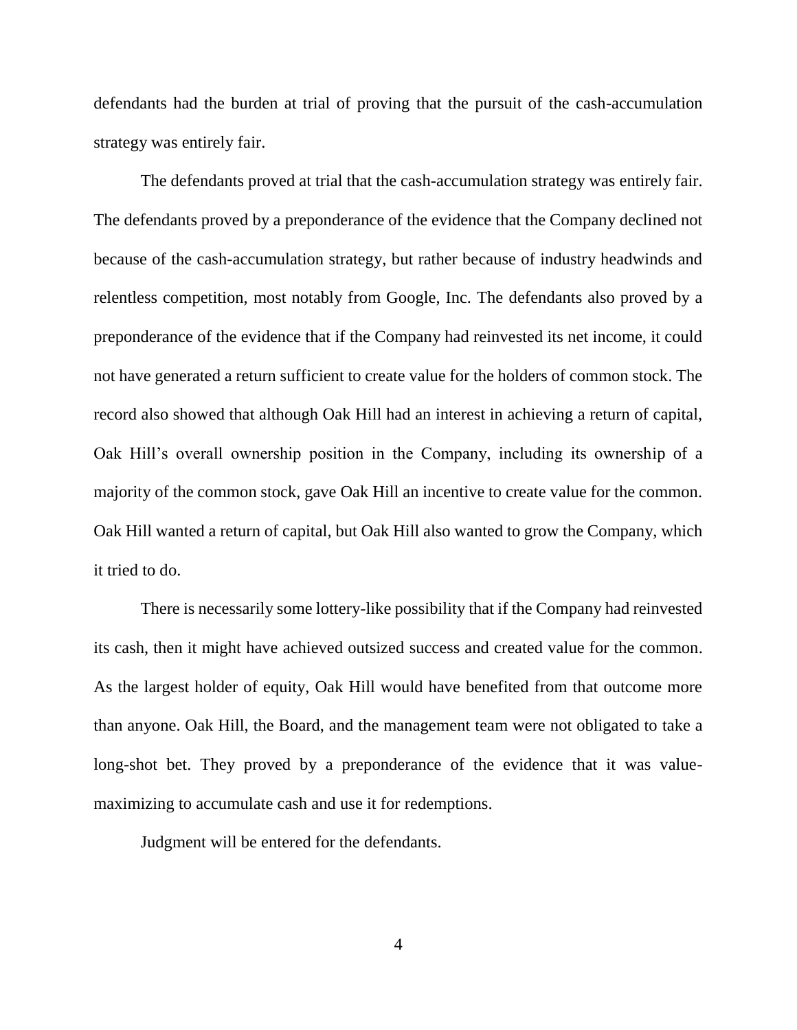defendants had the burden at trial of proving that the pursuit of the cash-accumulation strategy was entirely fair.

The defendants proved at trial that the cash-accumulation strategy was entirely fair. The defendants proved by a preponderance of the evidence that the Company declined not because of the cash-accumulation strategy, but rather because of industry headwinds and relentless competition, most notably from Google, Inc. The defendants also proved by a preponderance of the evidence that if the Company had reinvested its net income, it could not have generated a return sufficient to create value for the holders of common stock. The record also showed that although Oak Hill had an interest in achieving a return of capital, Oak Hill's overall ownership position in the Company, including its ownership of a majority of the common stock, gave Oak Hill an incentive to create value for the common. Oak Hill wanted a return of capital, but Oak Hill also wanted to grow the Company, which it tried to do.

There is necessarily some lottery-like possibility that if the Company had reinvested its cash, then it might have achieved outsized success and created value for the common. As the largest holder of equity, Oak Hill would have benefited from that outcome more than anyone. Oak Hill, the Board, and the management team were not obligated to take a long-shot bet. They proved by a preponderance of the evidence that it was value-maximizing to accumulate cash and use it for redemptions.

Judgment will be entered for the defendants.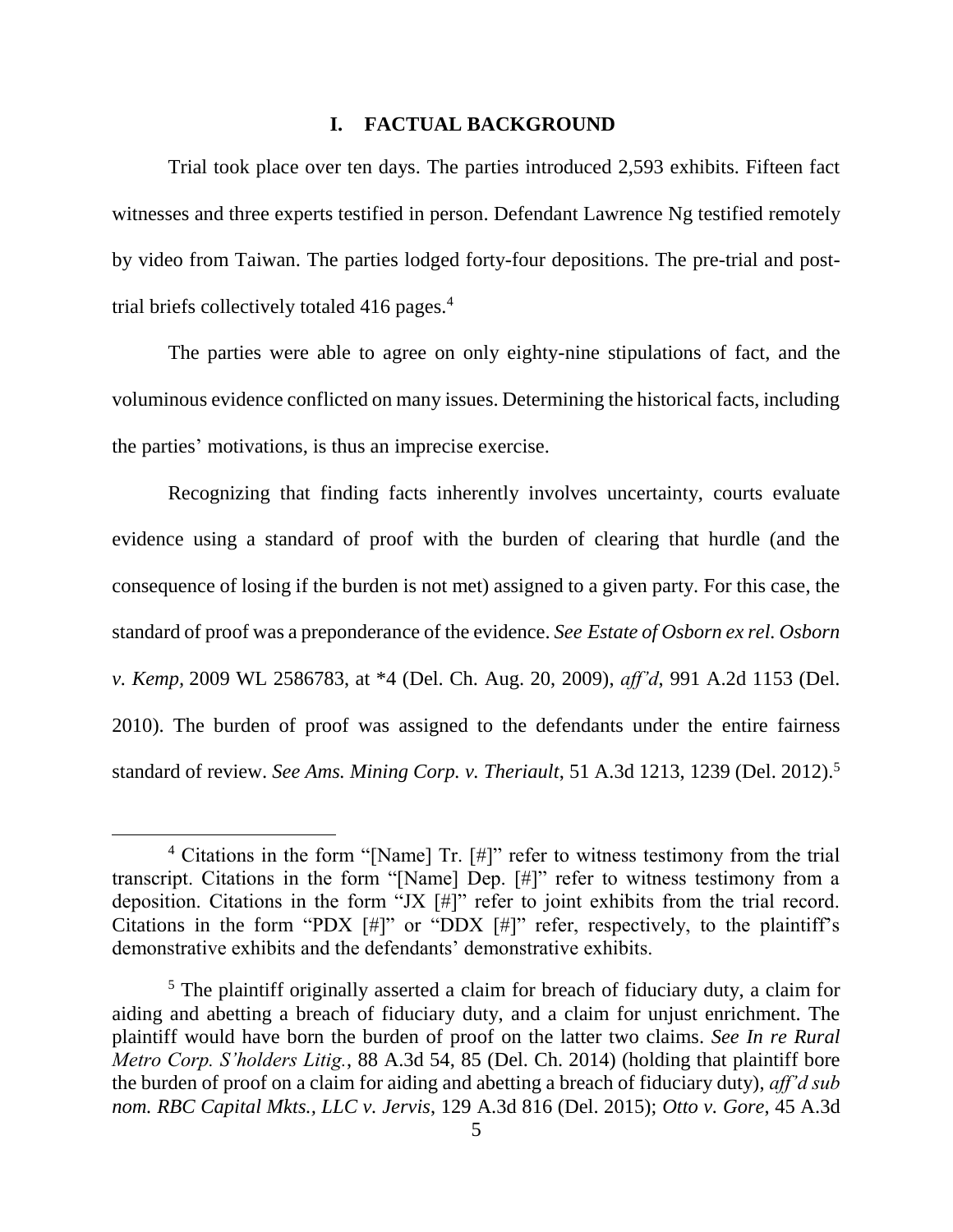## I. FACTUAL BACKGROUND

Trial took place over ten days. The parties introduced 2,593 exhibits. Fifteen fact witnesses and three experts testified in person. Defendant Lawrence Ng testified remotely by video from Taiwan. The parties lodged forty-four depositions. The pre-trial and post-trial briefs collectively totaled 416 pages.[4]

The parties were able to agree on only eighty-nine stipulations of fact, and the voluminous evidence conflicted on many issues. Determining the historical facts, including the parties' motivations, is thus an imprecise exercise.

Recognizing that finding facts inherently involves uncertainty, courts evaluate evidence using a standard of proof with the burden of clearing that hurdle (and the consequence of losing if the burden is not met) assigned to a given party. For this case, the standard of proof was a preponderance of the evidence. *See Estate of Osborn ex rel. Osborn v. Kemp*, 2009 WL 2586783, at *4 (Del. Ch. Aug. 20, 2009), *aff'd*, 991 A.2d 1153 (Del. 2010). The burden of proof was assigned to the defendants under the entire fairness standard of review. *See Ams. Mining Corp. v. Theriault*, 51 A.3d 1213, 1239 (Del. 2012).[5]

---

[4] Citations in the form "[Name] Tr. [#]" refer to witness testimony from the trial transcript. Citations in the form "[Name] Dep. [#]" refer to witness testimony from a deposition. Citations in the form "JX [#]" refer to joint exhibits from the trial record. Citations in the form "PDX [#]" or "DDX [#]" refer, respectively, to the plaintiff's demonstrative exhibits and the defendants' demonstrative exhibits.

[5] The plaintiff originally asserted a claim for breach of fiduciary duty, a claim for aiding and abetting a breach of fiduciary duty, and a claim for unjust enrichment. The plaintiff would have born the burden of proof on the latter two claims. *See In re Rural Metro Corp. S'holders Litig.*, 88 A.3d 54, 85 (Del. Ch. 2014) (holding that plaintiff bore the burden of proof on a claim for aiding and abetting a breach of fiduciary duty), *aff'd sub nom. RBC Capital Mkts., LLC v. Jervis*, 129 A.3d 816 (Del. 2015); *Otto v. Gore*, 45 A.3d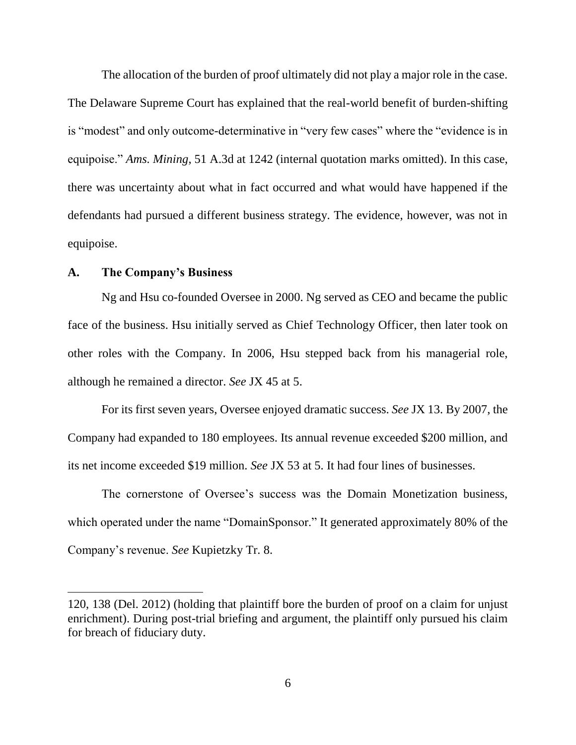The allocation of the burden of proof ultimately did not play a major role in the case. The Delaware Supreme Court has explained that the real-world benefit of burden-shifting is "modest" and only outcome-determinative in "very few cases" where the "evidence is in equipoise." *Ams. Mining*, 51 A.3d at 1242 (internal quotation marks omitted). In this case, there was uncertainty about what in fact occurred and what would have happened if the defendants had pursued a different business strategy. The evidence, however, was not in equipoise.

### A. The Company's Business

Ng and Hsu co-founded Oversee in 2000. Ng served as CEO and became the public face of the business. Hsu initially served as Chief Technology Officer, then later took on other roles with the Company. In 2006, Hsu stepped back from his managerial role, although he remained a director. *See* JX 45 at 5.

For its first seven years, Oversee enjoyed dramatic success. *See* JX 13. By 2007, the Company had expanded to 180 employees. Its annual revenue exceeded $200 million, and its net income exceeded $19 million. *See* JX 53 at 5. It had four lines of businesses.

The cornerstone of Oversee's success was the Domain Monetization business, which operated under the name "DomainSponsor." It generated approximately 80% of the Company's revenue. *See* Kupietzky Tr. 8.

---

120, 138 (Del. 2012) (holding that plaintiff bore the burden of proof on a claim for unjust enrichment). During post-trial briefing and argument, the plaintiff only pursued his claim for breach of fiduciary duty.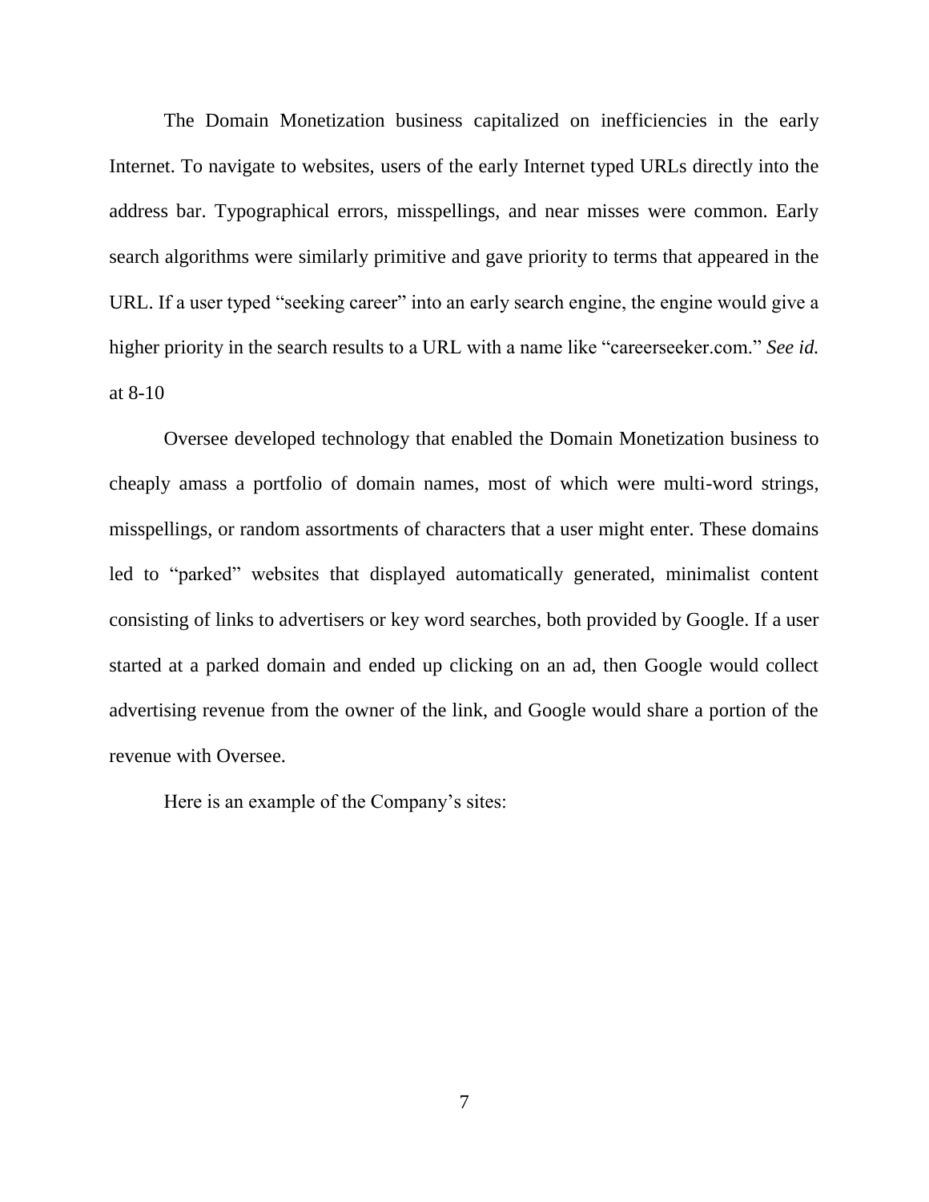The Domain Monetization business capitalized on inefficiencies in the early Internet. To navigate to websites, users of the early Internet typed URLs directly into the address bar. Typographical errors, misspellings, and near misses were common. Early search algorithms were similarly primitive and gave priority to terms that appeared in the URL. If a user typed "seeking career" into an early search engine, the engine would give a higher priority in the search results to a URL with a name like "careerseeker.com." *See id.* at 8-10

Oversee developed technology that enabled the Domain Monetization business to cheaply amass a portfolio of domain names, most of which were multi-word strings, misspellings, or random assortments of characters that a user might enter. These domains led to "parked" websites that displayed automatically generated, minimalist content consisting of links to advertisers or key word searches, both provided by Google. If a user started at a parked domain and ended up clicking on an ad, then Google would collect advertising revenue from the owner of the link, and Google would share a portion of the revenue with Oversee.

Here is an example of the Company's sites: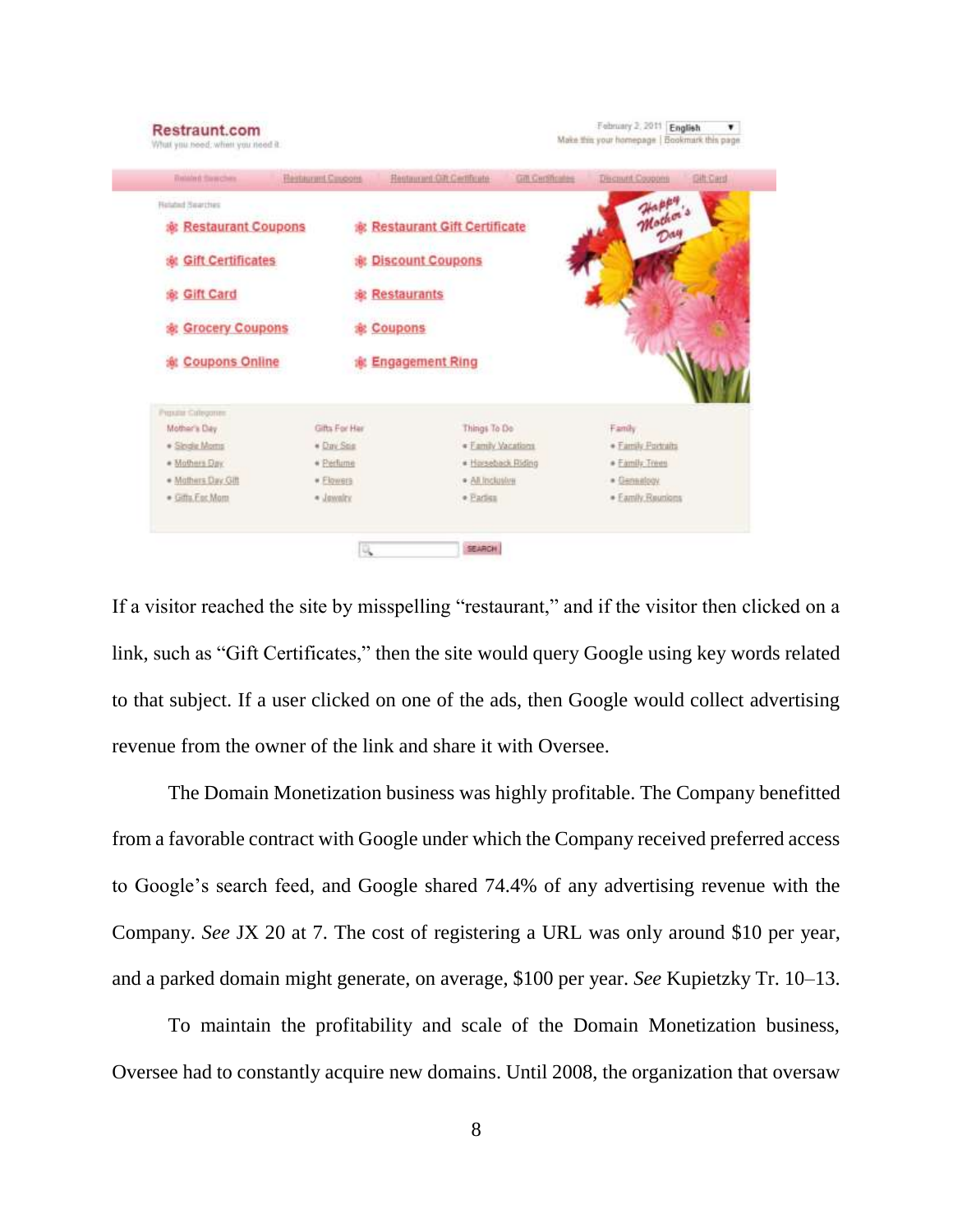If a visitor reached the site by misspelling "restaurant," and if the visitor then clicked on a link, such as "Gift Certificates," then the site would query Google using key words related to that subject. If a user clicked on one of the ads, then Google would collect advertising revenue from the owner of the link and share it with Oversee.

The Domain Monetization business was highly profitable. The Company benefitted from a favorable contract with Google under which the Company received preferred access to Google's search feed, and Google shared 74.4% of any advertising revenue with the Company. *See* JX 20 at 7. The cost of registering a URL was only around $10 per year, and a parked domain might generate, on average, $100 per year. *See* Kupietzky Tr. 10–13.

To maintain the profitability and scale of the Domain Monetization business, Oversee had to constantly acquire new domains. Until 2008, the organization that oversaw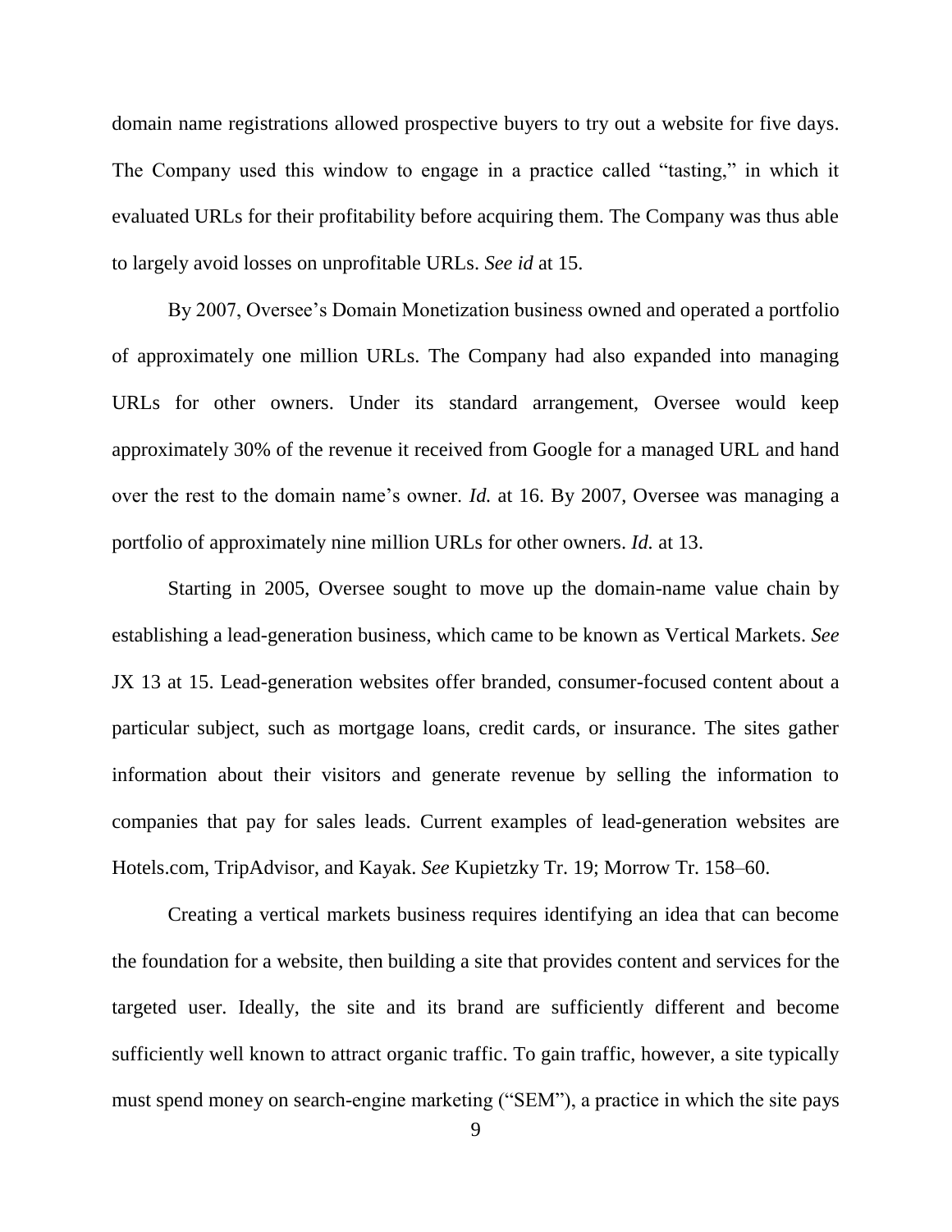domain name registrations allowed prospective buyers to try out a website for five days. The Company used this window to engage in a practice called "tasting," in which it evaluated URLs for their profitability before acquiring them. The Company was thus able to largely avoid losses on unprofitable URLs. *See id* at 15.

By 2007, Oversee's Domain Monetization business owned and operated a portfolio of approximately one million URLs. The Company had also expanded into managing URLs for other owners. Under its standard arrangement, Oversee would keep approximately 30% of the revenue it received from Google for a managed URL and hand over the rest to the domain name's owner. *Id.* at 16. By 2007, Oversee was managing a portfolio of approximately nine million URLs for other owners. *Id.* at 13.

Starting in 2005, Oversee sought to move up the domain-name value chain by establishing a lead-generation business, which came to be known as Vertical Markets. *See* JX 13 at 15. Lead-generation websites offer branded, consumer-focused content about a particular subject, such as mortgage loans, credit cards, or insurance. The sites gather information about their visitors and generate revenue by selling the information to companies that pay for sales leads. Current examples of lead-generation websites are Hotels.com, TripAdvisor, and Kayak. *See* Kupietzky Tr. 19; Morrow Tr. 158–60.

Creating a vertical markets business requires identifying an idea that can become the foundation for a website, then building a site that provides content and services for the targeted user. Ideally, the site and its brand are sufficiently different and become sufficiently well known to attract organic traffic. To gain traffic, however, a site typically must spend money on search-engine marketing ("SEM"), a practice in which the site pays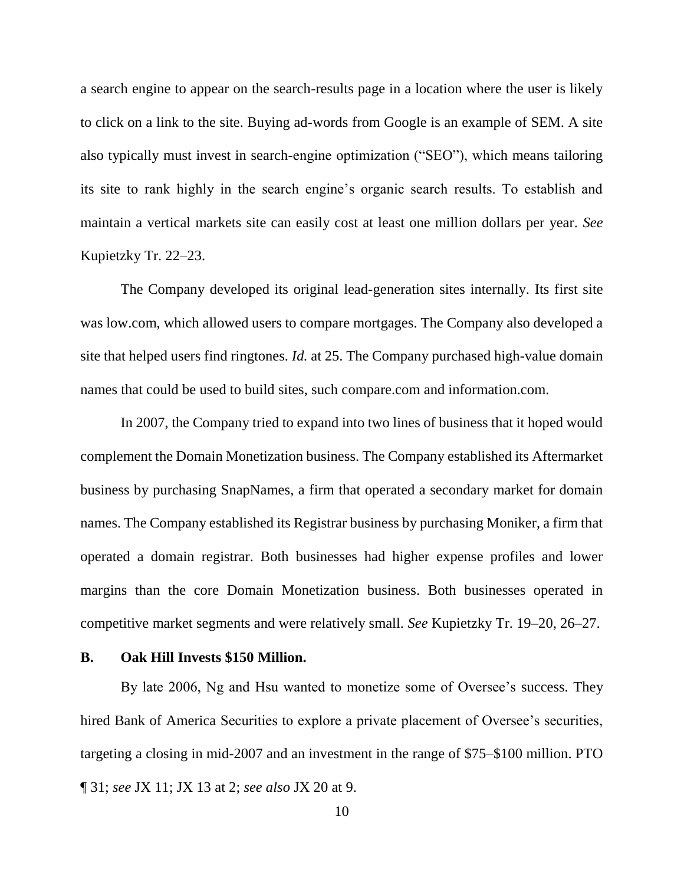a search engine to appear on the search-results page in a location where the user is likely to click on a link to the site. Buying ad-words from Google is an example of SEM. A site also typically must invest in search-engine optimization ("SEO"), which means tailoring its site to rank highly in the search engine's organic search results. To establish and maintain a vertical markets site can easily cost at least one million dollars per year. *See* Kupietzky Tr. 22–23.

The Company developed its original lead-generation sites internally. Its first site was low.com, which allowed users to compare mortgages. The Company also developed a site that helped users find ringtones. *Id.* at 25. The Company purchased high-value domain names that could be used to build sites, such compare.com and information.com.

In 2007, the Company tried to expand into two lines of business that it hoped would complement the Domain Monetization business. The Company established its Aftermarket business by purchasing SnapNames, a firm that operated a secondary market for domain names. The Company established its Registrar business by purchasing Moniker, a firm that operated a domain registrar. Both businesses had higher expense profiles and lower margins than the core Domain Monetization business. Both businesses operated in competitive market segments and were relatively small. *See* Kupietzky Tr. 19–20, 26–27.

### B. Oak Hill Invests $150 Million.

By late 2006, Ng and Hsu wanted to monetize some of Oversee's success. They hired Bank of America Securities to explore a private placement of Oversee's securities, targeting a closing in mid-2007 and an investment in the range of $75–$100 million. PTO ¶ 31; *see* JX 11; JX 13 at 2; *see also* JX 20 at 9.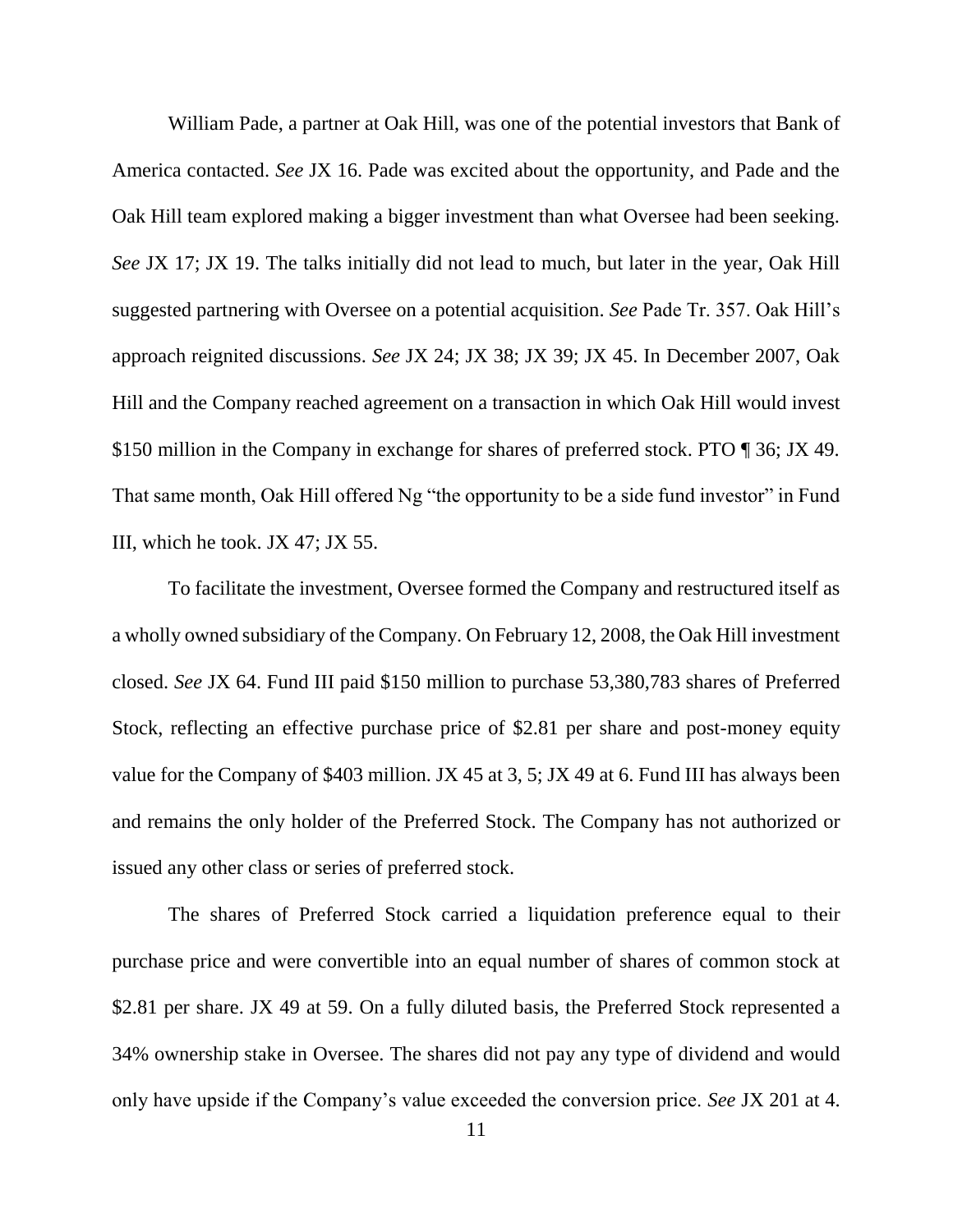William Pade, a partner at Oak Hill, was one of the potential investors that Bank of America contacted. *See* JX 16. Pade was excited about the opportunity, and Pade and the Oak Hill team explored making a bigger investment than what Oversee had been seeking. *See* JX 17; JX 19. The talks initially did not lead to much, but later in the year, Oak Hill suggested partnering with Oversee on a potential acquisition. *See* Pade Tr. 357. Oak Hill's approach reignited discussions. *See* JX 24; JX 38; JX 39; JX 45. In December 2007, Oak Hill and the Company reached agreement on a transaction in which Oak Hill would invest $150 million in the Company in exchange for shares of preferred stock. PTO ¶ 36; JX 49. That same month, Oak Hill offered Ng "the opportunity to be a side fund investor" in Fund III, which he took. JX 47; JX 55.

To facilitate the investment, Oversee formed the Company and restructured itself as a wholly owned subsidiary of the Company. On February 12, 2008, the Oak Hill investment closed. *See* JX 64. Fund III paid $150 million to purchase 53,380,783 shares of Preferred Stock, reflecting an effective purchase price of $2.81 per share and post-money equity value for the Company of $403 million. JX 45 at 3, 5; JX 49 at 6. Fund III has always been and remains the only holder of the Preferred Stock. The Company has not authorized or issued any other class or series of preferred stock.

The shares of Preferred Stock carried a liquidation preference equal to their purchase price and were convertible into an equal number of shares of common stock at $2.81 per share. JX 49 at 59. On a fully diluted basis, the Preferred Stock represented a 34% ownership stake in Oversee. The shares did not pay any type of dividend and would only have upside if the Company's value exceeded the conversion price. *See* JX 201 at 4.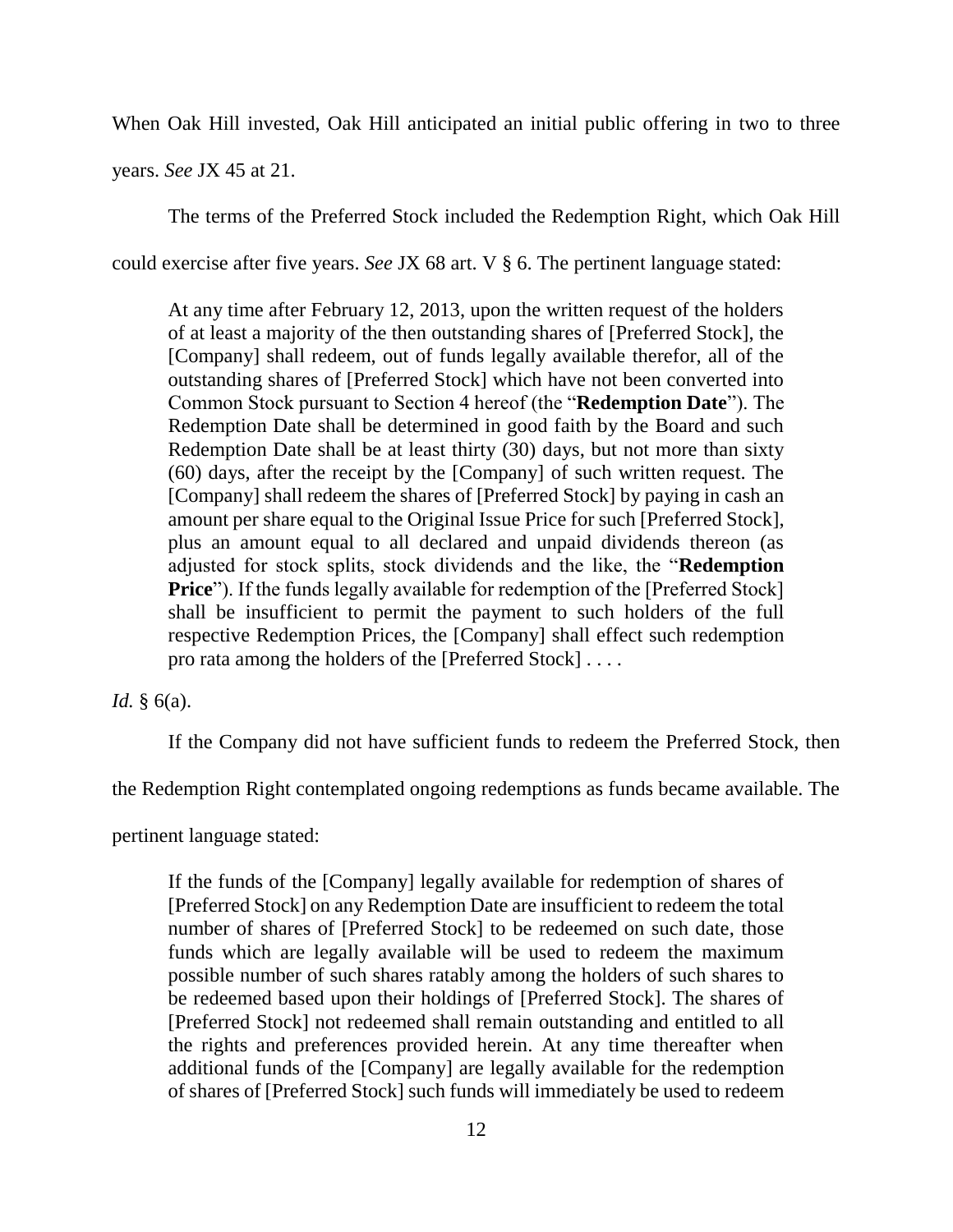When Oak Hill invested, Oak Hill anticipated an initial public offering in two to three years. *See* JX 45 at 21.

The terms of the Preferred Stock included the Redemption Right, which Oak Hill could exercise after five years. *See* JX 68 art. V § 6. The pertinent language stated:

> At any time after February 12, 2013, upon the written request of the holders of at least a majority of the then outstanding shares of [Preferred Stock], the [Company] shall redeem, out of funds legally available therefor, all of the outstanding shares of [Preferred Stock] which have not been converted into Common Stock pursuant to Section 4 hereof (the "**Redemption Date**"). The Redemption Date shall be determined in good faith by the Board and such Redemption Date shall be at least thirty (30) days, but not more than sixty (60) days, after the receipt by the [Company] of such written request. The [Company] shall redeem the shares of [Preferred Stock] by paying in cash an amount per share equal to the Original Issue Price for such [Preferred Stock], plus an amount equal to all declared and unpaid dividends thereon (as adjusted for stock splits, stock dividends and the like, the "**Redemption Price**"). If the funds legally available for redemption of the [Preferred Stock] shall be insufficient to permit the payment to such holders of the full respective Redemption Prices, the [Company] shall effect such redemption pro rata among the holders of the [Preferred Stock] . . . .

*Id.* § 6(a).

If the Company did not have sufficient funds to redeem the Preferred Stock, then the Redemption Right contemplated ongoing redemptions as funds became available. The pertinent language stated:

> If the funds of the [Company] legally available for redemption of shares of [Preferred Stock] on any Redemption Date are insufficient to redeem the total number of shares of [Preferred Stock] to be redeemed on such date, those funds which are legally available will be used to redeem the maximum possible number of such shares ratably among the holders of such shares to be redeemed based upon their holdings of [Preferred Stock]. The shares of [Preferred Stock] not redeemed shall remain outstanding and entitled to all the rights and preferences provided herein. At any time thereafter when additional funds of the [Company] are legally available for the redemption of shares of [Preferred Stock] such funds will immediately be used to redeem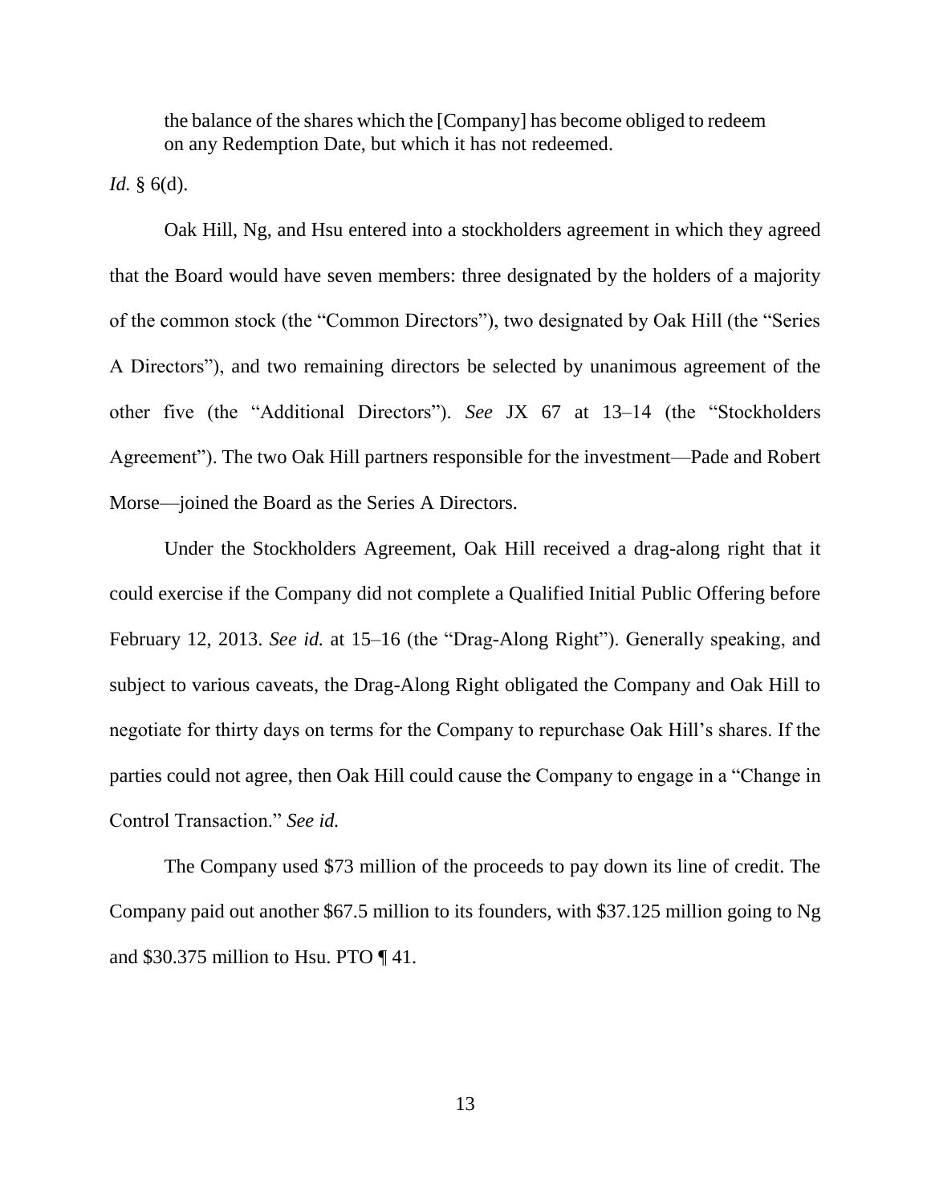> the balance of the shares which the [Company] has become obliged to redeem on any Redemption Date, but which it has not redeemed.

*Id.* § 6(d).

Oak Hill, Ng, and Hsu entered into a stockholders agreement in which they agreed that the Board would have seven members: three designated by the holders of a majority of the common stock (the "Common Directors"), two designated by Oak Hill (the "Series A Directors"), and two remaining directors be selected by unanimous agreement of the other five (the "Additional Directors"). *See* JX 67 at 13–14 (the "Stockholders Agreement"). The two Oak Hill partners responsible for the investment—Pade and Robert Morse—joined the Board as the Series A Directors.

Under the Stockholders Agreement, Oak Hill received a drag-along right that it could exercise if the Company did not complete a Qualified Initial Public Offering before February 12, 2013. *See id.* at 15–16 (the "Drag-Along Right"). Generally speaking, and subject to various caveats, the Drag-Along Right obligated the Company and Oak Hill to negotiate for thirty days on terms for the Company to repurchase Oak Hill's shares. If the parties could not agree, then Oak Hill could cause the Company to engage in a "Change in Control Transaction." *See id.*

The Company used $73 million of the proceeds to pay down its line of credit. The Company paid out another $67.5 million to its founders, with $37.125 million going to Ng and $30.375 million to Hsu. PTO ¶ 41.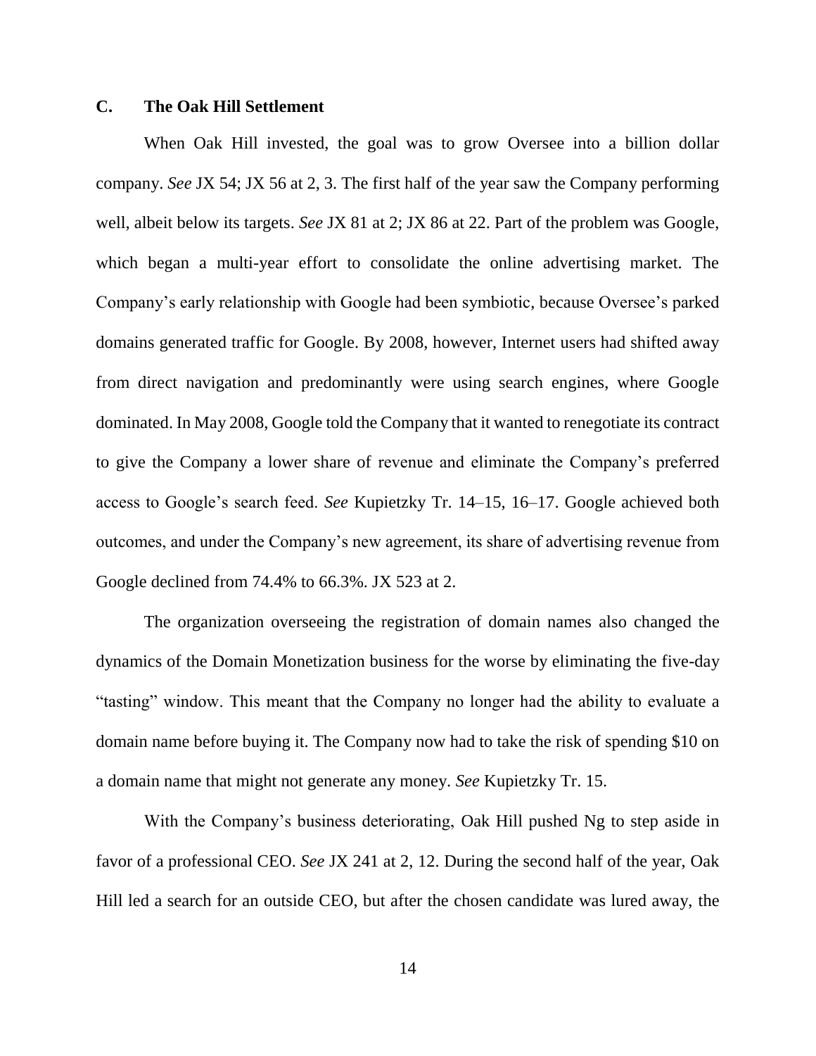### C. The Oak Hill Settlement

When Oak Hill invested, the goal was to grow Oversee into a billion dollar company. *See* JX 54; JX 56 at 2, 3. The first half of the year saw the Company performing well, albeit below its targets. *See* JX 81 at 2; JX 86 at 22. Part of the problem was Google, which began a multi-year effort to consolidate the online advertising market. The Company's early relationship with Google had been symbiotic, because Oversee's parked domains generated traffic for Google. By 2008, however, Internet users had shifted away from direct navigation and predominantly were using search engines, where Google dominated. In May 2008, Google told the Company that it wanted to renegotiate its contract to give the Company a lower share of revenue and eliminate the Company's preferred access to Google's search feed. *See* Kupietzky Tr. 14–15, 16–17. Google achieved both outcomes, and under the Company's new agreement, its share of advertising revenue from Google declined from 74.4% to 66.3%. JX 523 at 2.

The organization overseeing the registration of domain names also changed the dynamics of the Domain Monetization business for the worse by eliminating the five-day "tasting" window. This meant that the Company no longer had the ability to evaluate a domain name before buying it. The Company now had to take the risk of spending $10 on a domain name that might not generate any money. *See* Kupietzky Tr. 15.

With the Company's business deteriorating, Oak Hill pushed Ng to step aside in favor of a professional CEO. *See* JX 241 at 2, 12. During the second half of the year, Oak Hill led a search for an outside CEO, but after the chosen candidate was lured away, the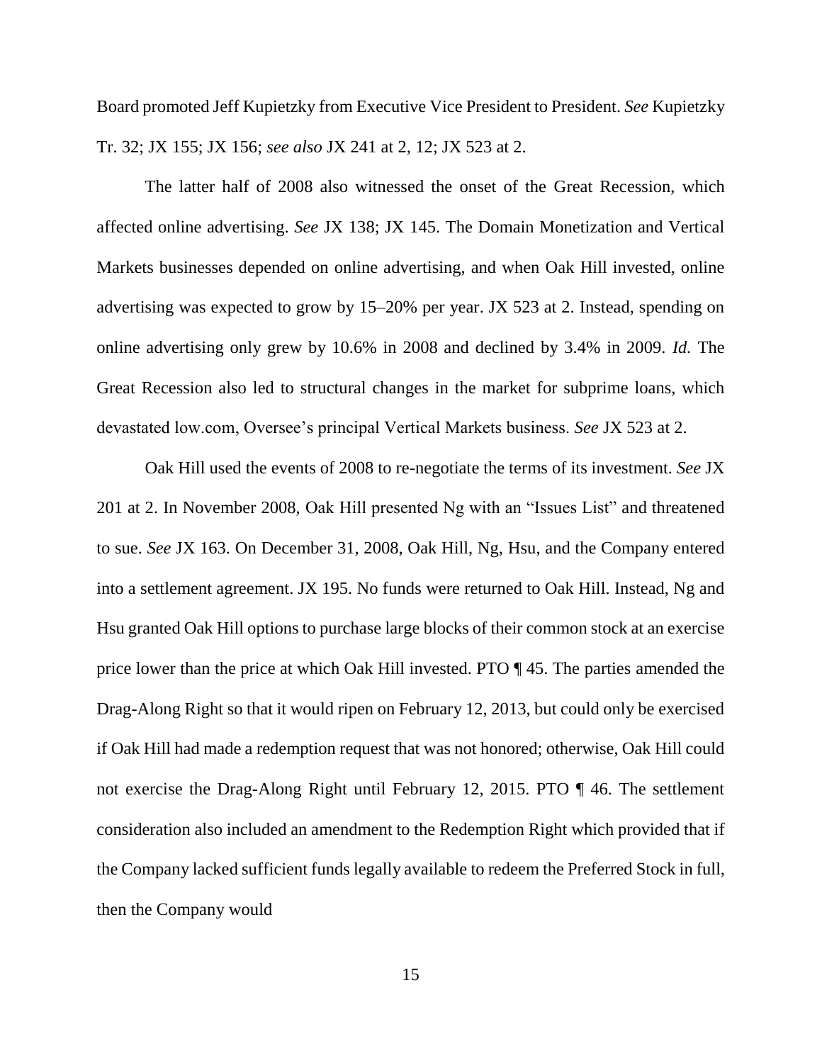Board promoted Jeff Kupietzky from Executive Vice President to President. *See* Kupietzky Tr. 32; JX 155; JX 156; *see also* JX 241 at 2, 12; JX 523 at 2.

The latter half of 2008 also witnessed the onset of the Great Recession, which affected online advertising. *See* JX 138; JX 145. The Domain Monetization and Vertical Markets businesses depended on online advertising, and when Oak Hill invested, online advertising was expected to grow by 15–20% per year. JX 523 at 2. Instead, spending on online advertising only grew by 10.6% in 2008 and declined by 3.4% in 2009. *Id.* The Great Recession also led to structural changes in the market for subprime loans, which devastated low.com, Oversee's principal Vertical Markets business. *See* JX 523 at 2.

Oak Hill used the events of 2008 to re-negotiate the terms of its investment. *See* JX 201 at 2. In November 2008, Oak Hill presented Ng with an "Issues List" and threatened to sue. *See* JX 163. On December 31, 2008, Oak Hill, Ng, Hsu, and the Company entered into a settlement agreement. JX 195. No funds were returned to Oak Hill. Instead, Ng and Hsu granted Oak Hill options to purchase large blocks of their common stock at an exercise price lower than the price at which Oak Hill invested. PTO ¶ 45. The parties amended the Drag-Along Right so that it would ripen on February 12, 2013, but could only be exercised if Oak Hill had made a redemption request that was not honored; otherwise, Oak Hill could not exercise the Drag-Along Right until February 12, 2015. PTO ¶ 46. The settlement consideration also included an amendment to the Redemption Right which provided that if the Company lacked sufficient funds legally available to redeem the Preferred Stock in full, then the Company would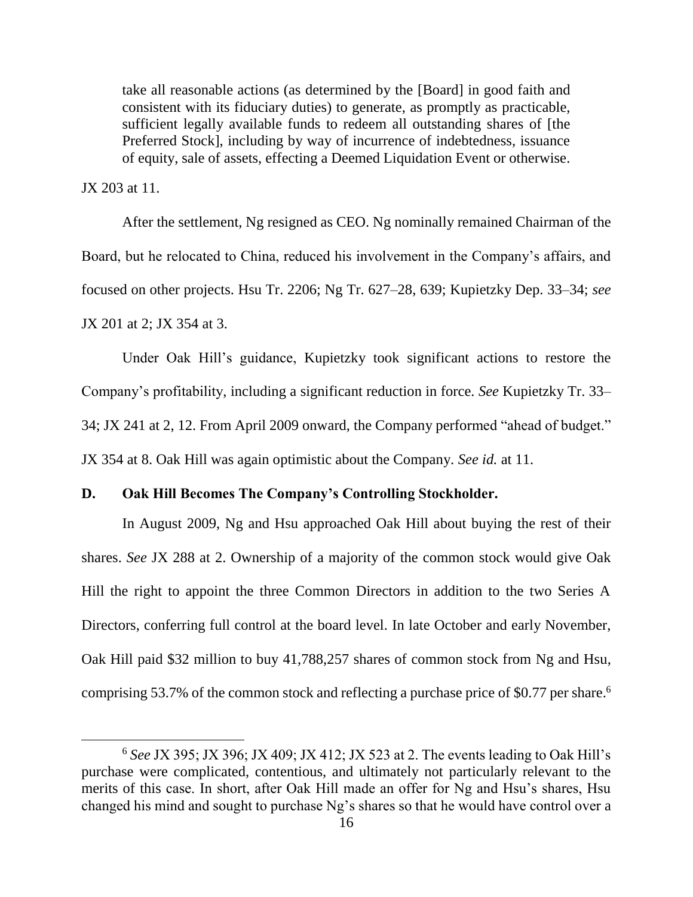> take all reasonable actions (as determined by the [Board] in good faith and consistent with its fiduciary duties) to generate, as promptly as practicable, sufficient legally available funds to redeem all outstanding shares of [the Preferred Stock], including by way of incurrence of indebtedness, issuance of equity, sale of assets, effecting a Deemed Liquidation Event or otherwise.

JX 203 at 11.

After the settlement, Ng resigned as CEO. Ng nominally remained Chairman of the Board, but he relocated to China, reduced his involvement in the Company's affairs, and focused on other projects. Hsu Tr. 2206; Ng Tr. 627–28, 639; Kupietzky Dep. 33–34; *see* JX 201 at 2; JX 354 at 3.

Under Oak Hill's guidance, Kupietzky took significant actions to restore the Company's profitability, including a significant reduction in force. *See* Kupietzky Tr. 33–34; JX 241 at 2, 12. From April 2009 onward, the Company performed "ahead of budget." JX 354 at 8. Oak Hill was again optimistic about the Company. *See id.* at 11.

### D. Oak Hill Becomes The Company's Controlling Stockholder.

In August 2009, Ng and Hsu approached Oak Hill about buying the rest of their shares. *See* JX 288 at 2. Ownership of a majority of the common stock would give Oak Hill the right to appoint the three Common Directors in addition to the two Series A Directors, conferring full control at the board level. In late October and early November, Oak Hill paid $32 million to buy 41,788,257 shares of common stock from Ng and Hsu, comprising 53.7% of the common stock and reflecting a purchase price of $0.77 per share.[6]

---

[6] *See* JX 395; JX 396; JX 409; JX 412; JX 523 at 2. The events leading to Oak Hill's purchase were complicated, contentious, and ultimately not particularly relevant to the merits of this case. In short, after Oak Hill made an offer for Ng and Hsu's shares, Hsu changed his mind and sought to purchase Ng's shares so that he would have control over a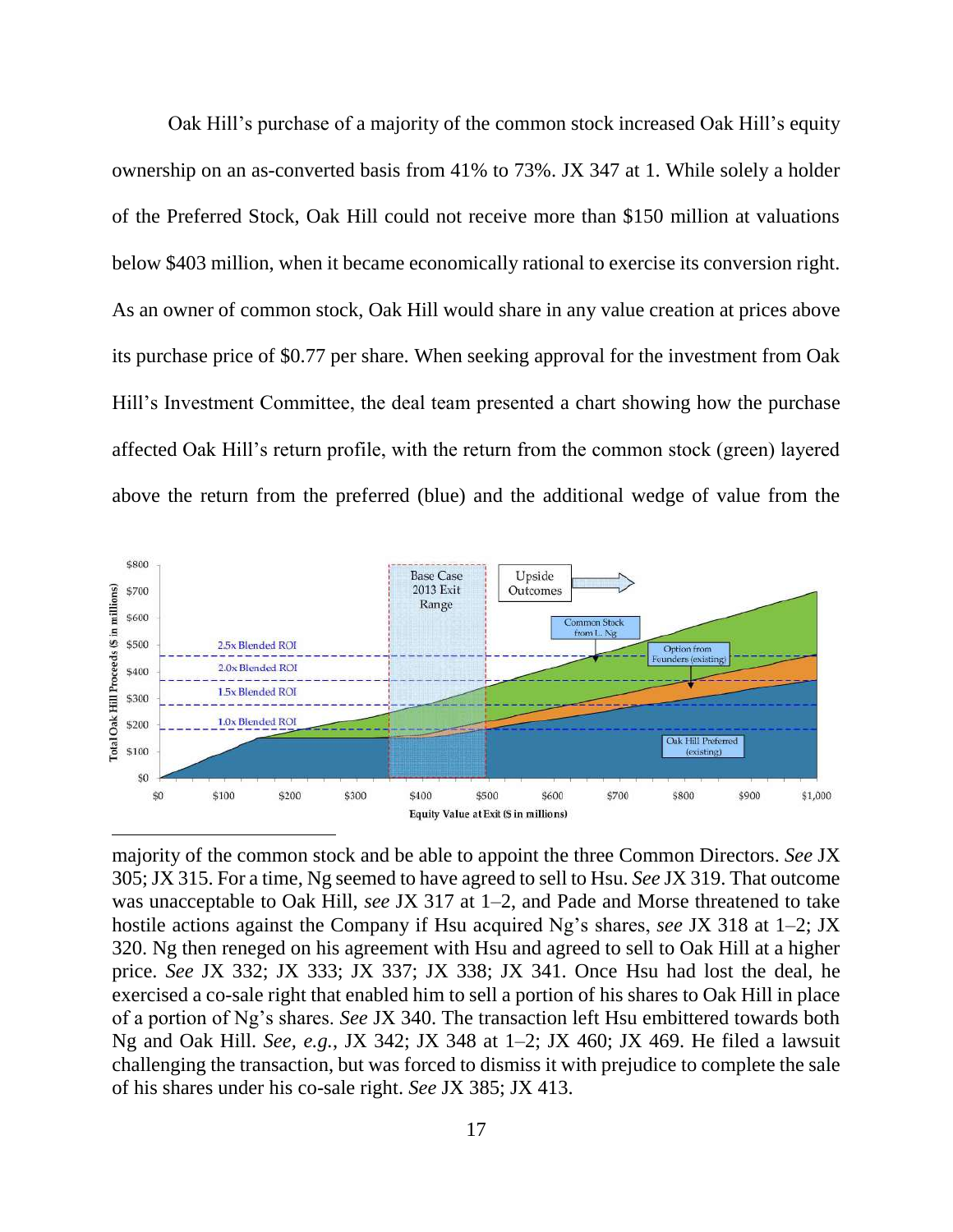Oak Hill's purchase of a majority of the common stock increased Oak Hill's equity ownership on an as-converted basis from 41% to 73%. JX 347 at 1. While solely a holder of the Preferred Stock, Oak Hill could not receive more than $150 million at valuations below $403 million, when it became economically rational to exercise its conversion right. As an owner of common stock, Oak Hill would share in any value creation at prices above its purchase price of $0.77 per share. When seeking approval for the investment from Oak Hill's Investment Committee, the deal team presented a chart showing how the purchase affected Oak Hill's return profile, with the return from the common stock (green) layered above the return from the preferred (blue) and the additional wedge of value from the

---

majority of the common stock and be able to appoint the three Common Directors. *See* JX 305; JX 315. For a time, Ng seemed to have agreed to sell to Hsu. *See* JX 319. That outcome was unacceptable to Oak Hill, *see* JX 317 at 1–2, and Pade and Morse threatened to take hostile actions against the Company if Hsu acquired Ng's shares, *see* JX 318 at 1–2; JX 320. Ng then reneged on his agreement with Hsu and agreed to sell to Oak Hill at a higher price. *See* JX 332; JX 333; JX 337; JX 338; JX 341. Once Hsu had lost the deal, he exercised a co-sale right that enabled him to sell a portion of his shares to Oak Hill in place of a portion of Ng's shares. *See* JX 340. The transaction left Hsu embittered towards both Ng and Oak Hill. *See, e.g.*, JX 342; JX 348 at 1–2; JX 460; JX 469. He filed a lawsuit challenging the transaction, but was forced to dismiss it with prejudice to complete the sale of his shares under his co-sale right. *See* JX 385; JX 413.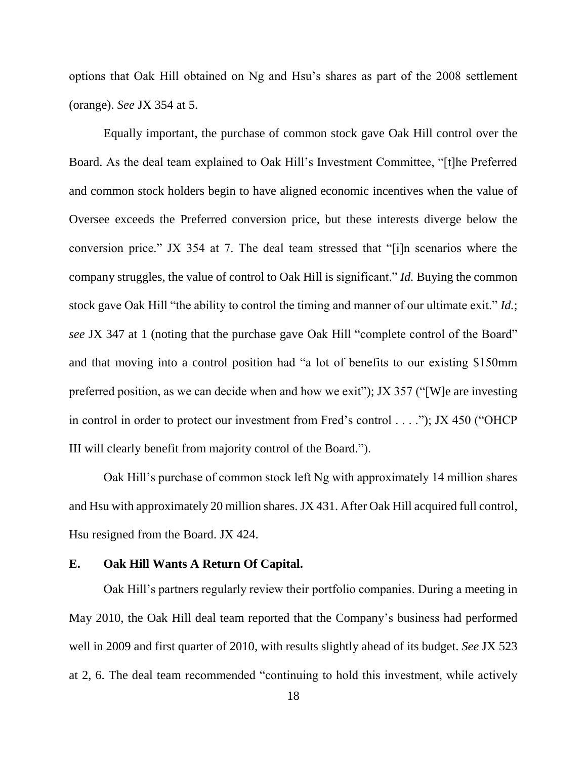options that Oak Hill obtained on Ng and Hsu's shares as part of the 2008 settlement (orange). *See* JX 354 at 5.

Equally important, the purchase of common stock gave Oak Hill control over the Board. As the deal team explained to Oak Hill's Investment Committee, "[t]he Preferred and common stock holders begin to have aligned economic incentives when the value of Oversee exceeds the Preferred conversion price, but these interests diverge below the conversion price." JX 354 at 7. The deal team stressed that "[i]n scenarios where the company struggles, the value of control to Oak Hill is significant." *Id.* Buying the common stock gave Oak Hill "the ability to control the timing and manner of our ultimate exit." *Id.*; *see* JX 347 at 1 (noting that the purchase gave Oak Hill "complete control of the Board" and that moving into a control position had "a lot of benefits to our existing $150mm preferred position, as we can decide when and how we exit"); JX 357 ("[W]e are investing in control in order to protect our investment from Fred's control . . . ."); JX 450 ("OHCP III will clearly benefit from majority control of the Board.").

Oak Hill's purchase of common stock left Ng with approximately 14 million shares and Hsu with approximately 20 million shares. JX 431. After Oak Hill acquired full control, Hsu resigned from the Board. JX 424.

### E. Oak Hill Wants A Return Of Capital.

Oak Hill's partners regularly review their portfolio companies. During a meeting in May 2010, the Oak Hill deal team reported that the Company's business had performed well in 2009 and first quarter of 2010, with results slightly ahead of its budget. *See* JX 523 at 2, 6. The deal team recommended "continuing to hold this investment, while actively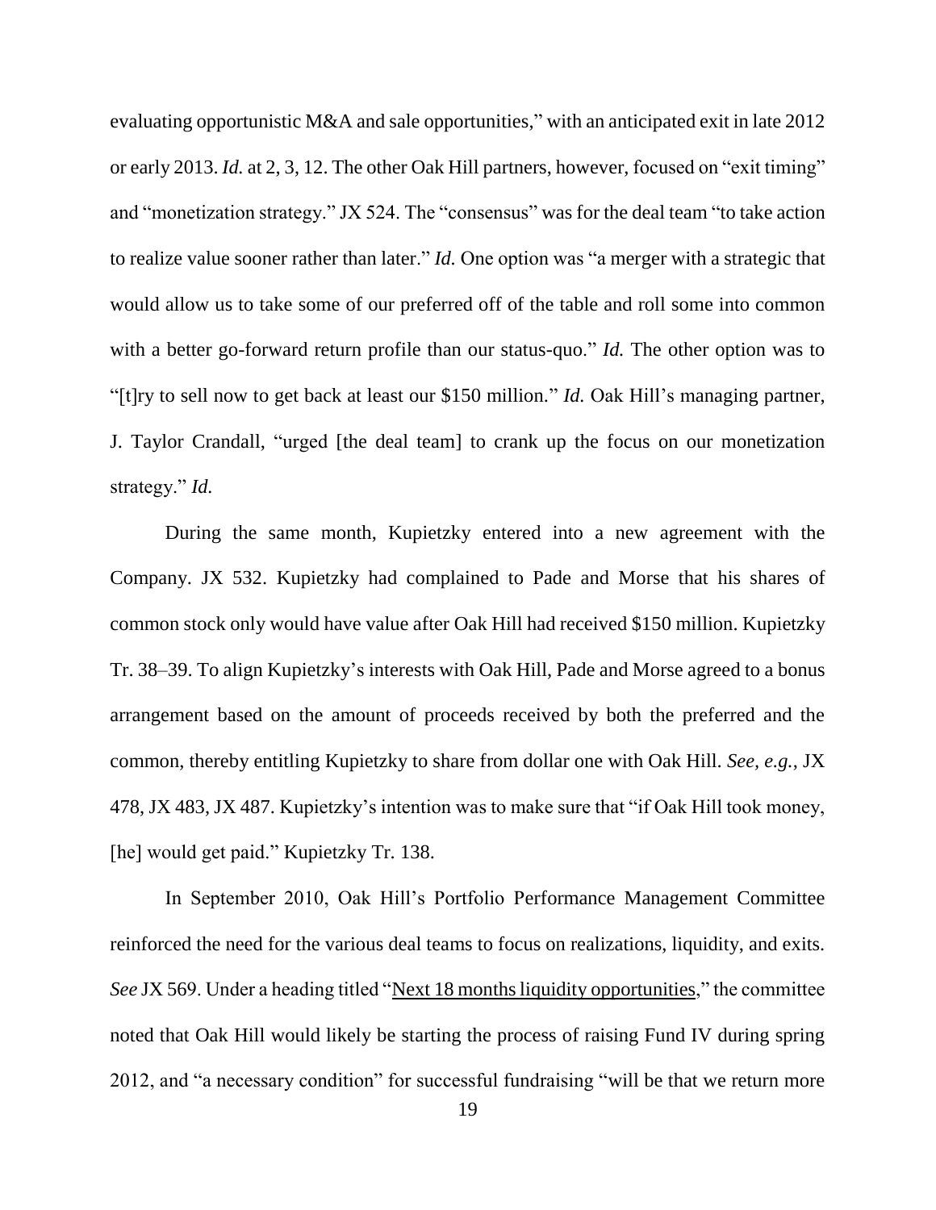evaluating opportunistic M&A and sale opportunities," with an anticipated exit in late 2012 or early 2013. *Id.* at 2, 3, 12. The other Oak Hill partners, however, focused on "exit timing" and "monetization strategy." JX 524. The "consensus" was for the deal team "to take action to realize value sooner rather than later." *Id.* One option was "a merger with a strategic that would allow us to take some of our preferred off of the table and roll some into common with a better go-forward return profile than our status-quo." *Id.* The other option was to "[t]ry to sell now to get back at least our $150 million." *Id.* Oak Hill's managing partner, J. Taylor Crandall, "urged [the deal team] to crank up the focus on our monetization strategy." *Id.*

During the same month, Kupietzky entered into a new agreement with the Company. JX 532. Kupietzky had complained to Pade and Morse that his shares of common stock only would have value after Oak Hill had received $150 million. Kupietzky Tr. 38–39. To align Kupietzky's interests with Oak Hill, Pade and Morse agreed to a bonus arrangement based on the amount of proceeds received by both the preferred and the common, thereby entitling Kupietzky to share from dollar one with Oak Hill. *See, e.g.*, JX 478, JX 483, JX 487. Kupietzky's intention was to make sure that "if Oak Hill took money, [he] would get paid." Kupietzky Tr. 138.

In September 2010, Oak Hill's Portfolio Performance Management Committee reinforced the need for the various deal teams to focus on realizations, liquidity, and exits. *See* JX 569. Under a heading titled "Next 18 months liquidity opportunities," the committee noted that Oak Hill would likely be starting the process of raising Fund IV during spring 2012, and "a necessary condition" for successful fundraising "will be that we return more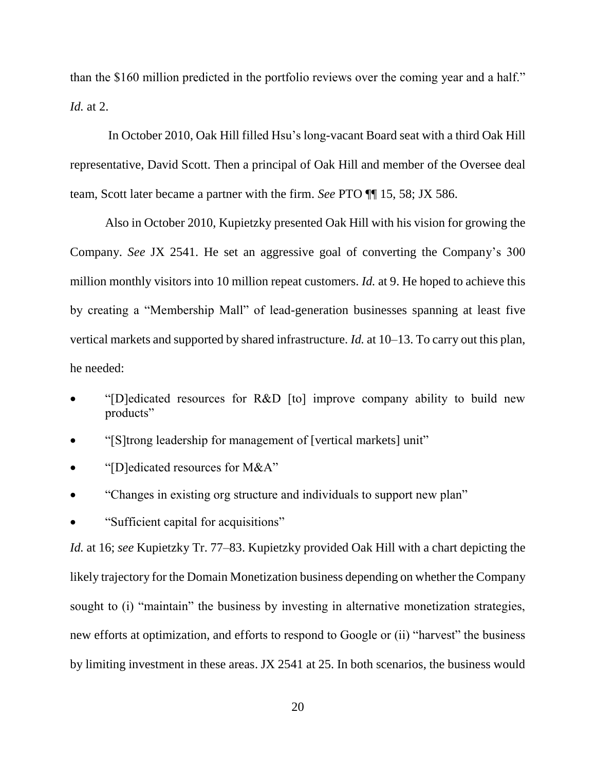than the $160 million predicted in the portfolio reviews over the coming year and a half." *Id.* at 2.

In October 2010, Oak Hill filled Hsu's long-vacant Board seat with a third Oak Hill representative, David Scott. Then a principal of Oak Hill and member of the Oversee deal team, Scott later became a partner with the firm. *See* PTO ¶¶ 15, 58; JX 586.

Also in October 2010, Kupietzky presented Oak Hill with his vision for growing the Company. *See* JX 2541. He set an aggressive goal of converting the Company's 300 million monthly visitors into 10 million repeat customers. *Id.* at 9. He hoped to achieve this by creating a "Membership Mall" of lead-generation businesses spanning at least five vertical markets and supported by shared infrastructure. *Id.* at 10–13. To carry out this plan, he needed:

- "[D]edicated resources for R&D [to] improve company ability to build new products"
- "[S]trong leadership for management of [vertical markets] unit"
- "[D]edicated resources for M&A"
- "Changes in existing org structure and individuals to support new plan"
- "Sufficient capital for acquisitions"

*Id.* at 16; *see* Kupietzky Tr. 77–83. Kupietzky provided Oak Hill with a chart depicting the likely trajectory for the Domain Monetization business depending on whether the Company sought to (i) "maintain" the business by investing in alternative monetization strategies, new efforts at optimization, and efforts to respond to Google or (ii) "harvest" the business by limiting investment in these areas. JX 2541 at 25. In both scenarios, the business would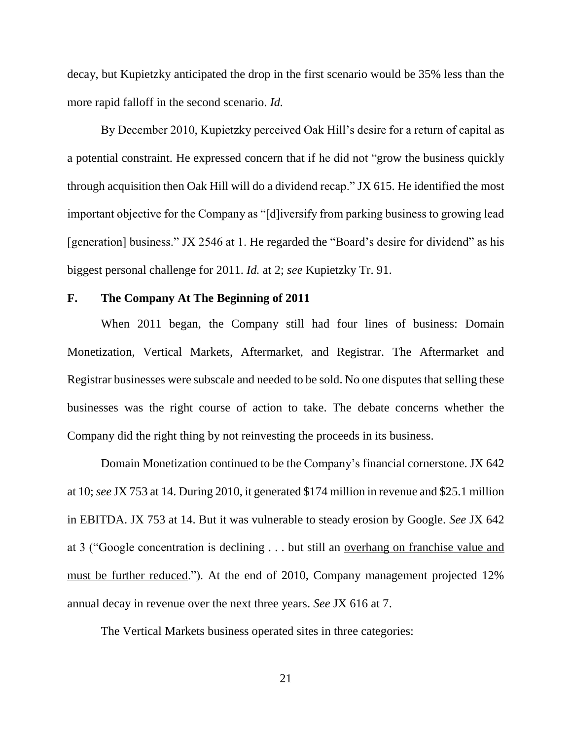decay, but Kupietzky anticipated the drop in the first scenario would be 35% less than the more rapid falloff in the second scenario. *Id.*

By December 2010, Kupietzky perceived Oak Hill's desire for a return of capital as a potential constraint. He expressed concern that if he did not "grow the business quickly through acquisition then Oak Hill will do a dividend recap." JX 615. He identified the most important objective for the Company as "[d]iversify from parking business to growing lead [generation] business." JX 2546 at 1. He regarded the "Board's desire for dividend" as his biggest personal challenge for 2011. *Id.* at 2; *see* Kupietzky Tr. 91.

### F. The Company At The Beginning of 2011

When 2011 began, the Company still had four lines of business: Domain Monetization, Vertical Markets, Aftermarket, and Registrar. The Aftermarket and Registrar businesses were subscale and needed to be sold. No one disputes that selling these businesses was the right course of action to take. The debate concerns whether the Company did the right thing by not reinvesting the proceeds in its business.

Domain Monetization continued to be the Company's financial cornerstone. JX 642 at 10; *see* JX 753 at 14. During 2010, it generated $174 million in revenue and $25.1 million in EBITDA. JX 753 at 14. But it was vulnerable to steady erosion by Google. *See* JX 642 at 3 ("Google concentration is declining . . . but still an <u>overhang on franchise value and must be further reduced</u>."). At the end of 2010, Company management projected 12% annual decay in revenue over the next three years. *See* JX 616 at 7.

The Vertical Markets business operated sites in three categories: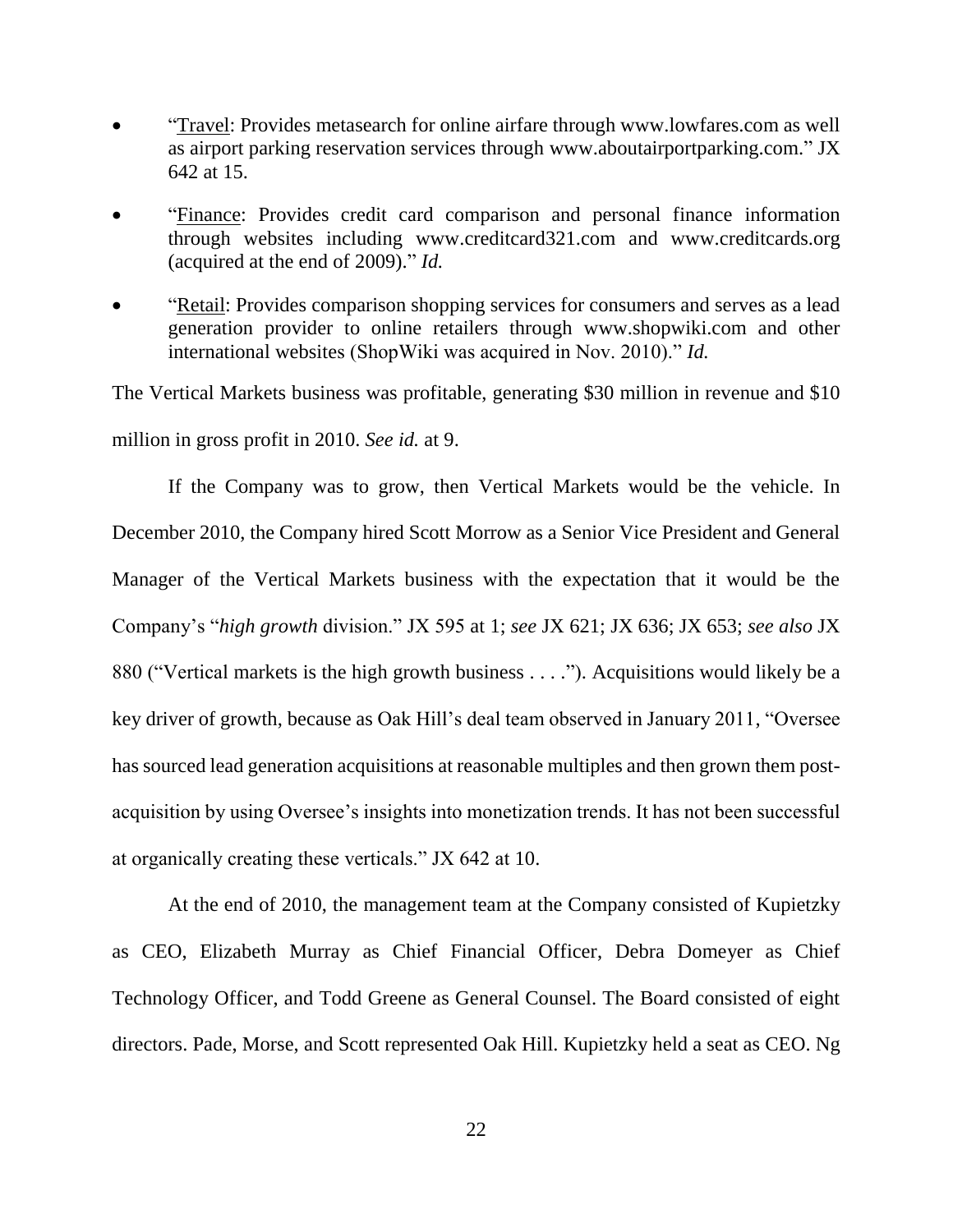- "<u>Travel</u>: Provides metasearch for online airfare through www.lowfares.com as well as airport parking reservation services through www.aboutairportparking.com." JX 642 at 15.
- "<u>Finance</u>: Provides credit card comparison and personal finance information through websites including www.creditcard321.com and www.creditcards.org (acquired at the end of 2009)." *Id.*
- "<u>Retail</u>: Provides comparison shopping services for consumers and serves as a lead generation provider to online retailers through www.shopwiki.com and other international websites (ShopWiki was acquired in Nov. 2010)." *Id.*

The Vertical Markets business was profitable, generating $30 million in revenue and $10 million in gross profit in 2010. *See id.* at 9.

If the Company was to grow, then Vertical Markets would be the vehicle. In December 2010, the Company hired Scott Morrow as a Senior Vice President and General Manager of the Vertical Markets business with the expectation that it would be the Company's "*high growth* division." JX 595 at 1; *see* JX 621; JX 636; JX 653; *see also* JX 880 ("Vertical markets is the high growth business . . . ."). Acquisitions would likely be a key driver of growth, because as Oak Hill's deal team observed in January 2011, "Oversee has sourced lead generation acquisitions at reasonable multiples and then grown them post-acquisition by using Oversee's insights into monetization trends. It has not been successful at organically creating these verticals." JX 642 at 10.

At the end of 2010, the management team at the Company consisted of Kupietzky as CEO, Elizabeth Murray as Chief Financial Officer, Debra Domeyer as Chief Technology Officer, and Todd Greene as General Counsel. The Board consisted of eight directors. Pade, Morse, and Scott represented Oak Hill. Kupietzky held a seat as CEO. Ng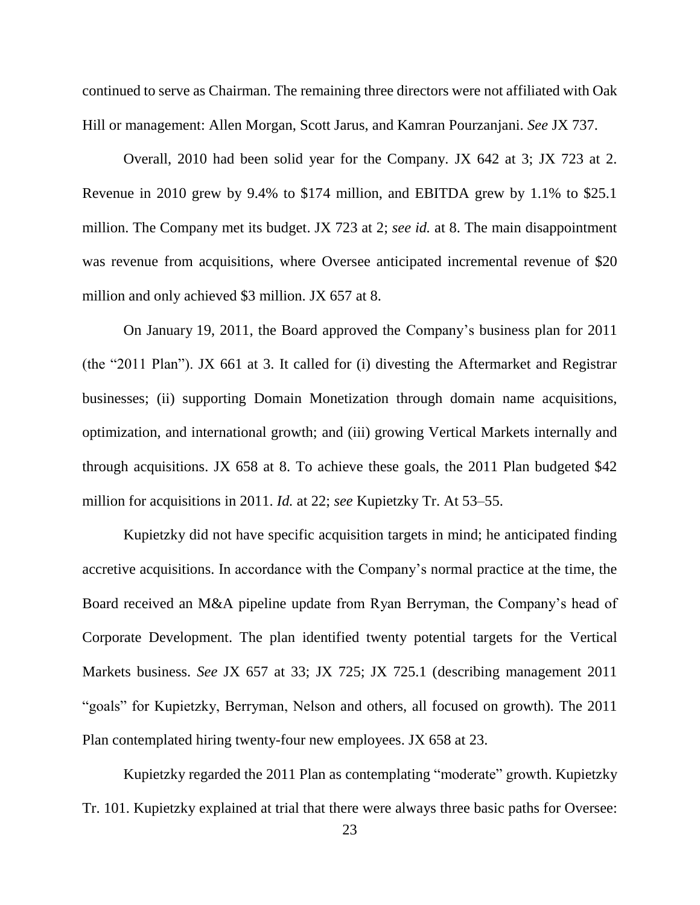continued to serve as Chairman. The remaining three directors were not affiliated with Oak Hill or management: Allen Morgan, Scott Jarus, and Kamran Pourzanjani. *See* JX 737.

Overall, 2010 had been solid year for the Company. JX 642 at 3; JX 723 at 2. Revenue in 2010 grew by 9.4% to $174 million, and EBITDA grew by 1.1% to $25.1 million. The Company met its budget. JX 723 at 2; *see id.* at 8. The main disappointment was revenue from acquisitions, where Oversee anticipated incremental revenue of $20 million and only achieved $3 million. JX 657 at 8.

On January 19, 2011, the Board approved the Company's business plan for 2011 (the "2011 Plan"). JX 661 at 3. It called for (i) divesting the Aftermarket and Registrar businesses; (ii) supporting Domain Monetization through domain name acquisitions, optimization, and international growth; and (iii) growing Vertical Markets internally and through acquisitions. JX 658 at 8. To achieve these goals, the 2011 Plan budgeted $42 million for acquisitions in 2011. *Id.* at 22; *see* Kupietzky Tr. At 53–55.

Kupietzky did not have specific acquisition targets in mind; he anticipated finding accretive acquisitions. In accordance with the Company's normal practice at the time, the Board received an M&A pipeline update from Ryan Berryman, the Company's head of Corporate Development. The plan identified twenty potential targets for the Vertical Markets business. *See* JX 657 at 33; JX 725; JX 725.1 (describing management 2011 "goals" for Kupietzky, Berryman, Nelson and others, all focused on growth). The 2011 Plan contemplated hiring twenty-four new employees. JX 658 at 23.

Kupietzky regarded the 2011 Plan as contemplating "moderate" growth. Kupietzky Tr. 101. Kupietzky explained at trial that there were always three basic paths for Oversee: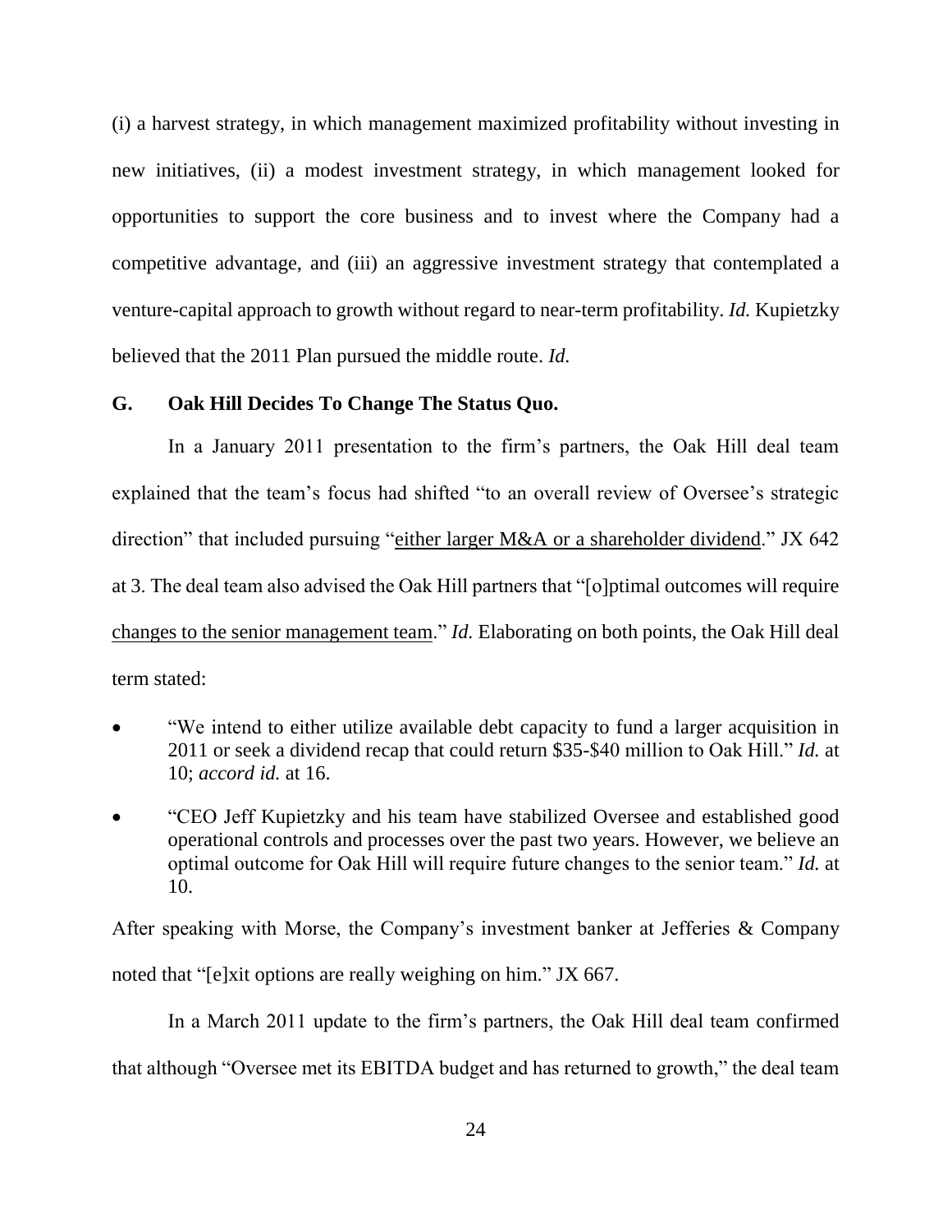(i) a harvest strategy, in which management maximized profitability without investing in new initiatives, (ii) a modest investment strategy, in which management looked for opportunities to support the core business and to invest where the Company had a competitive advantage, and (iii) an aggressive investment strategy that contemplated a venture-capital approach to growth without regard to near-term profitability. *Id.* Kupietzky believed that the 2011 Plan pursued the middle route. *Id.*

## G. Oak Hill Decides To Change The Status Quo.

In a January 2011 presentation to the firm's partners, the Oak Hill deal team explained that the team's focus had shifted "to an overall review of Oversee's strategic direction" that included pursuing "<u>either larger M&A or a shareholder dividend</u>." JX 642 at 3. The deal team also advised the Oak Hill partners that "[o]ptimal outcomes will require <u>changes to the senior management team</u>." *Id.* Elaborating on both points, the Oak Hill deal term stated:

- "We intend to either utilize available debt capacity to fund a larger acquisition in 2011 or seek a dividend recap that could return $35-$40 million to Oak Hill." *Id.* at 10; *accord id.* at 16.
- "CEO Jeff Kupietzky and his team have stabilized Oversee and established good operational controls and processes over the past two years. However, we believe an optimal outcome for Oak Hill will require future changes to the senior team." *Id.* at 10.

After speaking with Morse, the Company's investment banker at Jefferies & Company noted that "[e]xit options are really weighing on him." JX 667.

In a March 2011 update to the firm's partners, the Oak Hill deal team confirmed that although "Oversee met its EBITDA budget and has returned to growth," the deal team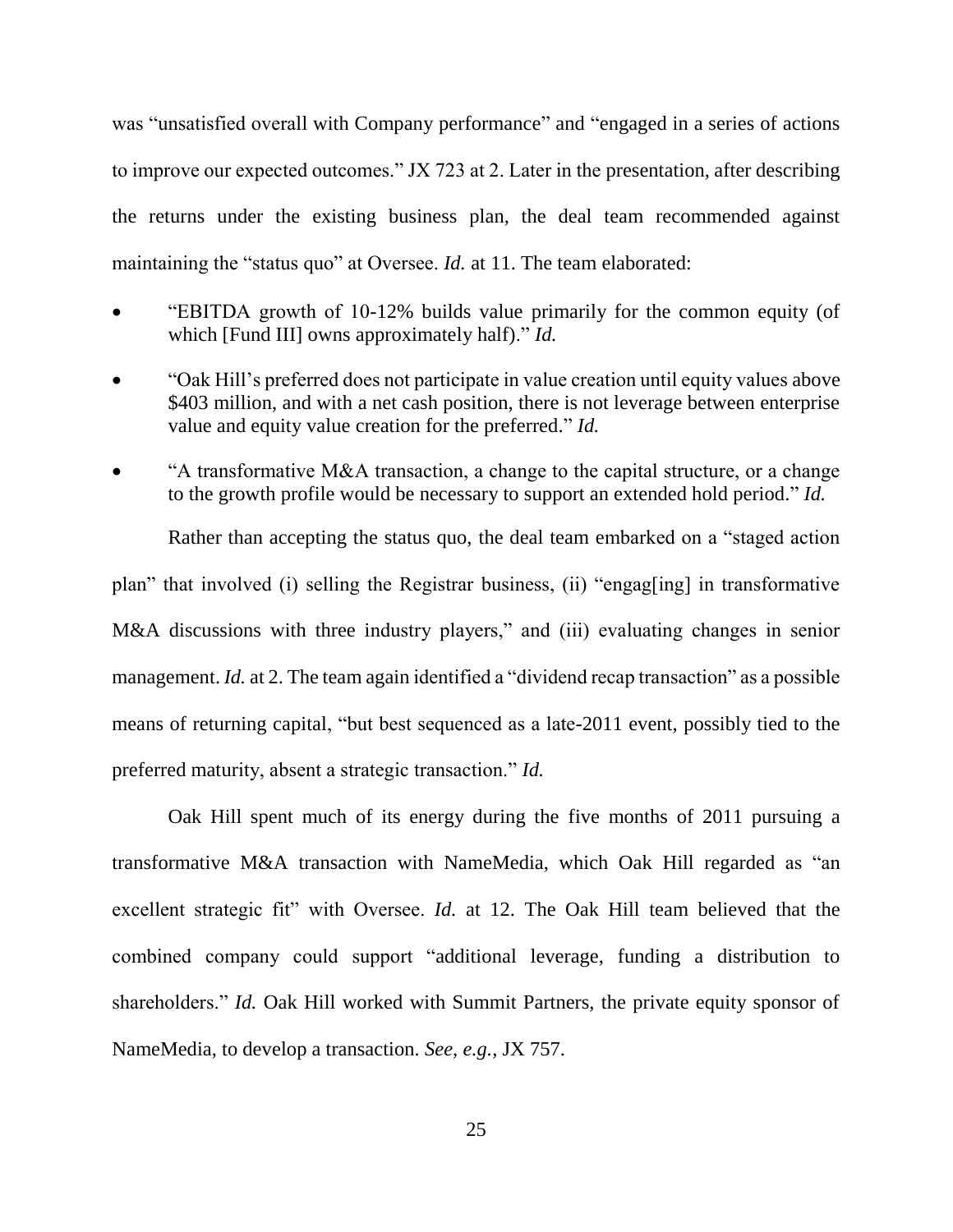was "unsatisfied overall with Company performance" and "engaged in a series of actions to improve our expected outcomes." JX 723 at 2. Later in the presentation, after describing the returns under the existing business plan, the deal team recommended against maintaining the "status quo" at Oversee. *Id.* at 11. The team elaborated:

- "EBITDA growth of 10-12% builds value primarily for the common equity (of which [Fund III] owns approximately half)." *Id.*
- "Oak Hill's preferred does not participate in value creation until equity values above $403 million, and with a net cash position, there is not leverage between enterprise value and equity value creation for the preferred." *Id.*
- "A transformative M&A transaction, a change to the capital structure, or a change to the growth profile would be necessary to support an extended hold period." *Id.*

Rather than accepting the status quo, the deal team embarked on a "staged action plan" that involved (i) selling the Registrar business, (ii) "engag[ing] in transformative M&A discussions with three industry players," and (iii) evaluating changes in senior management. *Id.* at 2. The team again identified a "dividend recap transaction" as a possible means of returning capital, "but best sequenced as a late-2011 event, possibly tied to the preferred maturity, absent a strategic transaction." *Id.*

Oak Hill spent much of its energy during the five months of 2011 pursuing a transformative M&A transaction with NameMedia, which Oak Hill regarded as "an excellent strategic fit" with Oversee. *Id.* at 12. The Oak Hill team believed that the combined company could support "additional leverage, funding a distribution to shareholders." *Id.* Oak Hill worked with Summit Partners, the private equity sponsor of NameMedia, to develop a transaction. *See, e.g.*, JX 757.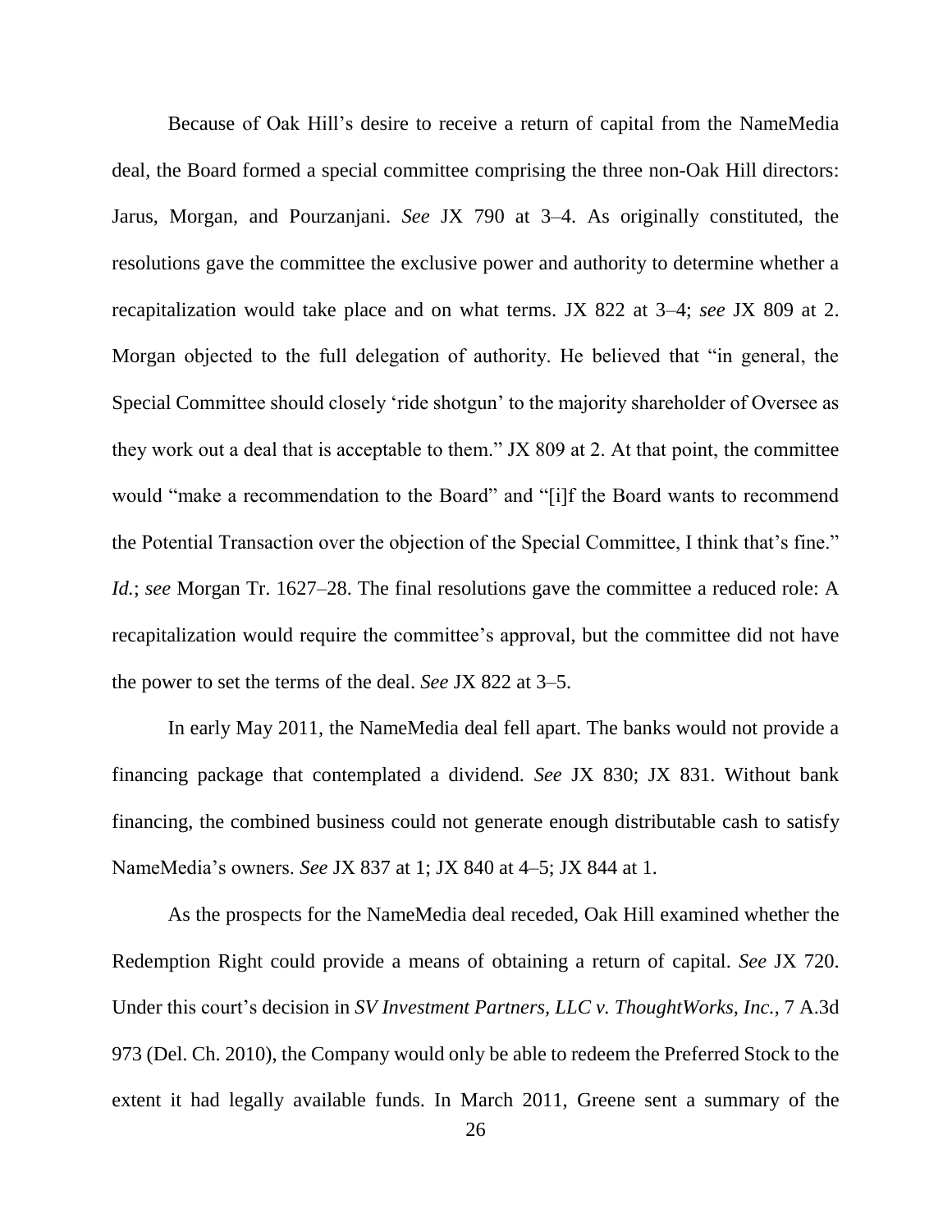Because of Oak Hill's desire to receive a return of capital from the NameMedia deal, the Board formed a special committee comprising the three non-Oak Hill directors: Jarus, Morgan, and Pourzanjani. *See* JX 790 at 3–4. As originally constituted, the resolutions gave the committee the exclusive power and authority to determine whether a recapitalization would take place and on what terms. JX 822 at 3–4; *see* JX 809 at 2. Morgan objected to the full delegation of authority. He believed that "in general, the Special Committee should closely 'ride shotgun' to the majority shareholder of Oversee as they work out a deal that is acceptable to them." JX 809 at 2. At that point, the committee would "make a recommendation to the Board" and "[i]f the Board wants to recommend the Potential Transaction over the objection of the Special Committee, I think that's fine." *Id.*; *see* Morgan Tr. 1627–28. The final resolutions gave the committee a reduced role: A recapitalization would require the committee's approval, but the committee did not have the power to set the terms of the deal. *See* JX 822 at 3–5.

In early May 2011, the NameMedia deal fell apart. The banks would not provide a financing package that contemplated a dividend. *See* JX 830; JX 831. Without bank financing, the combined business could not generate enough distributable cash to satisfy NameMedia's owners. *See* JX 837 at 1; JX 840 at 4–5; JX 844 at 1.

As the prospects for the NameMedia deal receded, Oak Hill examined whether the Redemption Right could provide a means of obtaining a return of capital. *See* JX 720. Under this court's decision in *SV Investment Partners, LLC v. ThoughtWorks, Inc.*, 7 A.3d 973 (Del. Ch. 2010), the Company would only be able to redeem the Preferred Stock to the extent it had legally available funds. In March 2011, Greene sent a summary of the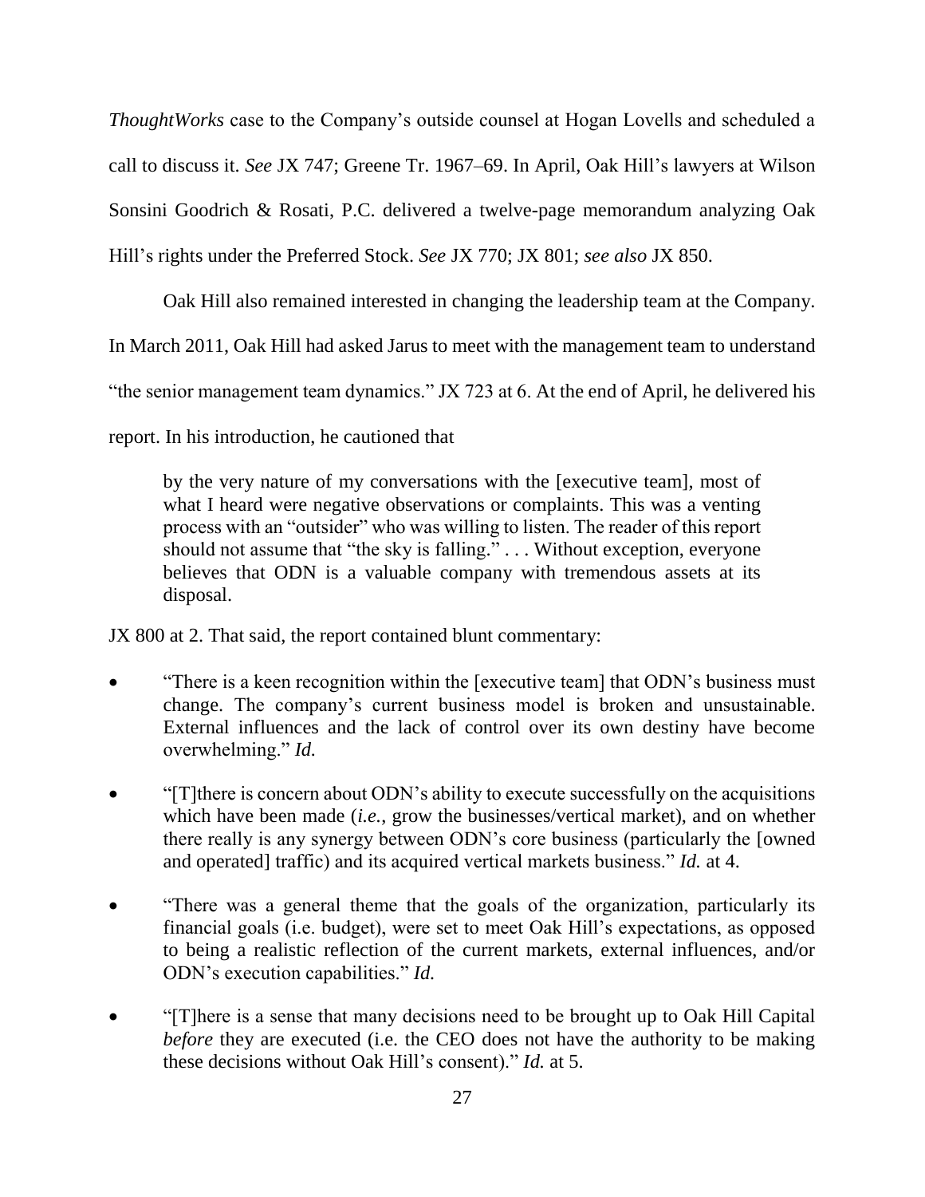*ThoughtWorks* case to the Company's outside counsel at Hogan Lovells and scheduled a call to discuss it. *See* JX 747; Greene Tr. 1967–69. In April, Oak Hill's lawyers at Wilson Sonsini Goodrich & Rosati, P.C. delivered a twelve-page memorandum analyzing Oak Hill's rights under the Preferred Stock. *See* JX 770; JX 801; *see also* JX 850.

Oak Hill also remained interested in changing the leadership team at the Company. In March 2011, Oak Hill had asked Jarus to meet with the management team to understand "the senior management team dynamics." JX 723 at 6. At the end of April, he delivered his report. In his introduction, he cautioned that

> by the very nature of my conversations with the [executive team], most of what I heard were negative observations or complaints. This was a venting process with an "outsider" who was willing to listen. The reader of this report should not assume that "the sky is falling." . . . Without exception, everyone believes that ODN is a valuable company with tremendous assets at its disposal.

JX 800 at 2. That said, the report contained blunt commentary:

- "There is a keen recognition within the [executive team] that ODN's business must change. The company's current business model is broken and unsustainable. External influences and the lack of control over its own destiny have become overwhelming." *Id.*
- "[T]there is concern about ODN's ability to execute successfully on the acquisitions which have been made (*i.e.*, grow the businesses/vertical market), and on whether there really is any synergy between ODN's core business (particularly the [owned and operated] traffic) and its acquired vertical markets business." *Id.* at 4.
- "There was a general theme that the goals of the organization, particularly its financial goals (i.e. budget), were set to meet Oak Hill's expectations, as opposed to being a realistic reflection of the current markets, external influences, and/or ODN's execution capabilities." *Id.*
- "[T]here is a sense that many decisions need to be brought up to Oak Hill Capital *before* they are executed (i.e. the CEO does not have the authority to be making these decisions without Oak Hill's consent)." *Id.* at 5.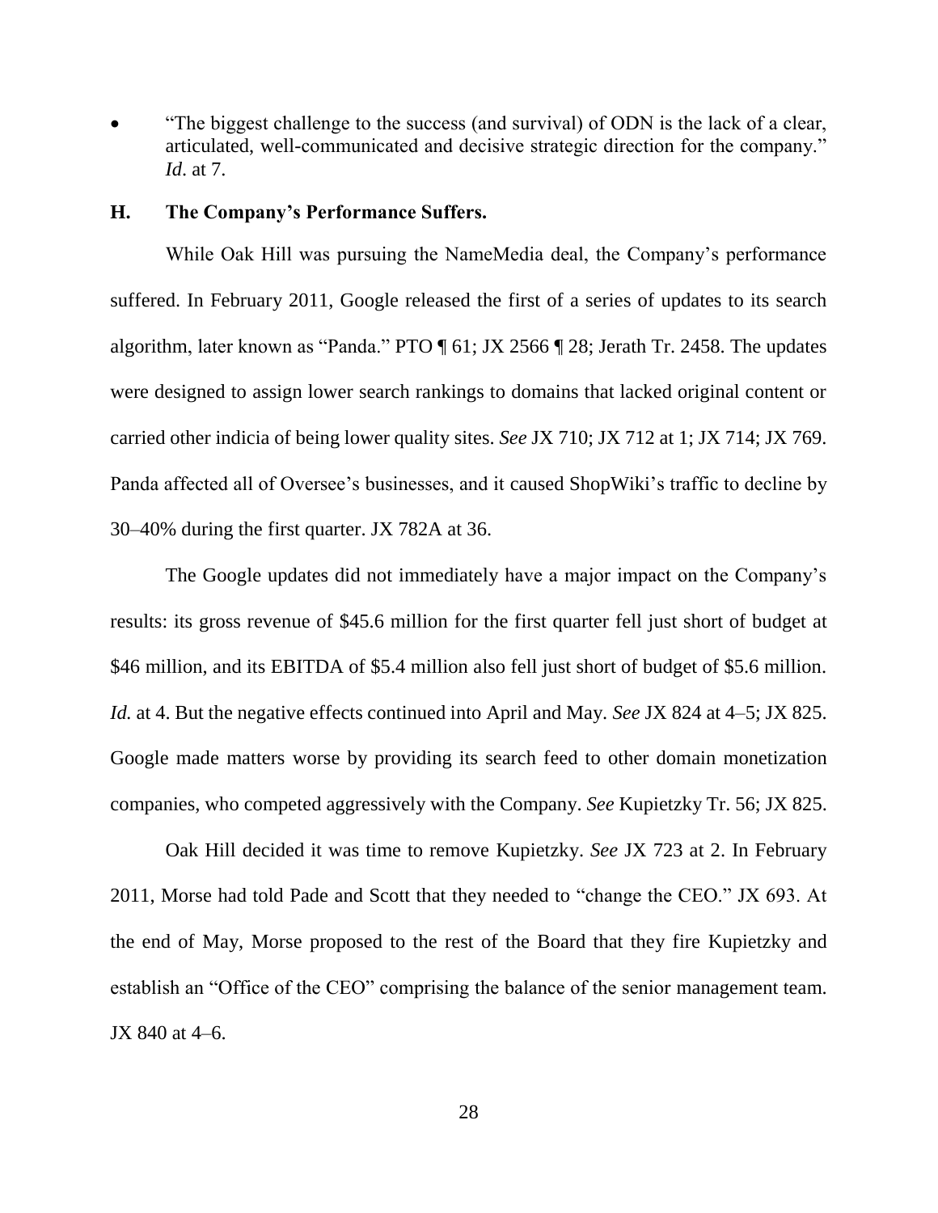- "The biggest challenge to the success (and survival) of ODN is the lack of a clear, articulated, well-communicated and decisive strategic direction for the company." *Id*. at 7.

### H. The Company's Performance Suffers.

While Oak Hill was pursuing the NameMedia deal, the Company's performance suffered. In February 2011, Google released the first of a series of updates to its search algorithm, later known as "Panda." PTO ¶ 61; JX 2566 ¶ 28; Jerath Tr. 2458. The updates were designed to assign lower search rankings to domains that lacked original content or carried other indicia of being lower quality sites. *See* JX 710; JX 712 at 1; JX 714; JX 769. Panda affected all of Oversee's businesses, and it caused ShopWiki's traffic to decline by 30–40% during the first quarter. JX 782A at 36.

The Google updates did not immediately have a major impact on the Company's results: its gross revenue of $45.6 million for the first quarter fell just short of budget at $46 million, and its EBITDA of $5.4 million also fell just short of budget of $5.6 million. *Id.* at 4. But the negative effects continued into April and May. *See* JX 824 at 4–5; JX 825. Google made matters worse by providing its search feed to other domain monetization companies, who competed aggressively with the Company. *See* Kupietzky Tr. 56; JX 825.

Oak Hill decided it was time to remove Kupietzky. *See* JX 723 at 2. In February 2011, Morse had told Pade and Scott that they needed to "change the CEO." JX 693. At the end of May, Morse proposed to the rest of the Board that they fire Kupietzky and establish an "Office of the CEO" comprising the balance of the senior management team. JX 840 at 4–6.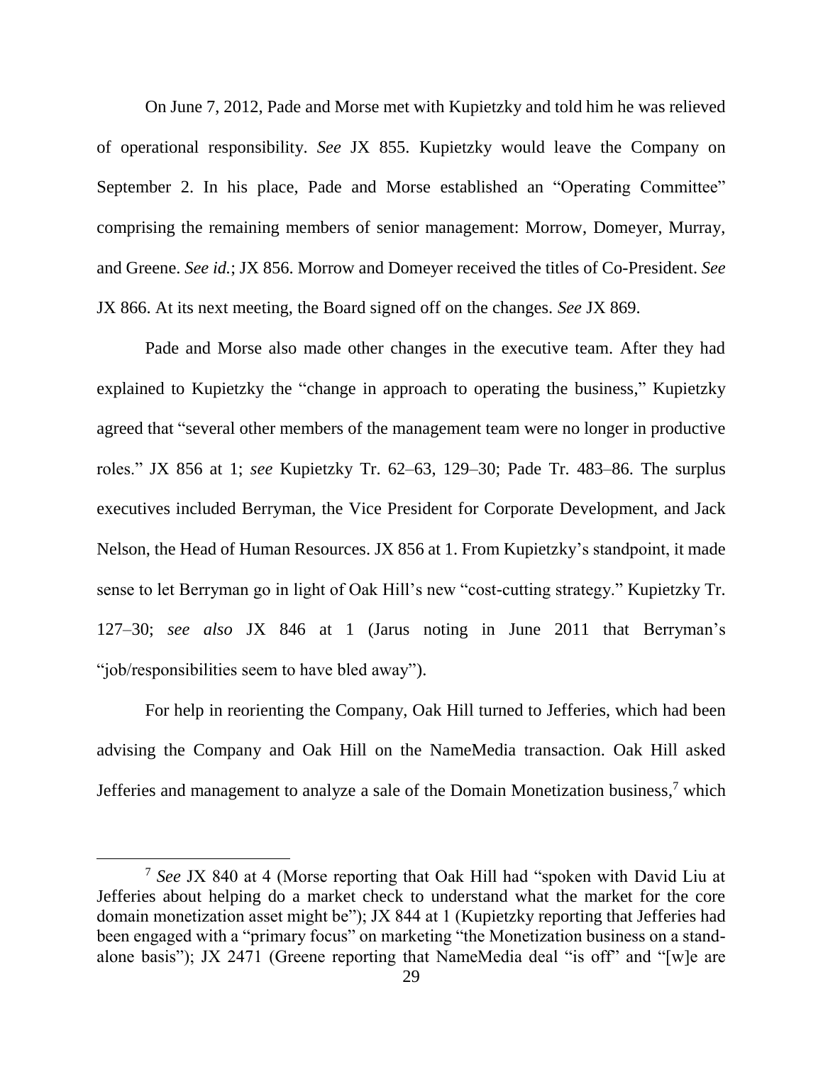On June 7, 2012, Pade and Morse met with Kupietzky and told him he was relieved of operational responsibility. *See* JX 855. Kupietzky would leave the Company on September 2. In his place, Pade and Morse established an "Operating Committee" comprising the remaining members of senior management: Morrow, Domeyer, Murray, and Greene. *See id.*; JX 856. Morrow and Domeyer received the titles of Co-President. *See* JX 866. At its next meeting, the Board signed off on the changes. *See* JX 869.

Pade and Morse also made other changes in the executive team. After they had explained to Kupietzky the "change in approach to operating the business," Kupietzky agreed that "several other members of the management team were no longer in productive roles." JX 856 at 1; *see* Kupietzky Tr. 62–63, 129–30; Pade Tr. 483–86. The surplus executives included Berryman, the Vice President for Corporate Development, and Jack Nelson, the Head of Human Resources. JX 856 at 1. From Kupietzky's standpoint, it made sense to let Berryman go in light of Oak Hill's new "cost-cutting strategy." Kupietzky Tr. 127–30; *see also* JX 846 at 1 (Jarus noting in June 2011 that Berryman's "job/responsibilities seem to have bled away").

For help in reorienting the Company, Oak Hill turned to Jefferies, which had been advising the Company and Oak Hill on the NameMedia transaction. Oak Hill asked Jefferies and management to analyze a sale of the Domain Monetization business,[7] which

[7] *See* JX 840 at 4 (Morse reporting that Oak Hill had "spoken with David Liu at Jefferies about helping do a market check to understand what the market for the core domain monetization asset might be"); JX 844 at 1 (Kupietzky reporting that Jefferies had been engaged with a "primary focus" on marketing "the Monetization business on a stand-alone basis"); JX 2471 (Greene reporting that NameMedia deal "is off" and "[w]e are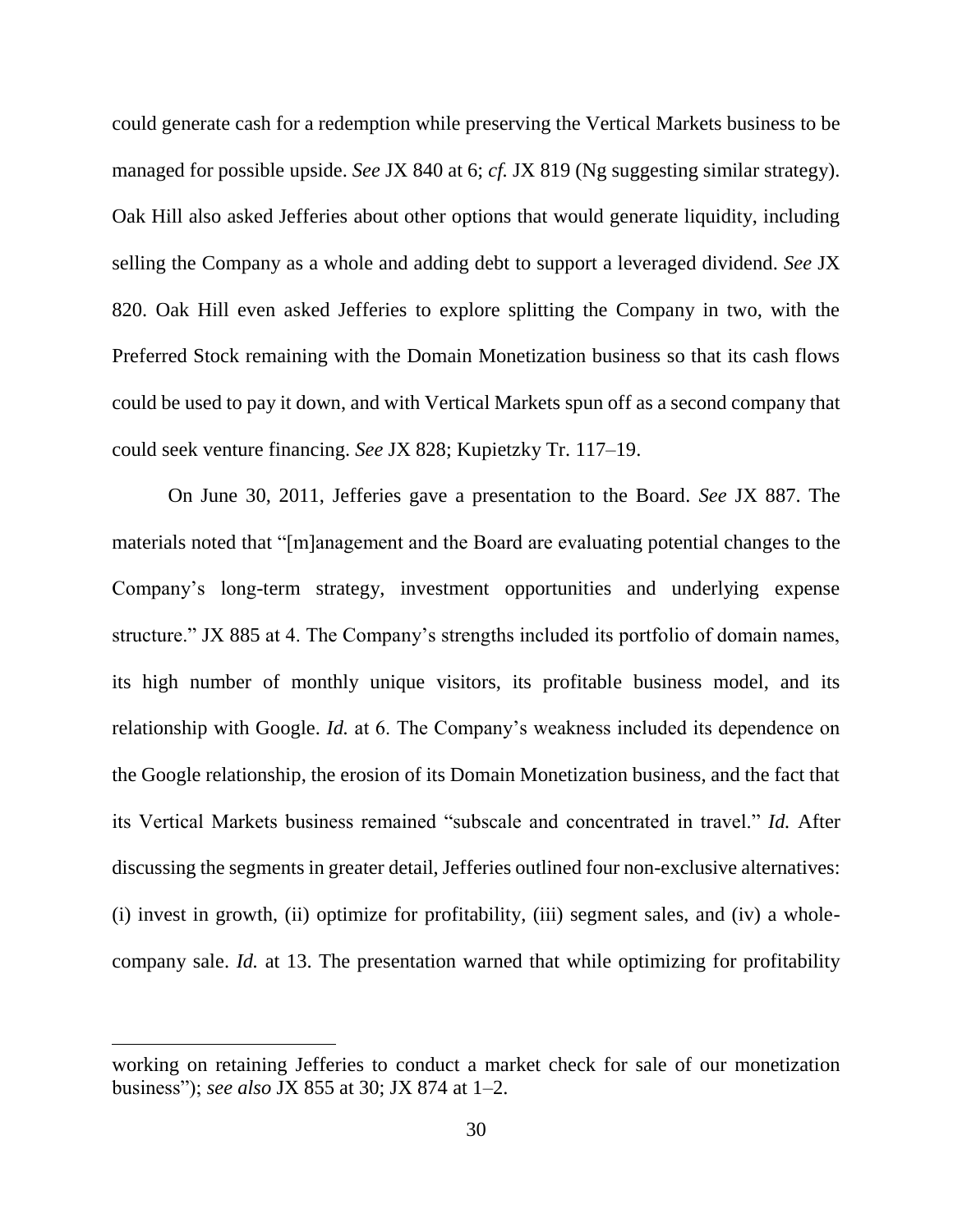could generate cash for a redemption while preserving the Vertical Markets business to be managed for possible upside. *See* JX 840 at 6; *cf.* JX 819 (Ng suggesting similar strategy). Oak Hill also asked Jefferies about other options that would generate liquidity, including selling the Company as a whole and adding debt to support a leveraged dividend. *See* JX 820. Oak Hill even asked Jefferies to explore splitting the Company in two, with the Preferred Stock remaining with the Domain Monetization business so that its cash flows could be used to pay it down, and with Vertical Markets spun off as a second company that could seek venture financing. *See* JX 828; Kupietzky Tr. 117–19.

On June 30, 2011, Jefferies gave a presentation to the Board. *See* JX 887. The materials noted that "[m]anagement and the Board are evaluating potential changes to the Company's long-term strategy, investment opportunities and underlying expense structure." JX 885 at 4. The Company's strengths included its portfolio of domain names, its high number of monthly unique visitors, its profitable business model, and its relationship with Google. *Id.* at 6. The Company's weakness included its dependence on the Google relationship, the erosion of its Domain Monetization business, and the fact that its Vertical Markets business remained "subscale and concentrated in travel." *Id.* After discussing the segments in greater detail, Jefferies outlined four non-exclusive alternatives: (i) invest in growth, (ii) optimize for profitability, (iii) segment sales, and (iv) a whole-company sale. *Id.* at 13. The presentation warned that while optimizing for profitability

---

working on retaining Jefferies to conduct a market check for sale of our monetization business"); *see also* JX 855 at 30; JX 874 at 1–2.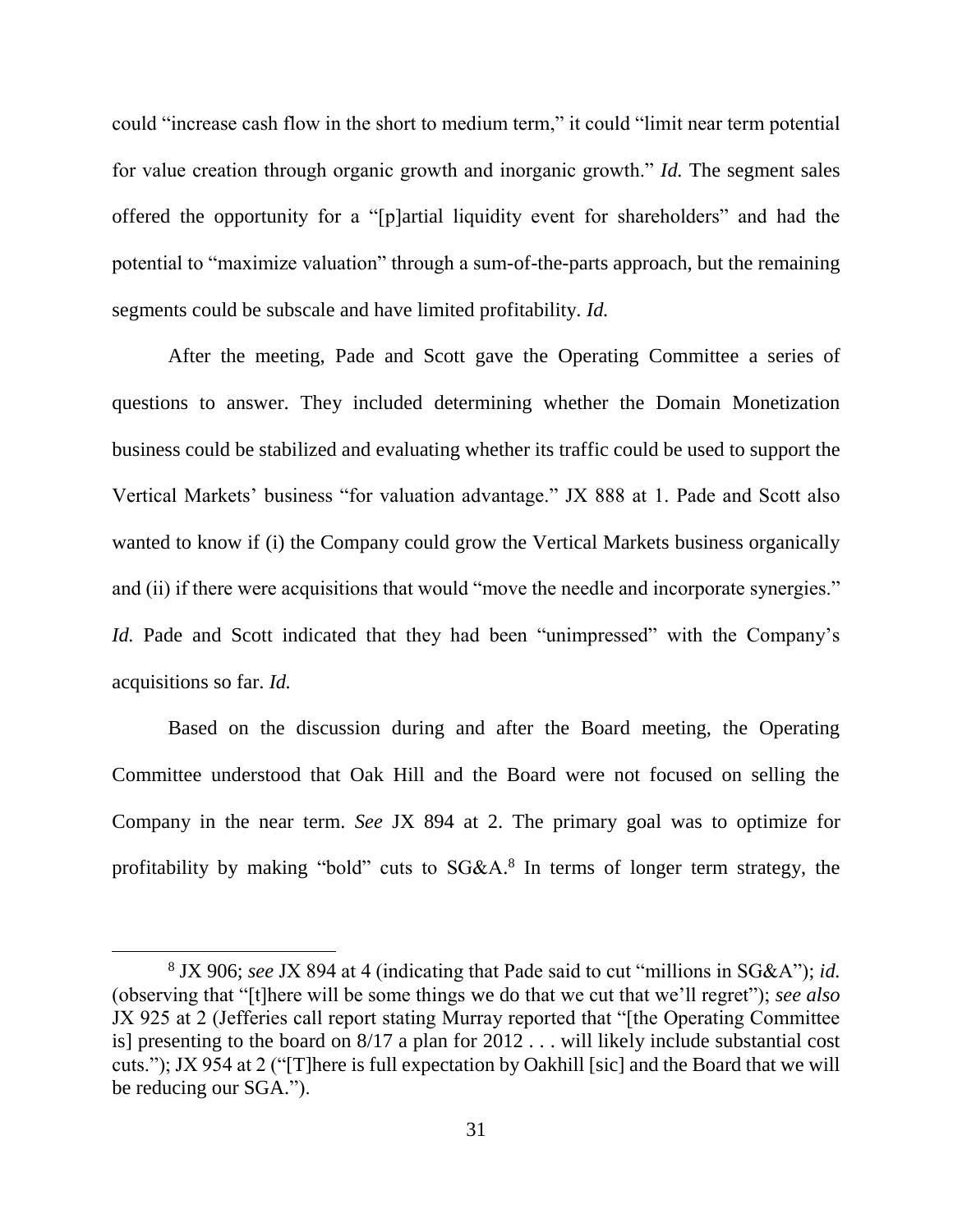could "increase cash flow in the short to medium term," it could "limit near term potential for value creation through organic growth and inorganic growth." *Id.* The segment sales offered the opportunity for a "[p]artial liquidity event for shareholders" and had the potential to "maximize valuation" through a sum-of-the-parts approach, but the remaining segments could be subscale and have limited profitability. *Id.*

After the meeting, Pade and Scott gave the Operating Committee a series of questions to answer. They included determining whether the Domain Monetization business could be stabilized and evaluating whether its traffic could be used to support the Vertical Markets' business "for valuation advantage." JX 888 at 1. Pade and Scott also wanted to know if (i) the Company could grow the Vertical Markets business organically and (ii) if there were acquisitions that would "move the needle and incorporate synergies." *Id.* Pade and Scott indicated that they had been "unimpressed" with the Company's acquisitions so far. *Id.*

Based on the discussion during and after the Board meeting, the Operating Committee understood that Oak Hill and the Board were not focused on selling the Company in the near term. *See* JX 894 at 2. The primary goal was to optimize for profitability by making "bold" cuts to SG&A.[8] In terms of longer term strategy, the

[8] JX 906; *see* JX 894 at 4 (indicating that Pade said to cut "millions in SG&A"); *id.* (observing that "[t]here will be some things we do that we cut that we'll regret"); *see also* JX 925 at 2 (Jefferies call report stating Murray reported that "[the Operating Committee is] presenting to the board on 8/17 a plan for 2012 . . . will likely include substantial cost cuts."); JX 954 at 2 ("[T]here is full expectation by Oakhill [sic] and the Board that we will be reducing our SGA.").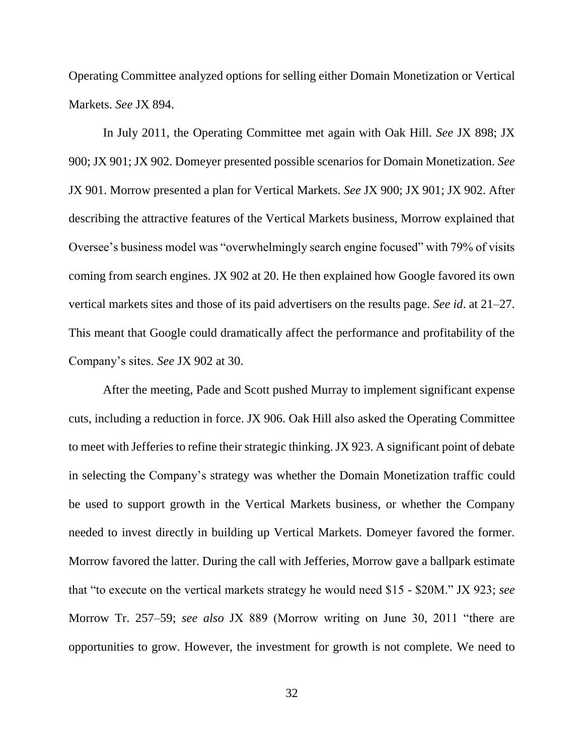Operating Committee analyzed options for selling either Domain Monetization or Vertical Markets. *See* JX 894.

In July 2011, the Operating Committee met again with Oak Hill. *See* JX 898; JX 900; JX 901; JX 902. Domeyer presented possible scenarios for Domain Monetization. *See* JX 901. Morrow presented a plan for Vertical Markets. *See* JX 900; JX 901; JX 902. After describing the attractive features of the Vertical Markets business, Morrow explained that Oversee's business model was "overwhelmingly search engine focused" with 79% of visits coming from search engines. JX 902 at 20. He then explained how Google favored its own vertical markets sites and those of its paid advertisers on the results page. *See id*. at 21–27. This meant that Google could dramatically affect the performance and profitability of the Company's sites. *See* JX 902 at 30.

After the meeting, Pade and Scott pushed Murray to implement significant expense cuts, including a reduction in force. JX 906. Oak Hill also asked the Operating Committee to meet with Jefferies to refine their strategic thinking. JX 923. A significant point of debate in selecting the Company's strategy was whether the Domain Monetization traffic could be used to support growth in the Vertical Markets business, or whether the Company needed to invest directly in building up Vertical Markets. Domeyer favored the former. Morrow favored the latter. During the call with Jefferies, Morrow gave a ballpark estimate that "to execute on the vertical markets strategy he would need $15 - $20M." JX 923; *see* Morrow Tr. 257–59; *see also* JX 889 (Morrow writing on June 30, 2011 "there are opportunities to grow. However, the investment for growth is not complete. We need to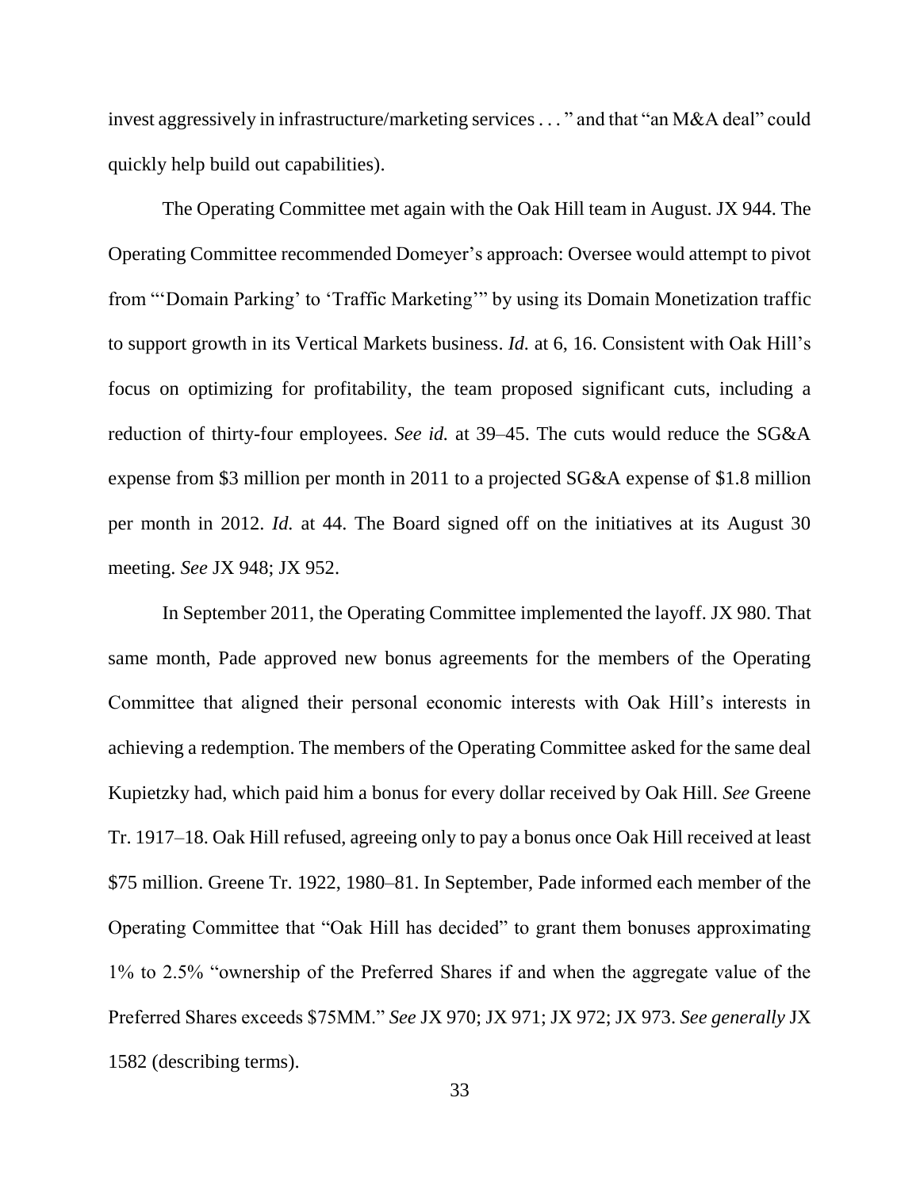invest aggressively in infrastructure/marketing services . . . " and that "an M&A deal" could quickly help build out capabilities).

The Operating Committee met again with the Oak Hill team in August. JX 944. The Operating Committee recommended Domeyer's approach: Oversee would attempt to pivot from "'Domain Parking' to 'Traffic Marketing'" by using its Domain Monetization traffic to support growth in its Vertical Markets business. *Id.* at 6, 16. Consistent with Oak Hill's focus on optimizing for profitability, the team proposed significant cuts, including a reduction of thirty-four employees. *See id.* at 39–45. The cuts would reduce the SG&A expense from $3 million per month in 2011 to a projected SG&A expense of $1.8 million per month in 2012. *Id.* at 44. The Board signed off on the initiatives at its August 30 meeting. *See* JX 948; JX 952.

In September 2011, the Operating Committee implemented the layoff. JX 980. That same month, Pade approved new bonus agreements for the members of the Operating Committee that aligned their personal economic interests with Oak Hill's interests in achieving a redemption. The members of the Operating Committee asked for the same deal Kupietzky had, which paid him a bonus for every dollar received by Oak Hill. *See* Greene Tr. 1917–18. Oak Hill refused, agreeing only to pay a bonus once Oak Hill received at least $75 million. Greene Tr. 1922, 1980–81. In September, Pade informed each member of the Operating Committee that "Oak Hill has decided" to grant them bonuses approximating 1% to 2.5% "ownership of the Preferred Shares if and when the aggregate value of the Preferred Shares exceeds $75MM." *See* JX 970; JX 971; JX 972; JX 973. *See generally* JX 1582 (describing terms).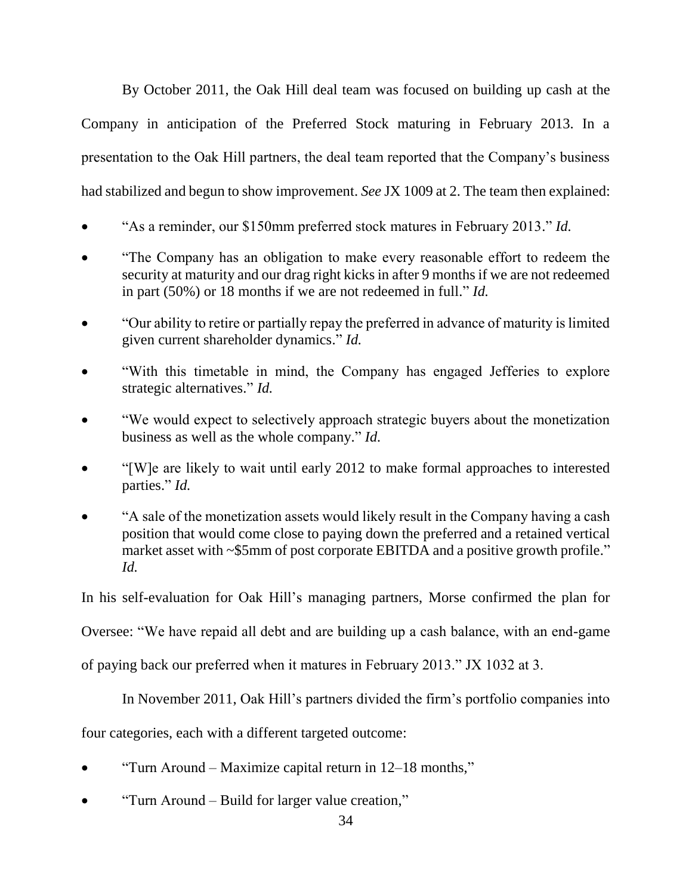By October 2011, the Oak Hill deal team was focused on building up cash at the Company in anticipation of the Preferred Stock maturing in February 2013. In a presentation to the Oak Hill partners, the deal team reported that the Company's business had stabilized and begun to show improvement. *See* JX 1009 at 2. The team then explained:

- "As a reminder, our $150mm preferred stock matures in February 2013." *Id.*
- "The Company has an obligation to make every reasonable effort to redeem the security at maturity and our drag right kicks in after 9 months if we are not redeemed in part (50%) or 18 months if we are not redeemed in full." *Id.*
- "Our ability to retire or partially repay the preferred in advance of maturity is limited given current shareholder dynamics." *Id.*
- "With this timetable in mind, the Company has engaged Jefferies to explore strategic alternatives." *Id.*
- "We would expect to selectively approach strategic buyers about the monetization business as well as the whole company." *Id.*
- "[W]e are likely to wait until early 2012 to make formal approaches to interested parties." *Id.*
- "A sale of the monetization assets would likely result in the Company having a cash position that would come close to paying down the preferred and a retained vertical market asset with ~$5mm of post corporate EBITDA and a positive growth profile." *Id.*

In his self-evaluation for Oak Hill's managing partners, Morse confirmed the plan for Oversee: "We have repaid all debt and are building up a cash balance, with an end-game of paying back our preferred when it matures in February 2013." JX 1032 at 3.

In November 2011, Oak Hill's partners divided the firm's portfolio companies into four categories, each with a different targeted outcome:

- "Turn Around – Maximize capital return in 12–18 months,"
- "Turn Around – Build for larger value creation,"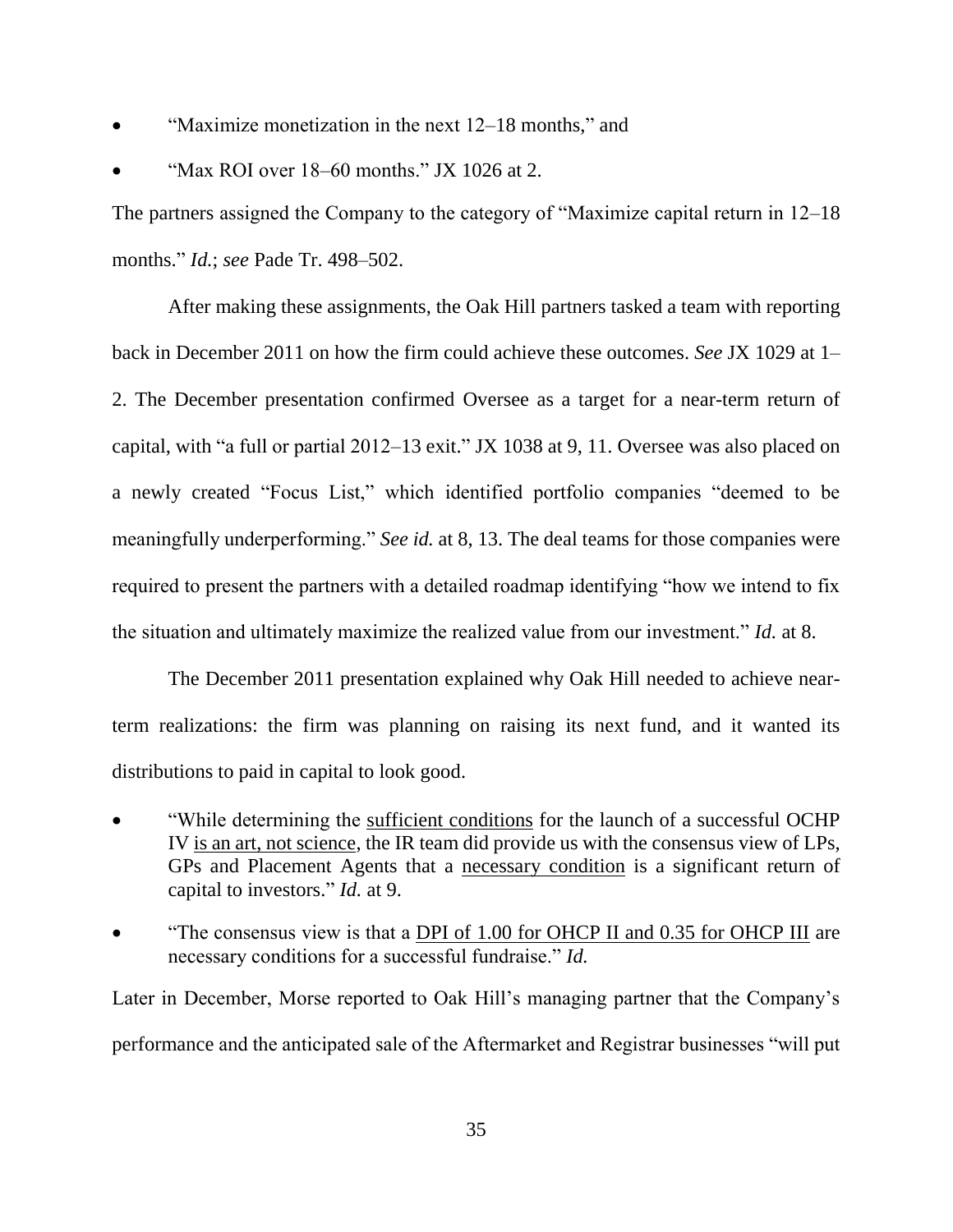- "Maximize monetization in the next 12–18 months," and
- "Max ROI over 18–60 months." JX 1026 at 2.

The partners assigned the Company to the category of "Maximize capital return in 12–18 months." *Id.*; *see* Pade Tr. 498–502.

After making these assignments, the Oak Hill partners tasked a team with reporting back in December 2011 on how the firm could achieve these outcomes. *See* JX 1029 at 1–2. The December presentation confirmed Oversee as a target for a near-term return of capital, with "a full or partial 2012–13 exit." JX 1038 at 9, 11. Oversee was also placed on a newly created "Focus List," which identified portfolio companies "deemed to be meaningfully underperforming." *See id.* at 8, 13. The deal teams for those companies were required to present the partners with a detailed roadmap identifying "how we intend to fix the situation and ultimately maximize the realized value from our investment." *Id.* at 8.

The December 2011 presentation explained why Oak Hill needed to achieve near-term realizations: the firm was planning on raising its next fund, and it wanted its distributions to paid in capital to look good.

- "While determining the <u>sufficient conditions</u> for the launch of a successful OCHP IV <u>is an art, not science</u>, the IR team did provide us with the consensus view of LPs, GPs and Placement Agents that a <u>necessary condition</u> is a significant return of capital to investors." *Id.* at 9.
- "The consensus view is that a <u>DPI of 1.00 for OHCP II and 0.35 for OHCP III</u> are necessary conditions for a successful fundraise." *Id.*

Later in December, Morse reported to Oak Hill's managing partner that the Company's performance and the anticipated sale of the Aftermarket and Registrar businesses "will put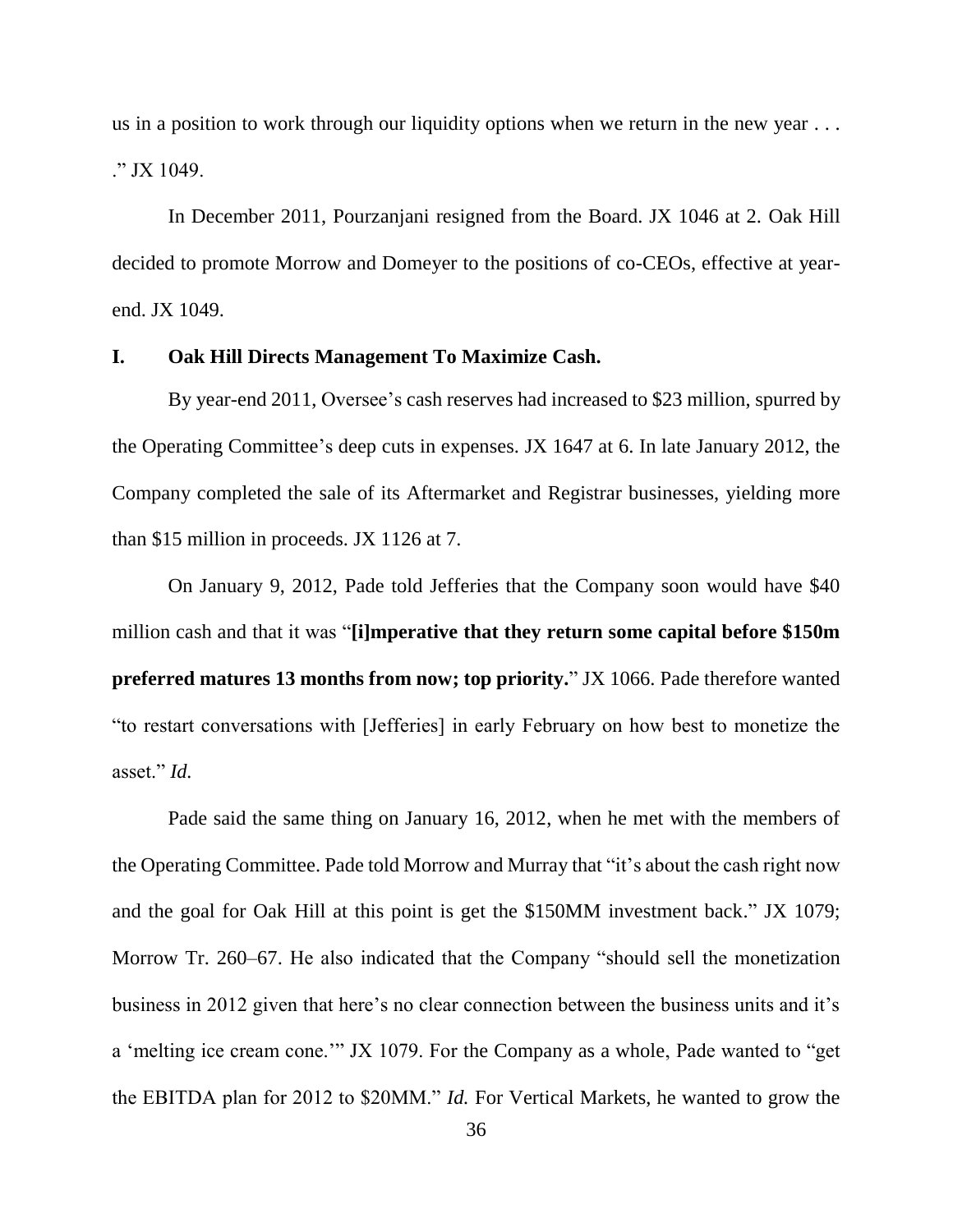us in a position to work through our liquidity options when we return in the new year . . . ." JX 1049.

In December 2011, Pourzanjani resigned from the Board. JX 1046 at 2. Oak Hill decided to promote Morrow and Domeyer to the positions of co-CEOs, effective at year-end. JX 1049.

### I. Oak Hill Directs Management To Maximize Cash.

By year-end 2011, Oversee's cash reserves had increased to $23 million, spurred by the Operating Committee's deep cuts in expenses. JX 1647 at 6. In late January 2012, the Company completed the sale of its Aftermarket and Registrar businesses, yielding more than $15 million in proceeds. JX 1126 at 7.

On January 9, 2012, Pade told Jefferies that the Company soon would have $40 million cash and that it was "**[i]mperative that they return some capital before $150m preferred matures 13 months from now; top priority.**" JX 1066. Pade therefore wanted "to restart conversations with [Jefferies] in early February on how best to monetize the asset." *Id.*

Pade said the same thing on January 16, 2012, when he met with the members of the Operating Committee. Pade told Morrow and Murray that "it's about the cash right now and the goal for Oak Hill at this point is get the $150MM investment back." JX 1079; Morrow Tr. 260–67. He also indicated that the Company "should sell the monetization business in 2012 given that here's no clear connection between the business units and it's a 'melting ice cream cone.'" JX 1079. For the Company as a whole, Pade wanted to "get the EBITDA plan for 2012 to $20MM." *Id.* For Vertical Markets, he wanted to grow the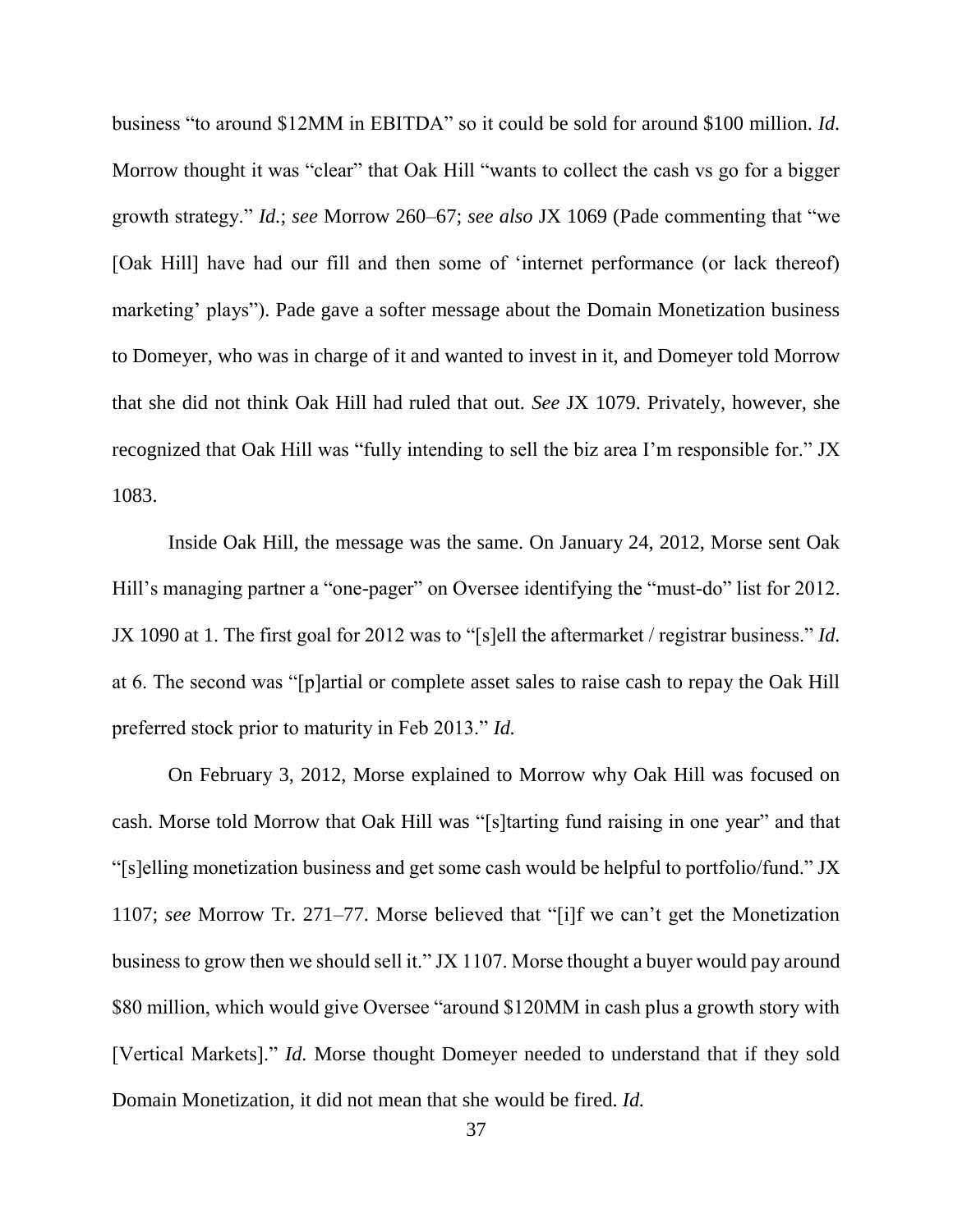business "to around $12MM in EBITDA" so it could be sold for around $100 million. *Id.* Morrow thought it was "clear" that Oak Hill "wants to collect the cash vs go for a bigger growth strategy." *Id.*; *see* Morrow 260–67; *see also* JX 1069 (Pade commenting that "we [Oak Hill] have had our fill and then some of 'internet performance (or lack thereof) marketing' plays"). Pade gave a softer message about the Domain Monetization business to Domeyer, who was in charge of it and wanted to invest in it, and Domeyer told Morrow that she did not think Oak Hill had ruled that out. *See* JX 1079. Privately, however, she recognized that Oak Hill was "fully intending to sell the biz area I'm responsible for." JX 1083.

Inside Oak Hill, the message was the same. On January 24, 2012, Morse sent Oak Hill's managing partner a "one-pager" on Oversee identifying the "must-do" list for 2012. JX 1090 at 1. The first goal for 2012 was to "[s]ell the aftermarket / registrar business." *Id.* at 6. The second was "[p]artial or complete asset sales to raise cash to repay the Oak Hill preferred stock prior to maturity in Feb 2013." *Id.*

On February 3, 2012, Morse explained to Morrow why Oak Hill was focused on cash. Morse told Morrow that Oak Hill was "[s]tarting fund raising in one year" and that "[s]elling monetization business and get some cash would be helpful to portfolio/fund." JX 1107; *see* Morrow Tr. 271–77. Morse believed that "[i]f we can't get the Monetization business to grow then we should sell it." JX 1107. Morse thought a buyer would pay around $80 million, which would give Oversee "around $120MM in cash plus a growth story with [Vertical Markets]." *Id.* Morse thought Domeyer needed to understand that if they sold Domain Monetization, it did not mean that she would be fired. *Id.*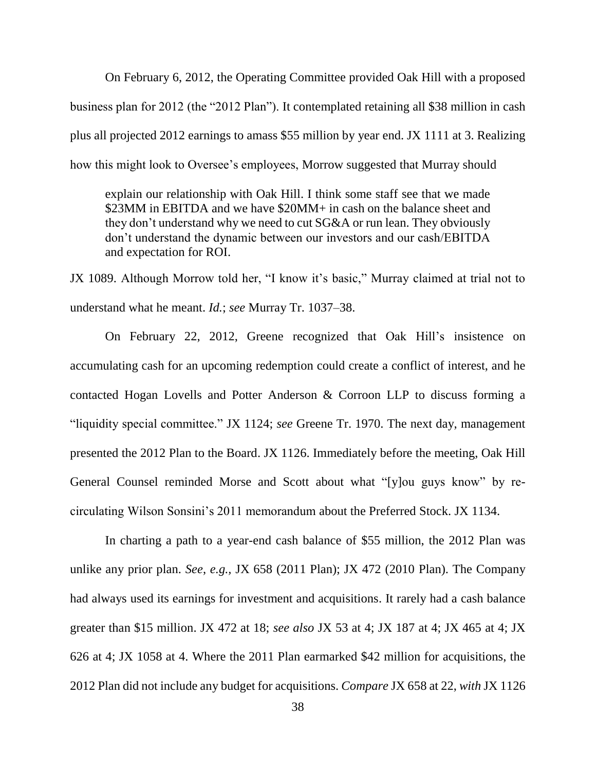On February 6, 2012, the Operating Committee provided Oak Hill with a proposed business plan for 2012 (the "2012 Plan"). It contemplated retaining all $38 million in cash plus all projected 2012 earnings to amass $55 million by year end. JX 1111 at 3. Realizing how this might look to Oversee's employees, Morrow suggested that Murray should

> explain our relationship with Oak Hill. I think some staff see that we made $23MM in EBITDA and we have $20MM+ in cash on the balance sheet and they don't understand why we need to cut SG&A or run lean. They obviously don't understand the dynamic between our investors and our cash/EBITDA and expectation for ROI.

JX 1089. Although Morrow told her, "I know it's basic," Murray claimed at trial not to understand what he meant. *Id.*; *see* Murray Tr. 1037–38.

On February 22, 2012, Greene recognized that Oak Hill's insistence on accumulating cash for an upcoming redemption could create a conflict of interest, and he contacted Hogan Lovells and Potter Anderson & Corroon LLP to discuss forming a "liquidity special committee." JX 1124; *see* Greene Tr. 1970. The next day, management presented the 2012 Plan to the Board. JX 1126. Immediately before the meeting, Oak Hill General Counsel reminded Morse and Scott about what "[y]ou guys know" by re-circulating Wilson Sonsini's 2011 memorandum about the Preferred Stock. JX 1134.

In charting a path to a year-end cash balance of $55 million, the 2012 Plan was unlike any prior plan. *See*, *e.g.*, JX 658 (2011 Plan); JX 472 (2010 Plan). The Company had always used its earnings for investment and acquisitions. It rarely had a cash balance greater than $15 million. JX 472 at 18; *see also* JX 53 at 4; JX 187 at 4; JX 465 at 4; JX 626 at 4; JX 1058 at 4. Where the 2011 Plan earmarked $42 million for acquisitions, the 2012 Plan did not include any budget for acquisitions. *Compare* JX 658 at 22, *with* JX 1126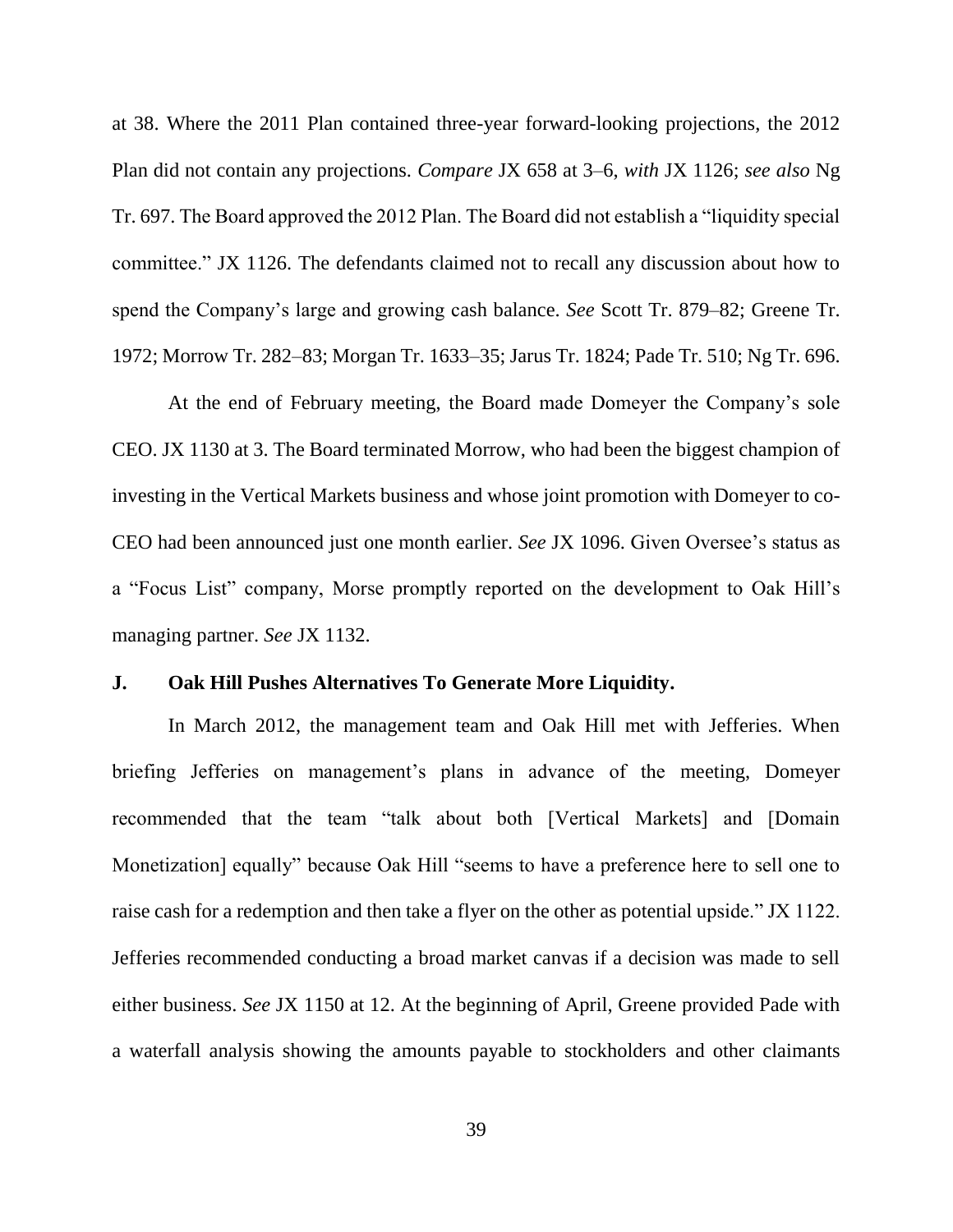at 38. Where the 2011 Plan contained three-year forward-looking projections, the 2012 Plan did not contain any projections. *Compare* JX 658 at 3–6, *with* JX 1126; *see also* Ng Tr. 697. The Board approved the 2012 Plan. The Board did not establish a "liquidity special committee." JX 1126. The defendants claimed not to recall any discussion about how to spend the Company's large and growing cash balance. *See* Scott Tr. 879–82; Greene Tr. 1972; Morrow Tr. 282–83; Morgan Tr. 1633–35; Jarus Tr. 1824; Pade Tr. 510; Ng Tr. 696.

At the end of February meeting, the Board made Domeyer the Company's sole CEO. JX 1130 at 3. The Board terminated Morrow, who had been the biggest champion of investing in the Vertical Markets business and whose joint promotion with Domeyer to co-CEO had been announced just one month earlier. *See* JX 1096. Given Oversee's status as a "Focus List" company, Morse promptly reported on the development to Oak Hill's managing partner. *See* JX 1132.

### J. Oak Hill Pushes Alternatives To Generate More Liquidity.

In March 2012, the management team and Oak Hill met with Jefferies. When briefing Jefferies on management's plans in advance of the meeting, Domeyer recommended that the team "talk about both [Vertical Markets] and [Domain Monetization] equally" because Oak Hill "seems to have a preference here to sell one to raise cash for a redemption and then take a flyer on the other as potential upside." JX 1122. Jefferies recommended conducting a broad market canvas if a decision was made to sell either business. *See* JX 1150 at 12. At the beginning of April, Greene provided Pade with a waterfall analysis showing the amounts payable to stockholders and other claimants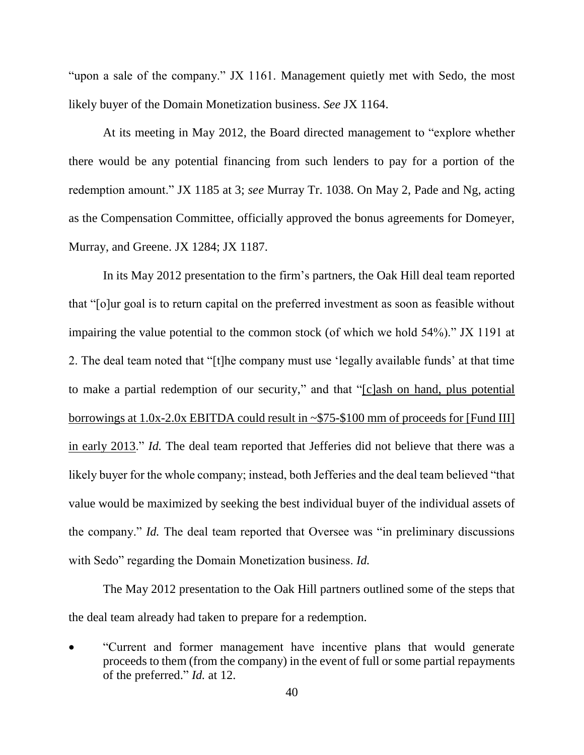"upon a sale of the company." JX 1161. Management quietly met with Sedo, the most likely buyer of the Domain Monetization business. *See* JX 1164.

At its meeting in May 2012, the Board directed management to "explore whether there would be any potential financing from such lenders to pay for a portion of the redemption amount." JX 1185 at 3; *see* Murray Tr. 1038. On May 2, Pade and Ng, acting as the Compensation Committee, officially approved the bonus agreements for Domeyer, Murray, and Greene. JX 1284; JX 1187.

In its May 2012 presentation to the firm's partners, the Oak Hill deal team reported that "[o]ur goal is to return capital on the preferred investment as soon as feasible without impairing the value potential to the common stock (of which we hold 54%)." JX 1191 at 2. The deal team noted that "[t]he company must use 'legally available funds' at that time to make a partial redemption of our security," and that "<u>[c]ash on hand, plus potential borrowings at 1.0x-2.0x EBITDA could result in ~$75-$100 mm of proceeds for [Fund III] in early 2013</u>." *Id.* The deal team reported that Jefferies did not believe that there was a likely buyer for the whole company; instead, both Jefferies and the deal team believed "that value would be maximized by seeking the best individual buyer of the individual assets of the company." *Id.* The deal team reported that Oversee was "in preliminary discussions with Sedo" regarding the Domain Monetization business. *Id.*

The May 2012 presentation to the Oak Hill partners outlined some of the steps that the deal team already had taken to prepare for a redemption.

- "Current and former management have incentive plans that would generate proceeds to them (from the company) in the event of full or some partial repayments of the preferred." *Id.* at 12.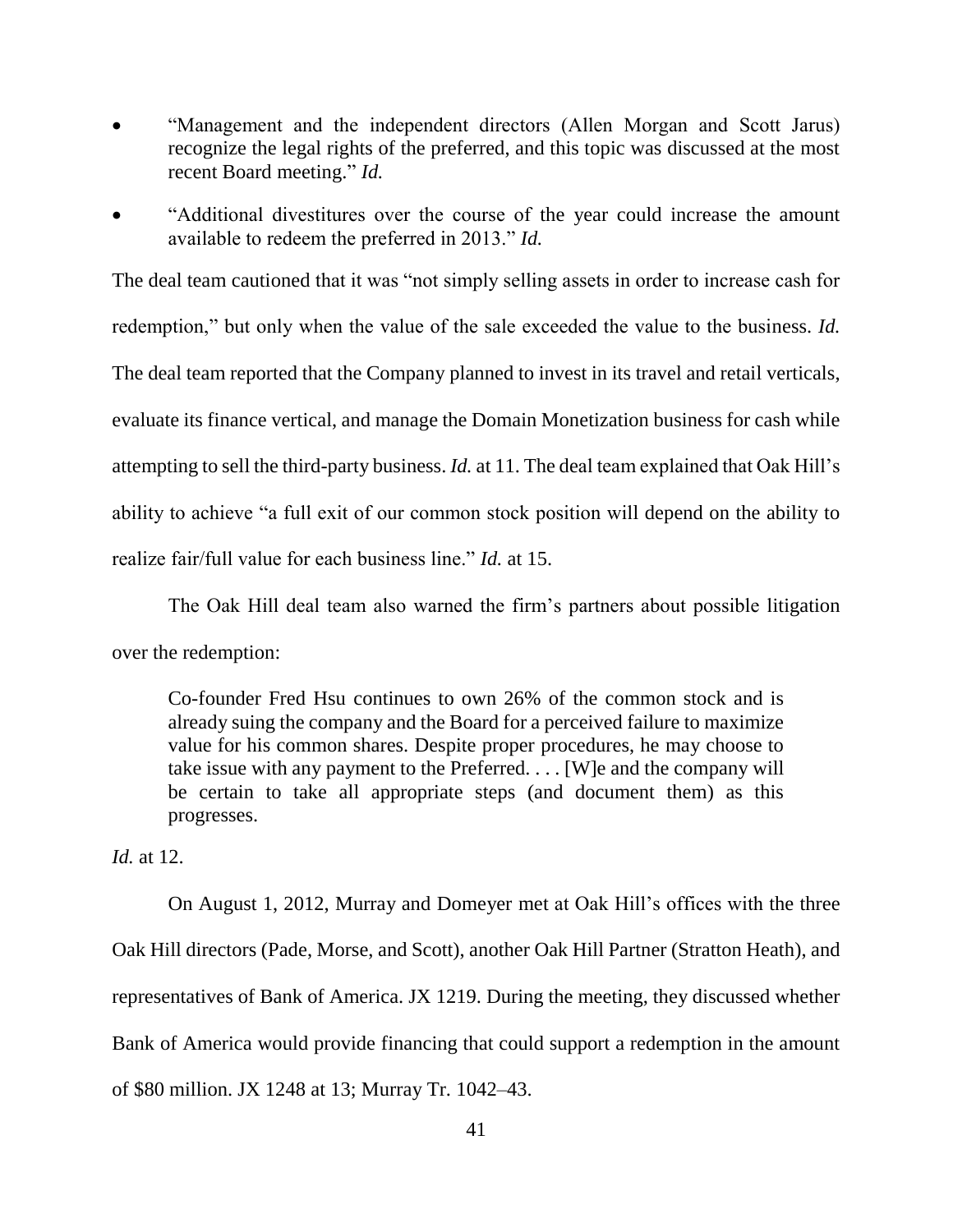- "Management and the independent directors (Allen Morgan and Scott Jarus) recognize the legal rights of the preferred, and this topic was discussed at the most recent Board meeting." *Id.*
- "Additional divestitures over the course of the year could increase the amount available to redeem the preferred in 2013." *Id.*

The deal team cautioned that it was "not simply selling assets in order to increase cash for redemption," but only when the value of the sale exceeded the value to the business. *Id.* The deal team reported that the Company planned to invest in its travel and retail verticals, evaluate its finance vertical, and manage the Domain Monetization business for cash while attempting to sell the third-party business. *Id.* at 11. The deal team explained that Oak Hill's ability to achieve "a full exit of our common stock position will depend on the ability to realize fair/full value for each business line." *Id.* at 15.

The Oak Hill deal team also warned the firm's partners about possible litigation over the redemption:

> Co-founder Fred Hsu continues to own 26% of the common stock and is already suing the company and the Board for a perceived failure to maximize value for his common shares. Despite proper procedures, he may choose to take issue with any payment to the Preferred. . . . [W]e and the company will be certain to take all appropriate steps (and document them) as this progresses.

*Id.* at 12.

On August 1, 2012, Murray and Domeyer met at Oak Hill's offices with the three Oak Hill directors (Pade, Morse, and Scott), another Oak Hill Partner (Stratton Heath), and representatives of Bank of America. JX 1219. During the meeting, they discussed whether Bank of America would provide financing that could support a redemption in the amount of $80 million. JX 1248 at 13; Murray Tr. 1042–43.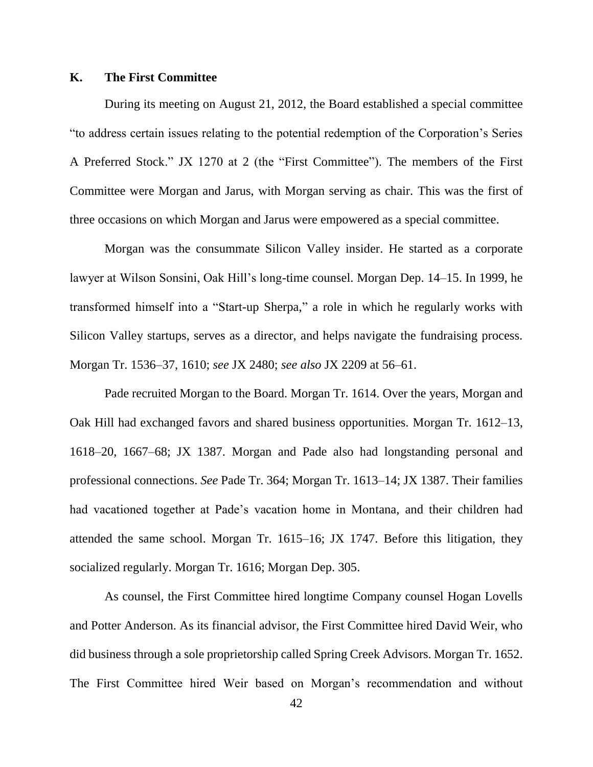### K. The First Committee

During its meeting on August 21, 2012, the Board established a special committee "to address certain issues relating to the potential redemption of the Corporation's Series A Preferred Stock." JX 1270 at 2 (the "First Committee"). The members of the First Committee were Morgan and Jarus, with Morgan serving as chair. This was the first of three occasions on which Morgan and Jarus were empowered as a special committee.

Morgan was the consummate Silicon Valley insider. He started as a corporate lawyer at Wilson Sonsini, Oak Hill's long-time counsel. Morgan Dep. 14–15. In 1999, he transformed himself into a "Start-up Sherpa," a role in which he regularly works with Silicon Valley startups, serves as a director, and helps navigate the fundraising process. Morgan Tr. 1536–37, 1610; *see* JX 2480; *see also* JX 2209 at 56–61.

Pade recruited Morgan to the Board. Morgan Tr. 1614. Over the years, Morgan and Oak Hill had exchanged favors and shared business opportunities. Morgan Tr. 1612–13, 1618–20, 1667–68; JX 1387. Morgan and Pade also had longstanding personal and professional connections. *See* Pade Tr. 364; Morgan Tr. 1613–14; JX 1387. Their families had vacationed together at Pade's vacation home in Montana, and their children had attended the same school. Morgan Tr. 1615–16; JX 1747. Before this litigation, they socialized regularly. Morgan Tr. 1616; Morgan Dep. 305.

As counsel, the First Committee hired longtime Company counsel Hogan Lovells and Potter Anderson. As its financial advisor, the First Committee hired David Weir, who did business through a sole proprietorship called Spring Creek Advisors. Morgan Tr. 1652. The First Committee hired Weir based on Morgan's recommendation and without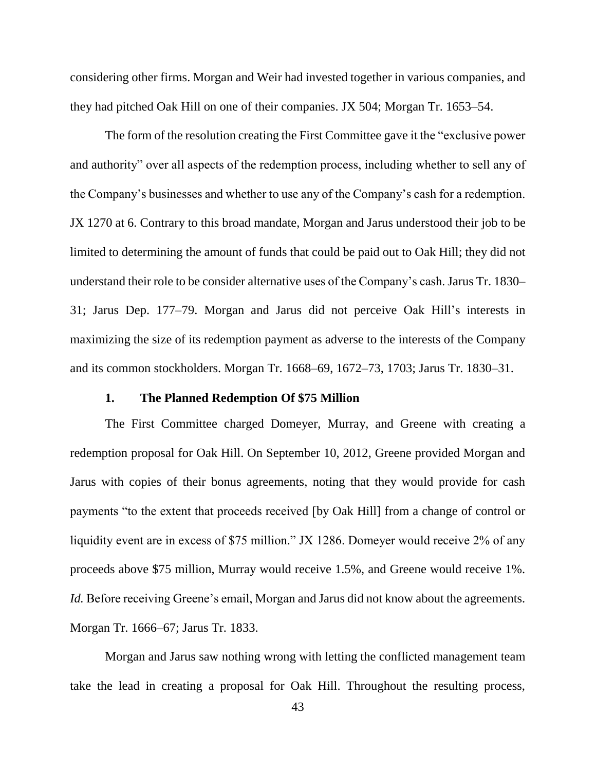considering other firms. Morgan and Weir had invested together in various companies, and they had pitched Oak Hill on one of their companies. JX 504; Morgan Tr. 1653–54.

The form of the resolution creating the First Committee gave it the "exclusive power and authority" over all aspects of the redemption process, including whether to sell any of the Company's businesses and whether to use any of the Company's cash for a redemption. JX 1270 at 6. Contrary to this broad mandate, Morgan and Jarus understood their job to be limited to determining the amount of funds that could be paid out to Oak Hill; they did not understand their role to be consider alternative uses of the Company's cash. Jarus Tr. 1830–31; Jarus Dep. 177–79. Morgan and Jarus did not perceive Oak Hill's interests in maximizing the size of its redemption payment as adverse to the interests of the Company and its common stockholders. Morgan Tr. 1668–69, 1672–73, 1703; Jarus Tr. 1830–31.

### 1. The Planned Redemption Of $75 Million

The First Committee charged Domeyer, Murray, and Greene with creating a redemption proposal for Oak Hill. On September 10, 2012, Greene provided Morgan and Jarus with copies of their bonus agreements, noting that they would provide for cash payments "to the extent that proceeds received [by Oak Hill] from a change of control or liquidity event are in excess of $75 million." JX 1286. Domeyer would receive 2% of any proceeds above $75 million, Murray would receive 1.5%, and Greene would receive 1%. *Id.* Before receiving Greene's email, Morgan and Jarus did not know about the agreements. Morgan Tr. 1666–67; Jarus Tr. 1833.

Morgan and Jarus saw nothing wrong with letting the conflicted management team take the lead in creating a proposal for Oak Hill. Throughout the resulting process,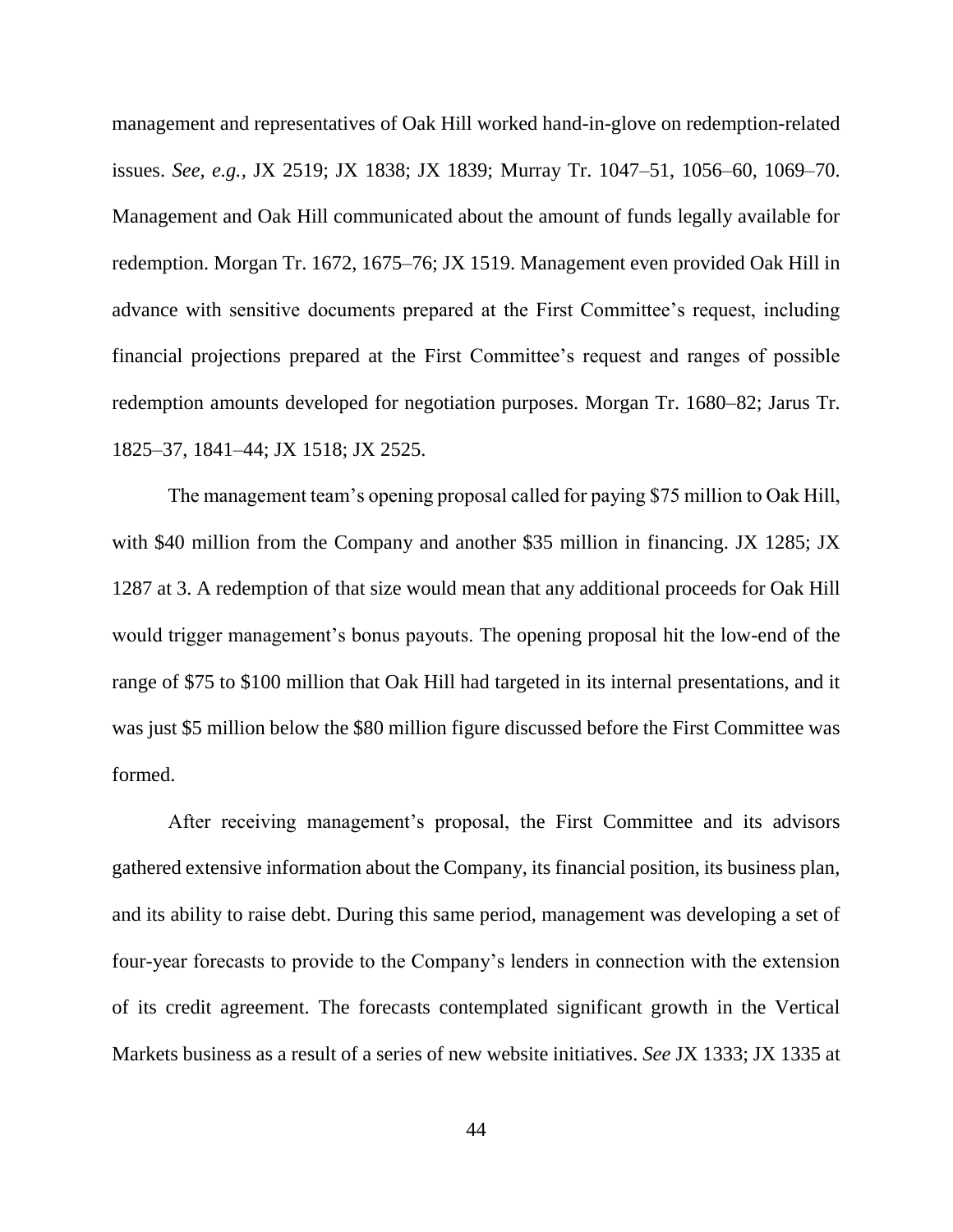management and representatives of Oak Hill worked hand-in-glove on redemption-related issues. *See, e.g.*, JX 2519; JX 1838; JX 1839; Murray Tr. 1047–51, 1056–60, 1069–70. Management and Oak Hill communicated about the amount of funds legally available for redemption. Morgan Tr. 1672, 1675–76; JX 1519. Management even provided Oak Hill in advance with sensitive documents prepared at the First Committee's request, including financial projections prepared at the First Committee's request and ranges of possible redemption amounts developed for negotiation purposes. Morgan Tr. 1680–82; Jarus Tr. 1825–37, 1841–44; JX 1518; JX 2525.

The management team's opening proposal called for paying $75 million to Oak Hill, with $40 million from the Company and another $35 million in financing. JX 1285; JX 1287 at 3. A redemption of that size would mean that any additional proceeds for Oak Hill would trigger management's bonus payouts. The opening proposal hit the low-end of the range of $75 to $100 million that Oak Hill had targeted in its internal presentations, and it was just $5 million below the $80 million figure discussed before the First Committee was formed.

After receiving management's proposal, the First Committee and its advisors gathered extensive information about the Company, its financial position, its business plan, and its ability to raise debt. During this same period, management was developing a set of four-year forecasts to provide to the Company's lenders in connection with the extension of its credit agreement. The forecasts contemplated significant growth in the Vertical Markets business as a result of a series of new website initiatives. *See* JX 1333; JX 1335 at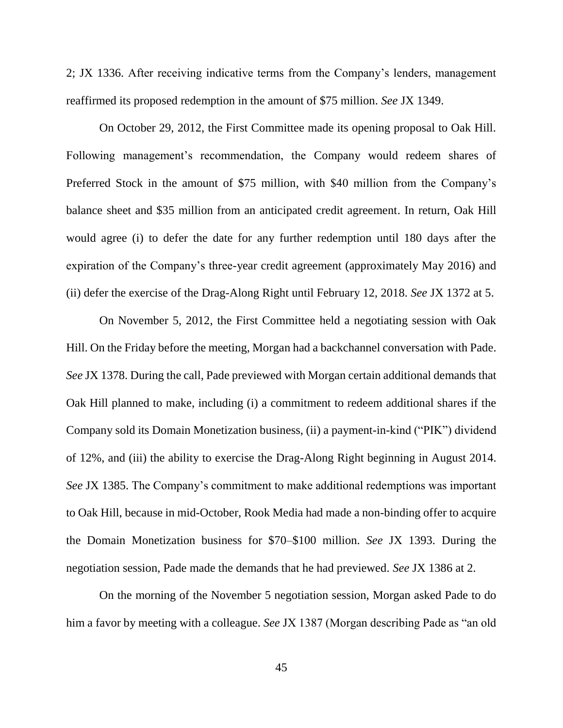2; JX 1336. After receiving indicative terms from the Company's lenders, management reaffirmed its proposed redemption in the amount of $75 million. *See* JX 1349.

On October 29, 2012, the First Committee made its opening proposal to Oak Hill. Following management's recommendation, the Company would redeem shares of Preferred Stock in the amount of $75 million, with $40 million from the Company's balance sheet and $35 million from an anticipated credit agreement. In return, Oak Hill would agree (i) to defer the date for any further redemption until 180 days after the expiration of the Company's three-year credit agreement (approximately May 2016) and (ii) defer the exercise of the Drag-Along Right until February 12, 2018. *See* JX 1372 at 5.

On November 5, 2012, the First Committee held a negotiating session with Oak Hill. On the Friday before the meeting, Morgan had a backchannel conversation with Pade. *See* JX 1378. During the call, Pade previewed with Morgan certain additional demands that Oak Hill planned to make, including (i) a commitment to redeem additional shares if the Company sold its Domain Monetization business, (ii) a payment-in-kind ("PIK") dividend of 12%, and (iii) the ability to exercise the Drag-Along Right beginning in August 2014. *See* JX 1385. The Company's commitment to make additional redemptions was important to Oak Hill, because in mid-October, Rook Media had made a non-binding offer to acquire the Domain Monetization business for $70–$100 million. *See* JX 1393. During the negotiation session, Pade made the demands that he had previewed. *See* JX 1386 at 2.

On the morning of the November 5 negotiation session, Morgan asked Pade to do him a favor by meeting with a colleague. *See* JX 1387 (Morgan describing Pade as "an old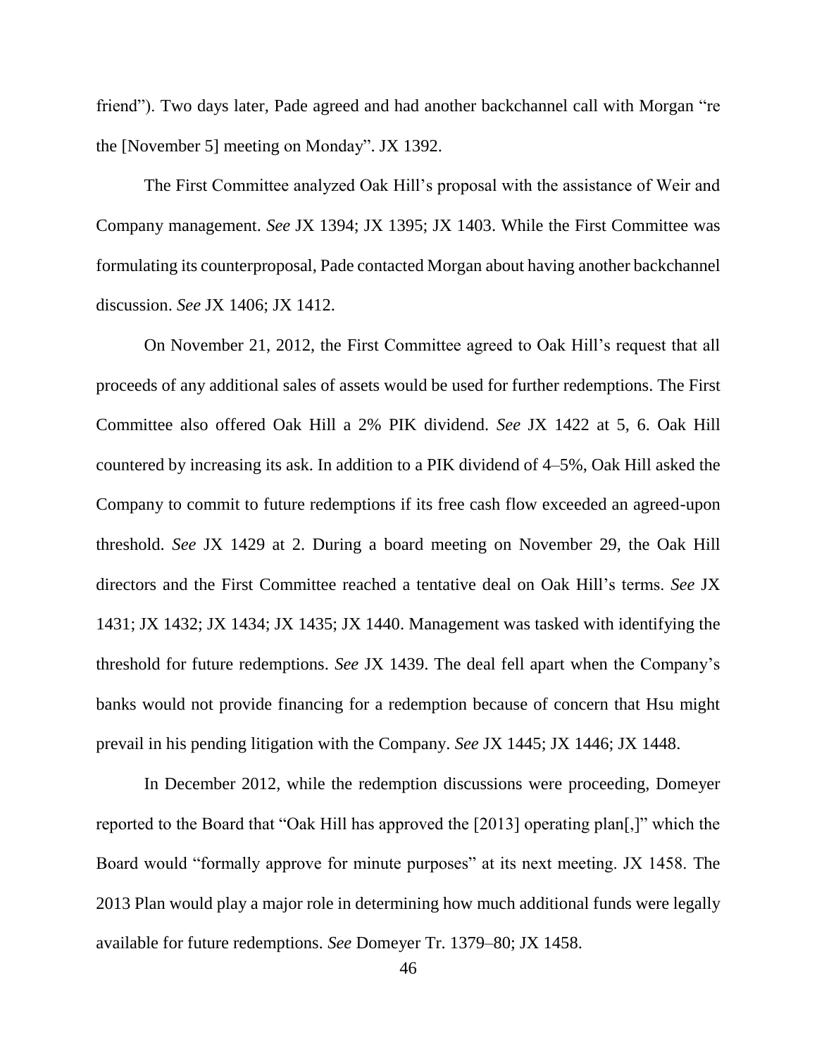friend"). Two days later, Pade agreed and had another backchannel call with Morgan "re the [November 5] meeting on Monday". JX 1392.

The First Committee analyzed Oak Hill's proposal with the assistance of Weir and Company management. *See* JX 1394; JX 1395; JX 1403. While the First Committee was formulating its counterproposal, Pade contacted Morgan about having another backchannel discussion. *See* JX 1406; JX 1412.

On November 21, 2012, the First Committee agreed to Oak Hill's request that all proceeds of any additional sales of assets would be used for further redemptions. The First Committee also offered Oak Hill a 2% PIK dividend. *See* JX 1422 at 5, 6. Oak Hill countered by increasing its ask. In addition to a PIK dividend of 4–5%, Oak Hill asked the Company to commit to future redemptions if its free cash flow exceeded an agreed-upon threshold. *See* JX 1429 at 2. During a board meeting on November 29, the Oak Hill directors and the First Committee reached a tentative deal on Oak Hill's terms. *See* JX 1431; JX 1432; JX 1434; JX 1435; JX 1440. Management was tasked with identifying the threshold for future redemptions. *See* JX 1439. The deal fell apart when the Company's banks would not provide financing for a redemption because of concern that Hsu might prevail in his pending litigation with the Company. *See* JX 1445; JX 1446; JX 1448.

In December 2012, while the redemption discussions were proceeding, Domeyer reported to the Board that "Oak Hill has approved the [2013] operating plan[,]" which the Board would "formally approve for minute purposes" at its next meeting. JX 1458. The 2013 Plan would play a major role in determining how much additional funds were legally available for future redemptions. *See* Domeyer Tr. 1379–80; JX 1458.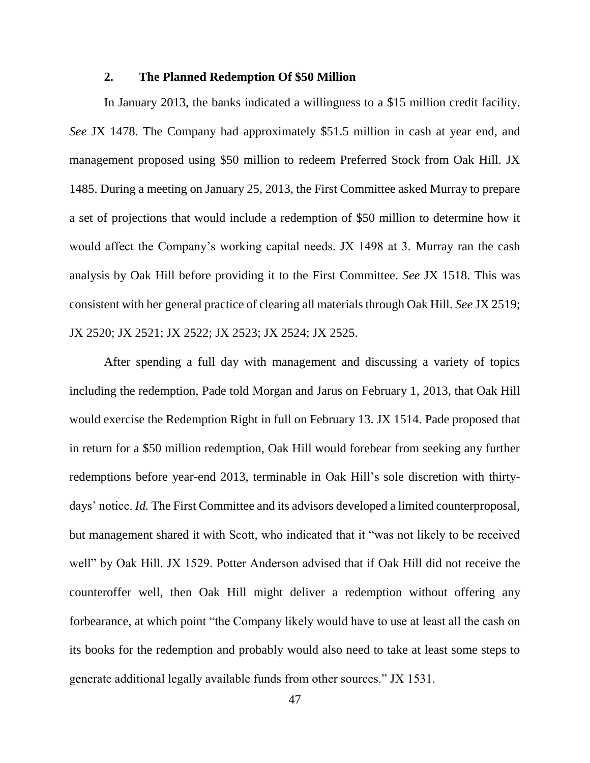### 2. The Planned Redemption Of $50 Million

In January 2013, the banks indicated a willingness to a $15 million credit facility. *See* JX 1478. The Company had approximately $51.5 million in cash at year end, and management proposed using $50 million to redeem Preferred Stock from Oak Hill. JX 1485. During a meeting on January 25, 2013, the First Committee asked Murray to prepare a set of projections that would include a redemption of $50 million to determine how it would affect the Company's working capital needs. JX 1498 at 3. Murray ran the cash analysis by Oak Hill before providing it to the First Committee. *See* JX 1518. This was consistent with her general practice of clearing all materials through Oak Hill. *See* JX 2519; JX 2520; JX 2521; JX 2522; JX 2523; JX 2524; JX 2525.

After spending a full day with management and discussing a variety of topics including the redemption, Pade told Morgan and Jarus on February 1, 2013, that Oak Hill would exercise the Redemption Right in full on February 13. JX 1514. Pade proposed that in return for a $50 million redemption, Oak Hill would forebear from seeking any further redemptions before year-end 2013, terminable in Oak Hill's sole discretion with thirty-days' notice. *Id.* The First Committee and its advisors developed a limited counterproposal, but management shared it with Scott, who indicated that it "was not likely to be received well" by Oak Hill. JX 1529. Potter Anderson advised that if Oak Hill did not receive the counteroffer well, then Oak Hill might deliver a redemption without offering any forbearance, at which point "the Company likely would have to use at least all the cash on its books for the redemption and probably would also need to take at least some steps to generate additional legally available funds from other sources." JX 1531.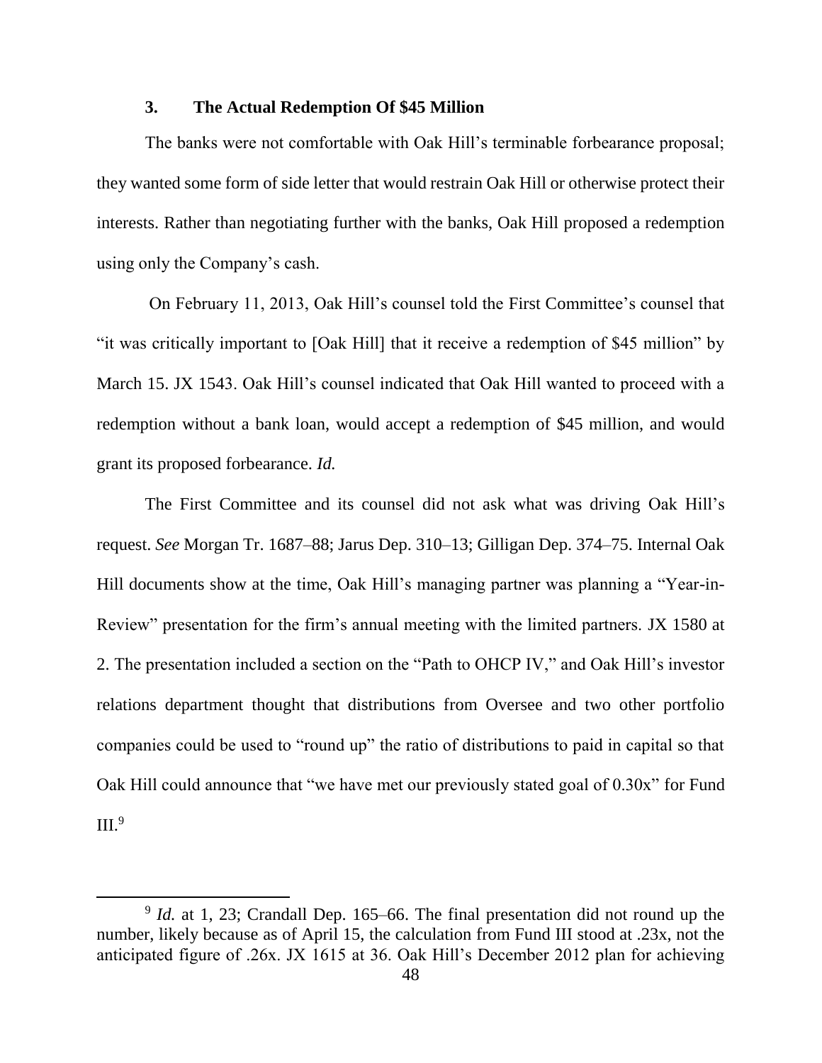### 3. The Actual Redemption Of $45 Million

The banks were not comfortable with Oak Hill's terminable forbearance proposal; they wanted some form of side letter that would restrain Oak Hill or otherwise protect their interests. Rather than negotiating further with the banks, Oak Hill proposed a redemption using only the Company's cash.

On February 11, 2013, Oak Hill's counsel told the First Committee's counsel that "it was critically important to [Oak Hill] that it receive a redemption of $45 million" by March 15. JX 1543. Oak Hill's counsel indicated that Oak Hill wanted to proceed with a redemption without a bank loan, would accept a redemption of $45 million, and would grant its proposed forbearance. *Id.*

The First Committee and its counsel did not ask what was driving Oak Hill's request. *See* Morgan Tr. 1687–88; Jarus Dep. 310–13; Gilligan Dep. 374–75. Internal Oak Hill documents show at the time, Oak Hill's managing partner was planning a "Year-in-Review" presentation for the firm's annual meeting with the limited partners. JX 1580 at 2. The presentation included a section on the "Path to OHCP IV," and Oak Hill's investor relations department thought that distributions from Oversee and two other portfolio companies could be used to "round up" the ratio of distributions to paid in capital so that Oak Hill could announce that "we have met our previously stated goal of 0.30x" for Fund III.[9]

[9] *Id.* at 1, 23; Crandall Dep. 165–66. The final presentation did not round up the number, likely because as of April 15, the calculation from Fund III stood at .23x, not the anticipated figure of .26x. JX 1615 at 36. Oak Hill's December 2012 plan for achieving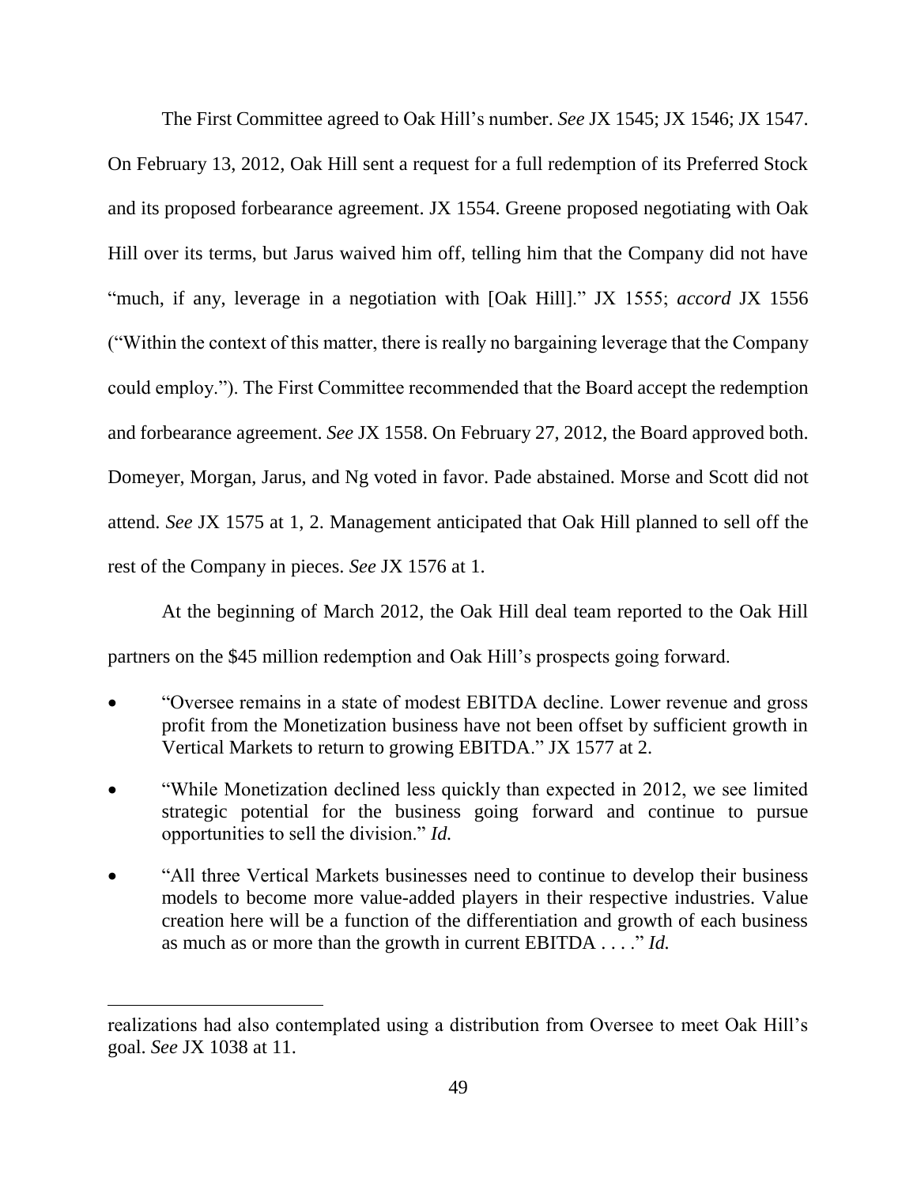The First Committee agreed to Oak Hill's number. *See* JX 1545; JX 1546; JX 1547. On February 13, 2012, Oak Hill sent a request for a full redemption of its Preferred Stock and its proposed forbearance agreement. JX 1554. Greene proposed negotiating with Oak Hill over its terms, but Jarus waived him off, telling him that the Company did not have "much, if any, leverage in a negotiation with [Oak Hill]." JX 1555; *accord* JX 1556 ("Within the context of this matter, there is really no bargaining leverage that the Company could employ."). The First Committee recommended that the Board accept the redemption and forbearance agreement. *See* JX 1558. On February 27, 2012, the Board approved both. Domeyer, Morgan, Jarus, and Ng voted in favor. Pade abstained. Morse and Scott did not attend. *See* JX 1575 at 1, 2. Management anticipated that Oak Hill planned to sell off the rest of the Company in pieces. *See* JX 1576 at 1.

At the beginning of March 2012, the Oak Hill deal team reported to the Oak Hill partners on the $45 million redemption and Oak Hill's prospects going forward.

- "Oversee remains in a state of modest EBITDA decline. Lower revenue and gross profit from the Monetization business have not been offset by sufficient growth in Vertical Markets to return to growing EBITDA." JX 1577 at 2.
- "While Monetization declined less quickly than expected in 2012, we see limited strategic potential for the business going forward and continue to pursue opportunities to sell the division." *Id.*
- "All three Vertical Markets businesses need to continue to develop their business models to become more value-added players in their respective industries. Value creation here will be a function of the differentiation and growth of each business as much as or more than the growth in current EBITDA . . . ." *Id.*

---

realizations had also contemplated using a distribution from Oversee to meet Oak Hill's goal. *See* JX 1038 at 11.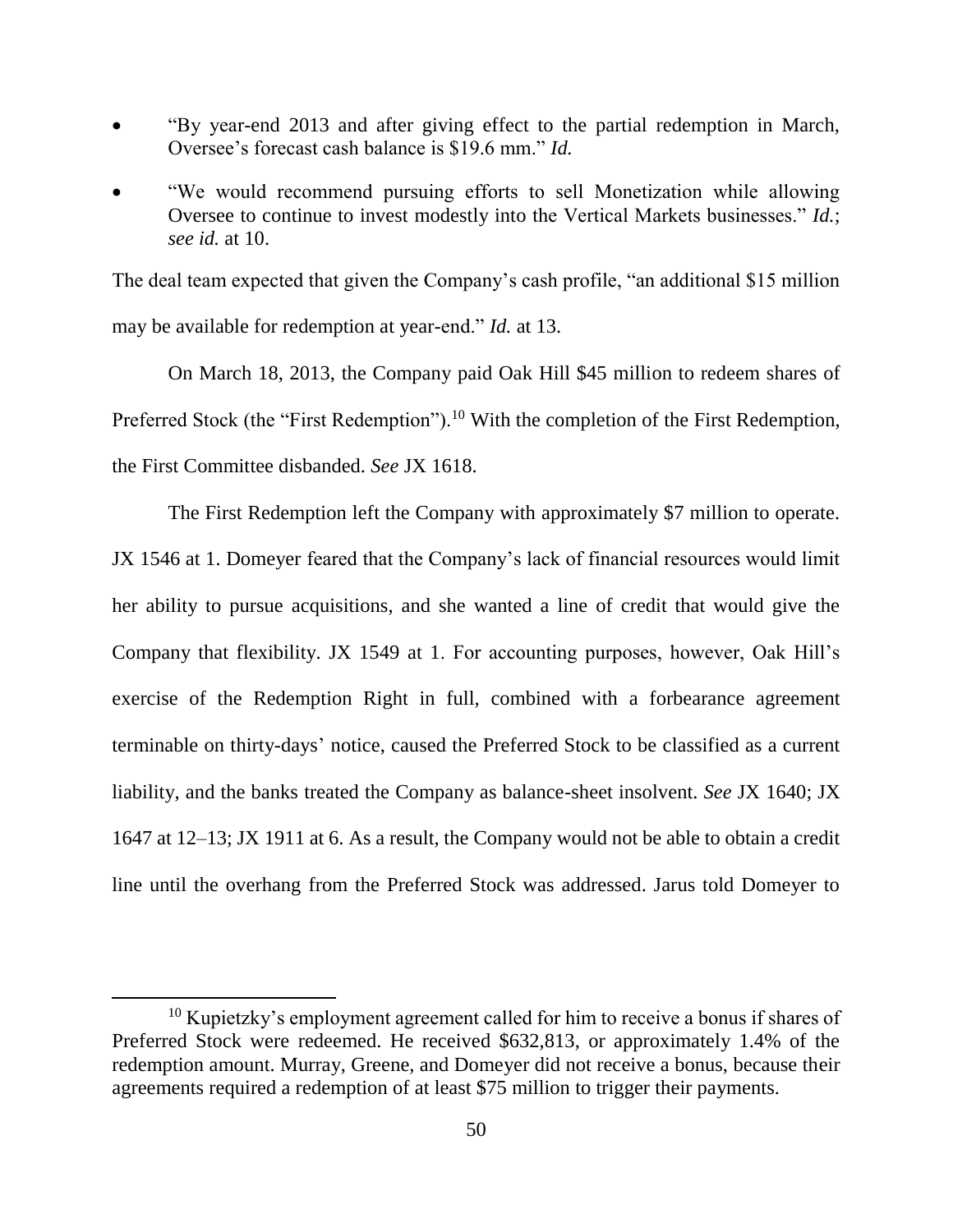- "By year-end 2013 and after giving effect to the partial redemption in March, Oversee's forecast cash balance is $19.6 mm." *Id.*
- "We would recommend pursuing efforts to sell Monetization while allowing Oversee to continue to invest modestly into the Vertical Markets businesses." *Id.*; *see id.* at 10.

The deal team expected that given the Company's cash profile, "an additional $15 million may be available for redemption at year-end." *Id.* at 13.

On March 18, 2013, the Company paid Oak Hill $45 million to redeem shares of Preferred Stock (the "First Redemption").[10] With the completion of the First Redemption, the First Committee disbanded. *See* JX 1618.

The First Redemption left the Company with approximately $7 million to operate. JX 1546 at 1. Domeyer feared that the Company's lack of financial resources would limit her ability to pursue acquisitions, and she wanted a line of credit that would give the Company that flexibility. JX 1549 at 1. For accounting purposes, however, Oak Hill's exercise of the Redemption Right in full, combined with a forbearance agreement terminable on thirty-days' notice, caused the Preferred Stock to be classified as a current liability, and the banks treated the Company as balance-sheet insolvent. *See* JX 1640; JX 1647 at 12–13; JX 1911 at 6. As a result, the Company would not be able to obtain a credit line until the overhang from the Preferred Stock was addressed. Jarus told Domeyer to

[10] Kupietzky's employment agreement called for him to receive a bonus if shares of Preferred Stock were redeemed. He received $632,813, or approximately 1.4% of the redemption amount. Murray, Greene, and Domeyer did not receive a bonus, because their agreements required a redemption of at least $75 million to trigger their payments.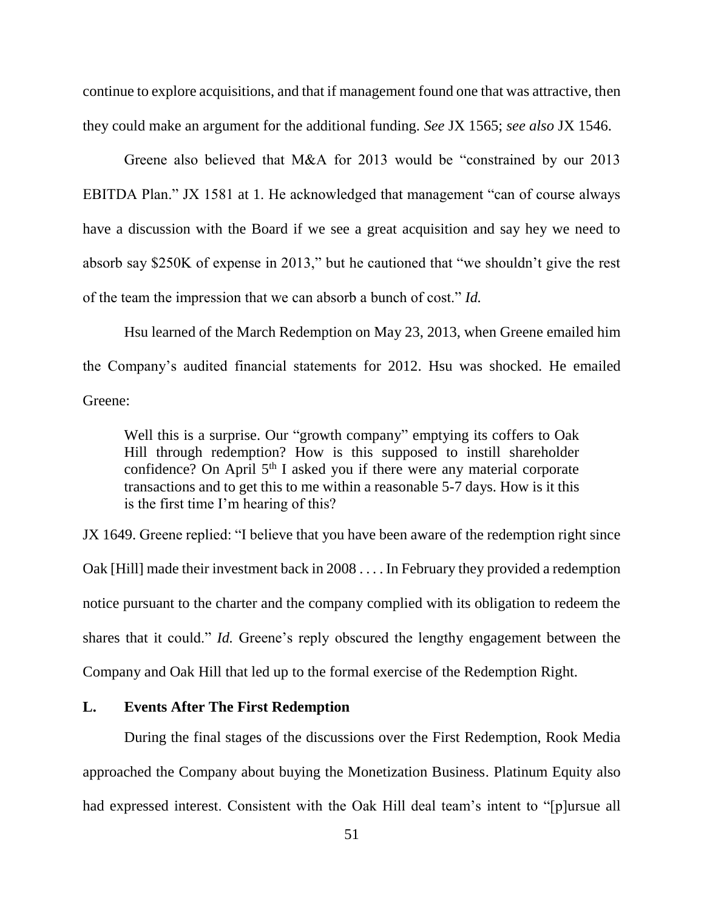continue to explore acquisitions, and that if management found one that was attractive, then they could make an argument for the additional funding. *See* JX 1565; *see also* JX 1546.

Greene also believed that M&A for 2013 would be "constrained by our 2013 EBITDA Plan." JX 1581 at 1. He acknowledged that management "can of course always have a discussion with the Board if we see a great acquisition and say hey we need to absorb say $250K of expense in 2013," but he cautioned that "we shouldn't give the rest of the team the impression that we can absorb a bunch of cost." *Id.*

Hsu learned of the March Redemption on May 23, 2013, when Greene emailed him the Company's audited financial statements for 2012. Hsu was shocked. He emailed Greene:

> Well this is a surprise. Our "growth company" emptying its coffers to Oak Hill through redemption? How is this supposed to instill shareholder confidence? On April 5th I asked you if there were any material corporate transactions and to get this to me within a reasonable 5-7 days. How is it this is the first time I'm hearing of this?

JX 1649. Greene replied: "I believe that you have been aware of the redemption right since Oak [Hill] made their investment back in 2008 . . . . In February they provided a redemption notice pursuant to the charter and the company complied with its obligation to redeem the shares that it could." *Id.* Greene's reply obscured the lengthy engagement between the Company and Oak Hill that led up to the formal exercise of the Redemption Right.

### L. Events After The First Redemption

During the final stages of the discussions over the First Redemption, Rook Media approached the Company about buying the Monetization Business. Platinum Equity also had expressed interest. Consistent with the Oak Hill deal team's intent to "[p]ursue all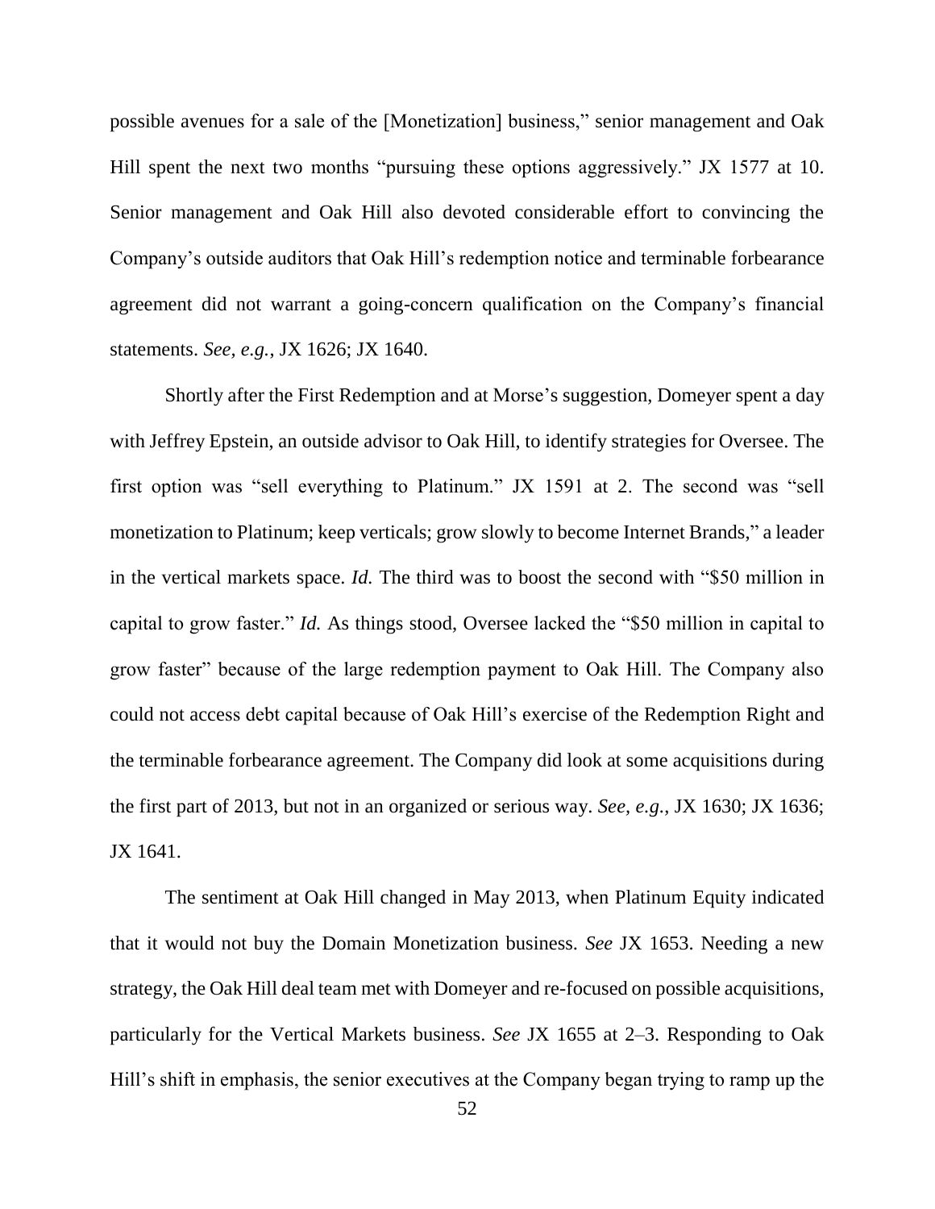possible avenues for a sale of the [Monetization] business," senior management and Oak Hill spent the next two months "pursuing these options aggressively." JX 1577 at 10. Senior management and Oak Hill also devoted considerable effort to convincing the Company's outside auditors that Oak Hill's redemption notice and terminable forbearance agreement did not warrant a going-concern qualification on the Company's financial statements. *See, e.g.*, JX 1626; JX 1640.

Shortly after the First Redemption and at Morse's suggestion, Domeyer spent a day with Jeffrey Epstein, an outside advisor to Oak Hill, to identify strategies for Oversee. The first option was "sell everything to Platinum." JX 1591 at 2. The second was "sell monetization to Platinum; keep verticals; grow slowly to become Internet Brands," a leader in the vertical markets space. *Id.* The third was to boost the second with "$50 million in capital to grow faster." *Id.* As things stood, Oversee lacked the "$50 million in capital to grow faster" because of the large redemption payment to Oak Hill. The Company also could not access debt capital because of Oak Hill's exercise of the Redemption Right and the terminable forbearance agreement. The Company did look at some acquisitions during the first part of 2013, but not in an organized or serious way. *See, e.g.*, JX 1630; JX 1636; JX 1641.

The sentiment at Oak Hill changed in May 2013, when Platinum Equity indicated that it would not buy the Domain Monetization business. *See* JX 1653. Needing a new strategy, the Oak Hill deal team met with Domeyer and re-focused on possible acquisitions, particularly for the Vertical Markets business. *See* JX 1655 at 2–3. Responding to Oak Hill's shift in emphasis, the senior executives at the Company began trying to ramp up the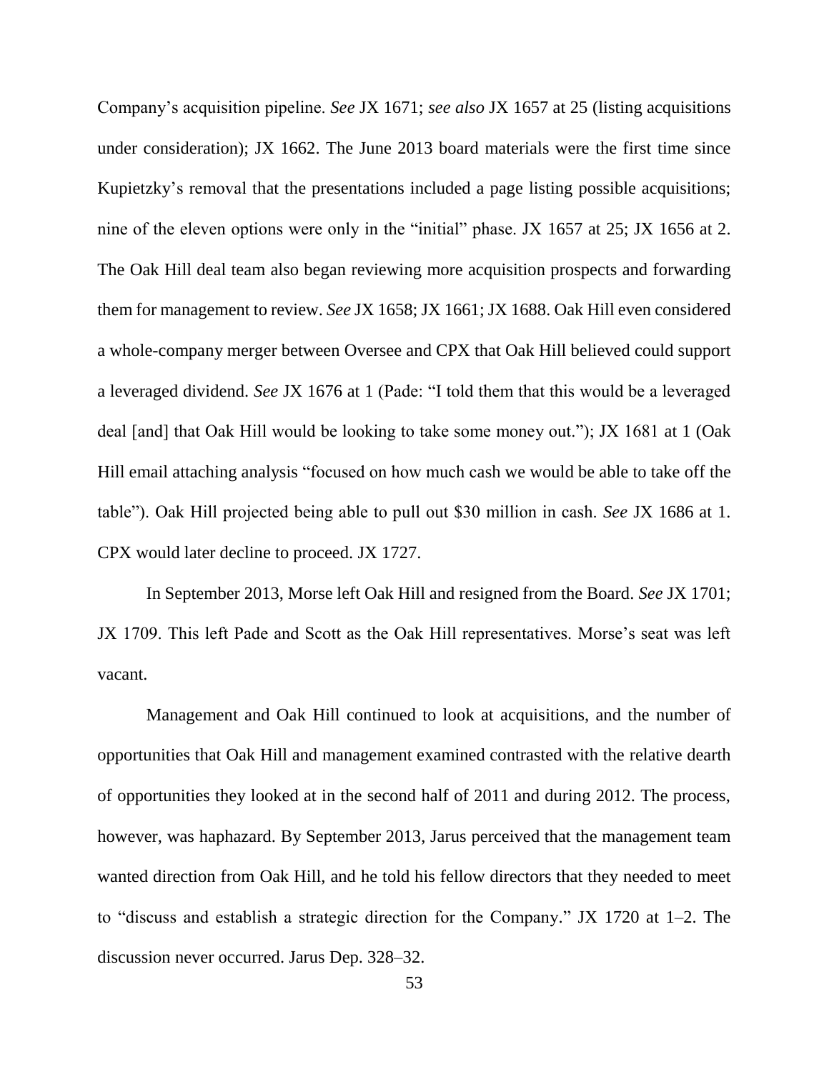Company's acquisition pipeline. *See* JX 1671; *see also* JX 1657 at 25 (listing acquisitions under consideration); JX 1662. The June 2013 board materials were the first time since Kupietzky's removal that the presentations included a page listing possible acquisitions; nine of the eleven options were only in the "initial" phase. JX 1657 at 25; JX 1656 at 2. The Oak Hill deal team also began reviewing more acquisition prospects and forwarding them for management to review. *See* JX 1658; JX 1661; JX 1688. Oak Hill even considered a whole-company merger between Oversee and CPX that Oak Hill believed could support a leveraged dividend. *See* JX 1676 at 1 (Pade: "I told them that this would be a leveraged deal [and] that Oak Hill would be looking to take some money out."); JX 1681 at 1 (Oak Hill email attaching analysis "focused on how much cash we would be able to take off the table"). Oak Hill projected being able to pull out $30 million in cash. *See* JX 1686 at 1. CPX would later decline to proceed. JX 1727.

In September 2013, Morse left Oak Hill and resigned from the Board. *See* JX 1701; JX 1709. This left Pade and Scott as the Oak Hill representatives. Morse's seat was left vacant.

Management and Oak Hill continued to look at acquisitions, and the number of opportunities that Oak Hill and management examined contrasted with the relative dearth of opportunities they looked at in the second half of 2011 and during 2012. The process, however, was haphazard. By September 2013, Jarus perceived that the management team wanted direction from Oak Hill, and he told his fellow directors that they needed to meet to "discuss and establish a strategic direction for the Company." JX 1720 at 1–2. The discussion never occurred. Jarus Dep. 328–32.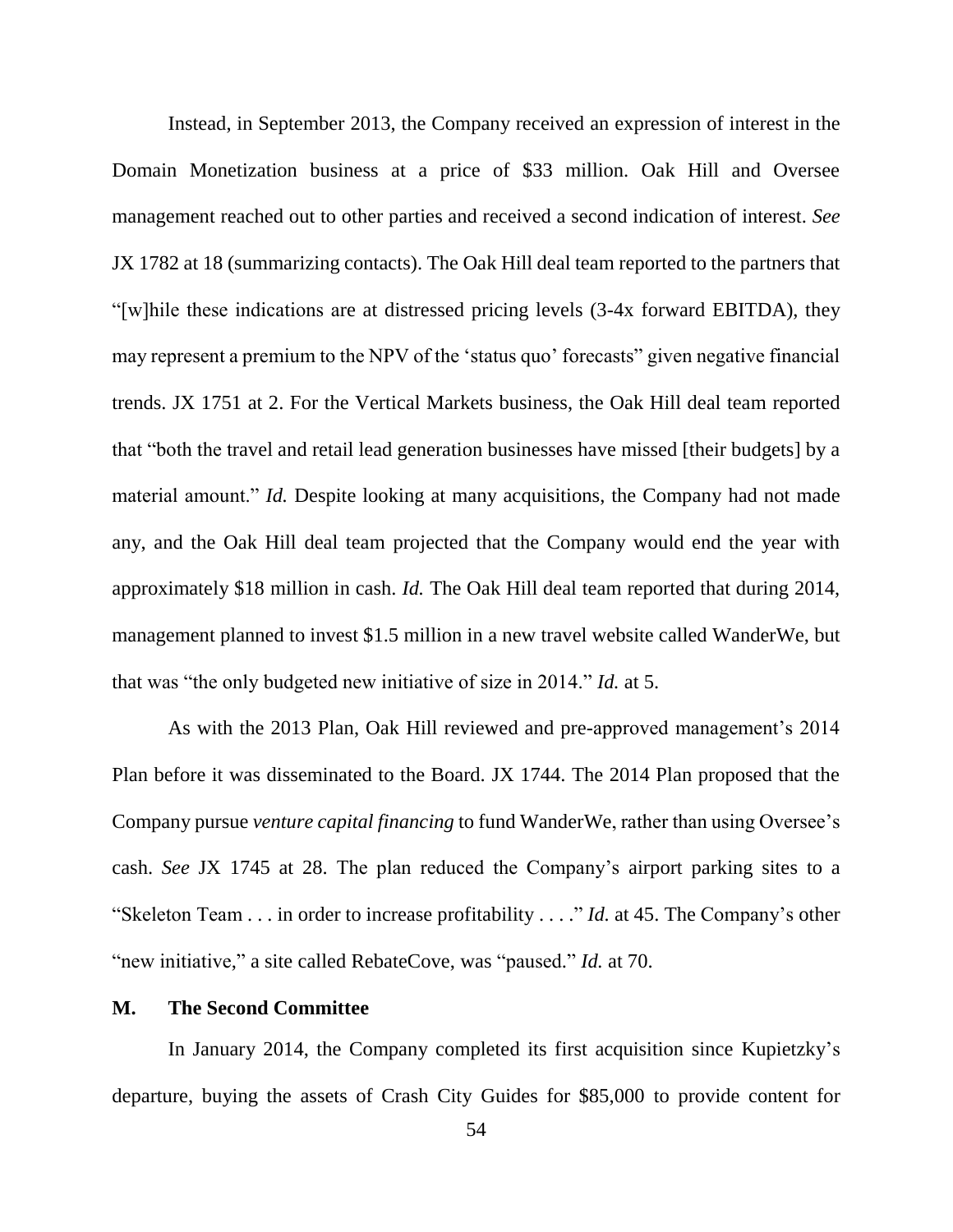Instead, in September 2013, the Company received an expression of interest in the Domain Monetization business at a price of $33 million. Oak Hill and Oversee management reached out to other parties and received a second indication of interest. *See* JX 1782 at 18 (summarizing contacts). The Oak Hill deal team reported to the partners that "[w]hile these indications are at distressed pricing levels (3-4x forward EBITDA), they may represent a premium to the NPV of the 'status quo' forecasts" given negative financial trends. JX 1751 at 2. For the Vertical Markets business, the Oak Hill deal team reported that "both the travel and retail lead generation businesses have missed [their budgets] by a material amount." *Id.* Despite looking at many acquisitions, the Company had not made any, and the Oak Hill deal team projected that the Company would end the year with approximately $18 million in cash. *Id.* The Oak Hill deal team reported that during 2014, management planned to invest $1.5 million in a new travel website called WanderWe, but that was "the only budgeted new initiative of size in 2014." *Id.* at 5.

As with the 2013 Plan, Oak Hill reviewed and pre-approved management's 2014 Plan before it was disseminated to the Board. JX 1744. The 2014 Plan proposed that the Company pursue *venture capital financing* to fund WanderWe, rather than using Oversee's cash. *See* JX 1745 at 28. The plan reduced the Company's airport parking sites to a "Skeleton Team . . . in order to increase profitability . . . ." *Id.* at 45. The Company's other "new initiative," a site called RebateCove, was "paused." *Id.* at 70.

### M. The Second Committee

In January 2014, the Company completed its first acquisition since Kupietzky's departure, buying the assets of Crash City Guides for $85,000 to provide content for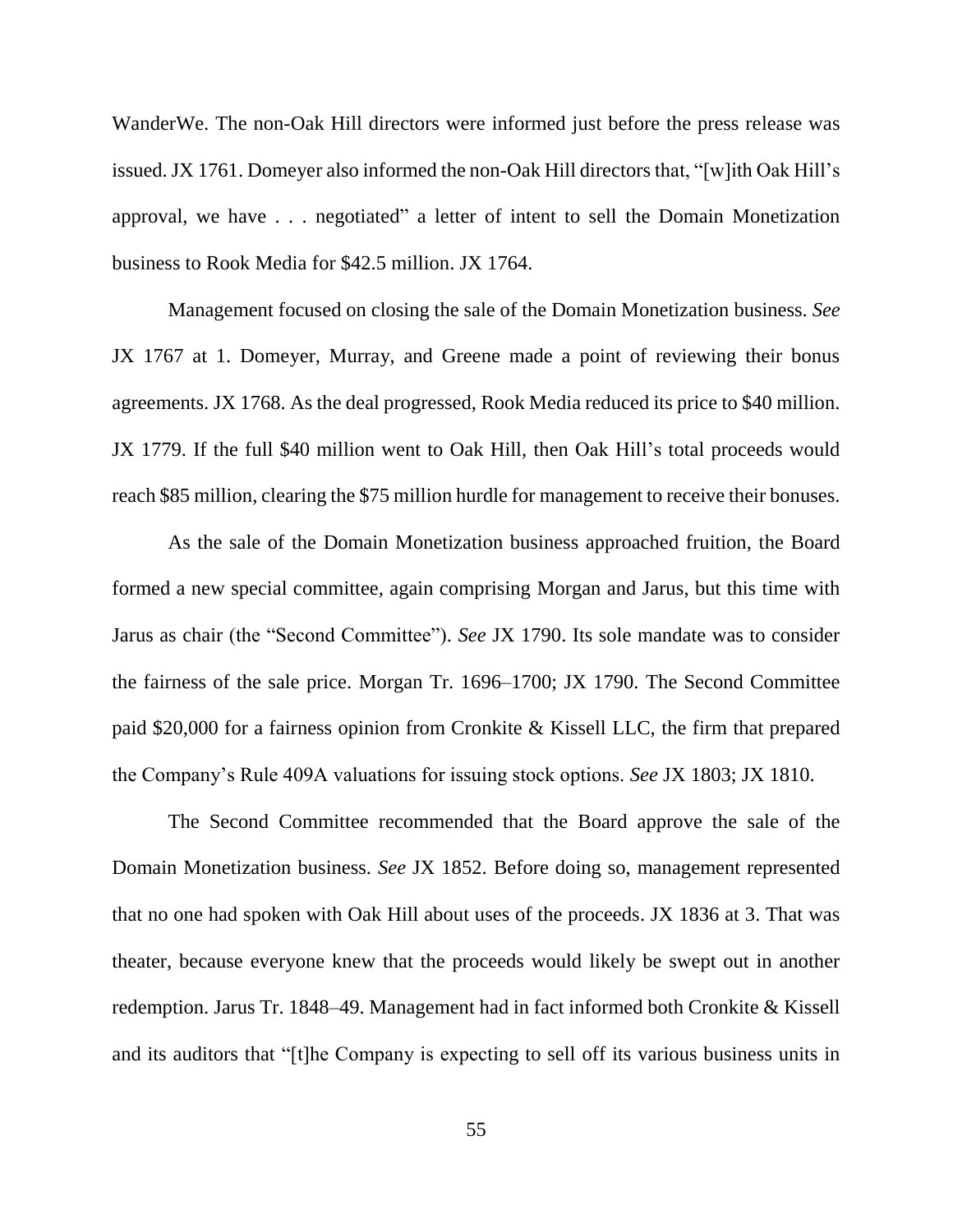WanderWe. The non-Oak Hill directors were informed just before the press release was issued. JX 1761. Domeyer also informed the non-Oak Hill directors that, "[w]ith Oak Hill's approval, we have . . . negotiated" a letter of intent to sell the Domain Monetization business to Rook Media for $42.5 million. JX 1764.

Management focused on closing the sale of the Domain Monetization business. *See* JX 1767 at 1. Domeyer, Murray, and Greene made a point of reviewing their bonus agreements. JX 1768. As the deal progressed, Rook Media reduced its price to $40 million. JX 1779. If the full $40 million went to Oak Hill, then Oak Hill's total proceeds would reach $85 million, clearing the $75 million hurdle for management to receive their bonuses.

As the sale of the Domain Monetization business approached fruition, the Board formed a new special committee, again comprising Morgan and Jarus, but this time with Jarus as chair (the "Second Committee"). *See* JX 1790. Its sole mandate was to consider the fairness of the sale price. Morgan Tr. 1696–1700; JX 1790. The Second Committee paid $20,000 for a fairness opinion from Cronkite & Kissell LLC, the firm that prepared the Company's Rule 409A valuations for issuing stock options. *See* JX 1803; JX 1810.

The Second Committee recommended that the Board approve the sale of the Domain Monetization business. *See* JX 1852. Before doing so, management represented that no one had spoken with Oak Hill about uses of the proceeds. JX 1836 at 3. That was theater, because everyone knew that the proceeds would likely be swept out in another redemption. Jarus Tr. 1848–49. Management had in fact informed both Cronkite & Kissell and its auditors that "[t]he Company is expecting to sell off its various business units in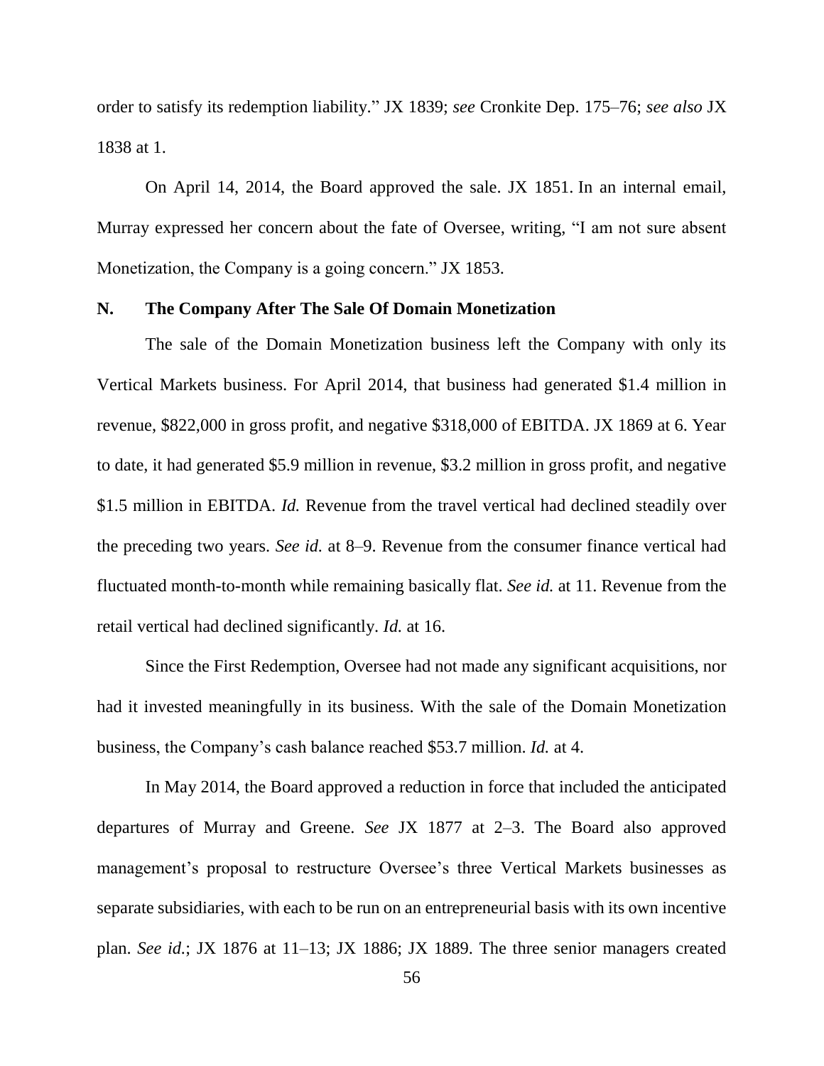order to satisfy its redemption liability." JX 1839; *see* Cronkite Dep. 175–76; *see also* JX 1838 at 1.

On April 14, 2014, the Board approved the sale. JX 1851. In an internal email, Murray expressed her concern about the fate of Oversee, writing, "I am not sure absent Monetization, the Company is a going concern." JX 1853.

### N. The Company After The Sale Of Domain Monetization

The sale of the Domain Monetization business left the Company with only its Vertical Markets business. For April 2014, that business had generated $1.4 million in revenue, $822,000 in gross profit, and negative $318,000 of EBITDA. JX 1869 at 6. Year to date, it had generated $5.9 million in revenue, $3.2 million in gross profit, and negative $1.5 million in EBITDA. *Id.* Revenue from the travel vertical had declined steadily over the preceding two years. *See id.* at 8–9. Revenue from the consumer finance vertical had fluctuated month-to-month while remaining basically flat. *See id.* at 11. Revenue from the retail vertical had declined significantly. *Id.* at 16.

Since the First Redemption, Oversee had not made any significant acquisitions, nor had it invested meaningfully in its business. With the sale of the Domain Monetization business, the Company's cash balance reached $53.7 million. *Id.* at 4.

In May 2014, the Board approved a reduction in force that included the anticipated departures of Murray and Greene. *See* JX 1877 at 2–3. The Board also approved management's proposal to restructure Oversee's three Vertical Markets businesses as separate subsidiaries, with each to be run on an entrepreneurial basis with its own incentive plan. *See id.*; JX 1876 at 11–13; JX 1886; JX 1889. The three senior managers created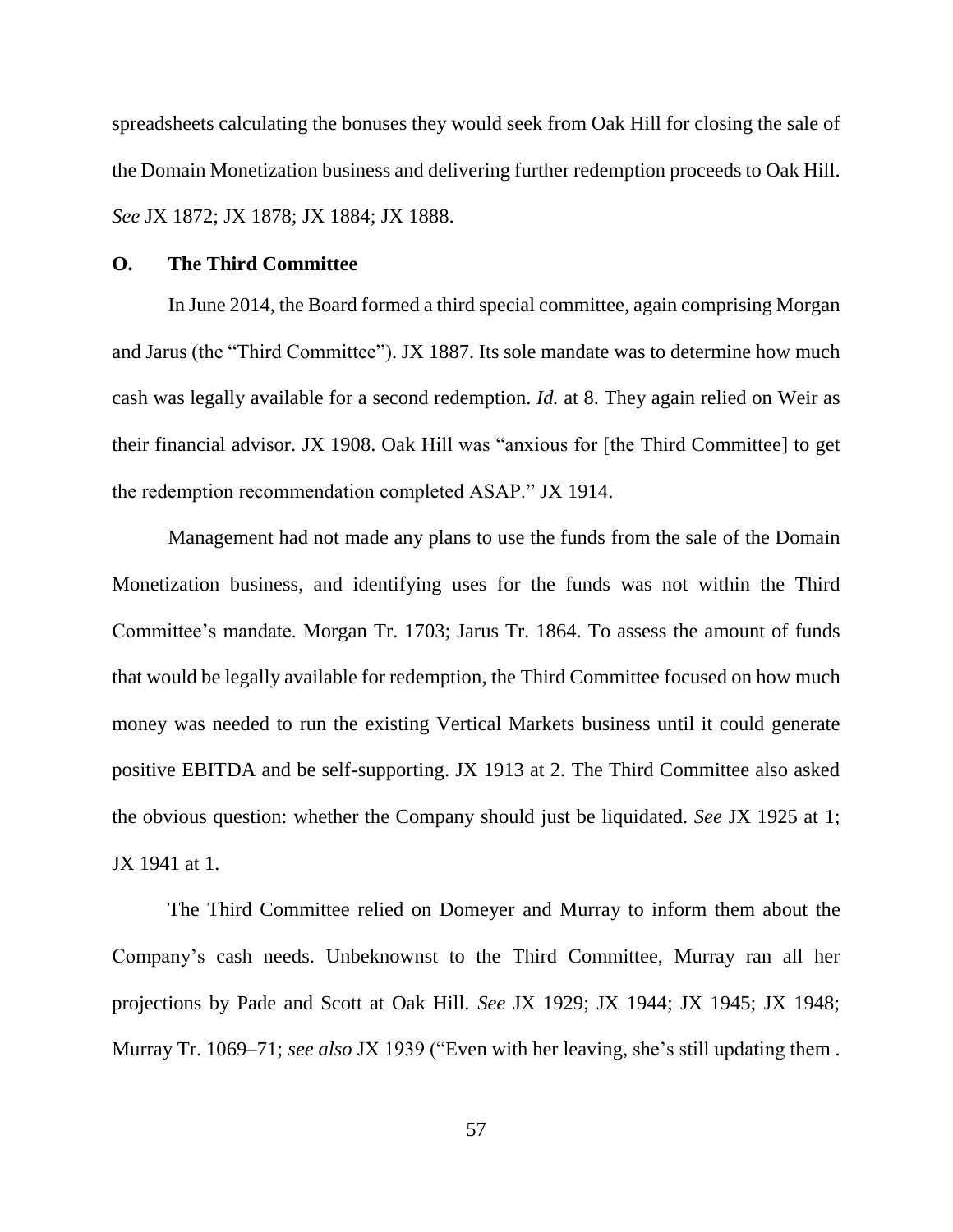spreadsheets calculating the bonuses they would seek from Oak Hill for closing the sale of the Domain Monetization business and delivering further redemption proceeds to Oak Hill. *See* JX 1872; JX 1878; JX 1884; JX 1888.

### O. The Third Committee

In June 2014, the Board formed a third special committee, again comprising Morgan and Jarus (the "Third Committee"). JX 1887. Its sole mandate was to determine how much cash was legally available for a second redemption. *Id.* at 8. They again relied on Weir as their financial advisor. JX 1908. Oak Hill was "anxious for [the Third Committee] to get the redemption recommendation completed ASAP." JX 1914.

Management had not made any plans to use the funds from the sale of the Domain Monetization business, and identifying uses for the funds was not within the Third Committee's mandate. Morgan Tr. 1703; Jarus Tr. 1864. To assess the amount of funds that would be legally available for redemption, the Third Committee focused on how much money was needed to run the existing Vertical Markets business until it could generate positive EBITDA and be self-supporting. JX 1913 at 2. The Third Committee also asked the obvious question: whether the Company should just be liquidated. *See* JX 1925 at 1; JX 1941 at 1.

The Third Committee relied on Domeyer and Murray to inform them about the Company's cash needs. Unbeknownst to the Third Committee, Murray ran all her projections by Pade and Scott at Oak Hill. *See* JX 1929; JX 1944; JX 1945; JX 1948; Murray Tr. 1069–71; *see also* JX 1939 ("Even with her leaving, she's still updating them .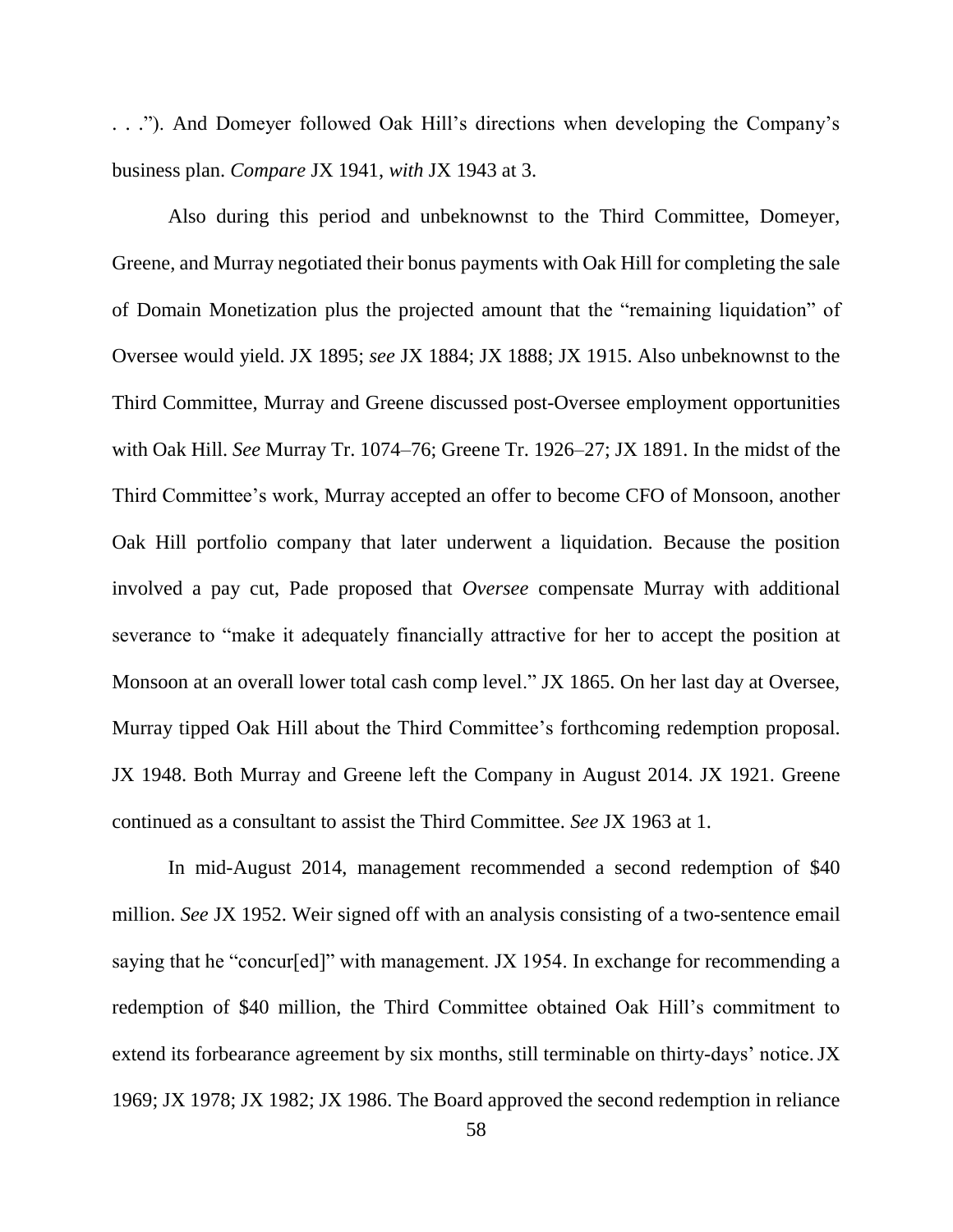. . ."). And Domeyer followed Oak Hill's directions when developing the Company's business plan. *Compare* JX 1941, *with* JX 1943 at 3.

Also during this period and unbeknownst to the Third Committee, Domeyer, Greene, and Murray negotiated their bonus payments with Oak Hill for completing the sale of Domain Monetization plus the projected amount that the "remaining liquidation" of Oversee would yield. JX 1895; *see* JX 1884; JX 1888; JX 1915. Also unbeknownst to the Third Committee, Murray and Greene discussed post-Oversee employment opportunities with Oak Hill. *See* Murray Tr. 1074–76; Greene Tr. 1926–27; JX 1891. In the midst of the Third Committee's work, Murray accepted an offer to become CFO of Monsoon, another Oak Hill portfolio company that later underwent a liquidation. Because the position involved a pay cut, Pade proposed that *Oversee* compensate Murray with additional severance to "make it adequately financially attractive for her to accept the position at Monsoon at an overall lower total cash comp level." JX 1865. On her last day at Oversee, Murray tipped Oak Hill about the Third Committee's forthcoming redemption proposal. JX 1948. Both Murray and Greene left the Company in August 2014. JX 1921. Greene continued as a consultant to assist the Third Committee. *See* JX 1963 at 1.

In mid-August 2014, management recommended a second redemption of $40 million. *See* JX 1952. Weir signed off with an analysis consisting of a two-sentence email saying that he "concur[ed]" with management. JX 1954. In exchange for recommending a redemption of $40 million, the Third Committee obtained Oak Hill's commitment to extend its forbearance agreement by six months, still terminable on thirty-days' notice. JX 1969; JX 1978; JX 1982; JX 1986. The Board approved the second redemption in reliance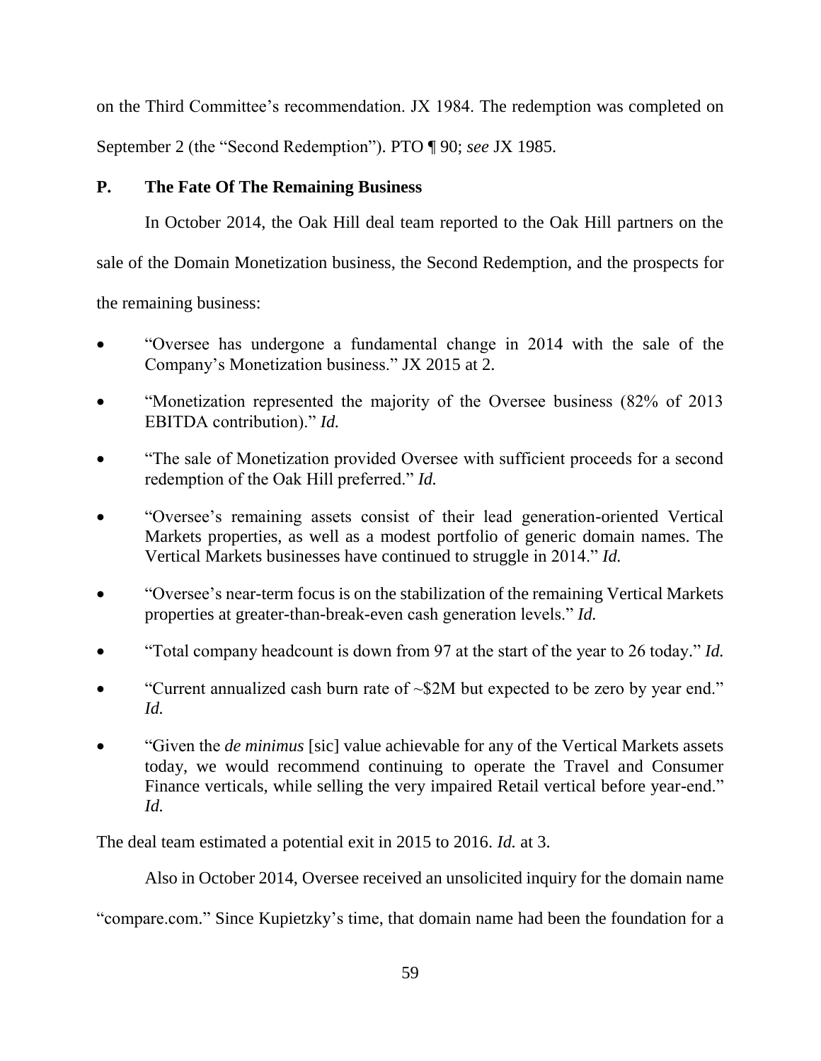on the Third Committee's recommendation. JX 1984. The redemption was completed on September 2 (the "Second Redemption"). PTO ¶ 90; *see* JX 1985.

### P. The Fate Of The Remaining Business

In October 2014, the Oak Hill deal team reported to the Oak Hill partners on the sale of the Domain Monetization business, the Second Redemption, and the prospects for the remaining business:

- "Oversee has undergone a fundamental change in 2014 with the sale of the Company's Monetization business." JX 2015 at 2.
- "Monetization represented the majority of the Oversee business (82% of 2013 EBITDA contribution)." *Id.*
- "The sale of Monetization provided Oversee with sufficient proceeds for a second redemption of the Oak Hill preferred." *Id.*
- "Oversee's remaining assets consist of their lead generation-oriented Vertical Markets properties, as well as a modest portfolio of generic domain names. The Vertical Markets businesses have continued to struggle in 2014." *Id.*
- "Oversee's near-term focus is on the stabilization of the remaining Vertical Markets properties at greater-than-break-even cash generation levels." *Id.*
- "Total company headcount is down from 97 at the start of the year to 26 today." *Id.*
- "Current annualized cash burn rate of ~$2M but expected to be zero by year end." *Id.*
- "Given the *de minimus* [sic] value achievable for any of the Vertical Markets assets today, we would recommend continuing to operate the Travel and Consumer Finance verticals, while selling the very impaired Retail vertical before year-end." *Id.*

The deal team estimated a potential exit in 2015 to 2016. *Id.* at 3.

Also in October 2014, Oversee received an unsolicited inquiry for the domain name "compare.com." Since Kupietzky's time, that domain name had been the foundation for a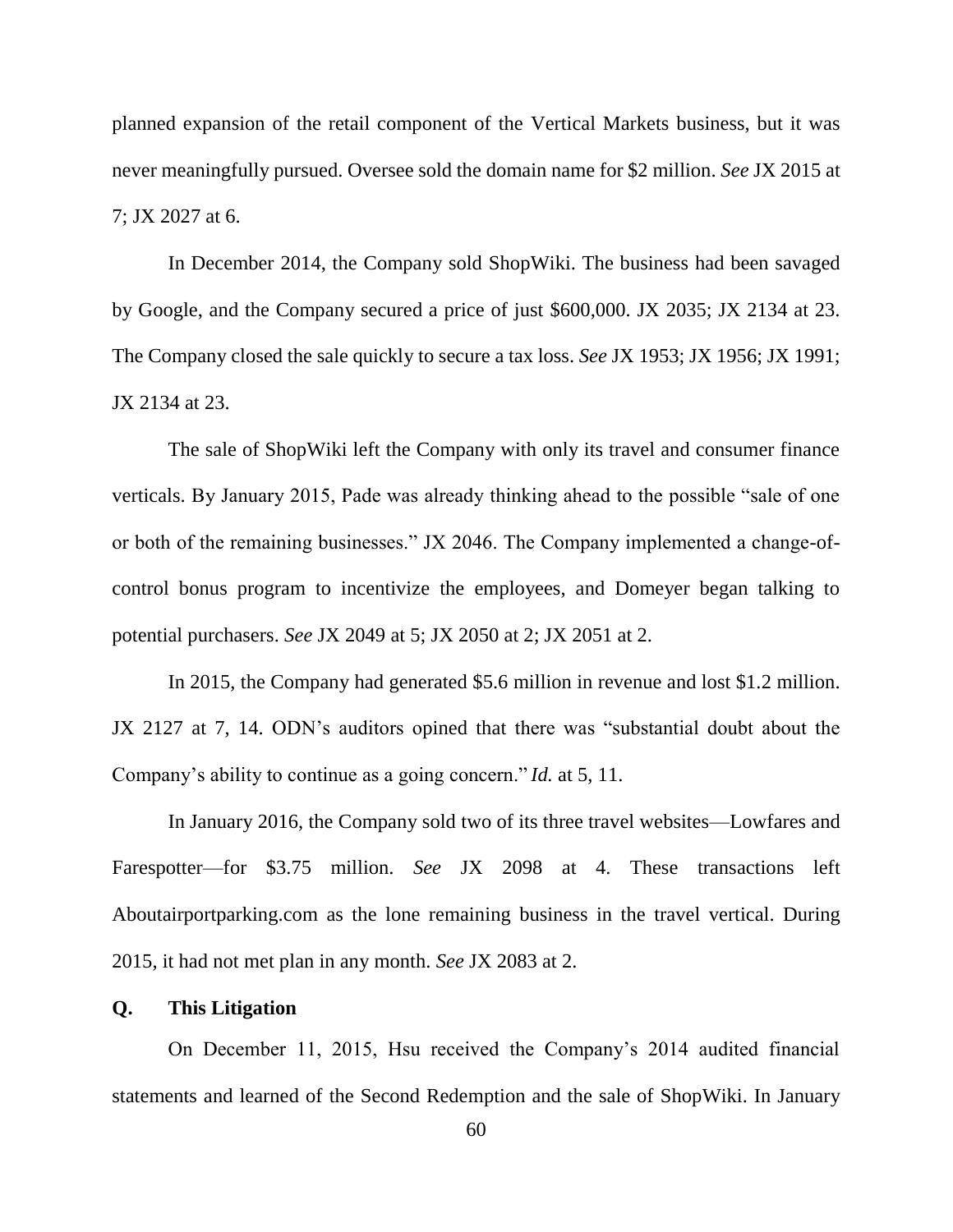planned expansion of the retail component of the Vertical Markets business, but it was never meaningfully pursued. Oversee sold the domain name for $2 million. *See* JX 2015 at 7; JX 2027 at 6.

In December 2014, the Company sold ShopWiki. The business had been savaged by Google, and the Company secured a price of just $600,000. JX 2035; JX 2134 at 23. The Company closed the sale quickly to secure a tax loss. *See* JX 1953; JX 1956; JX 1991; JX 2134 at 23.

The sale of ShopWiki left the Company with only its travel and consumer finance verticals. By January 2015, Pade was already thinking ahead to the possible "sale of one or both of the remaining businesses." JX 2046. The Company implemented a change-of-control bonus program to incentivize the employees, and Domeyer began talking to potential purchasers. *See* JX 2049 at 5; JX 2050 at 2; JX 2051 at 2.

In 2015, the Company had generated $5.6 million in revenue and lost $1.2 million. JX 2127 at 7, 14. ODN's auditors opined that there was "substantial doubt about the Company's ability to continue as a going concern." *Id.* at 5, 11.

In January 2016, the Company sold two of its three travel websites—Lowfares and Farespotter—for $3.75 million. *See* JX 2098 at 4. These transactions left Aboutairportparking.com as the lone remaining business in the travel vertical. During 2015, it had not met plan in any month. *See* JX 2083 at 2.

### Q. This Litigation

On December 11, 2015, Hsu received the Company's 2014 audited financial statements and learned of the Second Redemption and the sale of ShopWiki. In January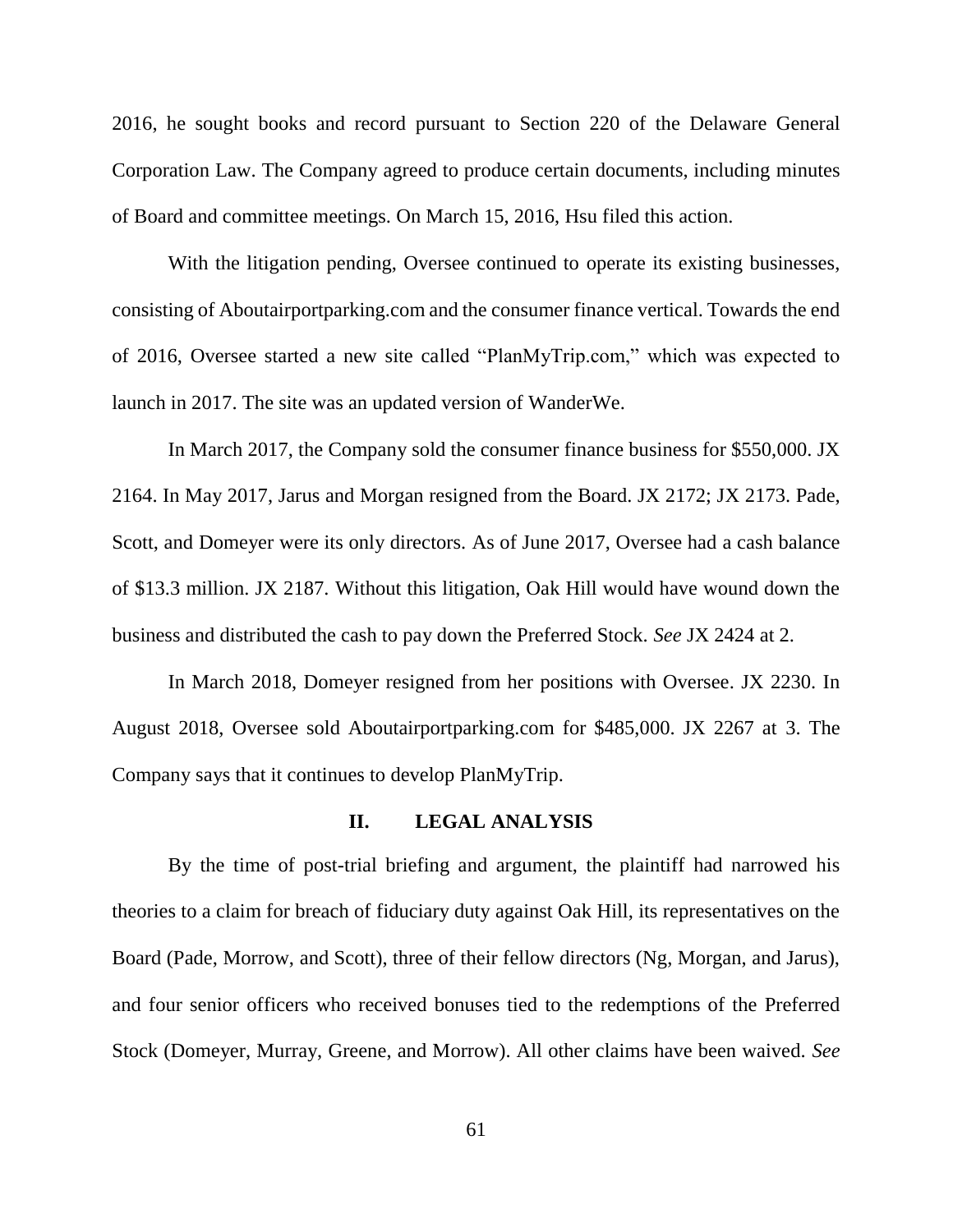2016, he sought books and record pursuant to Section 220 of the Delaware General Corporation Law. The Company agreed to produce certain documents, including minutes of Board and committee meetings. On March 15, 2016, Hsu filed this action.

With the litigation pending, Oversee continued to operate its existing businesses, consisting of Aboutairportparking.com and the consumer finance vertical. Towards the end of 2016, Oversee started a new site called "PlanMyTrip.com," which was expected to launch in 2017. The site was an updated version of WanderWe.

In March 2017, the Company sold the consumer finance business for $550,000. JX 2164. In May 2017, Jarus and Morgan resigned from the Board. JX 2172; JX 2173. Pade, Scott, and Domeyer were its only directors. As of June 2017, Oversee had a cash balance of $13.3 million. JX 2187. Without this litigation, Oak Hill would have wound down the business and distributed the cash to pay down the Preferred Stock. *See* JX 2424 at 2.

In March 2018, Domeyer resigned from her positions with Oversee. JX 2230. In August 2018, Oversee sold Aboutairportparking.com for $485,000. JX 2267 at 3. The Company says that it continues to develop PlanMyTrip.

## II. LEGAL ANALYSIS

By the time of post-trial briefing and argument, the plaintiff had narrowed his theories to a claim for breach of fiduciary duty against Oak Hill, its representatives on the Board (Pade, Morrow, and Scott), three of their fellow directors (Ng, Morgan, and Jarus), and four senior officers who received bonuses tied to the redemptions of the Preferred Stock (Domeyer, Murray, Greene, and Morrow). All other claims have been waived. *See*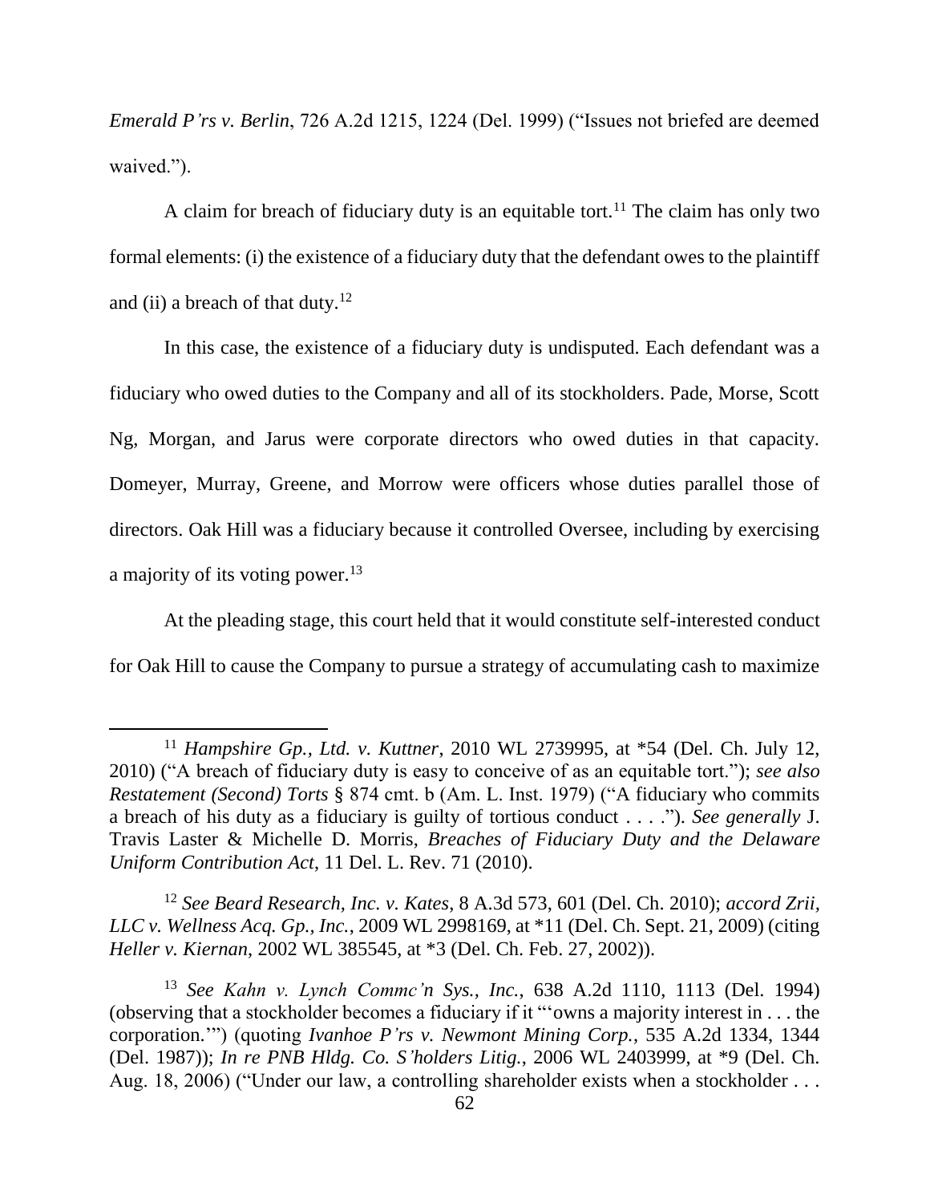*Emerald P'rs v. Berlin*, 726 A.2d 1215, 1224 (Del. 1999) ("Issues not briefed are deemed waived.").

A claim for breach of fiduciary duty is an equitable tort.[11] The claim has only two formal elements: (i) the existence of a fiduciary duty that the defendant owes to the plaintiff and (ii) a breach of that duty.[12]

In this case, the existence of a fiduciary duty is undisputed. Each defendant was a fiduciary who owed duties to the Company and all of its stockholders. Pade, Morse, Scott Ng, Morgan, and Jarus were corporate directors who owed duties in that capacity. Domeyer, Murray, Greene, and Morrow were officers whose duties parallel those of directors. Oak Hill was a fiduciary because it controlled Oversee, including by exercising a majority of its voting power.[13]

At the pleading stage, this court held that it would constitute self-interested conduct for Oak Hill to cause the Company to pursue a strategy of accumulating cash to maximize

---

[11] *Hampshire Gp., Ltd. v. Kuttner*, 2010 WL 2739995, at *54 (Del. Ch. July 12, 2010) ("A breach of fiduciary duty is easy to conceive of as an equitable tort."); *see also Restatement (Second) Torts* § 874 cmt. b (Am. L. Inst. 1979) ("A fiduciary who commits a breach of his duty as a fiduciary is guilty of tortious conduct . . . ."). *See generally* J. Travis Laster & Michelle D. Morris, *Breaches of Fiduciary Duty and the Delaware Uniform Contribution Act*, 11 Del. L. Rev. 71 (2010).

[12] *See Beard Research, Inc. v. Kates*, 8 A.3d 573, 601 (Del. Ch. 2010); *accord Zrii, LLC v. Wellness Acq. Gp., Inc.*, 2009 WL 2998169, at *11 (Del. Ch. Sept. 21, 2009) (citing *Heller v. Kiernan*, 2002 WL 385545, at *3 (Del. Ch. Feb. 27, 2002)).

[13] *See Kahn v. Lynch Commc'n Sys., Inc.*, 638 A.2d 1110, 1113 (Del. 1994) (observing that a stockholder becomes a fiduciary if it "'owns a majority interest in . . . the corporation.'") (quoting *Ivanhoe P'rs v. Newmont Mining Corp.*, 535 A.2d 1334, 1344 (Del. 1987)); *In re PNB Hldg. Co. S'holders Litig.*, 2006 WL 2403999, at *9 (Del. Ch. Aug. 18, 2006) ("Under our law, a controlling shareholder exists when a stockholder . . .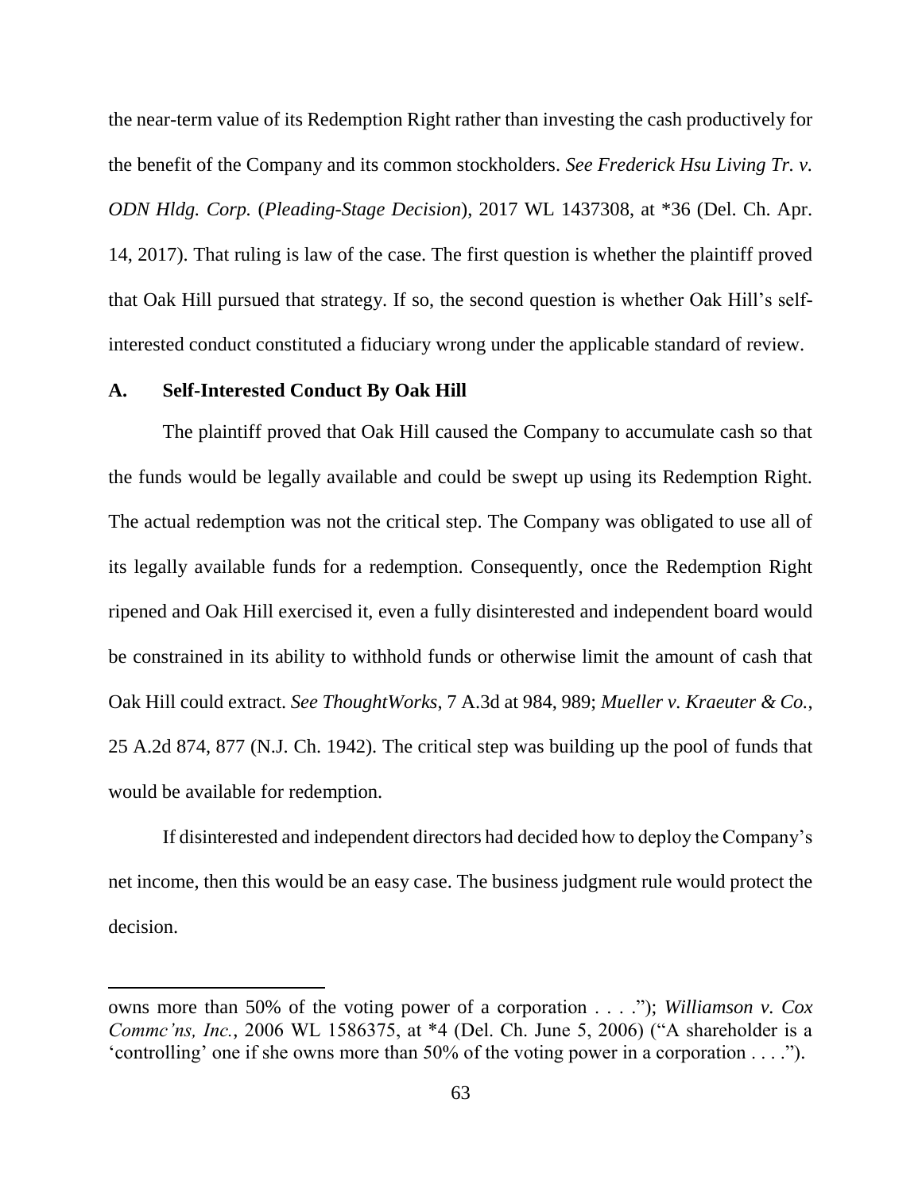the near-term value of its Redemption Right rather than investing the cash productively for the benefit of the Company and its common stockholders. *See Frederick Hsu Living Tr. v. ODN Hldg. Corp.* (*Pleading-Stage Decision*), 2017 WL 1437308, at *36 (Del. Ch. Apr. 14, 2017). That ruling is law of the case. The first question is whether the plaintiff proved that Oak Hill pursued that strategy. If so, the second question is whether Oak Hill's self-interested conduct constituted a fiduciary wrong under the applicable standard of review.

### A. Self-Interested Conduct By Oak Hill

The plaintiff proved that Oak Hill caused the Company to accumulate cash so that the funds would be legally available and could be swept up using its Redemption Right. The actual redemption was not the critical step. The Company was obligated to use all of its legally available funds for a redemption. Consequently, once the Redemption Right ripened and Oak Hill exercised it, even a fully disinterested and independent board would be constrained in its ability to withhold funds or otherwise limit the amount of cash that Oak Hill could extract. *See ThoughtWorks*, 7 A.3d at 984, 989; *Mueller v. Kraeuter & Co.*, 25 A.2d 874, 877 (N.J. Ch. 1942). The critical step was building up the pool of funds that would be available for redemption.

If disinterested and independent directors had decided how to deploy the Company's net income, then this would be an easy case. The business judgment rule would protect the decision.

---

owns more than 50% of the voting power of a corporation . . . ."); *Williamson v. Cox Commc'ns, Inc.*, 2006 WL 1586375, at *4 (Del. Ch. June 5, 2006) ("A shareholder is a 'controlling' one if she owns more than 50% of the voting power in a corporation . . . .").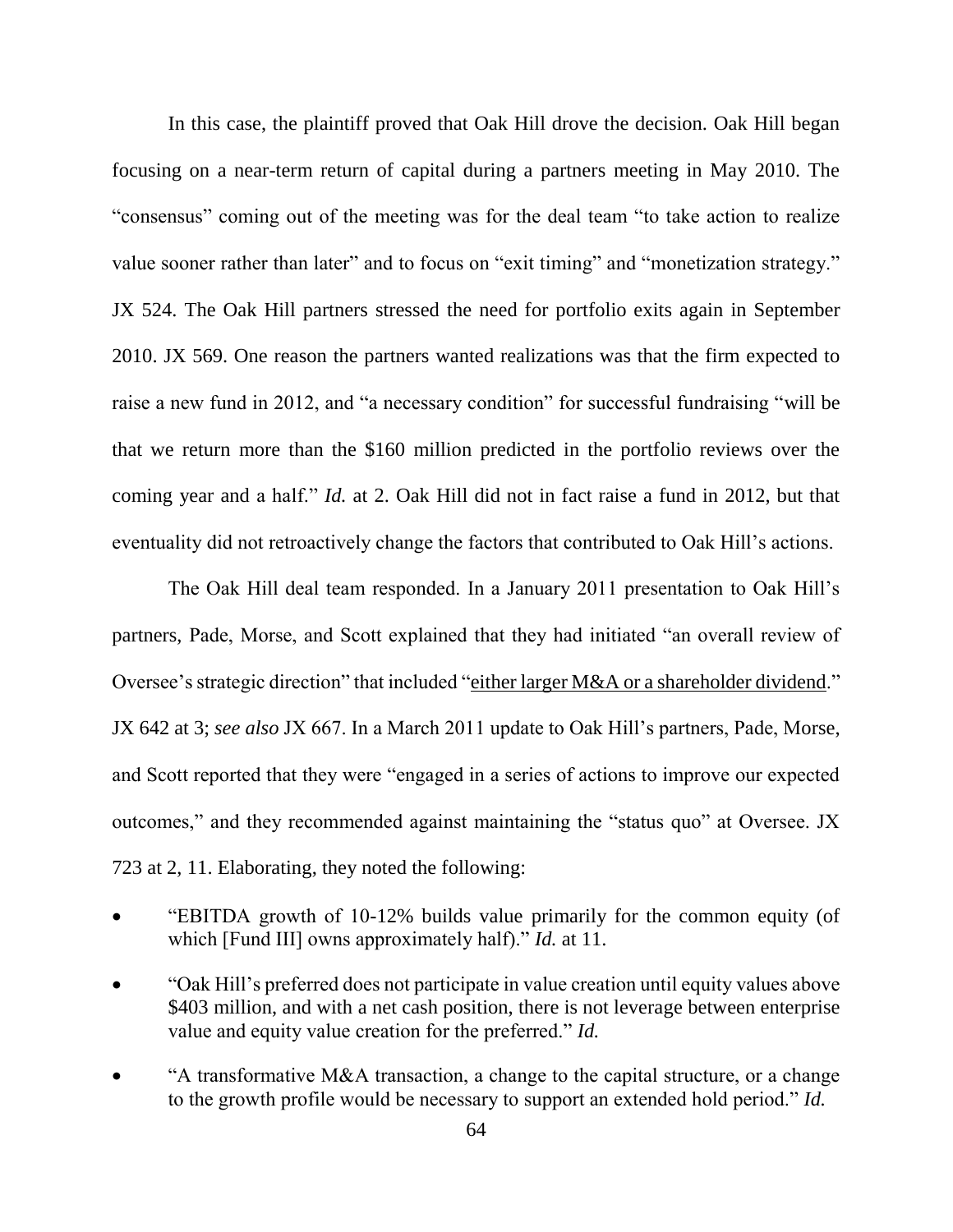In this case, the plaintiff proved that Oak Hill drove the decision. Oak Hill began focusing on a near-term return of capital during a partners meeting in May 2010. The "consensus" coming out of the meeting was for the deal team "to take action to realize value sooner rather than later" and to focus on "exit timing" and "monetization strategy." JX 524. The Oak Hill partners stressed the need for portfolio exits again in September 2010. JX 569. One reason the partners wanted realizations was that the firm expected to raise a new fund in 2012, and "a necessary condition" for successful fundraising "will be that we return more than the $160 million predicted in the portfolio reviews over the coming year and a half." *Id.* at 2. Oak Hill did not in fact raise a fund in 2012, but that eventuality did not retroactively change the factors that contributed to Oak Hill's actions.

The Oak Hill deal team responded. In a January 2011 presentation to Oak Hill's partners, Pade, Morse, and Scott explained that they had initiated "an overall review of Oversee's strategic direction" that included "<u>either larger M&A or a shareholder dividend</u>." JX 642 at 3; *see also* JX 667. In a March 2011 update to Oak Hill's partners, Pade, Morse, and Scott reported that they were "engaged in a series of actions to improve our expected outcomes," and they recommended against maintaining the "status quo" at Oversee. JX 723 at 2, 11. Elaborating, they noted the following:

- "EBITDA growth of 10-12% builds value primarily for the common equity (of which [Fund III] owns approximately half)." *Id.* at 11.
- "Oak Hill's preferred does not participate in value creation until equity values above $403 million, and with a net cash position, there is not leverage between enterprise value and equity value creation for the preferred." *Id.*
- "A transformative M&A transaction, a change to the capital structure, or a change to the growth profile would be necessary to support an extended hold period." *Id.*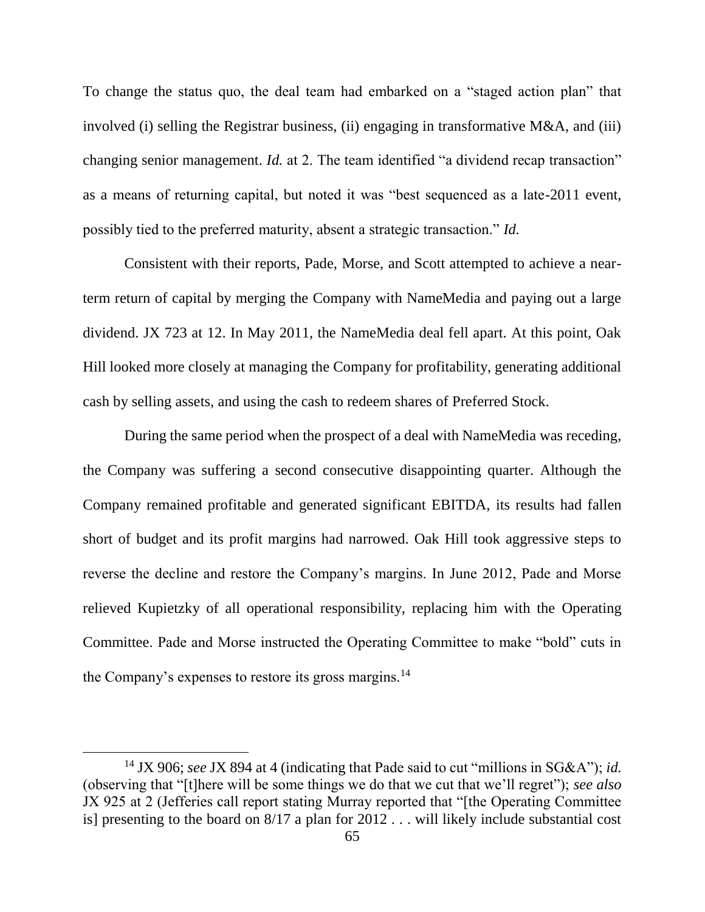To change the status quo, the deal team had embarked on a "staged action plan" that involved (i) selling the Registrar business, (ii) engaging in transformative M&A, and (iii) changing senior management. *Id.* at 2. The team identified "a dividend recap transaction" as a means of returning capital, but noted it was "best sequenced as a late-2011 event, possibly tied to the preferred maturity, absent a strategic transaction." *Id.*

Consistent with their reports, Pade, Morse, and Scott attempted to achieve a near-term return of capital by merging the Company with NameMedia and paying out a large dividend. JX 723 at 12. In May 2011, the NameMedia deal fell apart. At this point, Oak Hill looked more closely at managing the Company for profitability, generating additional cash by selling assets, and using the cash to redeem shares of Preferred Stock.

During the same period when the prospect of a deal with NameMedia was receding, the Company was suffering a second consecutive disappointing quarter. Although the Company remained profitable and generated significant EBITDA, its results had fallen short of budget and its profit margins had narrowed. Oak Hill took aggressive steps to reverse the decline and restore the Company's margins. In June 2012, Pade and Morse relieved Kupietzky of all operational responsibility, replacing him with the Operating Committee. Pade and Morse instructed the Operating Committee to make "bold" cuts in the Company's expenses to restore its gross margins.[14]

---

[14] JX 906; *see* JX 894 at 4 (indicating that Pade said to cut "millions in SG&A"); *id.* (observing that "[t]here will be some things we do that we cut that we'll regret"); *see also* JX 925 at 2 (Jefferies call report stating Murray reported that "[the Operating Committee is] presenting to the board on 8/17 a plan for 2012 . . . will likely include substantial cost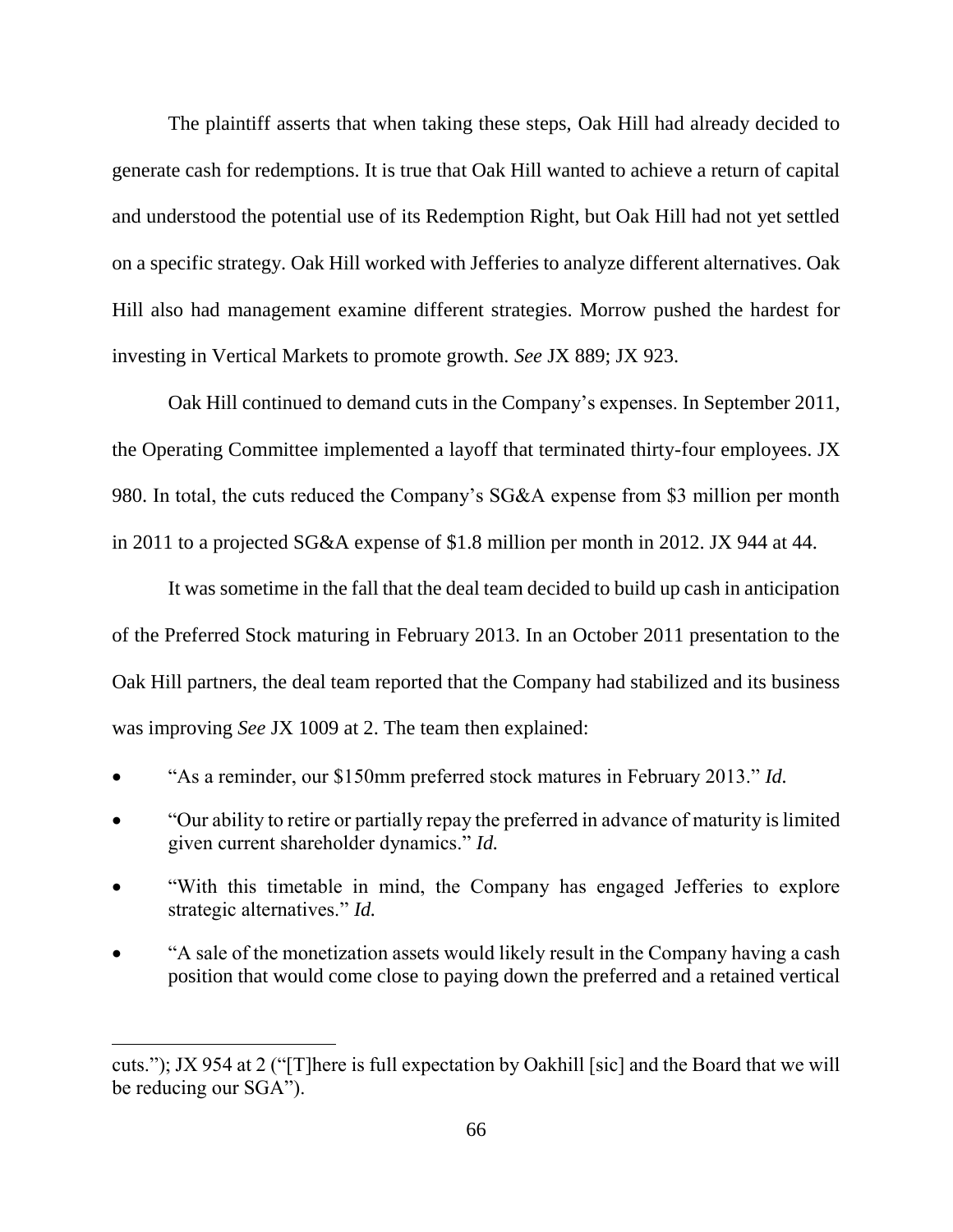The plaintiff asserts that when taking these steps, Oak Hill had already decided to generate cash for redemptions. It is true that Oak Hill wanted to achieve a return of capital and understood the potential use of its Redemption Right, but Oak Hill had not yet settled on a specific strategy. Oak Hill worked with Jefferies to analyze different alternatives. Oak Hill also had management examine different strategies. Morrow pushed the hardest for investing in Vertical Markets to promote growth. *See* JX 889; JX 923.

Oak Hill continued to demand cuts in the Company's expenses. In September 2011, the Operating Committee implemented a layoff that terminated thirty-four employees. JX 980. In total, the cuts reduced the Company's SG&A expense from $3 million per month in 2011 to a projected SG&A expense of $1.8 million per month in 2012. JX 944 at 44.

It was sometime in the fall that the deal team decided to build up cash in anticipation of the Preferred Stock maturing in February 2013. In an October 2011 presentation to the Oak Hill partners, the deal team reported that the Company had stabilized and its business was improving *See* JX 1009 at 2. The team then explained:

- "As a reminder, our $150mm preferred stock matures in February 2013." *Id.*
- "Our ability to retire or partially repay the preferred in advance of maturity is limited given current shareholder dynamics." *Id.*
- "With this timetable in mind, the Company has engaged Jefferies to explore strategic alternatives." *Id.*
- "A sale of the monetization assets would likely result in the Company having a cash position that would come close to paying down the preferred and a retained vertical

cuts."); JX 954 at 2 ("[T]here is full expectation by Oakhill [sic] and the Board that we will be reducing our SGA").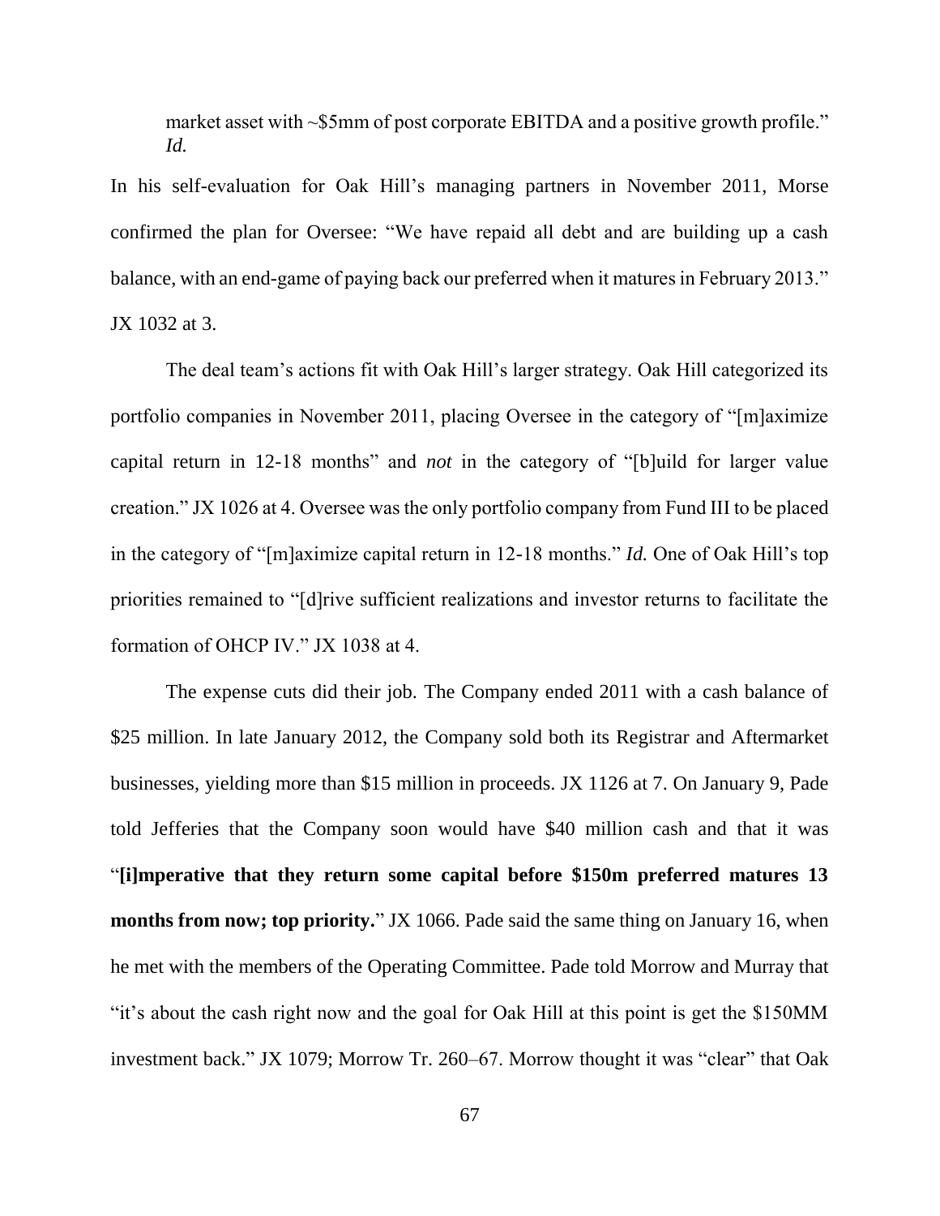market asset with ~$5mm of post corporate EBITDA and a positive growth profile." *Id.*

In his self-evaluation for Oak Hill's managing partners in November 2011, Morse confirmed the plan for Oversee: "We have repaid all debt and are building up a cash balance, with an end-game of paying back our preferred when it matures in February 2013." JX 1032 at 3.

The deal team's actions fit with Oak Hill's larger strategy. Oak Hill categorized its portfolio companies in November 2011, placing Oversee in the category of "[m]aximize capital return in 12-18 months" and *not* in the category of "[b]uild for larger value creation." JX 1026 at 4. Oversee was the only portfolio company from Fund III to be placed in the category of "[m]aximize capital return in 12-18 months." *Id.* One of Oak Hill's top priorities remained to "[d]rive sufficient realizations and investor returns to facilitate the formation of OHCP IV." JX 1038 at 4.

The expense cuts did their job. The Company ended 2011 with a cash balance of $25 million. In late January 2012, the Company sold both its Registrar and Aftermarket businesses, yielding more than $15 million in proceeds. JX 1126 at 7. On January 9, Pade told Jefferies that the Company soon would have $40 million cash and that it was "**[i]mperative that they return some capital before $150m preferred matures 13 months from now; top priority.**" JX 1066. Pade said the same thing on January 16, when he met with the members of the Operating Committee. Pade told Morrow and Murray that "it's about the cash right now and the goal for Oak Hill at this point is get the $150MM investment back." JX 1079; Morrow Tr. 260–67. Morrow thought it was "clear" that Oak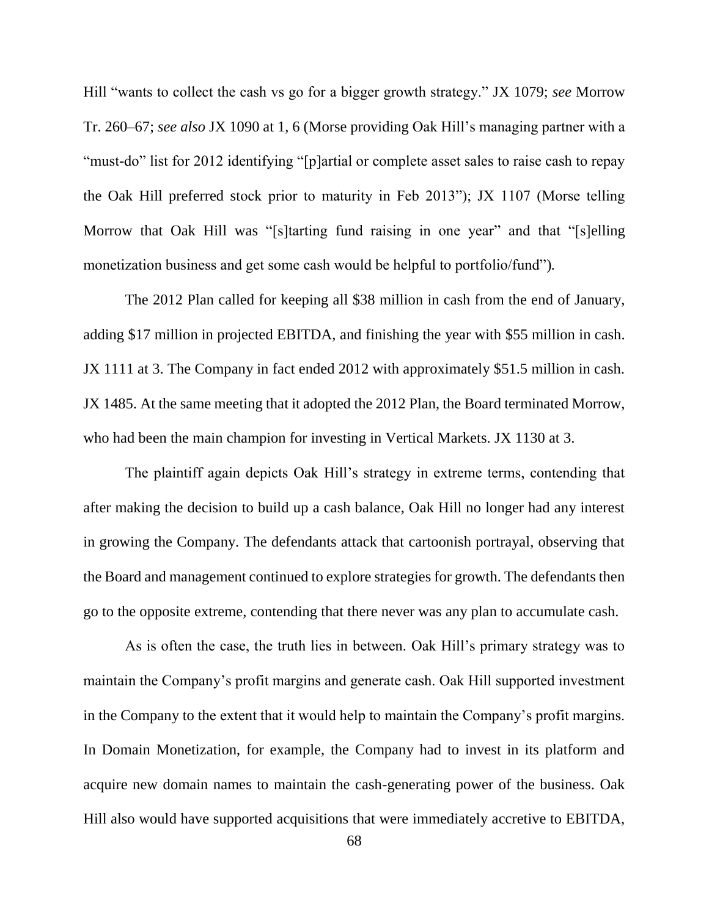Hill "wants to collect the cash vs go for a bigger growth strategy." JX 1079; *see* Morrow Tr. 260–67; *see also* JX 1090 at 1, 6 (Morse providing Oak Hill's managing partner with a "must-do" list for 2012 identifying "[p]artial or complete asset sales to raise cash to repay the Oak Hill preferred stock prior to maturity in Feb 2013"); JX 1107 (Morse telling Morrow that Oak Hill was "[s]tarting fund raising in one year" and that "[s]elling monetization business and get some cash would be helpful to portfolio/fund").

The 2012 Plan called for keeping all $38 million in cash from the end of January, adding $17 million in projected EBITDA, and finishing the year with $55 million in cash. JX 1111 at 3. The Company in fact ended 2012 with approximately $51.5 million in cash. JX 1485. At the same meeting that it adopted the 2012 Plan, the Board terminated Morrow, who had been the main champion for investing in Vertical Markets. JX 1130 at 3.

The plaintiff again depicts Oak Hill's strategy in extreme terms, contending that after making the decision to build up a cash balance, Oak Hill no longer had any interest in growing the Company. The defendants attack that cartoonish portrayal, observing that the Board and management continued to explore strategies for growth. The defendants then go to the opposite extreme, contending that there never was any plan to accumulate cash.

As is often the case, the truth lies in between. Oak Hill's primary strategy was to maintain the Company's profit margins and generate cash. Oak Hill supported investment in the Company to the extent that it would help to maintain the Company's profit margins. In Domain Monetization, for example, the Company had to invest in its platform and acquire new domain names to maintain the cash-generating power of the business. Oak Hill also would have supported acquisitions that were immediately accretive to EBITDA,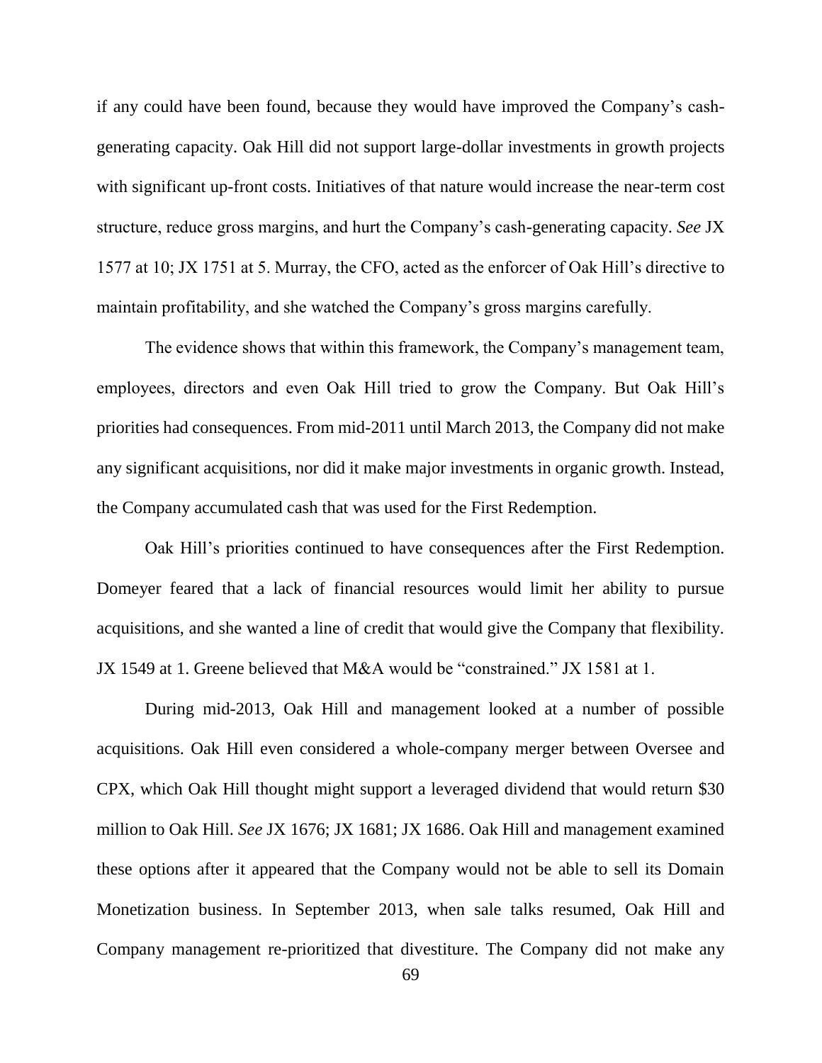if any could have been found, because they would have improved the Company's cash-generating capacity. Oak Hill did not support large-dollar investments in growth projects with significant up-front costs. Initiatives of that nature would increase the near-term cost structure, reduce gross margins, and hurt the Company's cash-generating capacity. *See* JX 1577 at 10; JX 1751 at 5. Murray, the CFO, acted as the enforcer of Oak Hill's directive to maintain profitability, and she watched the Company's gross margins carefully.

The evidence shows that within this framework, the Company's management team, employees, directors and even Oak Hill tried to grow the Company. But Oak Hill's priorities had consequences. From mid-2011 until March 2013, the Company did not make any significant acquisitions, nor did it make major investments in organic growth. Instead, the Company accumulated cash that was used for the First Redemption.

Oak Hill's priorities continued to have consequences after the First Redemption. Domeyer feared that a lack of financial resources would limit her ability to pursue acquisitions, and she wanted a line of credit that would give the Company that flexibility. JX 1549 at 1. Greene believed that M&A would be "constrained." JX 1581 at 1.

During mid-2013, Oak Hill and management looked at a number of possible acquisitions. Oak Hill even considered a whole-company merger between Oversee and CPX, which Oak Hill thought might support a leveraged dividend that would return $30 million to Oak Hill. *See* JX 1676; JX 1681; JX 1686. Oak Hill and management examined these options after it appeared that the Company would not be able to sell its Domain Monetization business. In September 2013, when sale talks resumed, Oak Hill and Company management re-prioritized that divestiture. The Company did not make any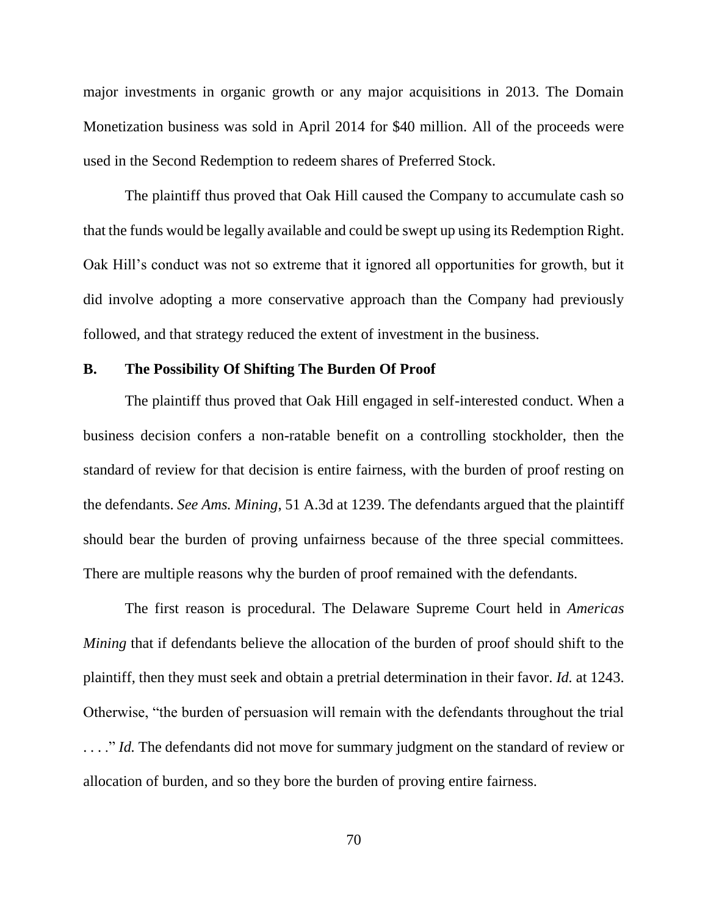major investments in organic growth or any major acquisitions in 2013. The Domain Monetization business was sold in April 2014 for $40 million. All of the proceeds were used in the Second Redemption to redeem shares of Preferred Stock.

The plaintiff thus proved that Oak Hill caused the Company to accumulate cash so that the funds would be legally available and could be swept up using its Redemption Right. Oak Hill's conduct was not so extreme that it ignored all opportunities for growth, but it did involve adopting a more conservative approach than the Company had previously followed, and that strategy reduced the extent of investment in the business.

### B. The Possibility Of Shifting The Burden Of Proof

The plaintiff thus proved that Oak Hill engaged in self-interested conduct. When a business decision confers a non-ratable benefit on a controlling stockholder, then the standard of review for that decision is entire fairness, with the burden of proof resting on the defendants. *See Ams. Mining*, 51 A.3d at 1239. The defendants argued that the plaintiff should bear the burden of proving unfairness because of the three special committees. There are multiple reasons why the burden of proof remained with the defendants.

The first reason is procedural. The Delaware Supreme Court held in *Americas Mining* that if defendants believe the allocation of the burden of proof should shift to the plaintiff, then they must seek and obtain a pretrial determination in their favor. *Id.* at 1243. Otherwise, "the burden of persuasion will remain with the defendants throughout the trial . . . ." *Id.* The defendants did not move for summary judgment on the standard of review or allocation of burden, and so they bore the burden of proving entire fairness.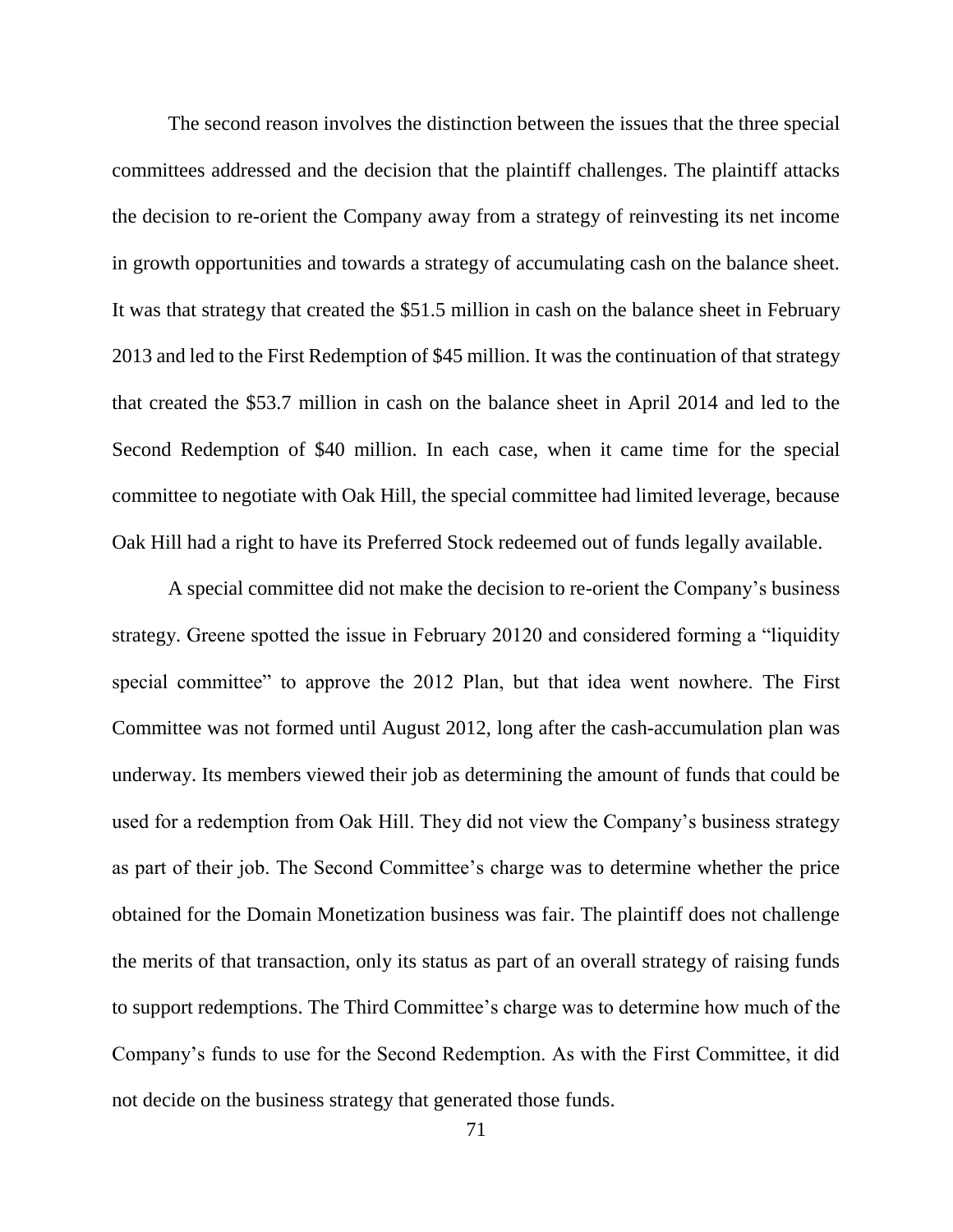The second reason involves the distinction between the issues that the three special committees addressed and the decision that the plaintiff challenges. The plaintiff attacks the decision to re-orient the Company away from a strategy of reinvesting its net income in growth opportunities and towards a strategy of accumulating cash on the balance sheet. It was that strategy that created the $51.5 million in cash on the balance sheet in February 2013 and led to the First Redemption of $45 million. It was the continuation of that strategy that created the $53.7 million in cash on the balance sheet in April 2014 and led to the Second Redemption of $40 million. In each case, when it came time for the special committee to negotiate with Oak Hill, the special committee had limited leverage, because Oak Hill had a right to have its Preferred Stock redeemed out of funds legally available.

A special committee did not make the decision to re-orient the Company's business strategy. Greene spotted the issue in February 20120 and considered forming a "liquidity special committee" to approve the 2012 Plan, but that idea went nowhere. The First Committee was not formed until August 2012, long after the cash-accumulation plan was underway. Its members viewed their job as determining the amount of funds that could be used for a redemption from Oak Hill. They did not view the Company's business strategy as part of their job. The Second Committee's charge was to determine whether the price obtained for the Domain Monetization business was fair. The plaintiff does not challenge the merits of that transaction, only its status as part of an overall strategy of raising funds to support redemptions. The Third Committee's charge was to determine how much of the Company's funds to use for the Second Redemption. As with the First Committee, it did not decide on the business strategy that generated those funds.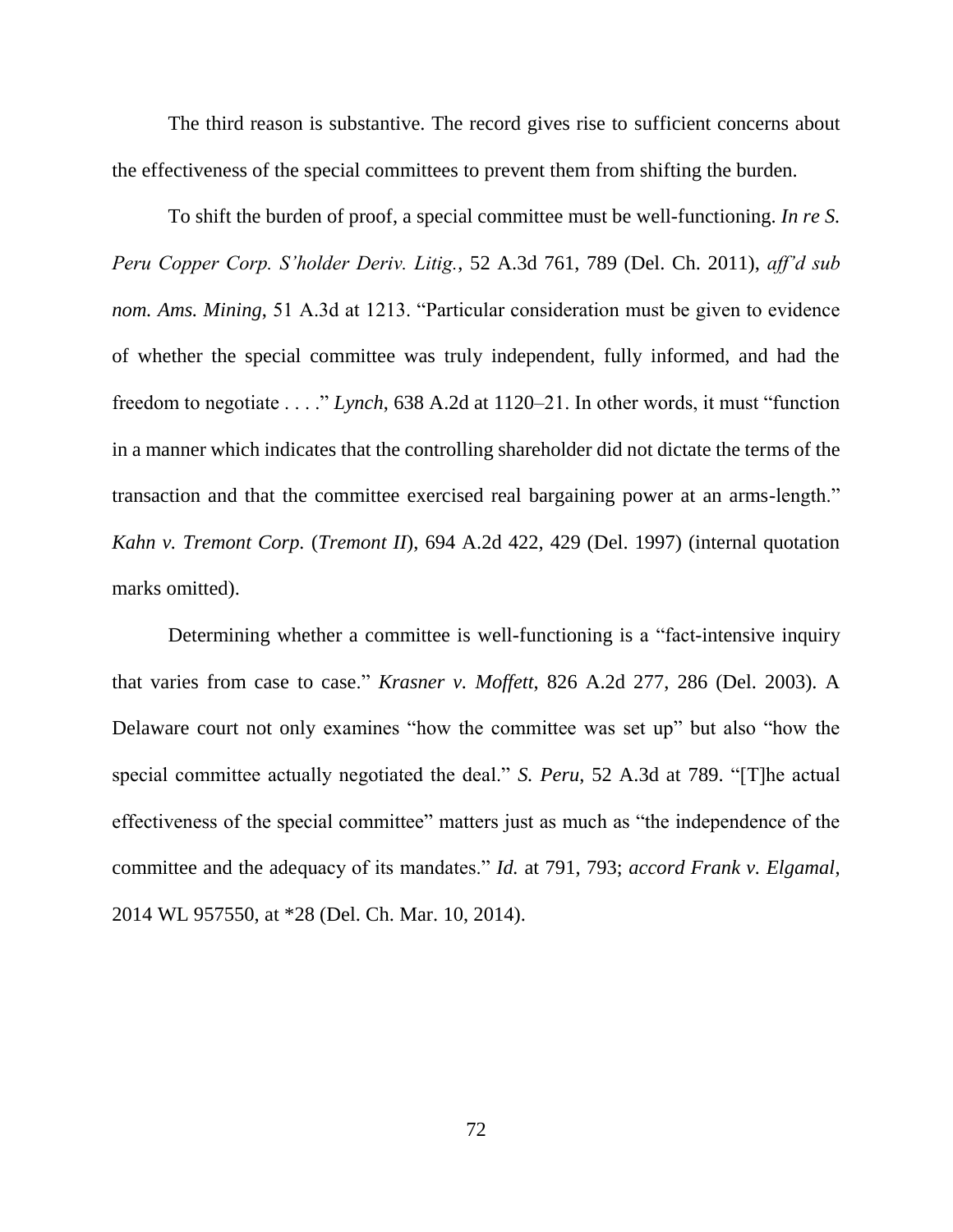The third reason is substantive. The record gives rise to sufficient concerns about the effectiveness of the special committees to prevent them from shifting the burden.

To shift the burden of proof, a special committee must be well-functioning. *In re S. Peru Copper Corp. S'holder Deriv. Litig.*, 52 A.3d 761, 789 (Del. Ch. 2011), *aff'd sub nom. Ams. Mining*, 51 A.3d at 1213. "Particular consideration must be given to evidence of whether the special committee was truly independent, fully informed, and had the freedom to negotiate . . . ." *Lynch*, 638 A.2d at 1120–21. In other words, it must "function in a manner which indicates that the controlling shareholder did not dictate the terms of the transaction and that the committee exercised real bargaining power at an arms-length." *Kahn v. Tremont Corp.* (*Tremont II*), 694 A.2d 422, 429 (Del. 1997) (internal quotation marks omitted).

Determining whether a committee is well-functioning is a "fact-intensive inquiry that varies from case to case." *Krasner v. Moffett*, 826 A.2d 277, 286 (Del. 2003). A Delaware court not only examines "how the committee was set up" but also "how the special committee actually negotiated the deal." *S. Peru*, 52 A.3d at 789. "[T]he actual effectiveness of the special committee" matters just as much as "the independence of the committee and the adequacy of its mandates." *Id.* at 791, 793; *accord Frank v. Elgamal*, 2014 WL 957550, at *28 (Del. Ch. Mar. 10, 2014).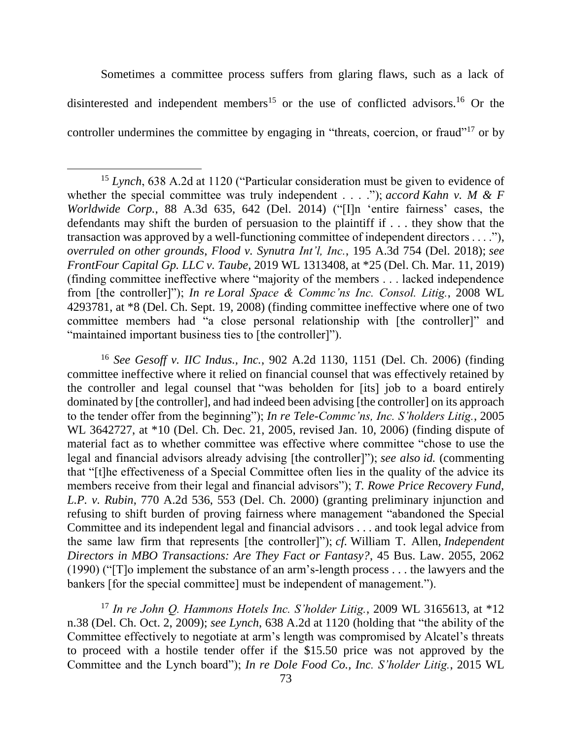Sometimes a committee process suffers from glaring flaws, such as a lack of disinterested and independent members[15] or the use of conflicted advisors.[16] Or the controller undermines the committee by engaging in "threats, coercion, or fraud"[17] or by

---

[15] *Lynch*, 638 A.2d at 1120 ("Particular consideration must be given to evidence of whether the special committee was truly independent . . . ."); *accord Kahn v. M & F Worldwide Corp.*, 88 A.3d 635, 642 (Del. 2014) ("[I]n 'entire fairness' cases, the defendants may shift the burden of persuasion to the plaintiff if . . . they show that the transaction was approved by a well-functioning committee of independent directors . . . ."), *overruled on other grounds*, *Flood v. Synutra Int'l, Inc.*, 195 A.3d 754 (Del. 2018); *see FrontFour Capital Gp. LLC v. Taube*, 2019 WL 1313408, at *25 (Del. Ch. Mar. 11, 2019) (finding committee ineffective where "majority of the members . . . lacked independence from [the controller]"); *In re Loral Space & Commc'ns Inc. Consol. Litig.*, 2008 WL 4293781, at *8 (Del. Ch. Sept. 19, 2008) (finding committee ineffective where one of two committee members had "a close personal relationship with [the controller]" and "maintained important business ties to [the controller]").

[16] *See Gesoff v. IIC Indus., Inc.*, 902 A.2d 1130, 1151 (Del. Ch. 2006) (finding committee ineffective where it relied on financial counsel that was effectively retained by the controller and legal counsel that "was beholden for [its] job to a board entirely dominated by [the controller], and had indeed been advising [the controller] on its approach to the tender offer from the beginning"); *In re Tele-Commc'ns, Inc. S'holders Litig.*, 2005 WL 3642727, at *10 (Del. Ch. Dec. 21, 2005, revised Jan. 10, 2006) (finding dispute of material fact as to whether committee was effective where committee "chose to use the legal and financial advisors already advising [the controller]"); *see also id.* (commenting that "[t]he effectiveness of a Special Committee often lies in the quality of the advice its members receive from their legal and financial advisors"); *T. Rowe Price Recovery Fund, L.P. v. Rubin*, 770 A.2d 536, 553 (Del. Ch. 2000) (granting preliminary injunction and refusing to shift burden of proving fairness where management "abandoned the Special Committee and its independent legal and financial advisors . . . and took legal advice from the same law firm that represents [the controller]"); *cf.* William T. Allen, *Independent Directors in MBO Transactions: Are They Fact or Fantasy?*, 45 Bus. Law. 2055, 2062 (1990) ("[T]o implement the substance of an arm's-length process . . . the lawyers and the bankers [for the special committee] must be independent of management.").

[17] *In re John Q. Hammons Hotels Inc. S'holder Litig.*, 2009 WL 3165613, at *12 n.38 (Del. Ch. Oct. 2, 2009); *see Lynch*, 638 A.2d at 1120 (holding that "the ability of the Committee effectively to negotiate at arm's length was compromised by Alcatel's threats to proceed with a hostile tender offer if the $15.50 price was not approved by the Committee and the Lynch board"); *In re Dole Food Co., Inc. S'holder Litig.*, 2015 WL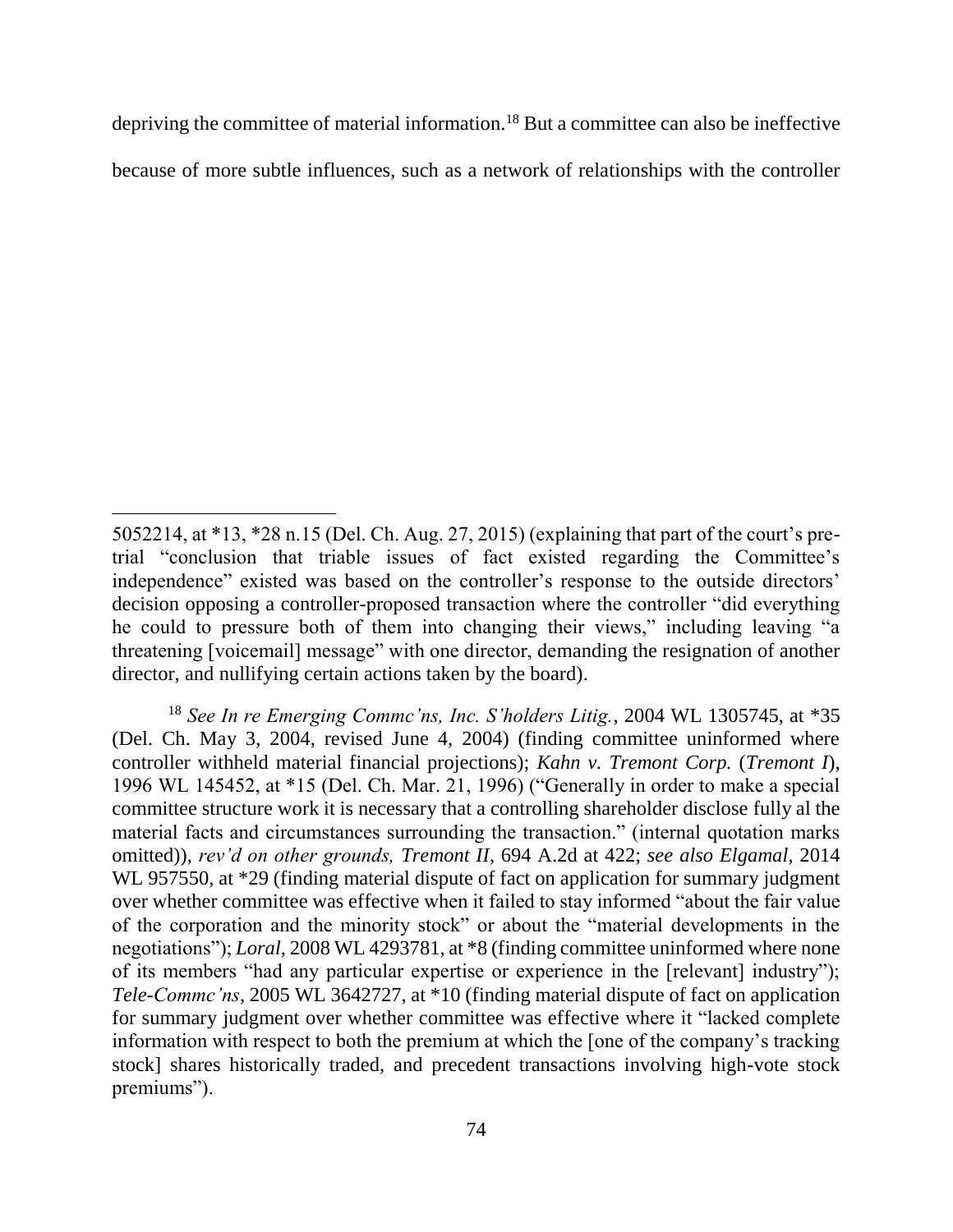depriving the committee of material information.[18] But a committee can also be ineffective because of more subtle influences, such as a network of relationships with the controller

---

5052214, at *13, *28 n.15 (Del. Ch. Aug. 27, 2015) (explaining that part of the court's pre-trial "conclusion that triable issues of fact existed regarding the Committee's independence" existed was based on the controller's response to the outside directors' decision opposing a controller-proposed transaction where the controller "did everything he could to pressure both of them into changing their views," including leaving "a threatening [voicemail] message" with one director, demanding the resignation of another director, and nullifying certain actions taken by the board).

[18] *See In re Emerging Commc'ns, Inc. S'holders Litig.*, 2004 WL 1305745, at *35 (Del. Ch. May 3, 2004, revised June 4, 2004) (finding committee uninformed where controller withheld material financial projections); *Kahn v. Tremont Corp.* (*Tremont I*), 1996 WL 145452, at *15 (Del. Ch. Mar. 21, 1996) ("Generally in order to make a special committee structure work it is necessary that a controlling shareholder disclose fully al the material facts and circumstances surrounding the transaction." (internal quotation marks omitted)), *rev'd on other grounds, Tremont II*, 694 A.2d at 422; *see also Elgamal*, 2014 WL 957550, at *29 (finding material dispute of fact on application for summary judgment over whether committee was effective when it failed to stay informed "about the fair value of the corporation and the minority stock" or about the "material developments in the negotiations"); *Loral*, 2008 WL 4293781, at *8 (finding committee uninformed where none of its members "had any particular expertise or experience in the [relevant] industry"); *Tele-Commc'ns*, 2005 WL 3642727, at *10 (finding material dispute of fact on application for summary judgment over whether committee was effective where it "lacked complete information with respect to both the premium at which the [one of the company's tracking stock] shares historically traded, and precedent transactions involving high-vote stock premiums").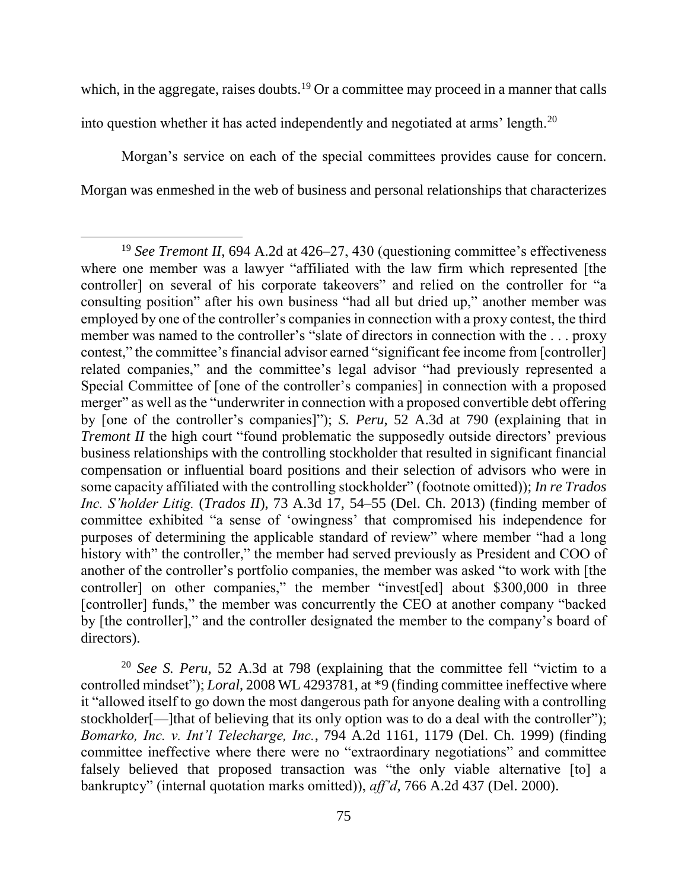which, in the aggregate, raises doubts.[19] Or a committee may proceed in a manner that calls into question whether it has acted independently and negotiated at arms' length.[20]

Morgan's service on each of the special committees provides cause for concern. Morgan was enmeshed in the web of business and personal relationships that characterizes

---

[19] *See Tremont II*, 694 A.2d at 426–27, 430 (questioning committee's effectiveness where one member was a lawyer "affiliated with the law firm which represented [the controller] on several of his corporate takeovers" and relied on the controller for "a consulting position" after his own business "had all but dried up," another member was employed by one of the controller's companies in connection with a proxy contest, the third member was named to the controller's "slate of directors in connection with the . . . proxy contest," the committee's financial advisor earned "significant fee income from [controller] related companies," and the committee's legal advisor "had previously represented a Special Committee of [one of the controller's companies] in connection with a proposed merger" as well as the "underwriter in connection with a proposed convertible debt offering by [one of the controller's companies]"); *S. Peru*, 52 A.3d at 790 (explaining that in *Tremont II* the high court "found problematic the supposedly outside directors' previous business relationships with the controlling stockholder that resulted in significant financial compensation or influential board positions and their selection of advisors who were in some capacity affiliated with the controlling stockholder" (footnote omitted)); *In re Trados Inc. S'holder Litig.* (*Trados II*), 73 A.3d 17, 54–55 (Del. Ch. 2013) (finding member of committee exhibited "a sense of 'owingness' that compromised his independence for purposes of determining the applicable standard of review" where member "had a long history with" the controller," the member had served previously as President and COO of another of the controller's portfolio companies, the member was asked "to work with [the controller] on other companies," the member "invest[ed] about $300,000 in three [controller] funds," the member was concurrently the CEO at another company "backed by [the controller]," and the controller designated the member to the company's board of directors).

[20] *See S. Peru*, 52 A.3d at 798 (explaining that the committee fell "victim to a controlled mindset"); *Loral*, 2008 WL 4293781, at *9 (finding committee ineffective where it "allowed itself to go down the most dangerous path for anyone dealing with a controlling stockholder[—]that of believing that its only option was to do a deal with the controller"); *Bomarko, Inc. v. Int'l Telecharge, Inc.*, 794 A.2d 1161, 1179 (Del. Ch. 1999) (finding committee ineffective where there were no "extraordinary negotiations" and committee falsely believed that proposed transaction was "the only viable alternative [to] a bankruptcy" (internal quotation marks omitted)), *aff'd*, 766 A.2d 437 (Del. 2000).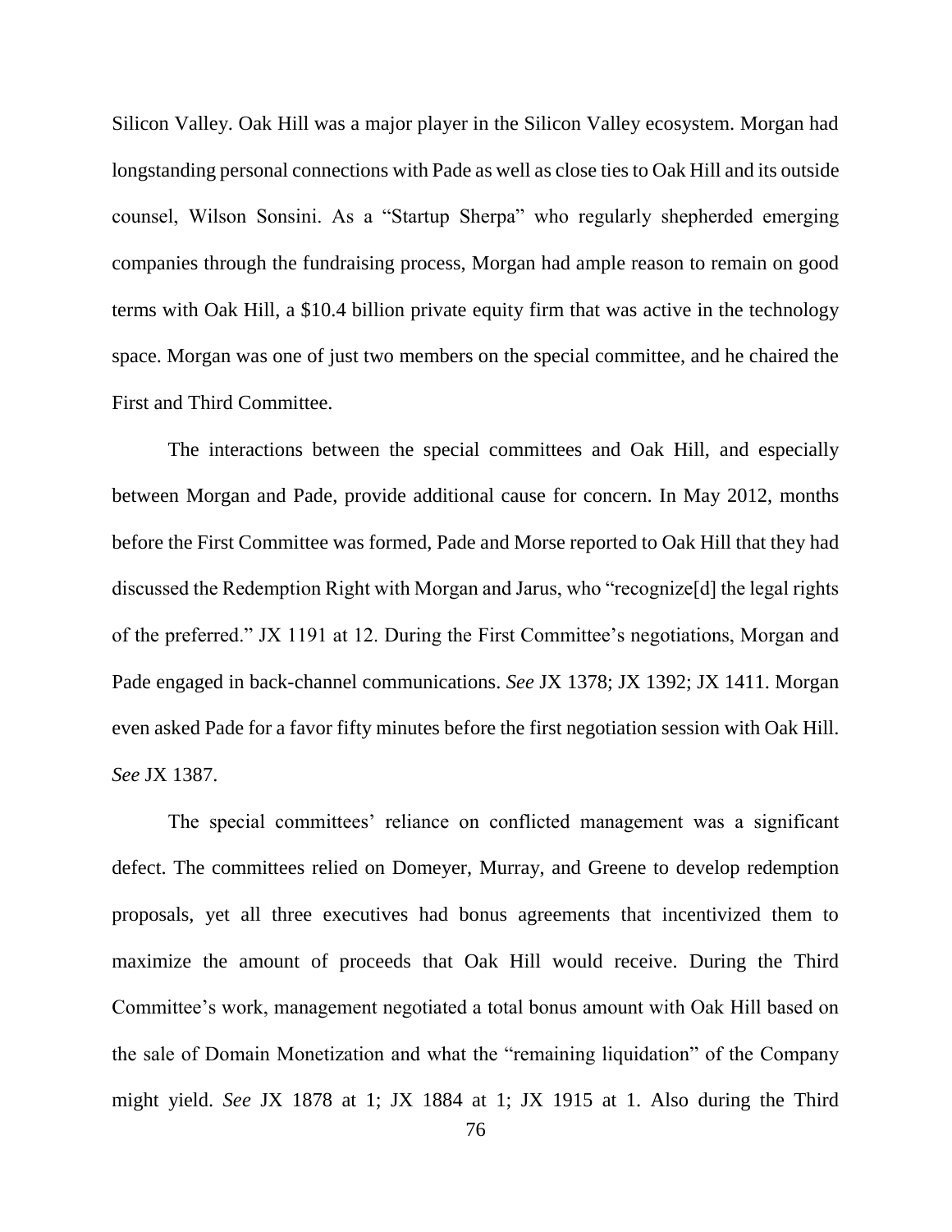Silicon Valley. Oak Hill was a major player in the Silicon Valley ecosystem. Morgan had longstanding personal connections with Pade as well as close ties to Oak Hill and its outside counsel, Wilson Sonsini. As a "Startup Sherpa" who regularly shepherded emerging companies through the fundraising process, Morgan had ample reason to remain on good terms with Oak Hill, a $10.4 billion private equity firm that was active in the technology space. Morgan was one of just two members on the special committee, and he chaired the First and Third Committee.

The interactions between the special committees and Oak Hill, and especially between Morgan and Pade, provide additional cause for concern. In May 2012, months before the First Committee was formed, Pade and Morse reported to Oak Hill that they had discussed the Redemption Right with Morgan and Jarus, who "recognize[d] the legal rights of the preferred." JX 1191 at 12. During the First Committee's negotiations, Morgan and Pade engaged in back-channel communications. *See* JX 1378; JX 1392; JX 1411. Morgan even asked Pade for a favor fifty minutes before the first negotiation session with Oak Hill. *See* JX 1387.

The special committees' reliance on conflicted management was a significant defect. The committees relied on Domeyer, Murray, and Greene to develop redemption proposals, yet all three executives had bonus agreements that incentivized them to maximize the amount of proceeds that Oak Hill would receive. During the Third Committee's work, management negotiated a total bonus amount with Oak Hill based on the sale of Domain Monetization and what the "remaining liquidation" of the Company might yield. *See* JX 1878 at 1; JX 1884 at 1; JX 1915 at 1. Also during the Third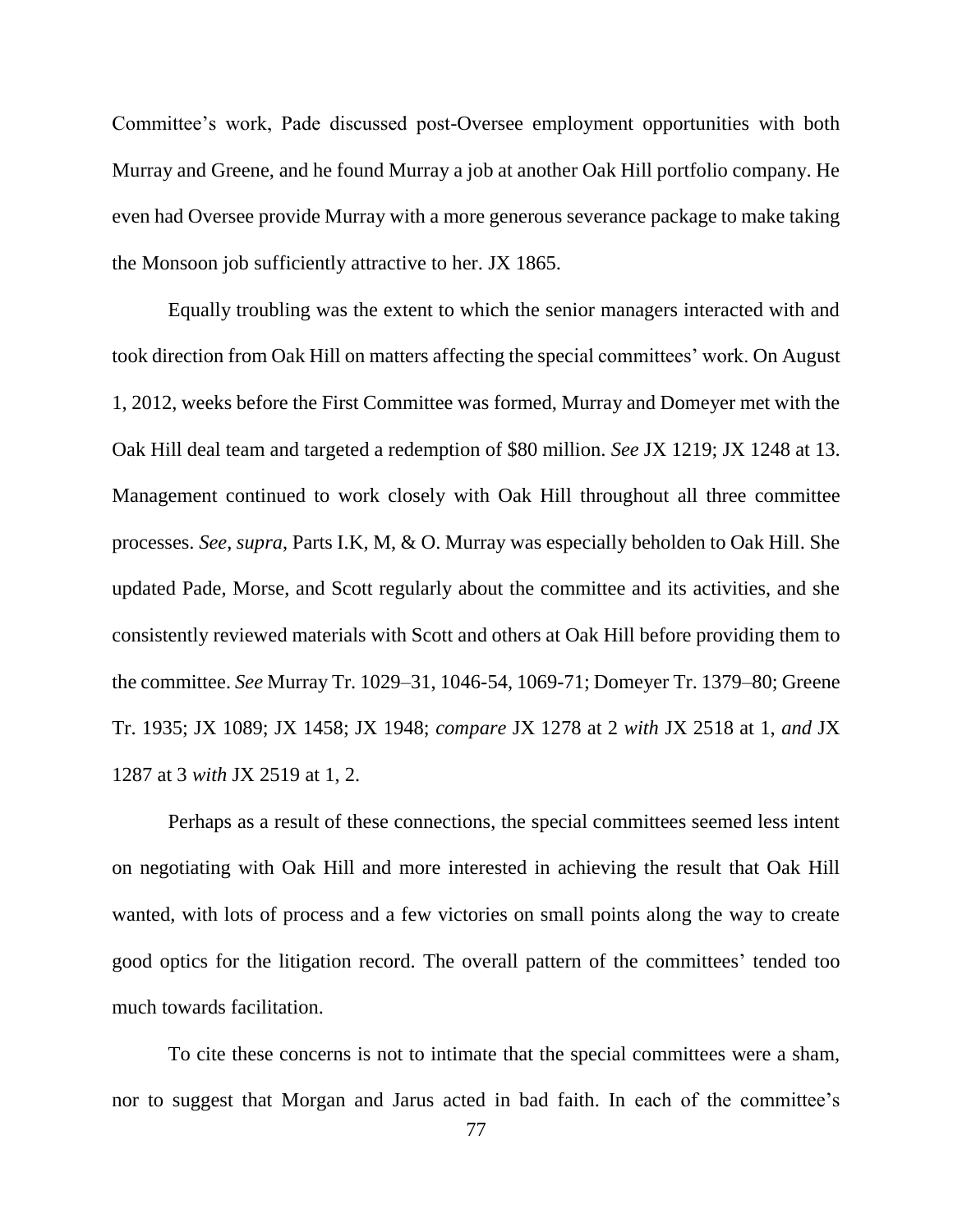Committee's work, Pade discussed post-Oversee employment opportunities with both Murray and Greene, and he found Murray a job at another Oak Hill portfolio company. He even had Oversee provide Murray with a more generous severance package to make taking the Monsoon job sufficiently attractive to her. JX 1865.

Equally troubling was the extent to which the senior managers interacted with and took direction from Oak Hill on matters affecting the special committees' work. On August 1, 2012, weeks before the First Committee was formed, Murray and Domeyer met with the Oak Hill deal team and targeted a redemption of $80 million. *See* JX 1219; JX 1248 at 13. Management continued to work closely with Oak Hill throughout all three committee processes. *See*, *supra*, Parts I.K, M, & O. Murray was especially beholden to Oak Hill. She updated Pade, Morse, and Scott regularly about the committee and its activities, and she consistently reviewed materials with Scott and others at Oak Hill before providing them to the committee. *See* Murray Tr. 1029–31, 1046-54, 1069-71; Domeyer Tr. 1379–80; Greene Tr. 1935; JX 1089; JX 1458; JX 1948; *compare* JX 1278 at 2 *with* JX 2518 at 1, *and* JX 1287 at 3 *with* JX 2519 at 1, 2.

Perhaps as a result of these connections, the special committees seemed less intent on negotiating with Oak Hill and more interested in achieving the result that Oak Hill wanted, with lots of process and a few victories on small points along the way to create good optics for the litigation record. The overall pattern of the committees' tended too much towards facilitation.

To cite these concerns is not to intimate that the special committees were a sham, nor to suggest that Morgan and Jarus acted in bad faith. In each of the committee's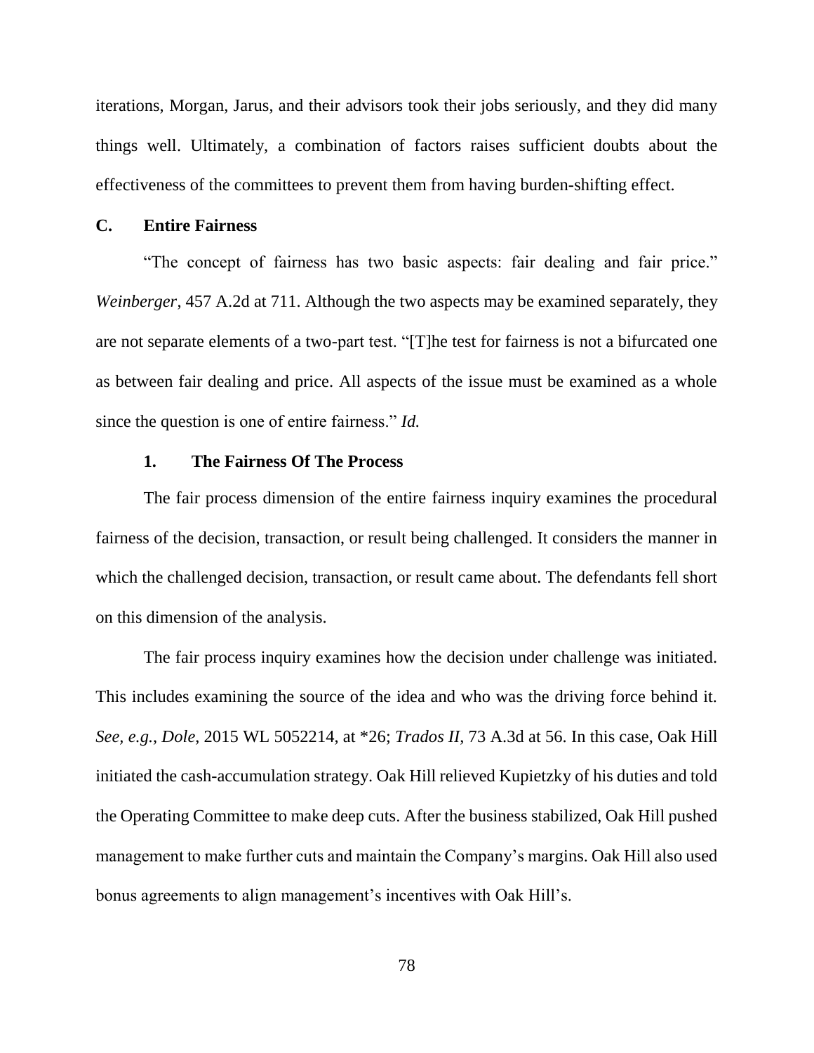iterations, Morgan, Jarus, and their advisors took their jobs seriously, and they did many things well. Ultimately, a combination of factors raises sufficient doubts about the effectiveness of the committees to prevent them from having burden-shifting effect.

## C. Entire Fairness

"The concept of fairness has two basic aspects: fair dealing and fair price." *Weinberger*, 457 A.2d at 711. Although the two aspects may be examined separately, they are not separate elements of a two-part test. "[T]he test for fairness is not a bifurcated one as between fair dealing and price. All aspects of the issue must be examined as a whole since the question is one of entire fairness." *Id.*

### 1. The Fairness Of The Process

The fair process dimension of the entire fairness inquiry examines the procedural fairness of the decision, transaction, or result being challenged. It considers the manner in which the challenged decision, transaction, or result came about. The defendants fell short on this dimension of the analysis.

The fair process inquiry examines how the decision under challenge was initiated. This includes examining the source of the idea and who was the driving force behind it. *See, e.g.*, *Dole*, 2015 WL 5052214, at *26; *Trados II*, 73 A.3d at 56. In this case, Oak Hill initiated the cash-accumulation strategy. Oak Hill relieved Kupietzky of his duties and told the Operating Committee to make deep cuts. After the business stabilized, Oak Hill pushed management to make further cuts and maintain the Company's margins. Oak Hill also used bonus agreements to align management's incentives with Oak Hill's.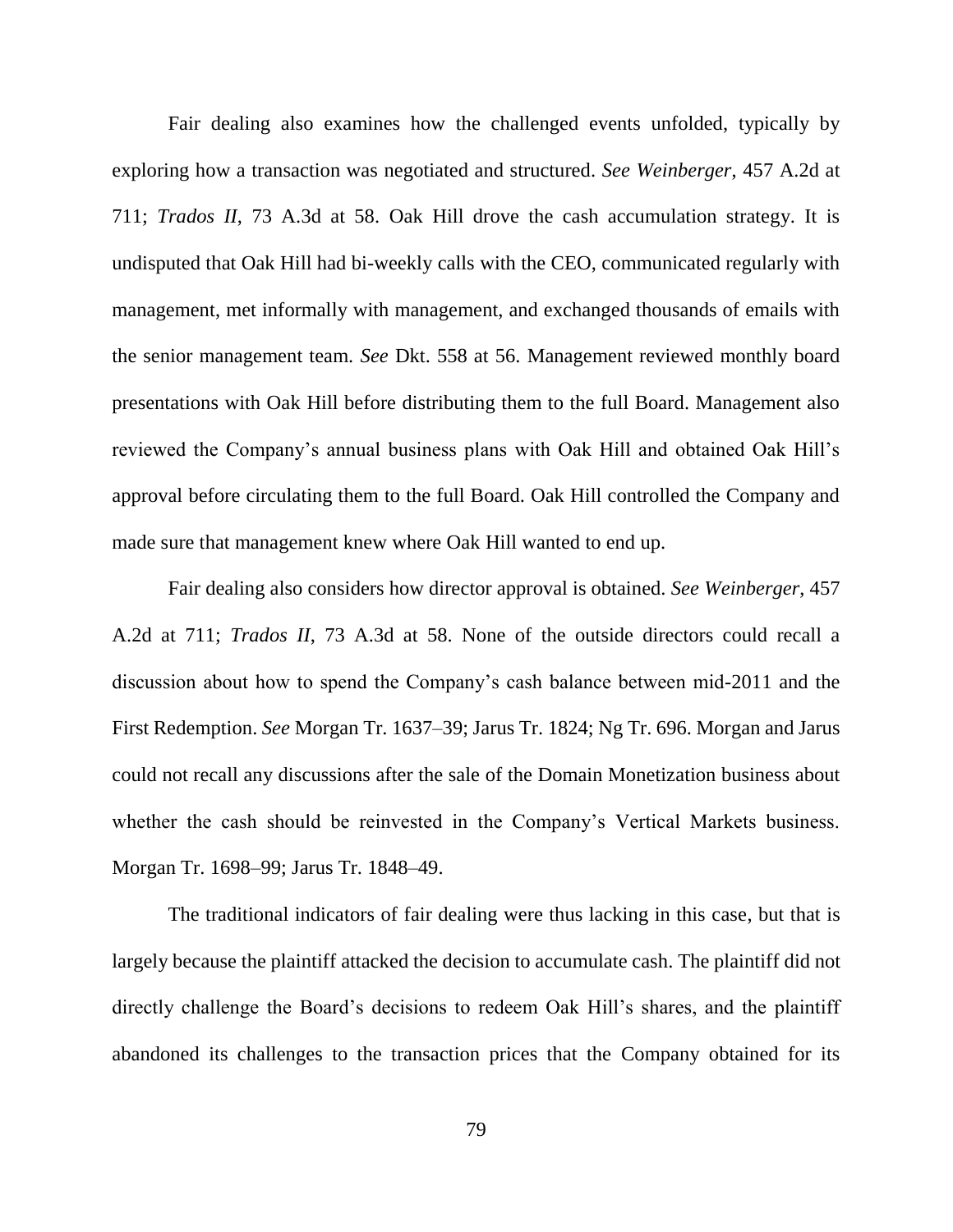Fair dealing also examines how the challenged events unfolded, typically by exploring how a transaction was negotiated and structured. *See Weinberger*, 457 A.2d at 711; *Trados II*, 73 A.3d at 58. Oak Hill drove the cash accumulation strategy. It is undisputed that Oak Hill had bi-weekly calls with the CEO, communicated regularly with management, met informally with management, and exchanged thousands of emails with the senior management team. *See* Dkt. 558 at 56. Management reviewed monthly board presentations with Oak Hill before distributing them to the full Board. Management also reviewed the Company's annual business plans with Oak Hill and obtained Oak Hill's approval before circulating them to the full Board. Oak Hill controlled the Company and made sure that management knew where Oak Hill wanted to end up.

Fair dealing also considers how director approval is obtained. *See Weinberger*, 457 A.2d at 711; *Trados II*, 73 A.3d at 58. None of the outside directors could recall a discussion about how to spend the Company's cash balance between mid-2011 and the First Redemption. *See* Morgan Tr. 1637–39; Jarus Tr. 1824; Ng Tr. 696. Morgan and Jarus could not recall any discussions after the sale of the Domain Monetization business about whether the cash should be reinvested in the Company's Vertical Markets business. Morgan Tr. 1698–99; Jarus Tr. 1848–49.

The traditional indicators of fair dealing were thus lacking in this case, but that is largely because the plaintiff attacked the decision to accumulate cash. The plaintiff did not directly challenge the Board's decisions to redeem Oak Hill's shares, and the plaintiff abandoned its challenges to the transaction prices that the Company obtained for its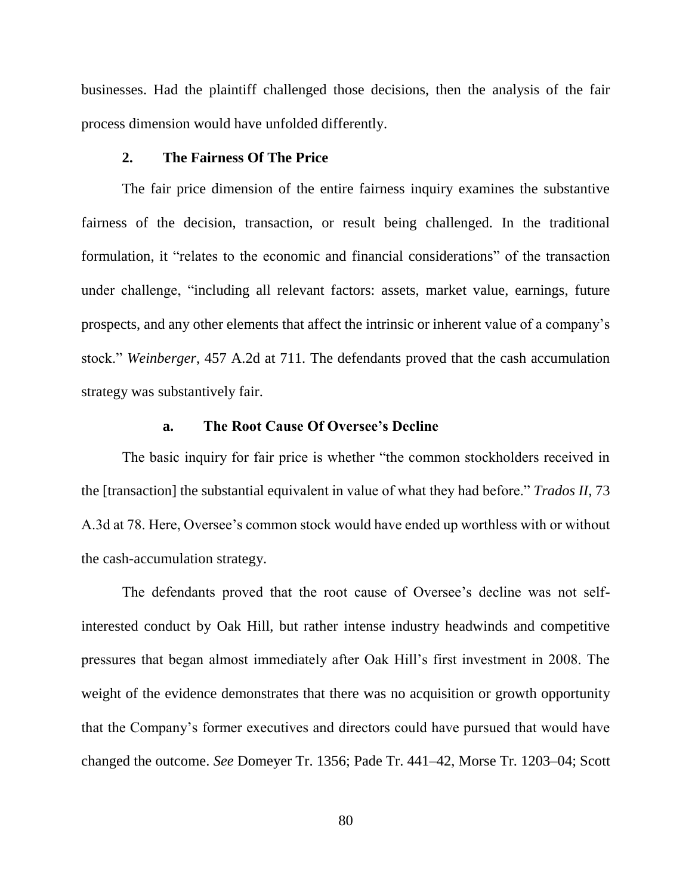businesses. Had the plaintiff challenged those decisions, then the analysis of the fair process dimension would have unfolded differently.

### 2. The Fairness Of The Price

The fair price dimension of the entire fairness inquiry examines the substantive fairness of the decision, transaction, or result being challenged. In the traditional formulation, it "relates to the economic and financial considerations" of the transaction under challenge, "including all relevant factors: assets, market value, earnings, future prospects, and any other elements that affect the intrinsic or inherent value of a company's stock." *Weinberger*, 457 A.2d at 711. The defendants proved that the cash accumulation strategy was substantively fair.

#### a. The Root Cause Of Oversee's Decline

The basic inquiry for fair price is whether "the common stockholders received in the [transaction] the substantial equivalent in value of what they had before." *Trados II*, 73 A.3d at 78. Here, Oversee's common stock would have ended up worthless with or without the cash-accumulation strategy.

The defendants proved that the root cause of Oversee's decline was not self-interested conduct by Oak Hill, but rather intense industry headwinds and competitive pressures that began almost immediately after Oak Hill's first investment in 2008. The weight of the evidence demonstrates that there was no acquisition or growth opportunity that the Company's former executives and directors could have pursued that would have changed the outcome. *See* Domeyer Tr. 1356; Pade Tr. 441–42, Morse Tr. 1203–04; Scott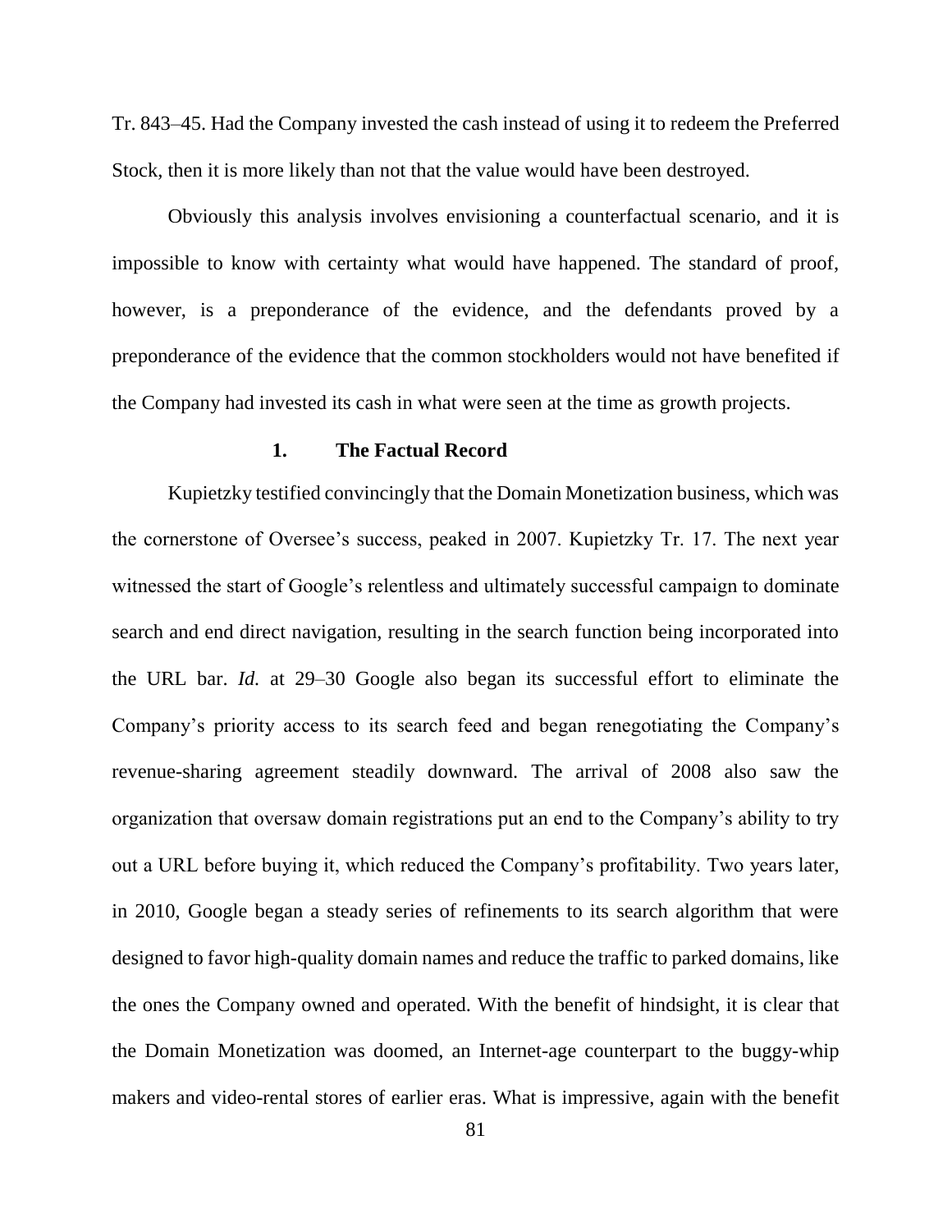Tr. 843–45. Had the Company invested the cash instead of using it to redeem the Preferred Stock, then it is more likely than not that the value would have been destroyed.

Obviously this analysis involves envisioning a counterfactual scenario, and it is impossible to know with certainty what would have happened. The standard of proof, however, is a preponderance of the evidence, and the defendants proved by a preponderance of the evidence that the common stockholders would not have benefited if the Company had invested its cash in what were seen at the time as growth projects.

### 1. The Factual Record

Kupietzky testified convincingly that the Domain Monetization business, which was the cornerstone of Oversee's success, peaked in 2007. Kupietzky Tr. 17. The next year witnessed the start of Google's relentless and ultimately successful campaign to dominate search and end direct navigation, resulting in the search function being incorporated into the URL bar. *Id.* at 29–30 Google also began its successful effort to eliminate the Company's priority access to its search feed and began renegotiating the Company's revenue-sharing agreement steadily downward. The arrival of 2008 also saw the organization that oversaw domain registrations put an end to the Company's ability to try out a URL before buying it, which reduced the Company's profitability. Two years later, in 2010, Google began a steady series of refinements to its search algorithm that were designed to favor high-quality domain names and reduce the traffic to parked domains, like the ones the Company owned and operated. With the benefit of hindsight, it is clear that the Domain Monetization was doomed, an Internet-age counterpart to the buggy-whip makers and video-rental stores of earlier eras. What is impressive, again with the benefit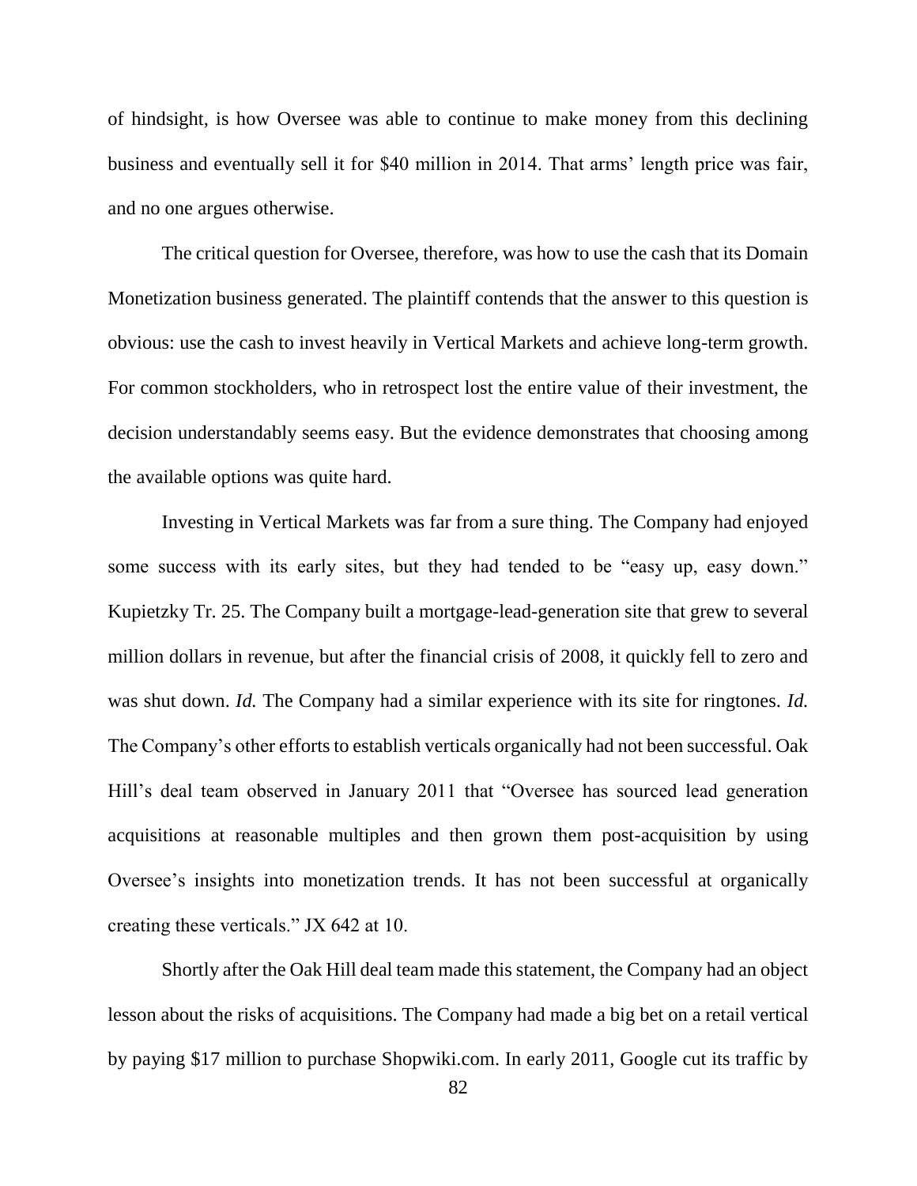of hindsight, is how Oversee was able to continue to make money from this declining business and eventually sell it for $40 million in 2014. That arms' length price was fair, and no one argues otherwise.

The critical question for Oversee, therefore, was how to use the cash that its Domain Monetization business generated. The plaintiff contends that the answer to this question is obvious: use the cash to invest heavily in Vertical Markets and achieve long-term growth. For common stockholders, who in retrospect lost the entire value of their investment, the decision understandably seems easy. But the evidence demonstrates that choosing among the available options was quite hard.

Investing in Vertical Markets was far from a sure thing. The Company had enjoyed some success with its early sites, but they had tended to be "easy up, easy down." Kupietzky Tr. 25. The Company built a mortgage-lead-generation site that grew to several million dollars in revenue, but after the financial crisis of 2008, it quickly fell to zero and was shut down. *Id.* The Company had a similar experience with its site for ringtones. *Id.* The Company's other efforts to establish verticals organically had not been successful. Oak Hill's deal team observed in January 2011 that "Oversee has sourced lead generation acquisitions at reasonable multiples and then grown them post-acquisition by using Oversee's insights into monetization trends. It has not been successful at organically creating these verticals." JX 642 at 10.

Shortly after the Oak Hill deal team made this statement, the Company had an object lesson about the risks of acquisitions. The Company had made a big bet on a retail vertical by paying $17 million to purchase Shopwiki.com. In early 2011, Google cut its traffic by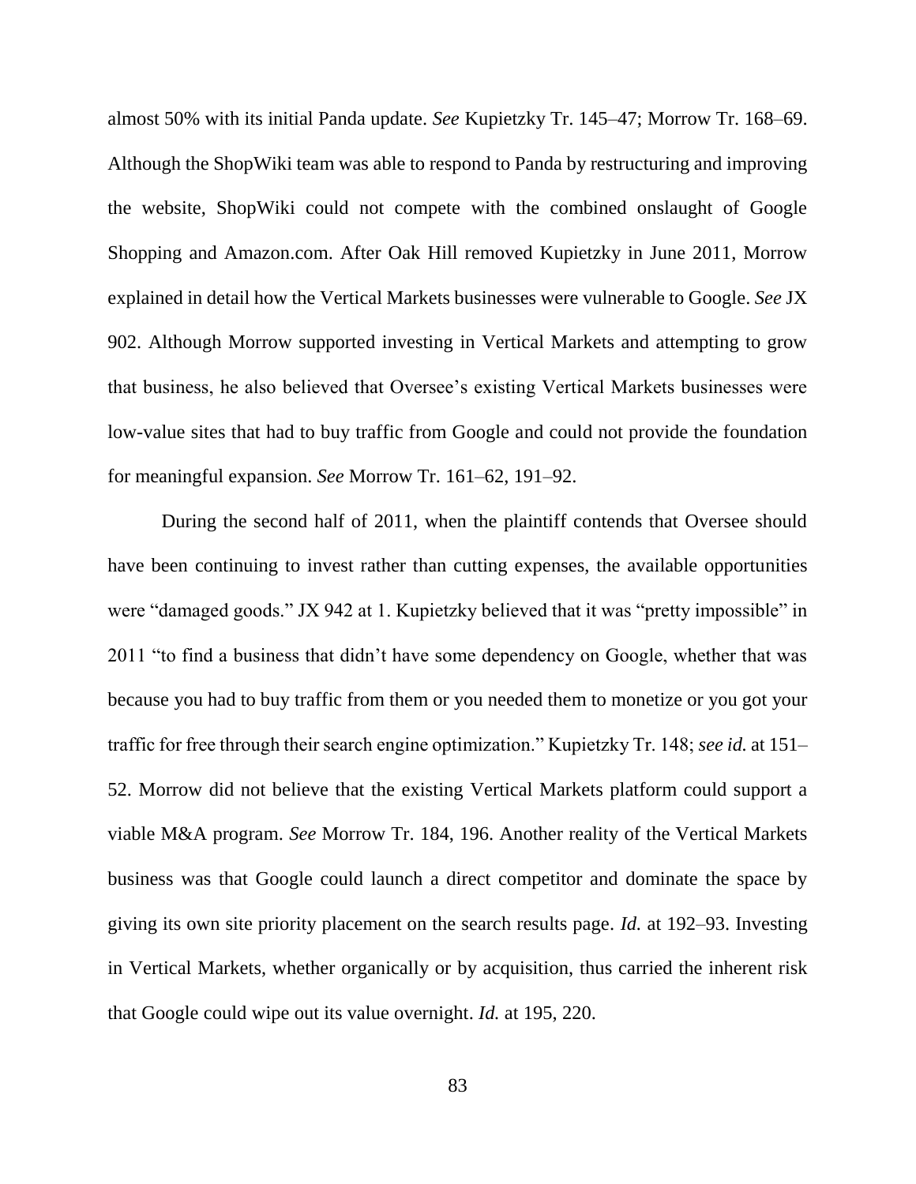almost 50% with its initial Panda update. *See* Kupietzky Tr. 145–47; Morrow Tr. 168–69. Although the ShopWiki team was able to respond to Panda by restructuring and improving the website, ShopWiki could not compete with the combined onslaught of Google Shopping and Amazon.com. After Oak Hill removed Kupietzky in June 2011, Morrow explained in detail how the Vertical Markets businesses were vulnerable to Google. *See* JX 902. Although Morrow supported investing in Vertical Markets and attempting to grow that business, he also believed that Oversee's existing Vertical Markets businesses were low-value sites that had to buy traffic from Google and could not provide the foundation for meaningful expansion. *See* Morrow Tr. 161–62, 191–92.

During the second half of 2011, when the plaintiff contends that Oversee should have been continuing to invest rather than cutting expenses, the available opportunities were "damaged goods." JX 942 at 1. Kupietzky believed that it was "pretty impossible" in 2011 "to find a business that didn't have some dependency on Google, whether that was because you had to buy traffic from them or you needed them to monetize or you got your traffic for free through their search engine optimization." Kupietzky Tr. 148; *see id.* at 151–52. Morrow did not believe that the existing Vertical Markets platform could support a viable M&A program. *See* Morrow Tr. 184, 196. Another reality of the Vertical Markets business was that Google could launch a direct competitor and dominate the space by giving its own site priority placement on the search results page. *Id.* at 192–93. Investing in Vertical Markets, whether organically or by acquisition, thus carried the inherent risk that Google could wipe out its value overnight. *Id.* at 195, 220.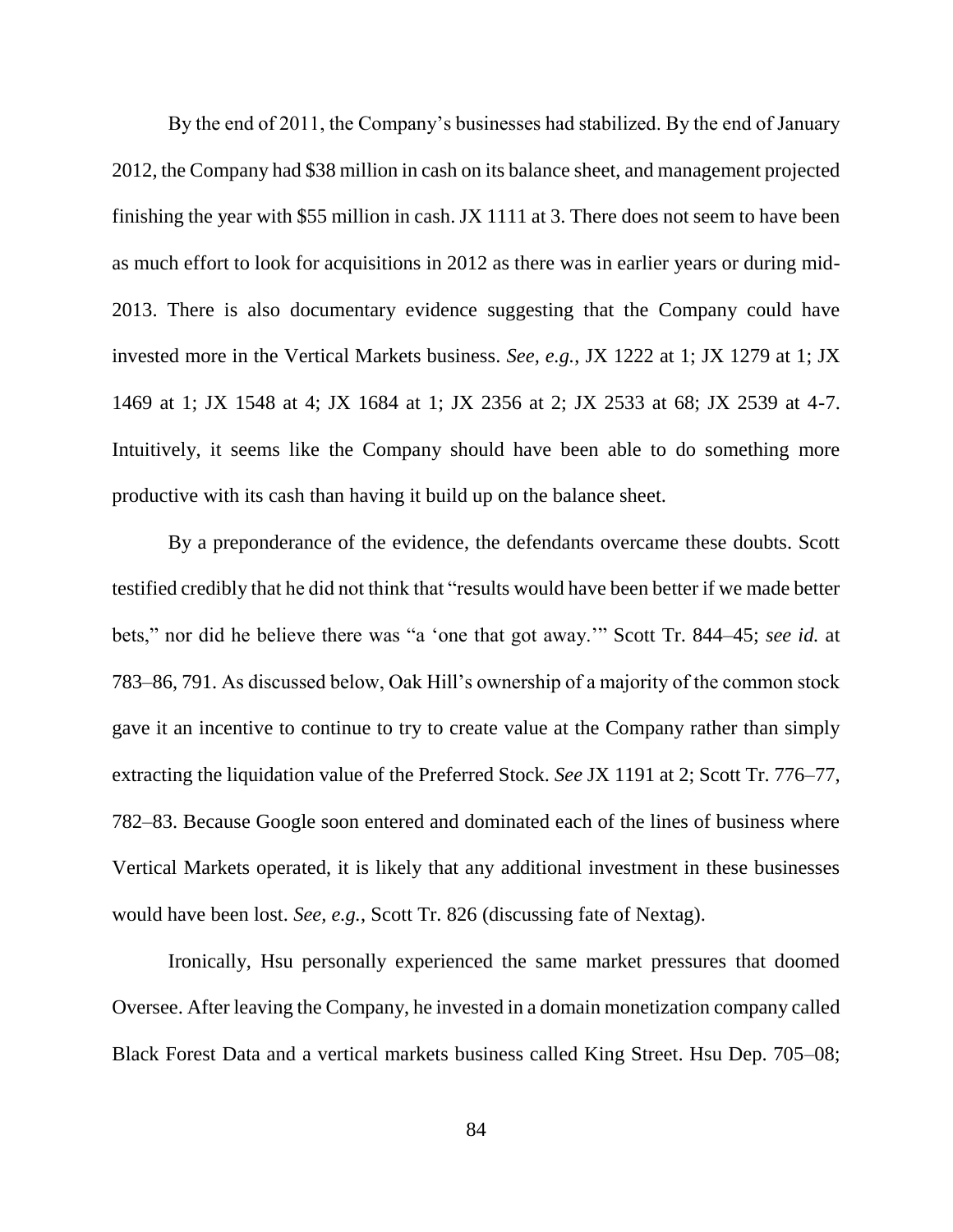By the end of 2011, the Company's businesses had stabilized. By the end of January 2012, the Company had $38 million in cash on its balance sheet, and management projected finishing the year with $55 million in cash. JX 1111 at 3. There does not seem to have been as much effort to look for acquisitions in 2012 as there was in earlier years or during mid-2013. There is also documentary evidence suggesting that the Company could have invested more in the Vertical Markets business. *See, e.g.*, JX 1222 at 1; JX 1279 at 1; JX 1469 at 1; JX 1548 at 4; JX 1684 at 1; JX 2356 at 2; JX 2533 at 68; JX 2539 at 4-7. Intuitively, it seems like the Company should have been able to do something more productive with its cash than having it build up on the balance sheet.

By a preponderance of the evidence, the defendants overcame these doubts. Scott testified credibly that he did not think that "results would have been better if we made better bets," nor did he believe there was "a 'one that got away.'" Scott Tr. 844–45; *see id.* at 783–86, 791. As discussed below, Oak Hill's ownership of a majority of the common stock gave it an incentive to continue to try to create value at the Company rather than simply extracting the liquidation value of the Preferred Stock. *See* JX 1191 at 2; Scott Tr. 776–77, 782–83. Because Google soon entered and dominated each of the lines of business where Vertical Markets operated, it is likely that any additional investment in these businesses would have been lost. *See, e.g.*, Scott Tr. 826 (discussing fate of Nextag).

Ironically, Hsu personally experienced the same market pressures that doomed Oversee. After leaving the Company, he invested in a domain monetization company called Black Forest Data and a vertical markets business called King Street. Hsu Dep. 705–08;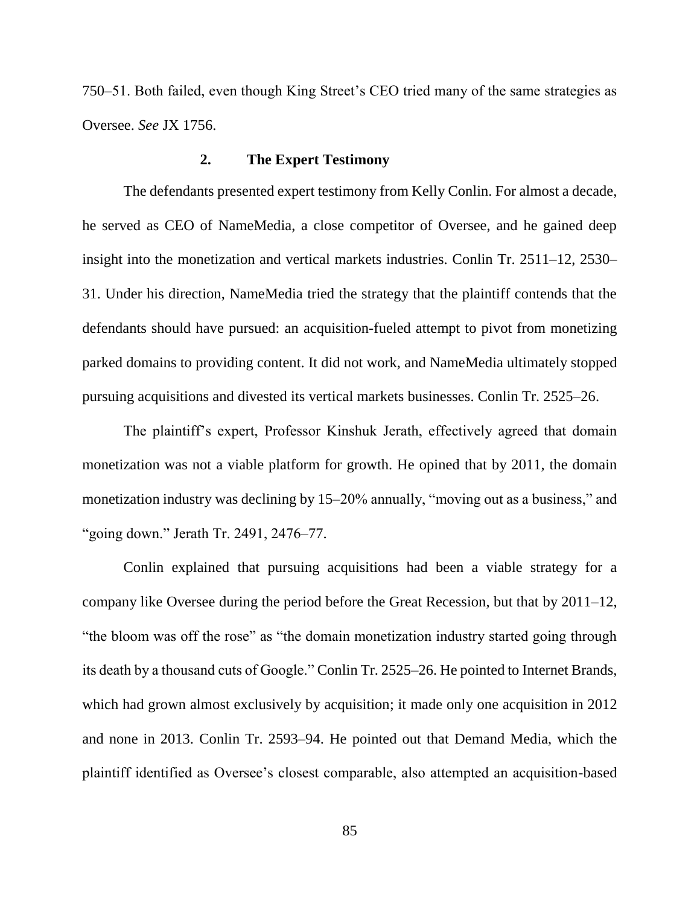750–51. Both failed, even though King Street's CEO tried many of the same strategies as Oversee. *See* JX 1756.

### 2. The Expert Testimony

The defendants presented expert testimony from Kelly Conlin. For almost a decade, he served as CEO of NameMedia, a close competitor of Oversee, and he gained deep insight into the monetization and vertical markets industries. Conlin Tr. 2511–12, 2530–31. Under his direction, NameMedia tried the strategy that the plaintiff contends that the defendants should have pursued: an acquisition-fueled attempt to pivot from monetizing parked domains to providing content. It did not work, and NameMedia ultimately stopped pursuing acquisitions and divested its vertical markets businesses. Conlin Tr. 2525–26.

The plaintiff's expert, Professor Kinshuk Jerath, effectively agreed that domain monetization was not a viable platform for growth. He opined that by 2011, the domain monetization industry was declining by 15–20% annually, "moving out as a business," and "going down." Jerath Tr. 2491, 2476–77.

Conlin explained that pursuing acquisitions had been a viable strategy for a company like Oversee during the period before the Great Recession, but that by 2011–12, "the bloom was off the rose" as "the domain monetization industry started going through its death by a thousand cuts of Google." Conlin Tr. 2525–26. He pointed to Internet Brands, which had grown almost exclusively by acquisition; it made only one acquisition in 2012 and none in 2013. Conlin Tr. 2593–94. He pointed out that Demand Media, which the plaintiff identified as Oversee's closest comparable, also attempted an acquisition-based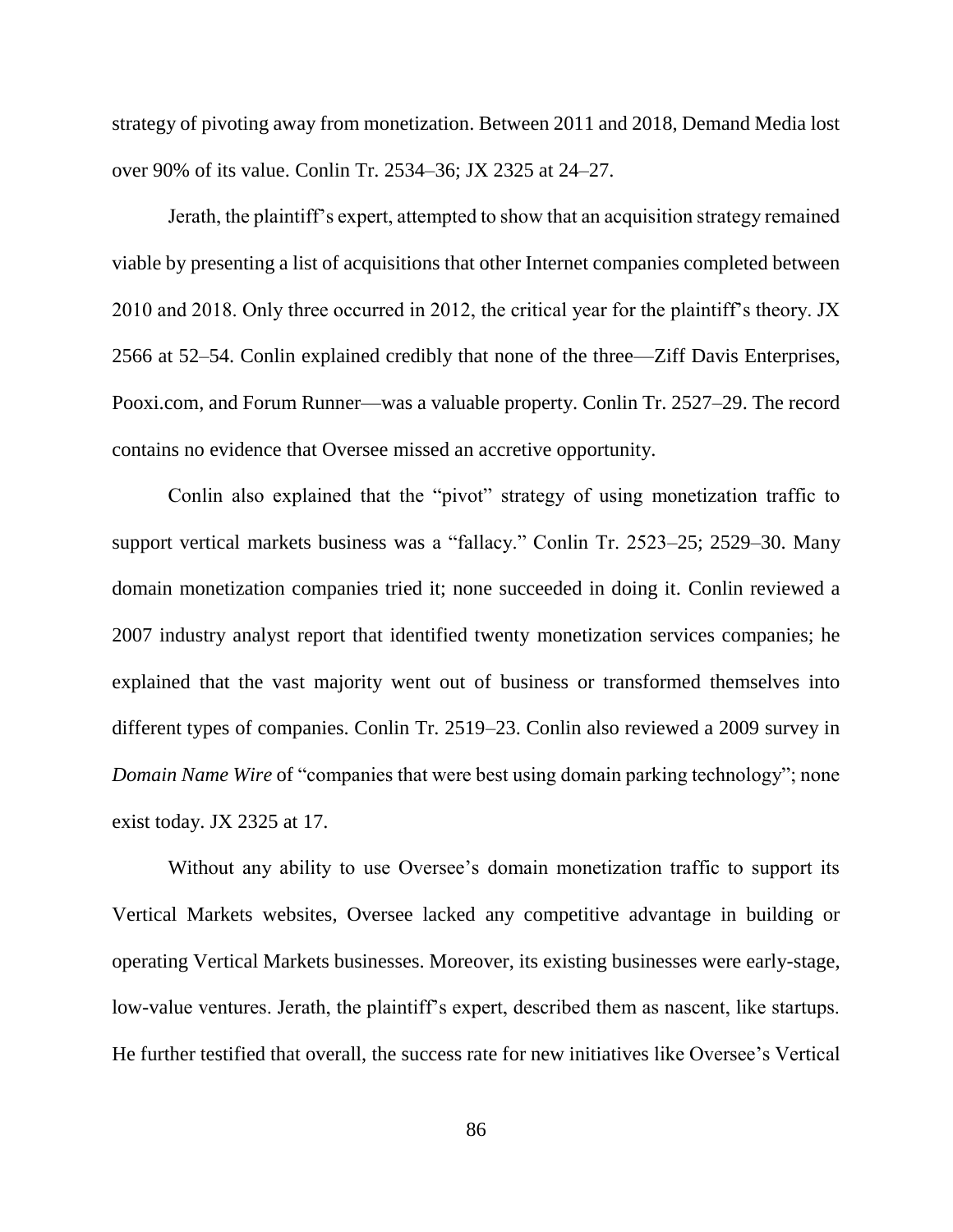strategy of pivoting away from monetization. Between 2011 and 2018, Demand Media lost over 90% of its value. Conlin Tr. 2534–36; JX 2325 at 24–27.

Jerath, the plaintiff's expert, attempted to show that an acquisition strategy remained viable by presenting a list of acquisitions that other Internet companies completed between 2010 and 2018. Only three occurred in 2012, the critical year for the plaintiff's theory. JX 2566 at 52–54. Conlin explained credibly that none of the three—Ziff Davis Enterprises, Pooxi.com, and Forum Runner—was a valuable property. Conlin Tr. 2527–29. The record contains no evidence that Oversee missed an accretive opportunity.

Conlin also explained that the "pivot" strategy of using monetization traffic to support vertical markets business was a "fallacy." Conlin Tr. 2523–25; 2529–30. Many domain monetization companies tried it; none succeeded in doing it. Conlin reviewed a 2007 industry analyst report that identified twenty monetization services companies; he explained that the vast majority went out of business or transformed themselves into different types of companies. Conlin Tr. 2519–23. Conlin also reviewed a 2009 survey in *Domain Name Wire* of "companies that were best using domain parking technology"; none exist today. JX 2325 at 17.

Without any ability to use Oversee's domain monetization traffic to support its Vertical Markets websites, Oversee lacked any competitive advantage in building or operating Vertical Markets businesses. Moreover, its existing businesses were early-stage, low-value ventures. Jerath, the plaintiff's expert, described them as nascent, like startups. He further testified that overall, the success rate for new initiatives like Oversee's Vertical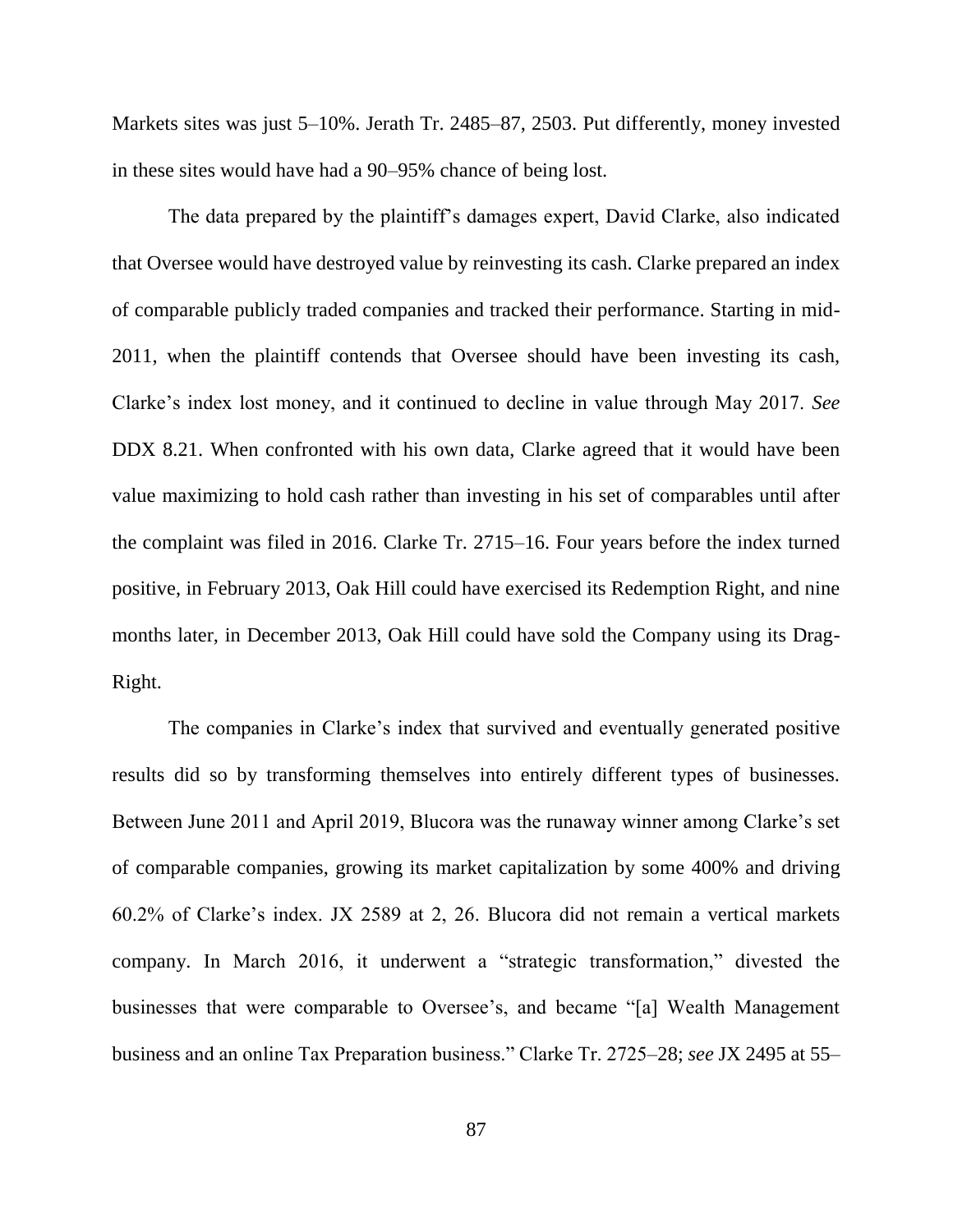Markets sites was just 5–10%. Jerath Tr. 2485–87, 2503. Put differently, money invested in these sites would have had a 90–95% chance of being lost.

The data prepared by the plaintiff's damages expert, David Clarke, also indicated that Oversee would have destroyed value by reinvesting its cash. Clarke prepared an index of comparable publicly traded companies and tracked their performance. Starting in mid-2011, when the plaintiff contends that Oversee should have been investing its cash, Clarke's index lost money, and it continued to decline in value through May 2017. *See* DDX 8.21. When confronted with his own data, Clarke agreed that it would have been value maximizing to hold cash rather than investing in his set of comparables until after the complaint was filed in 2016. Clarke Tr. 2715–16. Four years before the index turned positive, in February 2013, Oak Hill could have exercised its Redemption Right, and nine months later, in December 2013, Oak Hill could have sold the Company using its Drag-Right.

The companies in Clarke's index that survived and eventually generated positive results did so by transforming themselves into entirely different types of businesses. Between June 2011 and April 2019, Blucora was the runaway winner among Clarke's set of comparable companies, growing its market capitalization by some 400% and driving 60.2% of Clarke's index. JX 2589 at 2, 26. Blucora did not remain a vertical markets company. In March 2016, it underwent a "strategic transformation," divested the businesses that were comparable to Oversee's, and became "[a] Wealth Management business and an online Tax Preparation business." Clarke Tr. 2725–28; *see* JX 2495 at 55–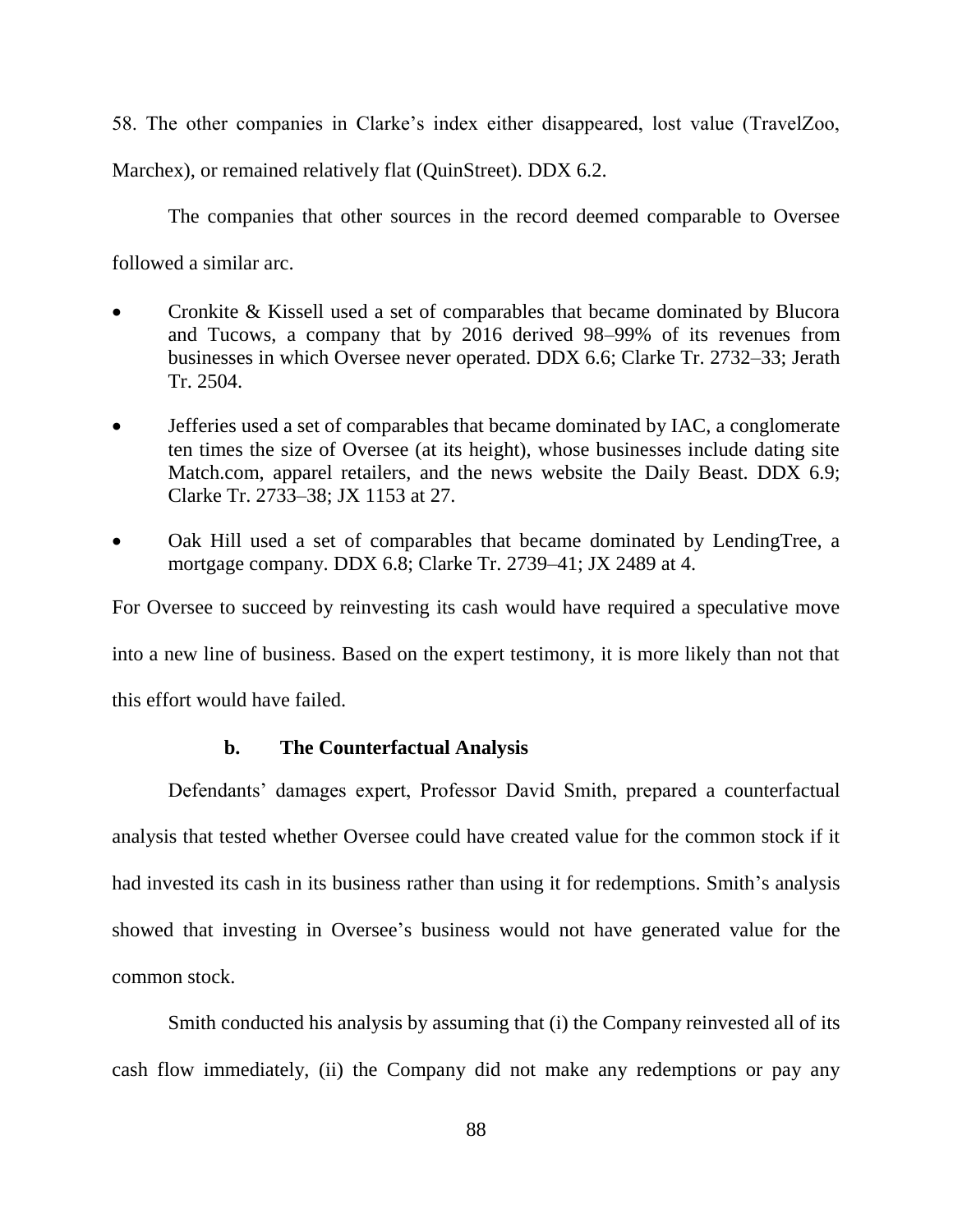58. The other companies in Clarke's index either disappeared, lost value (TravelZoo, Marchex), or remained relatively flat (QuinStreet). DDX 6.2.

The companies that other sources in the record deemed comparable to Oversee followed a similar arc.

- Cronkite & Kissell used a set of comparables that became dominated by Blucora and Tucows, a company that by 2016 derived 98–99% of its revenues from businesses in which Oversee never operated. DDX 6.6; Clarke Tr. 2732–33; Jerath Tr. 2504.
- Jefferies used a set of comparables that became dominated by IAC, a conglomerate ten times the size of Oversee (at its height), whose businesses include dating site Match.com, apparel retailers, and the news website the Daily Beast. DDX 6.9; Clarke Tr. 2733–38; JX 1153 at 27.
- Oak Hill used a set of comparables that became dominated by LendingTree, a mortgage company. DDX 6.8; Clarke Tr. 2739–41; JX 2489 at 4.

For Oversee to succeed by reinvesting its cash would have required a speculative move into a new line of business. Based on the expert testimony, it is more likely than not that this effort would have failed.

#### b. The Counterfactual Analysis

Defendants' damages expert, Professor David Smith, prepared a counterfactual analysis that tested whether Oversee could have created value for the common stock if it had invested its cash in its business rather than using it for redemptions. Smith's analysis showed that investing in Oversee's business would not have generated value for the common stock.

Smith conducted his analysis by assuming that (i) the Company reinvested all of its cash flow immediately, (ii) the Company did not make any redemptions or pay any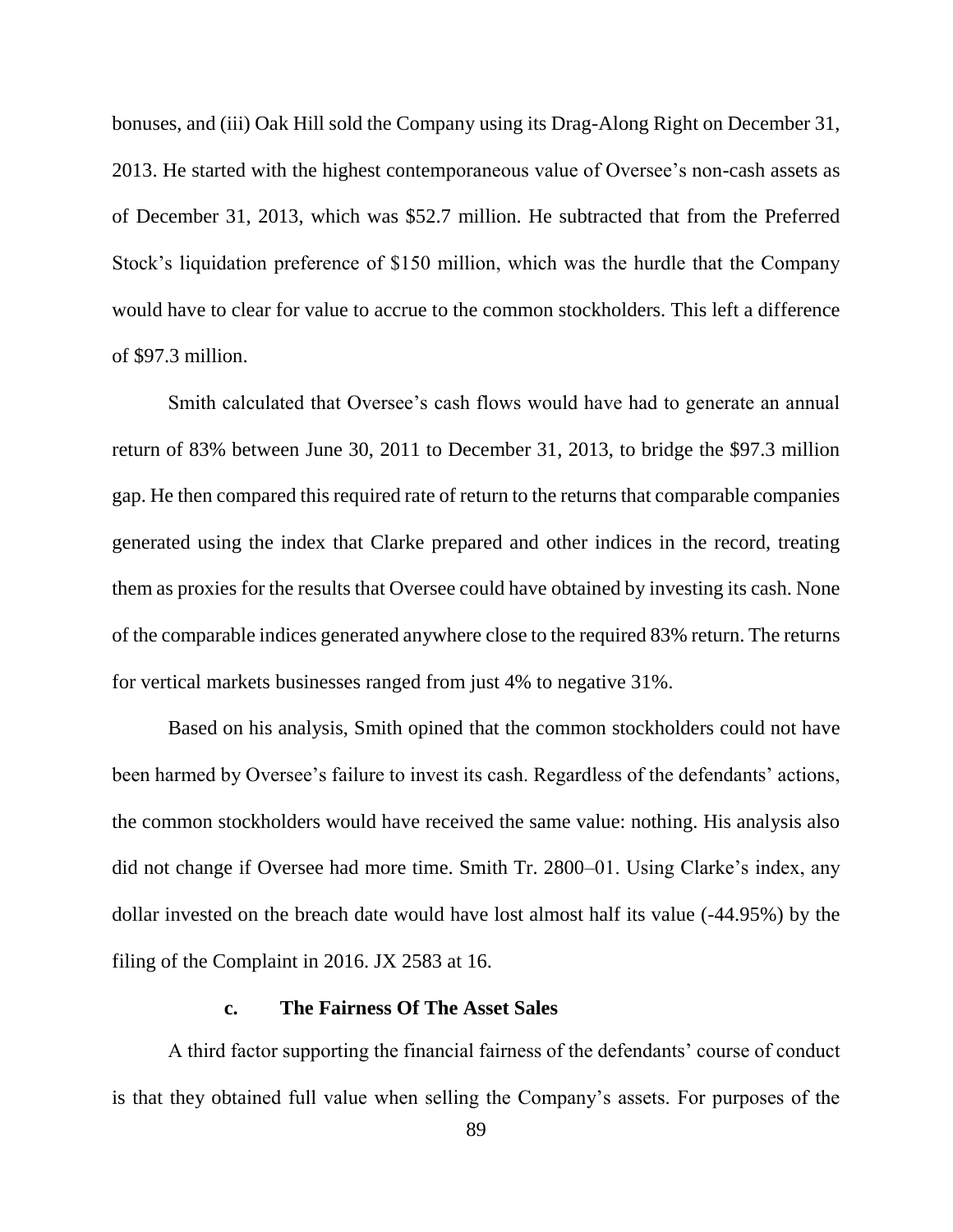bonuses, and (iii) Oak Hill sold the Company using its Drag-Along Right on December 31, 2013. He started with the highest contemporaneous value of Oversee's non-cash assets as of December 31, 2013, which was $52.7 million. He subtracted that from the Preferred Stock's liquidation preference of $150 million, which was the hurdle that the Company would have to clear for value to accrue to the common stockholders. This left a difference of $97.3 million.

Smith calculated that Oversee's cash flows would have had to generate an annual return of 83% between June 30, 2011 to December 31, 2013, to bridge the $97.3 million gap. He then compared this required rate of return to the returns that comparable companies generated using the index that Clarke prepared and other indices in the record, treating them as proxies for the results that Oversee could have obtained by investing its cash. None of the comparable indices generated anywhere close to the required 83% return. The returns for vertical markets businesses ranged from just 4% to negative 31%.

Based on his analysis, Smith opined that the common stockholders could not have been harmed by Oversee's failure to invest its cash. Regardless of the defendants' actions, the common stockholders would have received the same value: nothing. His analysis also did not change if Oversee had more time. Smith Tr. 2800–01. Using Clarke's index, any dollar invested on the breach date would have lost almost half its value (-44.95%) by the filing of the Complaint in 2016. JX 2583 at 16.

#### c. The Fairness Of The Asset Sales

A third factor supporting the financial fairness of the defendants' course of conduct is that they obtained full value when selling the Company's assets. For purposes of the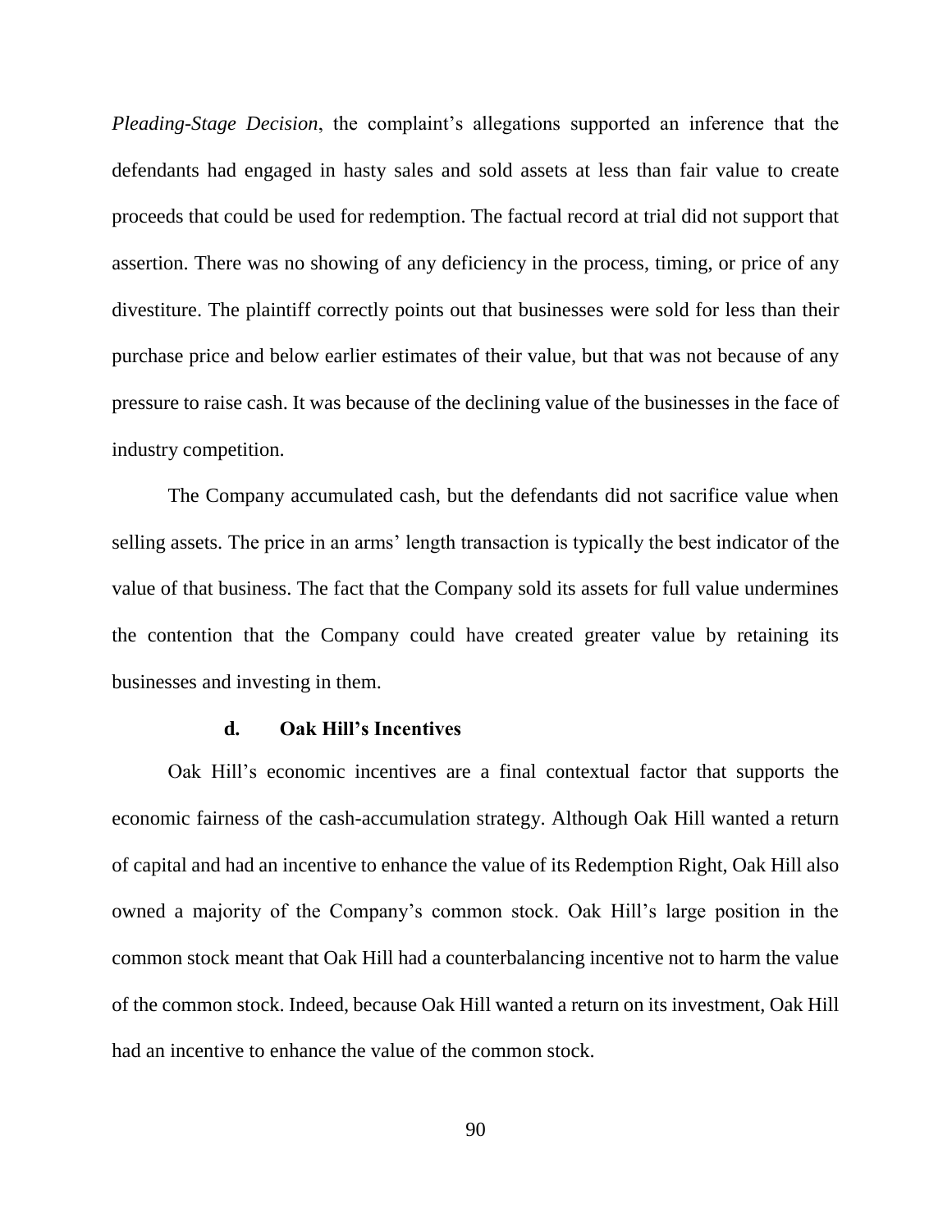*Pleading-Stage Decision*, the complaint's allegations supported an inference that the defendants had engaged in hasty sales and sold assets at less than fair value to create proceeds that could be used for redemption. The factual record at trial did not support that assertion. There was no showing of any deficiency in the process, timing, or price of any divestiture. The plaintiff correctly points out that businesses were sold for less than their purchase price and below earlier estimates of their value, but that was not because of any pressure to raise cash. It was because of the declining value of the businesses in the face of industry competition.

The Company accumulated cash, but the defendants did not sacrifice value when selling assets. The price in an arms' length transaction is typically the best indicator of the value of that business. The fact that the Company sold its assets for full value undermines the contention that the Company could have created greater value by retaining its businesses and investing in them.

#### d. Oak Hill's Incentives

Oak Hill's economic incentives are a final contextual factor that supports the economic fairness of the cash-accumulation strategy. Although Oak Hill wanted a return of capital and had an incentive to enhance the value of its Redemption Right, Oak Hill also owned a majority of the Company's common stock. Oak Hill's large position in the common stock meant that Oak Hill had a counterbalancing incentive not to harm the value of the common stock. Indeed, because Oak Hill wanted a return on its investment, Oak Hill had an incentive to enhance the value of the common stock.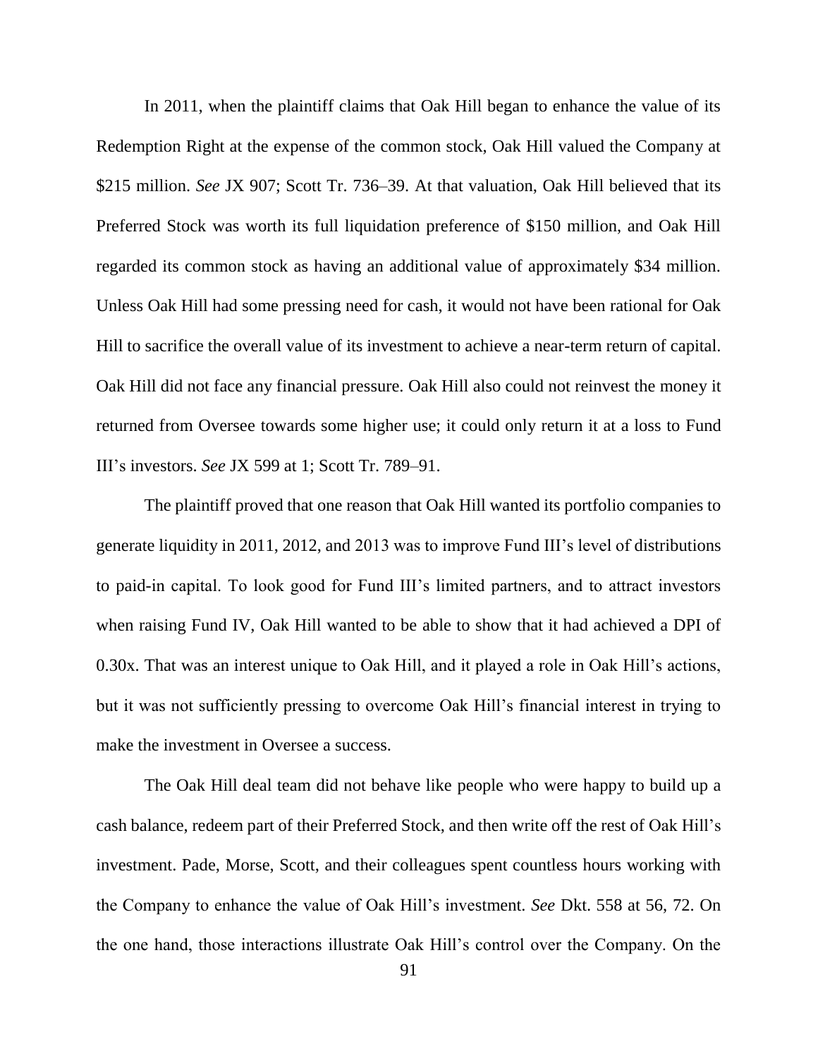In 2011, when the plaintiff claims that Oak Hill began to enhance the value of its Redemption Right at the expense of the common stock, Oak Hill valued the Company at \$215 million. *See* JX 907; Scott Tr. 736–39. At that valuation, Oak Hill believed that its Preferred Stock was worth its full liquidation preference of \$150 million, and Oak Hill regarded its common stock as having an additional value of approximately \$34 million. Unless Oak Hill had some pressing need for cash, it would not have been rational for Oak Hill to sacrifice the overall value of its investment to achieve a near-term return of capital. Oak Hill did not face any financial pressure. Oak Hill also could not reinvest the money it returned from Oversee towards some higher use; it could only return it at a loss to Fund III's investors. *See* JX 599 at 1; Scott Tr. 789–91.

The plaintiff proved that one reason that Oak Hill wanted its portfolio companies to generate liquidity in 2011, 2012, and 2013 was to improve Fund III's level of distributions to paid-in capital. To look good for Fund III's limited partners, and to attract investors when raising Fund IV, Oak Hill wanted to be able to show that it had achieved a DPI of 0.30x. That was an interest unique to Oak Hill, and it played a role in Oak Hill's actions, but it was not sufficiently pressing to overcome Oak Hill's financial interest in trying to make the investment in Oversee a success.

The Oak Hill deal team did not behave like people who were happy to build up a cash balance, redeem part of their Preferred Stock, and then write off the rest of Oak Hill's investment. Pade, Morse, Scott, and their colleagues spent countless hours working with the Company to enhance the value of Oak Hill's investment. *See* Dkt. 558 at 56, 72. On the one hand, those interactions illustrate Oak Hill's control over the Company. On the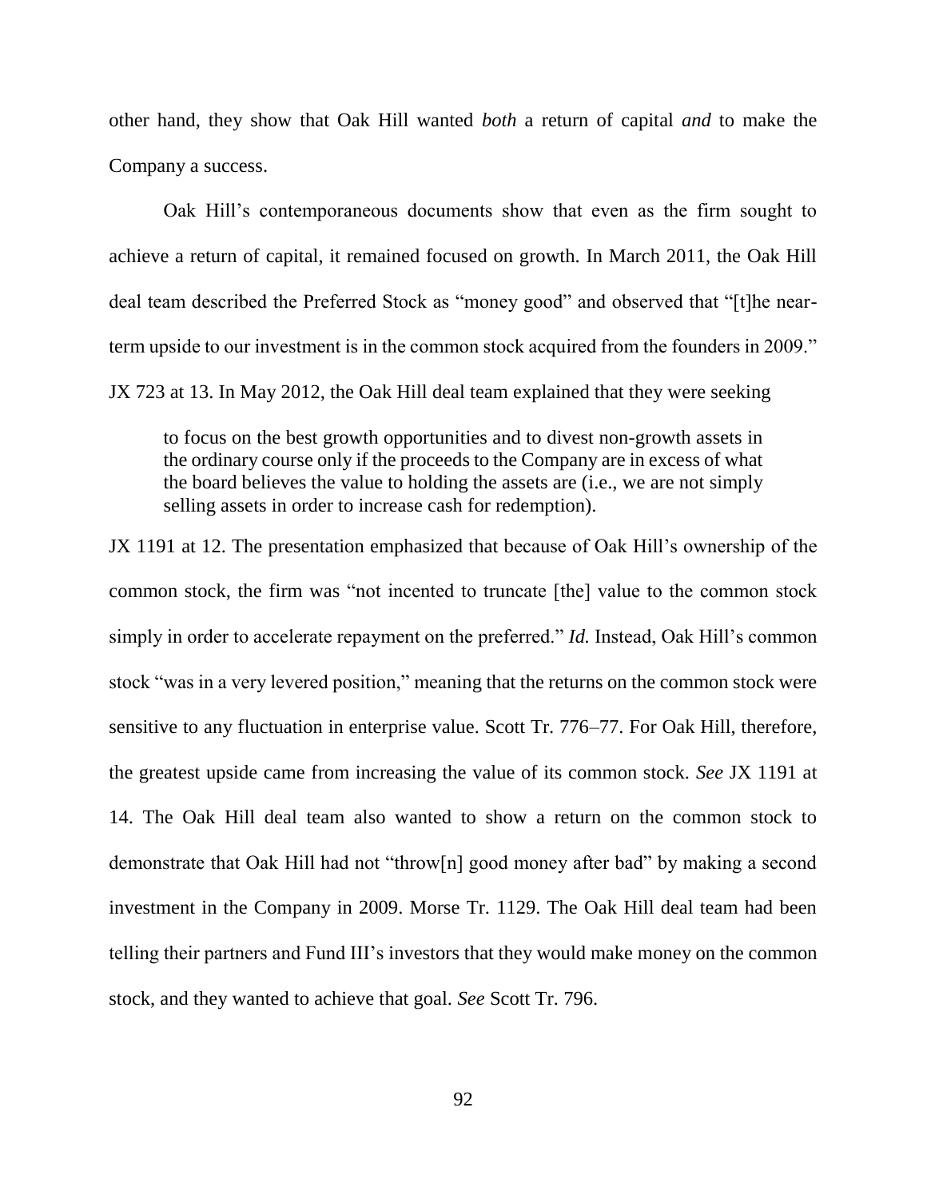other hand, they show that Oak Hill wanted *both* a return of capital *and* to make the Company a success.

Oak Hill's contemporaneous documents show that even as the firm sought to achieve a return of capital, it remained focused on growth. In March 2011, the Oak Hill deal team described the Preferred Stock as "money good" and observed that "[t]he near-term upside to our investment is in the common stock acquired from the founders in 2009." JX 723 at 13. In May 2012, the Oak Hill deal team explained that they were seeking

> to focus on the best growth opportunities and to divest non-growth assets in the ordinary course only if the proceeds to the Company are in excess of what the board believes the value to holding the assets are (i.e., we are not simply selling assets in order to increase cash for redemption).

JX 1191 at 12. The presentation emphasized that because of Oak Hill's ownership of the common stock, the firm was "not incented to truncate [the] value to the common stock simply in order to accelerate repayment on the preferred." *Id.* Instead, Oak Hill's common stock "was in a very levered position," meaning that the returns on the common stock were sensitive to any fluctuation in enterprise value. Scott Tr. 776–77. For Oak Hill, therefore, the greatest upside came from increasing the value of its common stock. *See* JX 1191 at 14. The Oak Hill deal team also wanted to show a return on the common stock to demonstrate that Oak Hill had not "throw[n] good money after bad" by making a second investment in the Company in 2009. Morse Tr. 1129. The Oak Hill deal team had been telling their partners and Fund III's investors that they would make money on the common stock, and they wanted to achieve that goal. *See* Scott Tr. 796.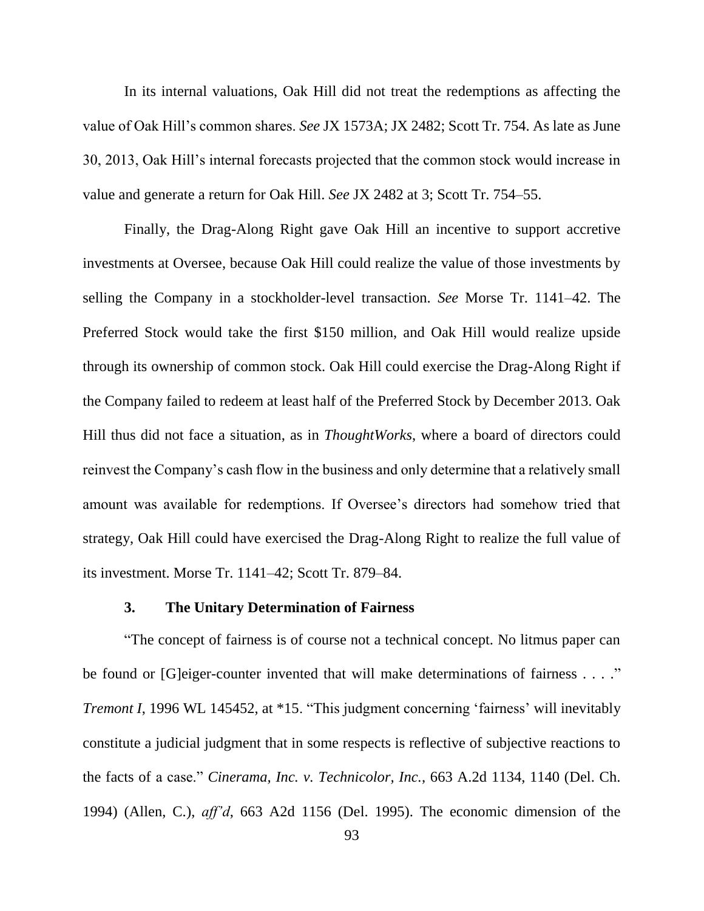In its internal valuations, Oak Hill did not treat the redemptions as affecting the value of Oak Hill's common shares. *See* JX 1573A; JX 2482; Scott Tr. 754. As late as June 30, 2013, Oak Hill's internal forecasts projected that the common stock would increase in value and generate a return for Oak Hill. *See* JX 2482 at 3; Scott Tr. 754–55.

Finally, the Drag-Along Right gave Oak Hill an incentive to support accretive investments at Oversee, because Oak Hill could realize the value of those investments by selling the Company in a stockholder-level transaction. *See* Morse Tr. 1141–42. The Preferred Stock would take the first $150 million, and Oak Hill would realize upside through its ownership of common stock. Oak Hill could exercise the Drag-Along Right if the Company failed to redeem at least half of the Preferred Stock by December 2013. Oak Hill thus did not face a situation, as in *ThoughtWorks*, where a board of directors could reinvest the Company's cash flow in the business and only determine that a relatively small amount was available for redemptions. If Oversee's directors had somehow tried that strategy, Oak Hill could have exercised the Drag-Along Right to realize the full value of its investment. Morse Tr. 1141–42; Scott Tr. 879–84.

### 3. The Unitary Determination of Fairness

"The concept of fairness is of course not a technical concept. No litmus paper can be found or [G]eiger-counter invented that will make determinations of fairness . . . ." *Tremont I*, 1996 WL 145452, at *15. "This judgment concerning 'fairness' will inevitably constitute a judicial judgment that in some respects is reflective of subjective reactions to the facts of a case." *Cinerama, Inc. v. Technicolor, Inc.*, 663 A.2d 1134, 1140 (Del. Ch. 1994) (Allen, C.), *aff'd*, 663 A2d 1156 (Del. 1995). The economic dimension of the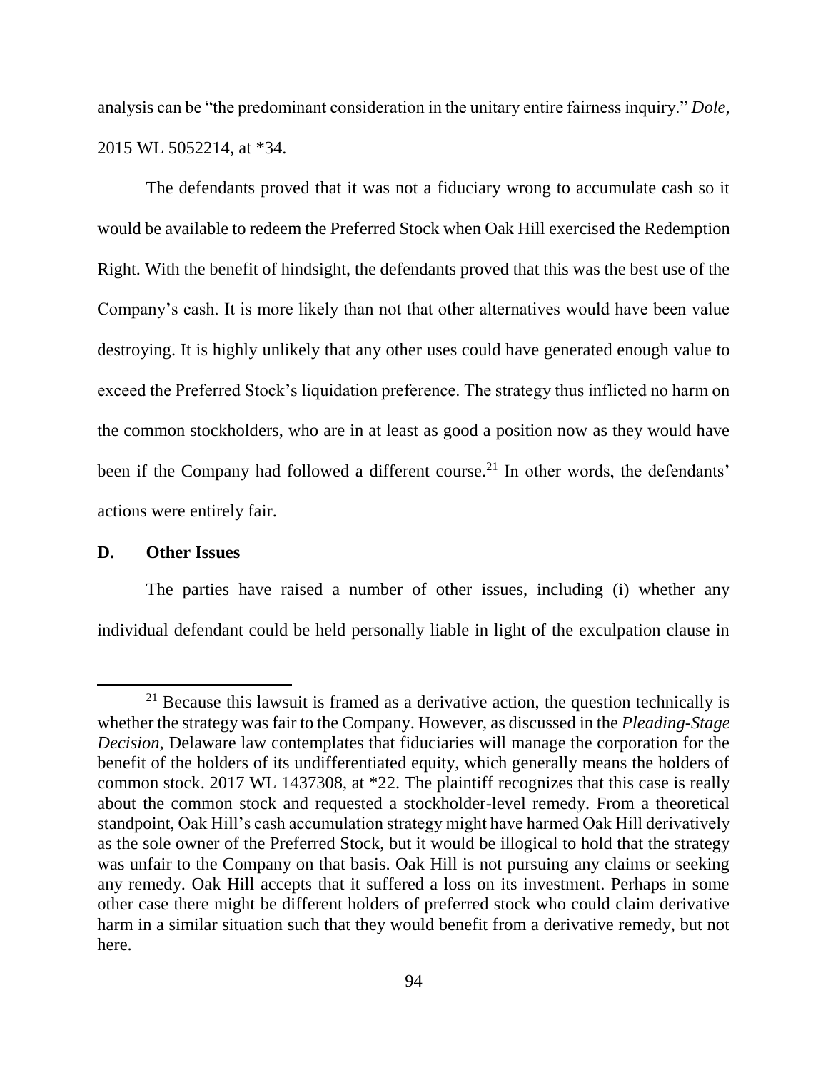analysis can be "the predominant consideration in the unitary entire fairness inquiry." *Dole*, 2015 WL 5052214, at *34.

The defendants proved that it was not a fiduciary wrong to accumulate cash so it would be available to redeem the Preferred Stock when Oak Hill exercised the Redemption Right. With the benefit of hindsight, the defendants proved that this was the best use of the Company's cash. It is more likely than not that other alternatives would have been value destroying. It is highly unlikely that any other uses could have generated enough value to exceed the Preferred Stock's liquidation preference. The strategy thus inflicted no harm on the common stockholders, who are in at least as good a position now as they would have been if the Company had followed a different course.[21] In other words, the defendants' actions were entirely fair.

### D. Other Issues

The parties have raised a number of other issues, including (i) whether any individual defendant could be held personally liable in light of the exculpation clause in

---

[21] Because this lawsuit is framed as a derivative action, the question technically is whether the strategy was fair to the Company. However, as discussed in the *Pleading-Stage Decision*, Delaware law contemplates that fiduciaries will manage the corporation for the benefit of the holders of its undifferentiated equity, which generally means the holders of common stock. 2017 WL 1437308, at *22. The plaintiff recognizes that this case is really about the common stock and requested a stockholder-level remedy. From a theoretical standpoint, Oak Hill's cash accumulation strategy might have harmed Oak Hill derivatively as the sole owner of the Preferred Stock, but it would be illogical to hold that the strategy was unfair to the Company on that basis. Oak Hill is not pursuing any claims or seeking any remedy. Oak Hill accepts that it suffered a loss on its investment. Perhaps in some other case there might be different holders of preferred stock who could claim derivative harm in a similar situation such that they would benefit from a derivative remedy, but not here.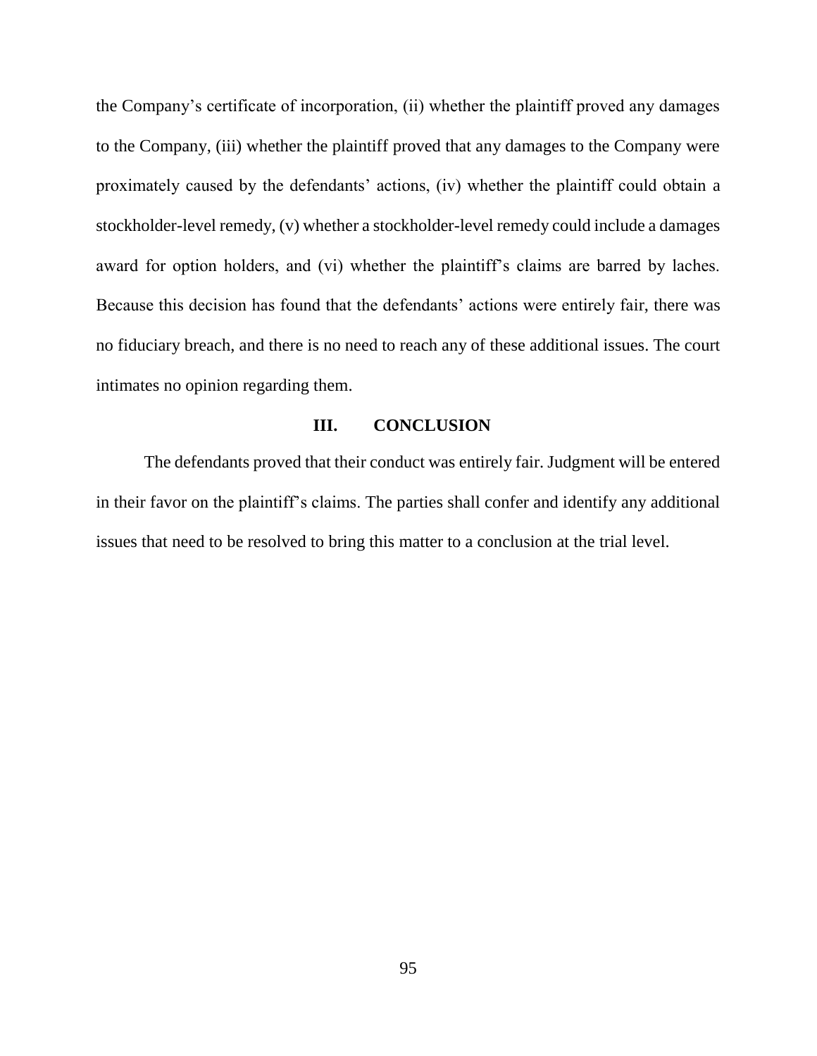the Company's certificate of incorporation, (ii) whether the plaintiff proved any damages to the Company, (iii) whether the plaintiff proved that any damages to the Company were proximately caused by the defendants' actions, (iv) whether the plaintiff could obtain a stockholder-level remedy, (v) whether a stockholder-level remedy could include a damages award for option holders, and (vi) whether the plaintiff's claims are barred by laches. Because this decision has found that the defendants' actions were entirely fair, there was no fiduciary breach, and there is no need to reach any of these additional issues. The court intimates no opinion regarding them.

## III. CONCLUSION

The defendants proved that their conduct was entirely fair. Judgment will be entered in their favor on the plaintiff's claims. The parties shall confer and identify any additional issues that need to be resolved to bring this matter to a conclusion at the trial level.